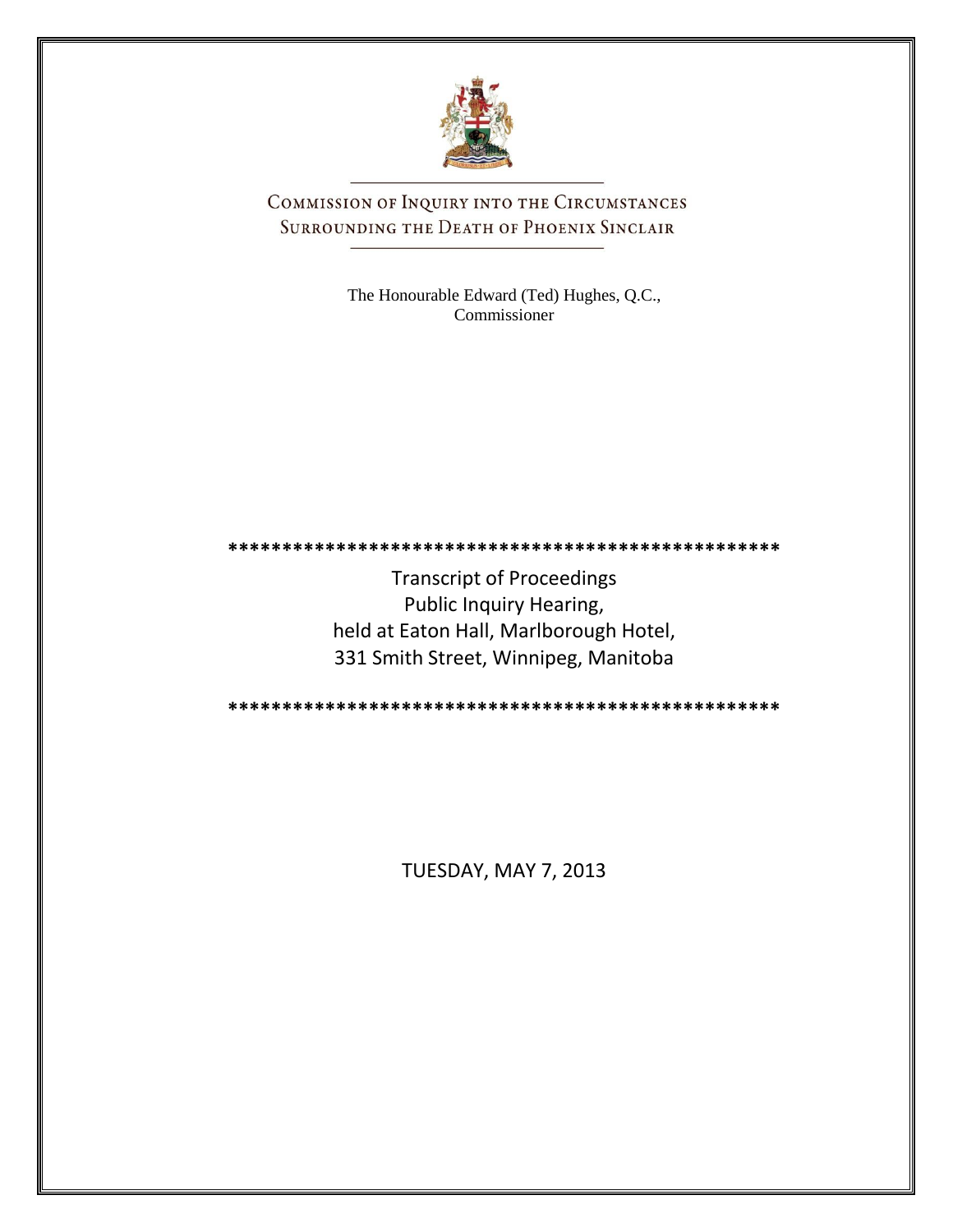# Commission of Inquiry into the Circumstances Surrounding the Death of Phoenix Sinclair

The Honourable Edward (Ted) Hughes, Q.C.,
Commissioner

****************************************************

Transcript of Proceedings
Public Inquiry Hearing,
held at Eaton Hall, Marlborough Hotel,
331 Smith Street, Winnipeg, Manitoba

****************************************************

TUESDAY, MAY 7, 2013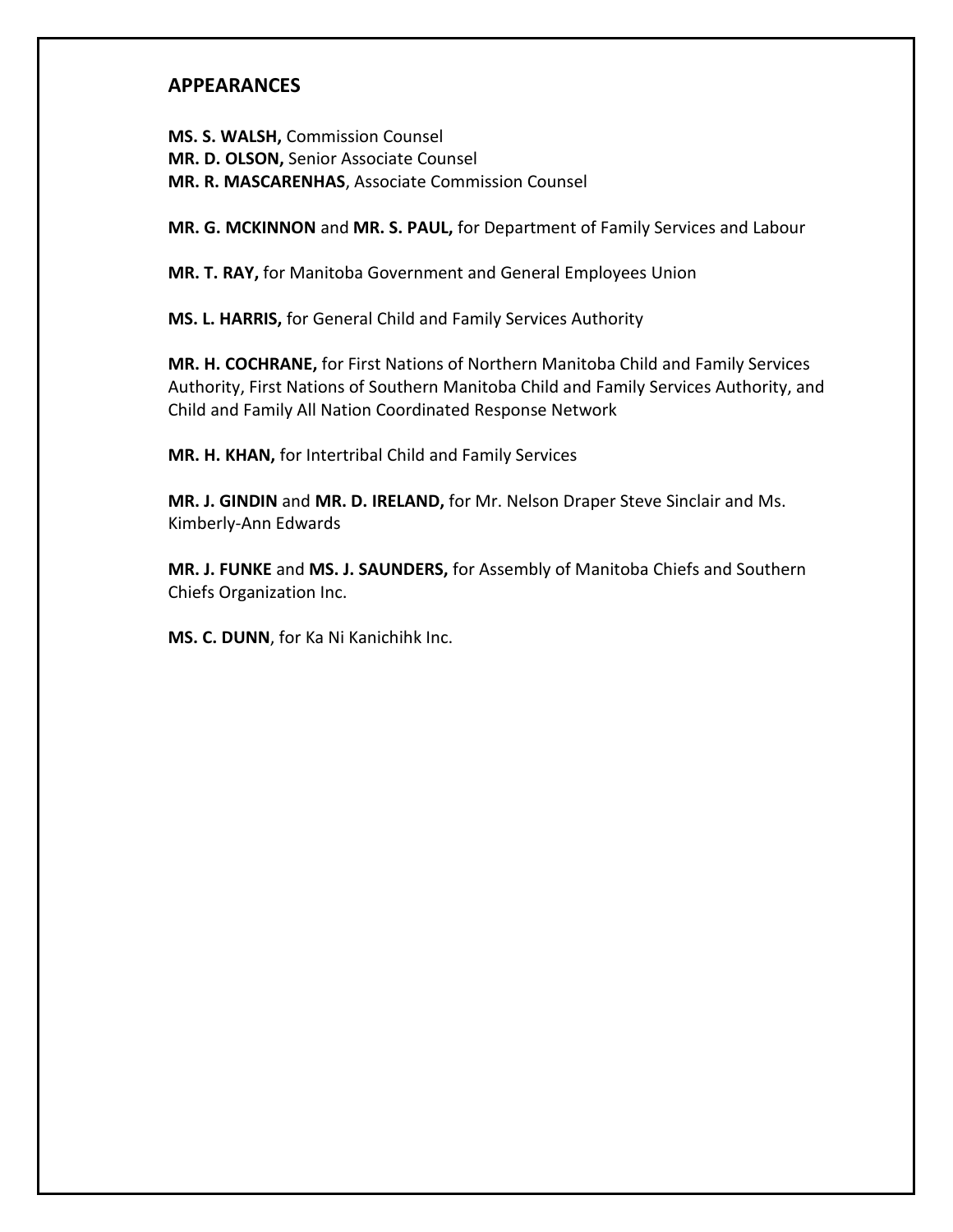## APPEARANCES

**MS. S. WALSH,** Commission Counsel
**MR. D. OLSON,** Senior Associate Counsel
**MR. R. MASCARENHAS**, Associate Commission Counsel

**MR. G. MCKINNON** and **MR. S. PAUL,** for Department of Family Services and Labour

**MR. T. RAY,** for Manitoba Government and General Employees Union

**MS. L. HARRIS,** for General Child and Family Services Authority

**MR. H. COCHRANE,** for First Nations of Northern Manitoba Child and Family Services Authority, First Nations of Southern Manitoba Child and Family Services Authority, and Child and Family All Nation Coordinated Response Network

**MR. H. KHAN,** for Intertribal Child and Family Services

**MR. J. GINDIN** and **MR. D. IRELAND,** for Mr. Nelson Draper Steve Sinclair and Ms. Kimberly-Ann Edwards

**MR. J. FUNKE** and **MS. J. SAUNDERS,** for Assembly of Manitoba Chiefs and Southern Chiefs Organization Inc.

**MS. C. DUNN**, for Ka Ni Kanichihk Inc.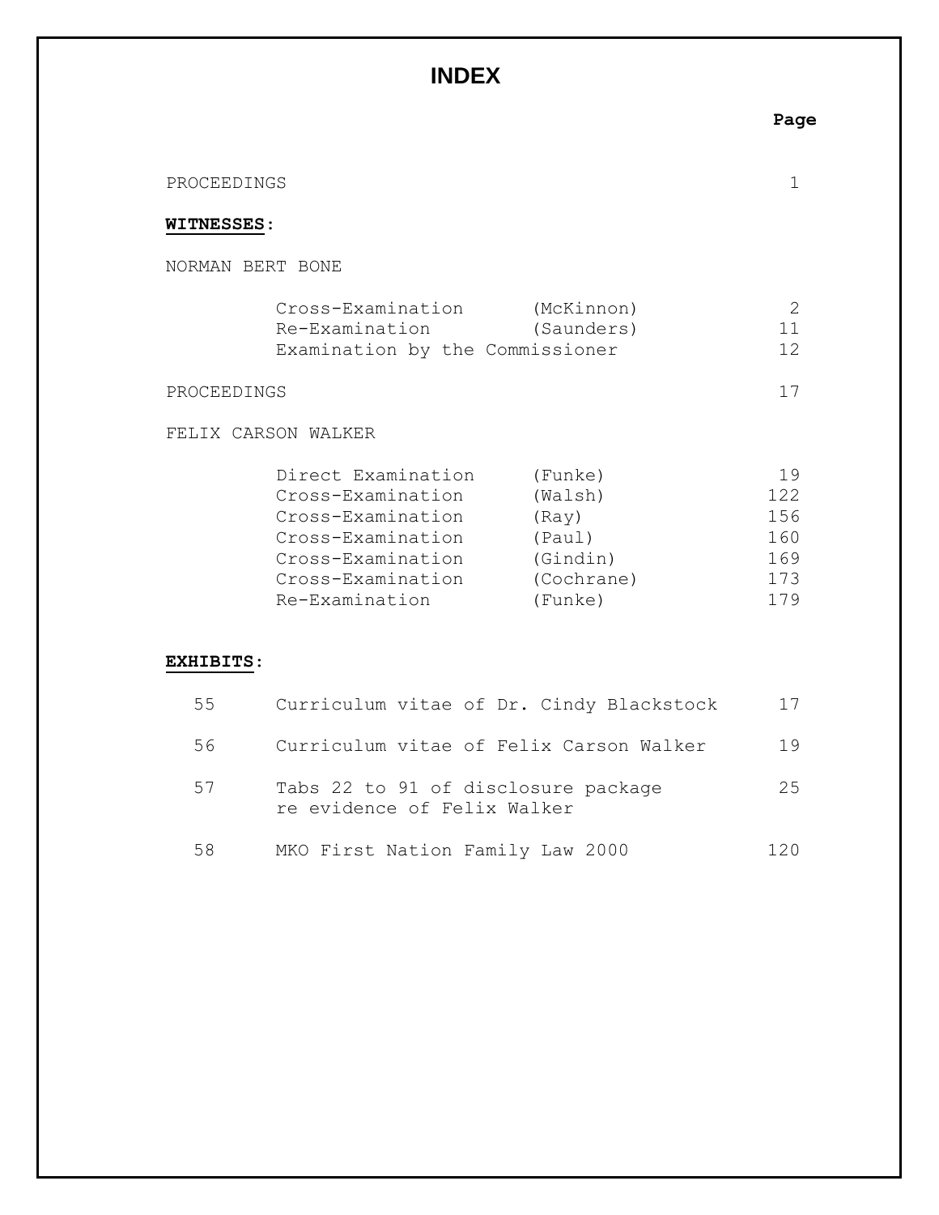# INDEX

| | | | Page |
|---|---|---|---|
| PROCEEDINGS | | | 1 |
| **WITNESSES**: | | | |
| NORMAN BERT BONE | | | |
| | Cross-Examination | (McKinnon) | 2 |
| | Re-Examination | (Saunders) | 11 |
| | Examination by the Commissioner | | 12 |
| PROCEEDINGS | | | 17 |
| FELIX CARSON WALKER | | | |
| | Direct Examination | (Funke) | 19 |
| | Cross-Examination | (Walsh) | 122 |
| | Cross-Examination | (Ray) | 156 |
| | Cross-Examination | (Paul) | 160 |
| | Cross-Examination | (Gindin) | 169 |
| | Cross-Examination | (Cochrane) | 173 |
| | Re-Examination | (Funke) | 179 |

**EXHIBITS**:

| | | |
|---|---|---|
| 55 | Curriculum vitae of Dr. Cindy Blackstock | 17 |
| 56 | Curriculum vitae of Felix Carson Walker | 19 |
| 57 | Tabs 22 to 91 of disclosure package re evidence of Felix Walker | 25 |
| 58 | MKO First Nation Family Law 2000 | 120 |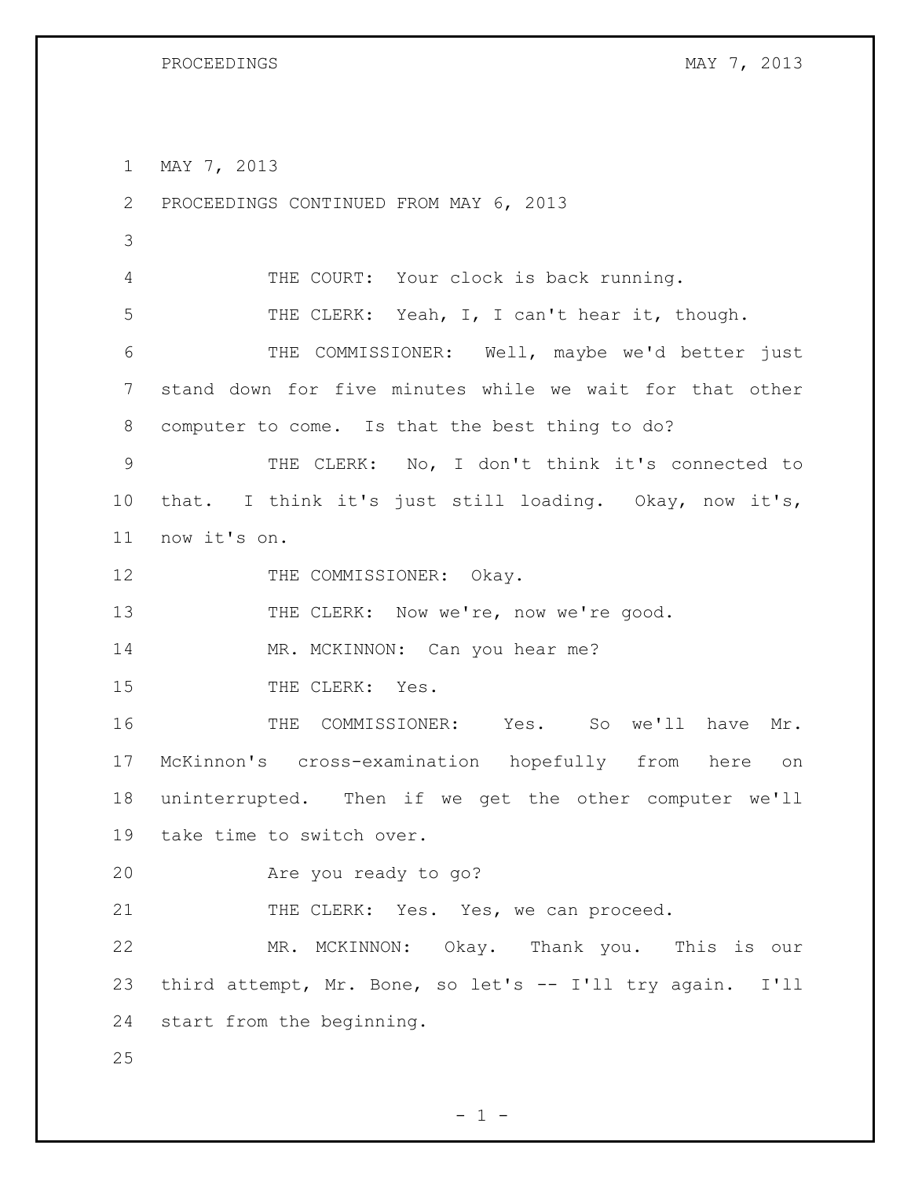MAY 7, 2013

PROCEEDINGS CONTINUED FROM MAY 6, 2013

THE COURT: Your clock is back running.

THE CLERK: Yeah, I, I can't hear it, though.

THE COMMISSIONER: Well, maybe we'd better just stand down for five minutes while we wait for that other computer to come. Is that the best thing to do?

THE CLERK: No, I don't think it's connected to that. I think it's just still loading. Okay, now it's, now it's on.

THE COMMISSIONER: Okay.

THE CLERK: Now we're, now we're good.

MR. MCKINNON: Can you hear me?

THE CLERK: Yes.

THE COMMISSIONER: Yes. So we'll have Mr. McKinnon's cross-examination hopefully from here on uninterrupted. Then if we get the other computer we'll take time to switch over.

Are you ready to go?

THE CLERK: Yes. Yes, we can proceed.

MR. MCKINNON: Okay. Thank you. This is our third attempt, Mr. Bone, so let's -- I'll try again. I'll start from the beginning.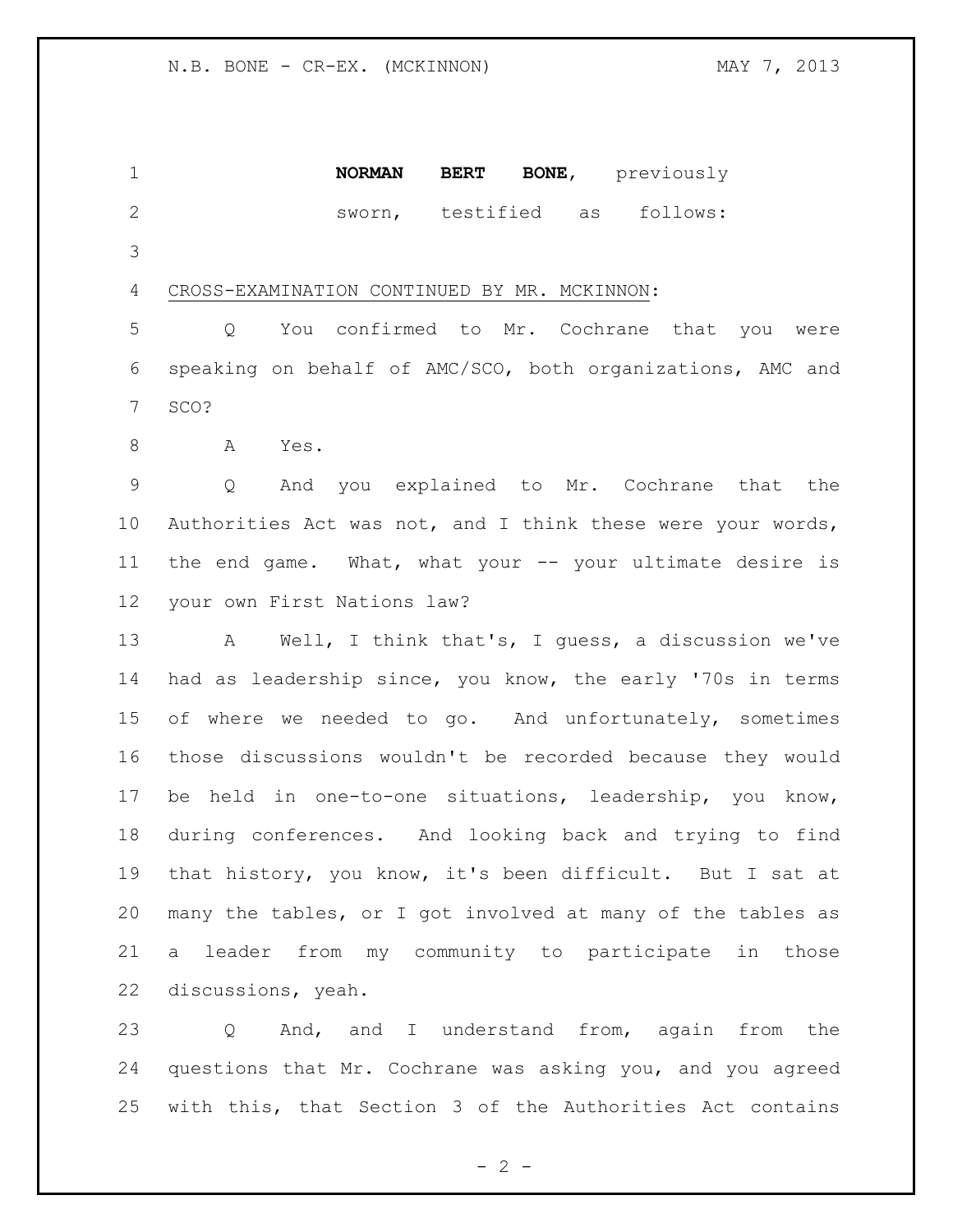**NORMAN BERT BONE**, previously sworn, testified as follows:

CROSS-EXAMINATION CONTINUED BY MR. MCKINNON:

Q You confirmed to Mr. Cochrane that you were speaking on behalf of AMC/SCO, both organizations, AMC and SCO?

A Yes.

Q And you explained to Mr. Cochrane that the Authorities Act was not, and I think these were your words, the end game. What, what your -- your ultimate desire is your own First Nations law?

A Well, I think that's, I guess, a discussion we've had as leadership since, you know, the early '70s in terms of where we needed to go. And unfortunately, sometimes those discussions wouldn't be recorded because they would be held in one-to-one situations, leadership, you know, during conferences. And looking back and trying to find that history, you know, it's been difficult. But I sat at many the tables, or I got involved at many of the tables as a leader from my community to participate in those discussions, yeah.

Q And, and I understand from, again from the questions that Mr. Cochrane was asking you, and you agreed with this, that Section 3 of the Authorities Act contains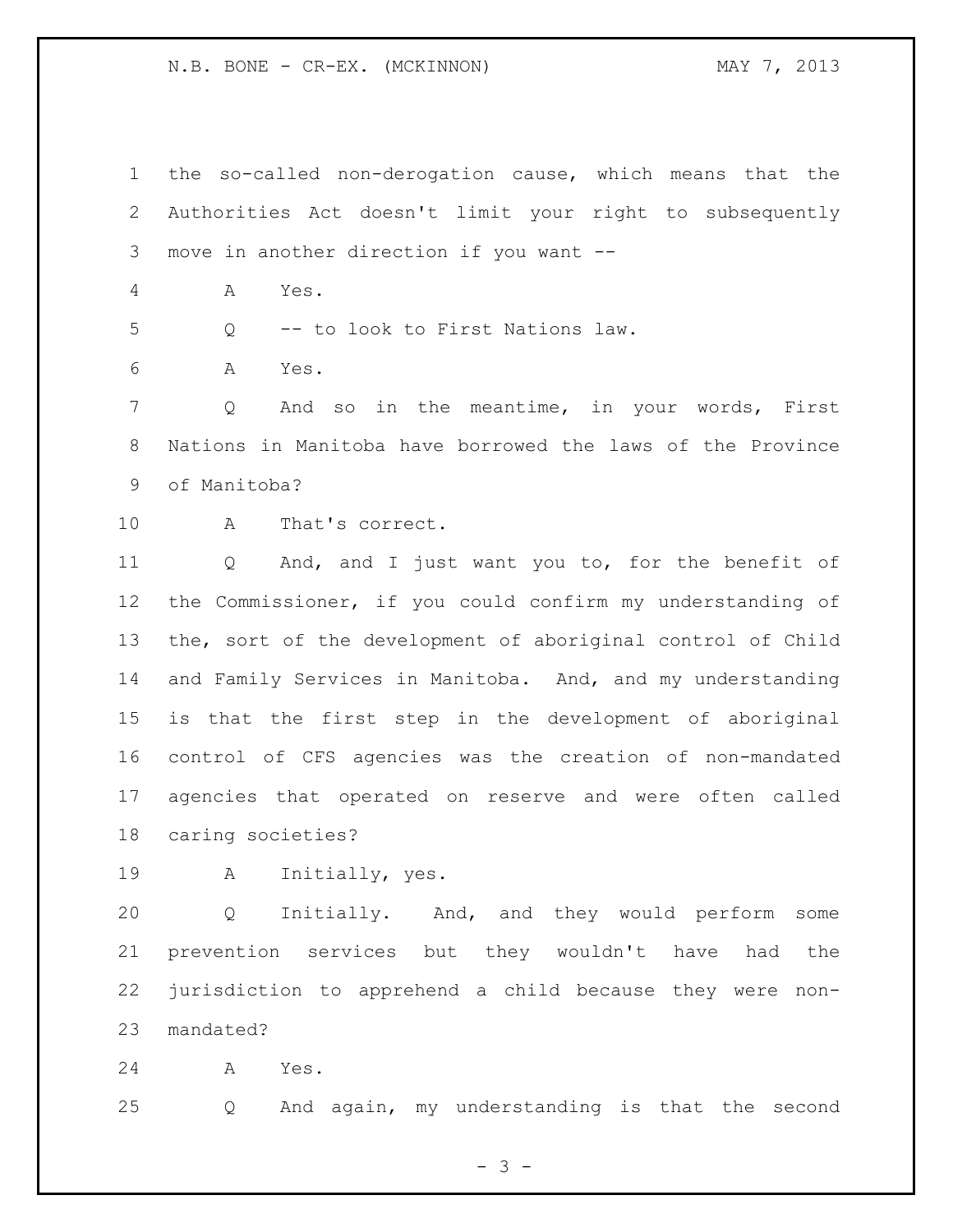the so-called non-derogation cause, which means that the Authorities Act doesn't limit your right to subsequently move in another direction if you want --

A Yes.

Q -- to look to First Nations law.

A Yes.

Q And so in the meantime, in your words, First Nations in Manitoba have borrowed the laws of the Province of Manitoba?

A That's correct.

Q And, and I just want you to, for the benefit of the Commissioner, if you could confirm my understanding of the, sort of the development of aboriginal control of Child and Family Services in Manitoba. And, and my understanding is that the first step in the development of aboriginal control of CFS agencies was the creation of non-mandated agencies that operated on reserve and were often called caring societies?

A Initially, yes.

Q Initially. And, and they would perform some prevention services but they wouldn't have had the jurisdiction to apprehend a child because they were non-mandated?

A Yes.

Q And again, my understanding is that the second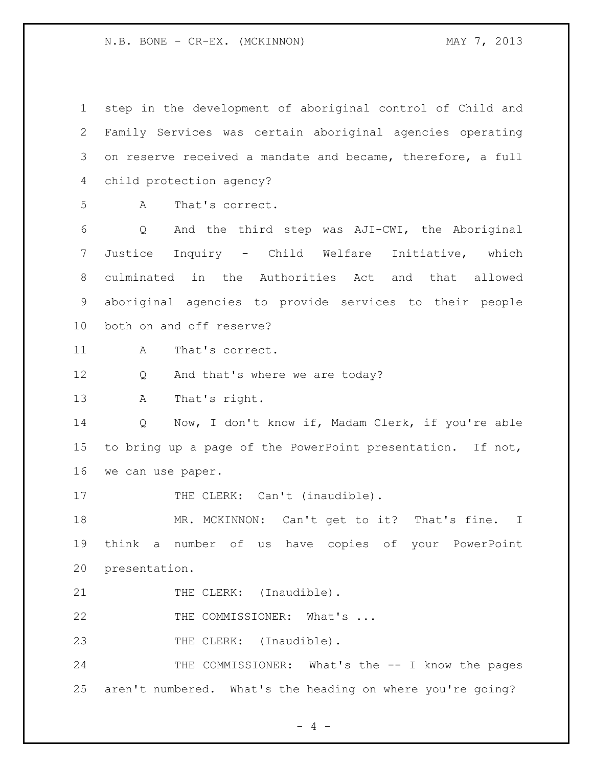step in the development of aboriginal control of Child and Family Services was certain aboriginal agencies operating on reserve received a mandate and became, therefore, a full child protection agency?

A That's correct.

Q And the third step was AJI-CWI, the Aboriginal Justice Inquiry - Child Welfare Initiative, which culminated in the Authorities Act and that allowed aboriginal agencies to provide services to their people both on and off reserve?

A That's correct.

Q And that's where we are today?

A That's right.

Q Now, I don't know if, Madam Clerk, if you're able to bring up a page of the PowerPoint presentation. If not, we can use paper.

THE CLERK: Can't (inaudible).

MR. MCKINNON: Can't get to it? That's fine. I think a number of us have copies of your PowerPoint presentation.

THE CLERK: (Inaudible).

THE COMMISSIONER: What's ...

THE CLERK: (Inaudible).

THE COMMISSIONER: What's the -- I know the pages aren't numbered. What's the heading on where you're going?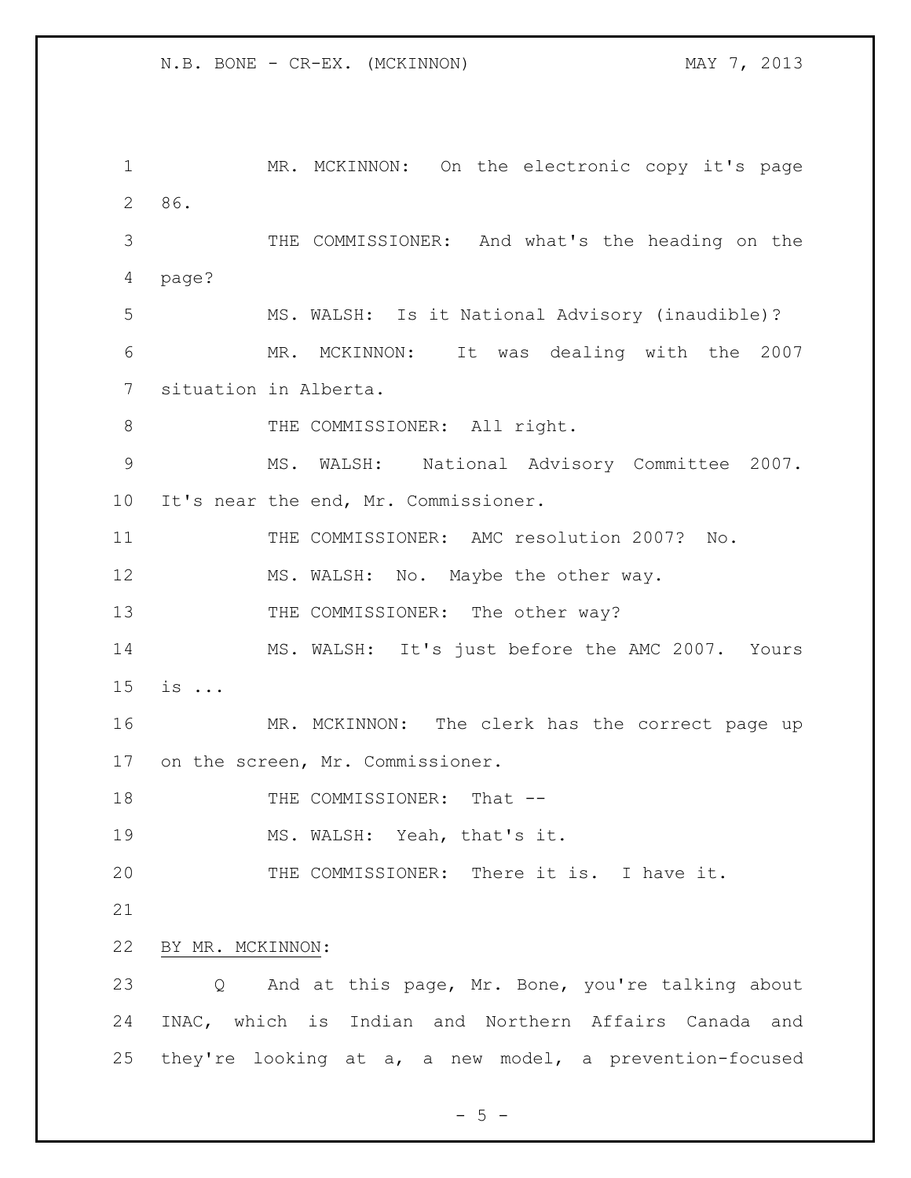MR. MCKINNON: On the electronic copy it's page 86.

THE COMMISSIONER: And what's the heading on the page?

MS. WALSH: Is it National Advisory (inaudible)?

MR. MCKINNON: It was dealing with the 2007 situation in Alberta.

THE COMMISSIONER: All right.

MS. WALSH: National Advisory Committee 2007. It's near the end, Mr. Commissioner.

THE COMMISSIONER: AMC resolution 2007? No.

MS. WALSH: No. Maybe the other way.

THE COMMISSIONER: The other way?

MS. WALSH: It's just before the AMC 2007. Yours is ...

MR. MCKINNON: The clerk has the correct page up on the screen, Mr. Commissioner.

THE COMMISSIONER: That --

MS. WALSH: Yeah, that's it.

THE COMMISSIONER: There it is. I have it.

BY MR. MCKINNON:

Q And at this page, Mr. Bone, you're talking about INAC, which is Indian and Northern Affairs Canada and they're looking at a, a new model, a prevention-focused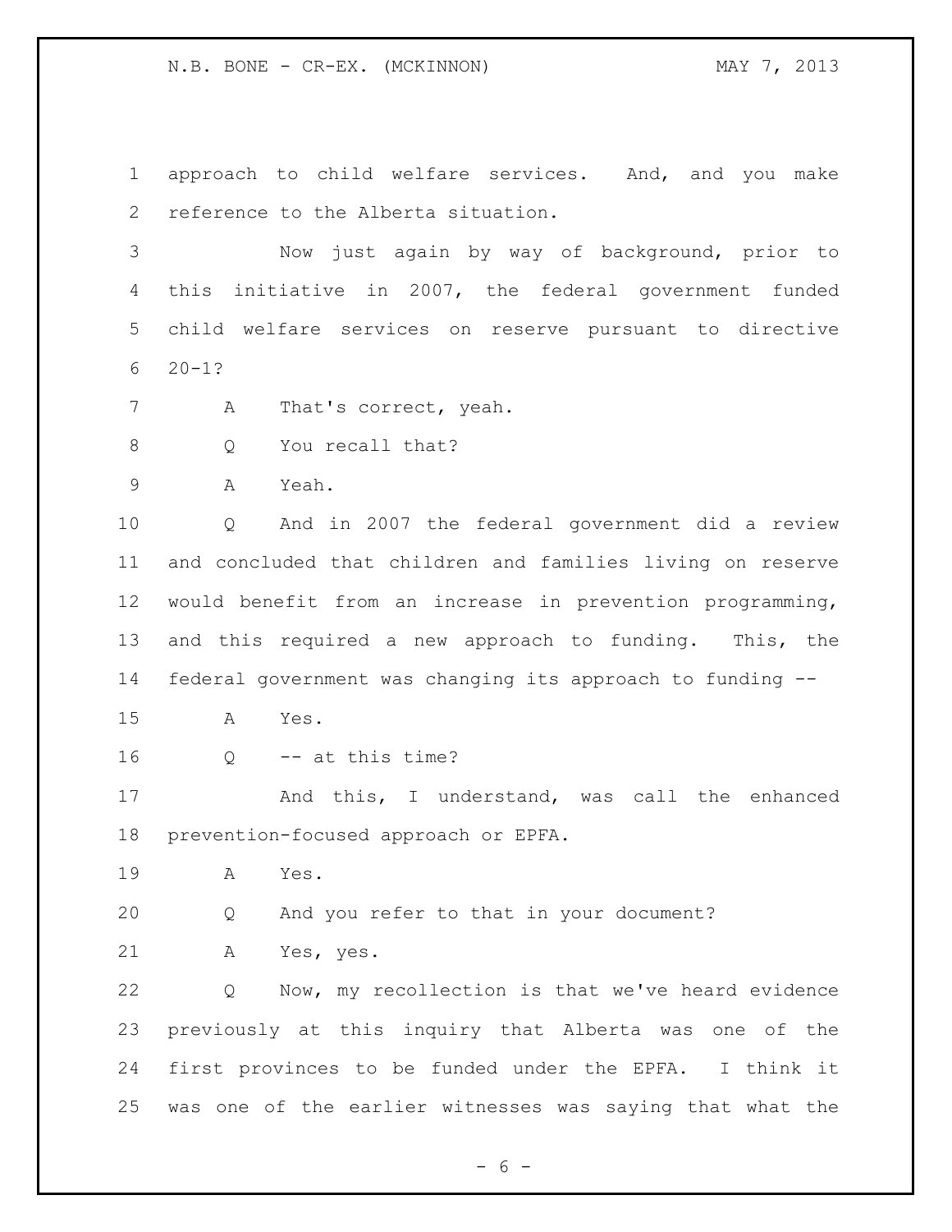approach to child welfare services. And, and you make reference to the Alberta situation.

Now just again by way of background, prior to this initiative in 2007, the federal government funded child welfare services on reserve pursuant to directive 20-1?

A That's correct, yeah.

Q You recall that?

A Yeah.

Q And in 2007 the federal government did a review and concluded that children and families living on reserve would benefit from an increase in prevention programming, and this required a new approach to funding. This, the federal government was changing its approach to funding --

A Yes.

Q -- at this time?

And this, I understand, was call the enhanced prevention-focused approach or EPFA.

A Yes.

Q And you refer to that in your document?

A Yes, yes.

Q Now, my recollection is that we've heard evidence previously at this inquiry that Alberta was one of the first provinces to be funded under the EPFA. I think it was one of the earlier witnesses was saying that what the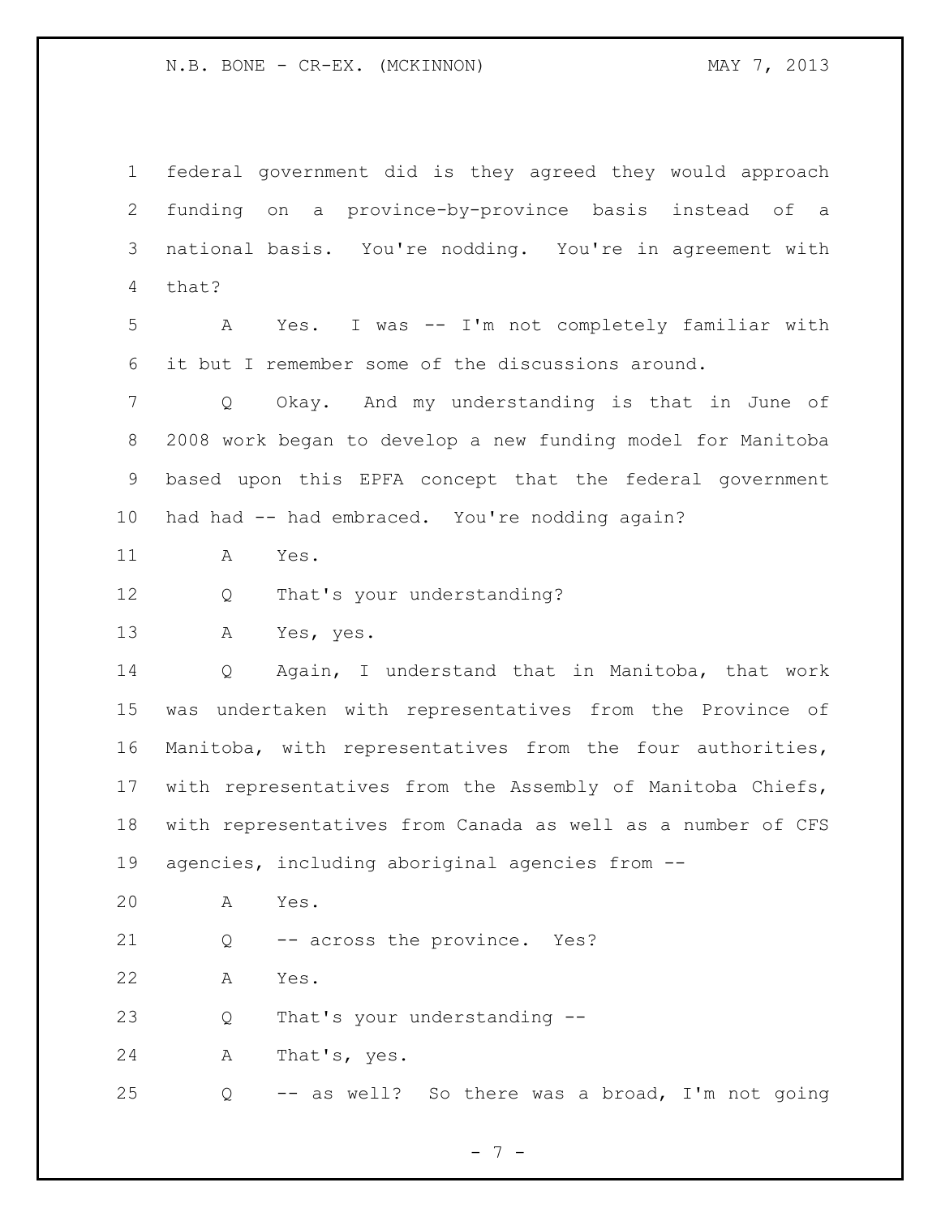1 federal government did is they agreed they would approach
2 funding on a province-by-province basis instead of a
3 national basis. You're nodding. You're in agreement with
4 that?

5 A Yes. I was -- I'm not completely familiar with
6 it but I remember some of the discussions around.

7 Q Okay. And my understanding is that in June of
8 2008 work began to develop a new funding model for Manitoba
9 based upon this EPFA concept that the federal government
10 had had -- had embraced. You're nodding again?

11 A Yes.

12 Q That's your understanding?

13 A Yes, yes.

14 Q Again, I understand that in Manitoba, that work
15 was undertaken with representatives from the Province of
16 Manitoba, with representatives from the four authorities,
17 with representatives from the Assembly of Manitoba Chiefs,
18 with representatives from Canada as well as a number of CFS
19 agencies, including aboriginal agencies from --

20 A Yes.

21 Q -- across the province. Yes?

22 A Yes.

23 Q That's your understanding --

24 A That's, yes.

25 Q -- as well? So there was a broad, I'm not going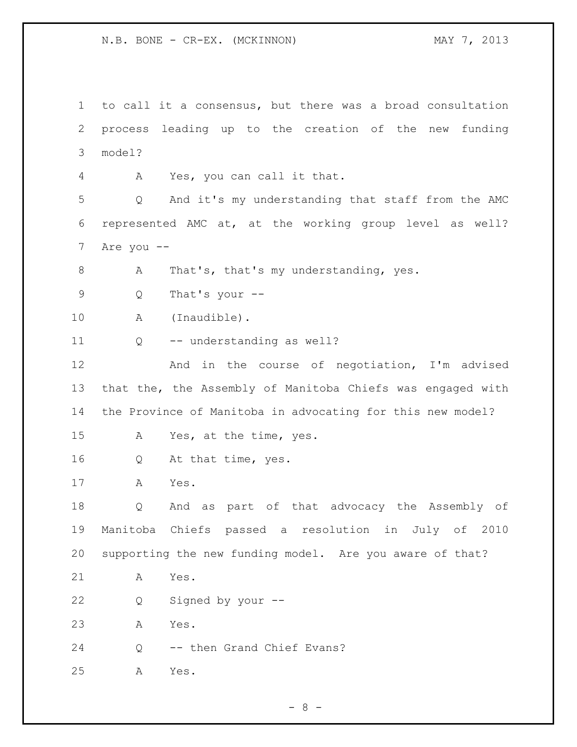to call it a consensus, but there was a broad consultation process leading up to the creation of the new funding model?

A Yes, you can call it that.

Q And it's my understanding that staff from the AMC represented AMC at, at the working group level as well? Are you --

A That's, that's my understanding, yes.

Q That's your --

A (Inaudible).

Q -- understanding as well?

And in the course of negotiation, I'm advised that the, the Assembly of Manitoba Chiefs was engaged with the Province of Manitoba in advocating for this new model?

A Yes, at the time, yes.

Q At that time, yes.

A Yes.

Q And as part of that advocacy the Assembly of Manitoba Chiefs passed a resolution in July of 2010 supporting the new funding model. Are you aware of that?

A Yes.

Q Signed by your --

A Yes.

Q -- then Grand Chief Evans?

A Yes.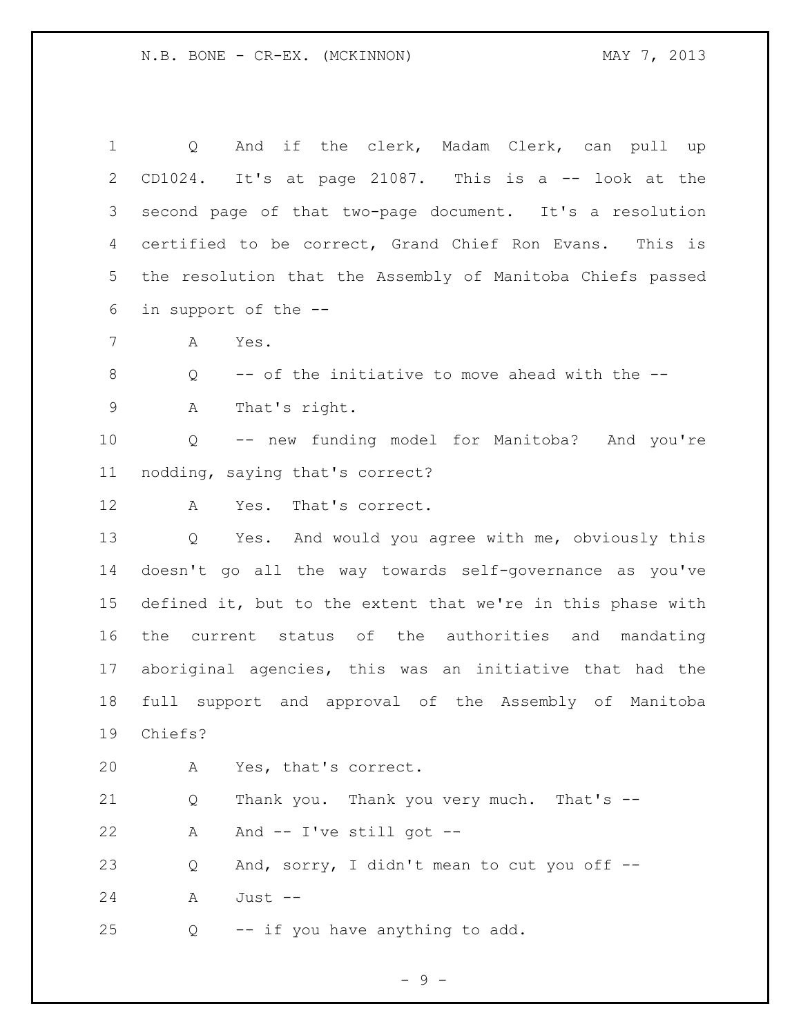Q And if the clerk, Madam Clerk, can pull up CD1024. It's at page 21087. This is a -- look at the second page of that two-page document. It's a resolution certified to be correct, Grand Chief Ron Evans. This is the resolution that the Assembly of Manitoba Chiefs passed in support of the --

A Yes.

Q -- of the initiative to move ahead with the --

A That's right.

Q -- new funding model for Manitoba? And you're nodding, saying that's correct?

A Yes. That's correct.

Q Yes. And would you agree with me, obviously this doesn't go all the way towards self-governance as you've defined it, but to the extent that we're in this phase with the current status of the authorities and mandating aboriginal agencies, this was an initiative that had the full support and approval of the Assembly of Manitoba Chiefs?

A Yes, that's correct.

Q Thank you. Thank you very much. That's --

A And -- I've still got --

Q And, sorry, I didn't mean to cut you off --

A Just --

Q -- if you have anything to add.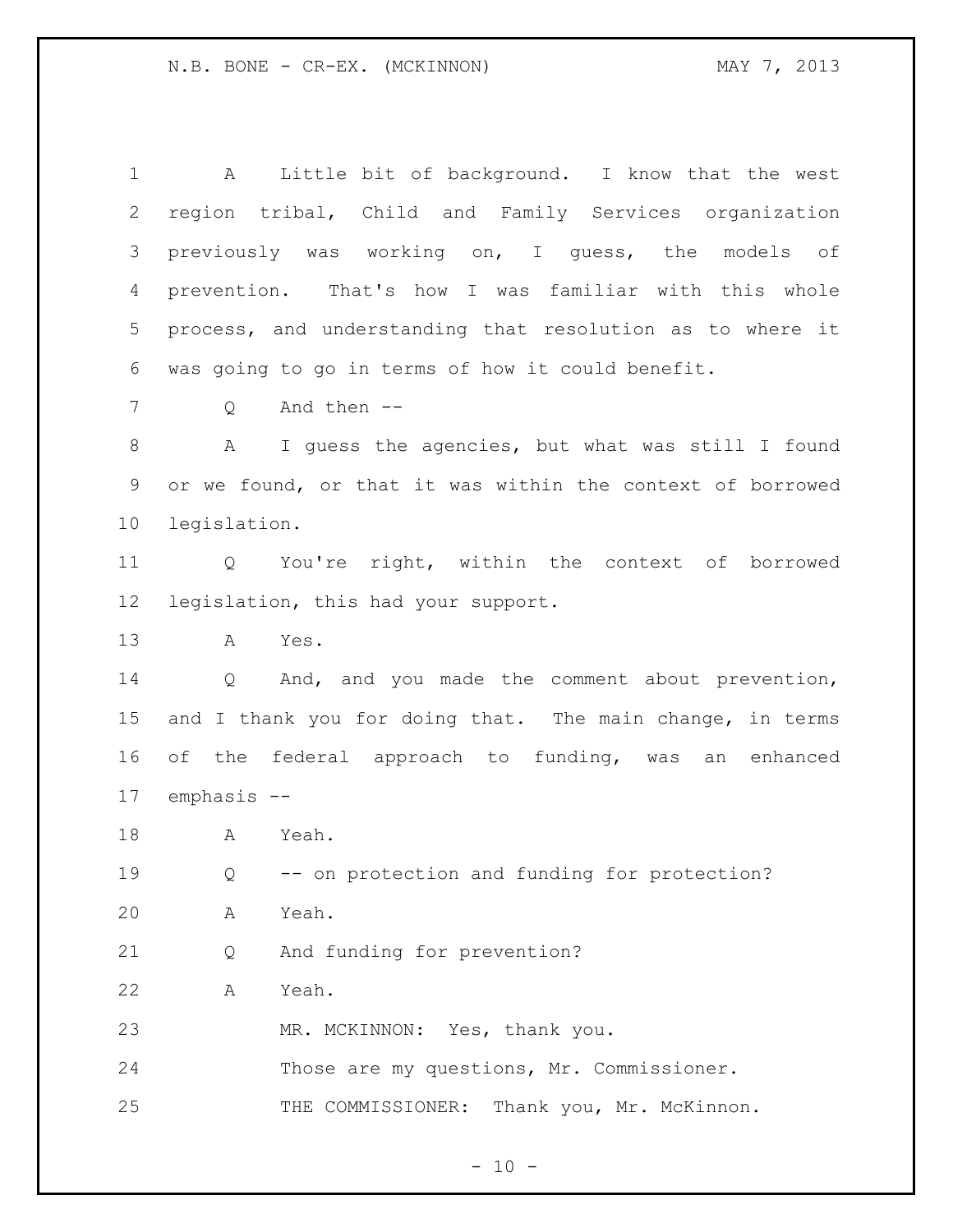A Little bit of background. I know that the west region tribal, Child and Family Services organization previously was working on, I guess, the models of prevention. That's how I was familiar with this whole process, and understanding that resolution as to where it was going to go in terms of how it could benefit.

Q And then --

A I guess the agencies, but what was still I found or we found, or that it was within the context of borrowed legislation.

Q You're right, within the context of borrowed legislation, this had your support.

A Yes.

Q And, and you made the comment about prevention, and I thank you for doing that. The main change, in terms of the federal approach to funding, was an enhanced emphasis --

A Yeah.

Q -- on protection and funding for protection?

A Yeah.

Q And funding for prevention?

A Yeah.

MR. MCKINNON: Yes, thank you.

Those are my questions, Mr. Commissioner.

THE COMMISSIONER: Thank you, Mr. McKinnon.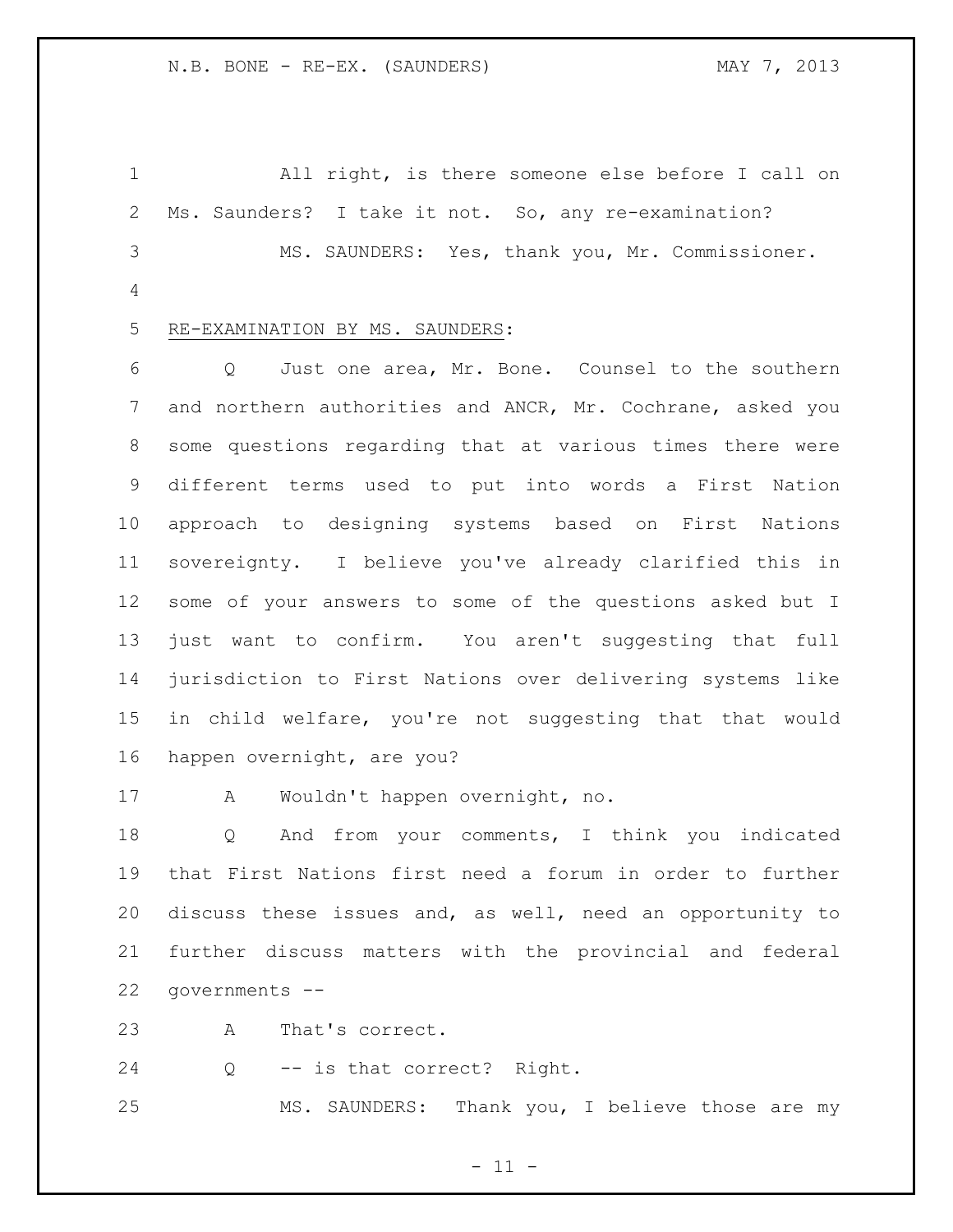All right, is there someone else before I call on Ms. Saunders? I take it not. So, any re-examination?

MS. SAUNDERS: Yes, thank you, Mr. Commissioner.

RE-EXAMINATION BY MS. SAUNDERS:

Q Just one area, Mr. Bone. Counsel to the southern and northern authorities and ANCR, Mr. Cochrane, asked you some questions regarding that at various times there were different terms used to put into words a First Nation approach to designing systems based on First Nations sovereignty. I believe you've already clarified this in some of your answers to some of the questions asked but I just want to confirm. You aren't suggesting that full jurisdiction to First Nations over delivering systems like in child welfare, you're not suggesting that that would happen overnight, are you?

A Wouldn't happen overnight, no.

Q And from your comments, I think you indicated that First Nations first need a forum in order to further discuss these issues and, as well, need an opportunity to further discuss matters with the provincial and federal governments --

A That's correct.

Q -- is that correct? Right.

MS. SAUNDERS: Thank you, I believe those are my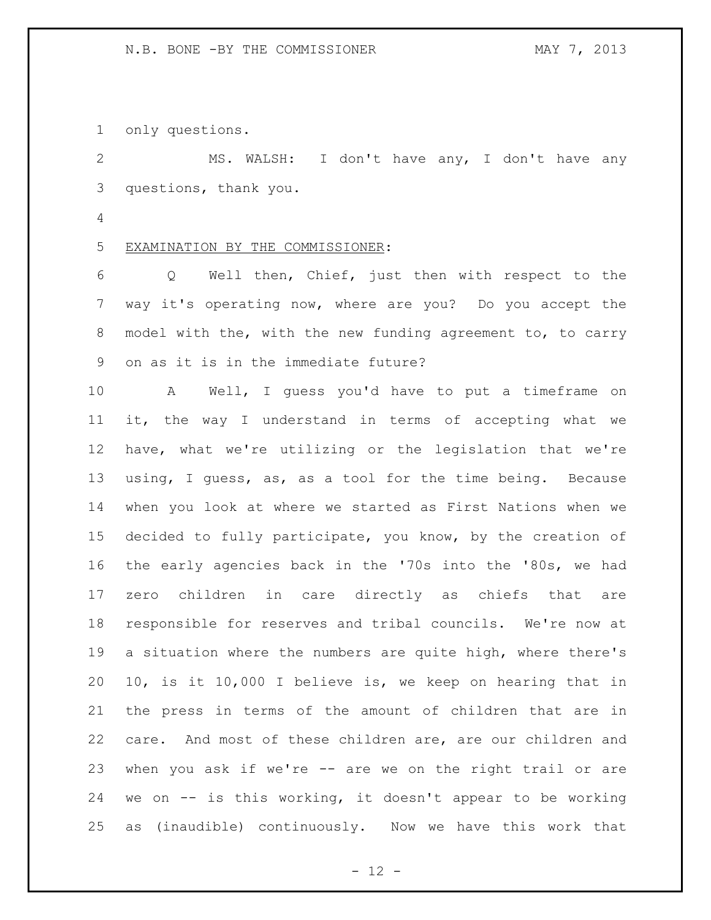only questions.

MS. WALSH: I don't have any, I don't have any questions, thank you.

EXAMINATION BY THE COMMISSIONER:

Q Well then, Chief, just then with respect to the way it's operating now, where are you? Do you accept the model with the, with the new funding agreement to, to carry on as it is in the immediate future?

A Well, I guess you'd have to put a timeframe on it, the way I understand in terms of accepting what we have, what we're utilizing or the legislation that we're using, I guess, as, as a tool for the time being. Because when you look at where we started as First Nations when we decided to fully participate, you know, by the creation of the early agencies back in the '70s into the '80s, we had zero children in care directly as chiefs that are responsible for reserves and tribal councils. We're now at a situation where the numbers are quite high, where there's 10, is it 10,000 I believe is, we keep on hearing that in the press in terms of the amount of children that are in care. And most of these children are, are our children and when you ask if we're -- are we on the right trail or are we on -- is this working, it doesn't appear to be working as (inaudible) continuously. Now we have this work that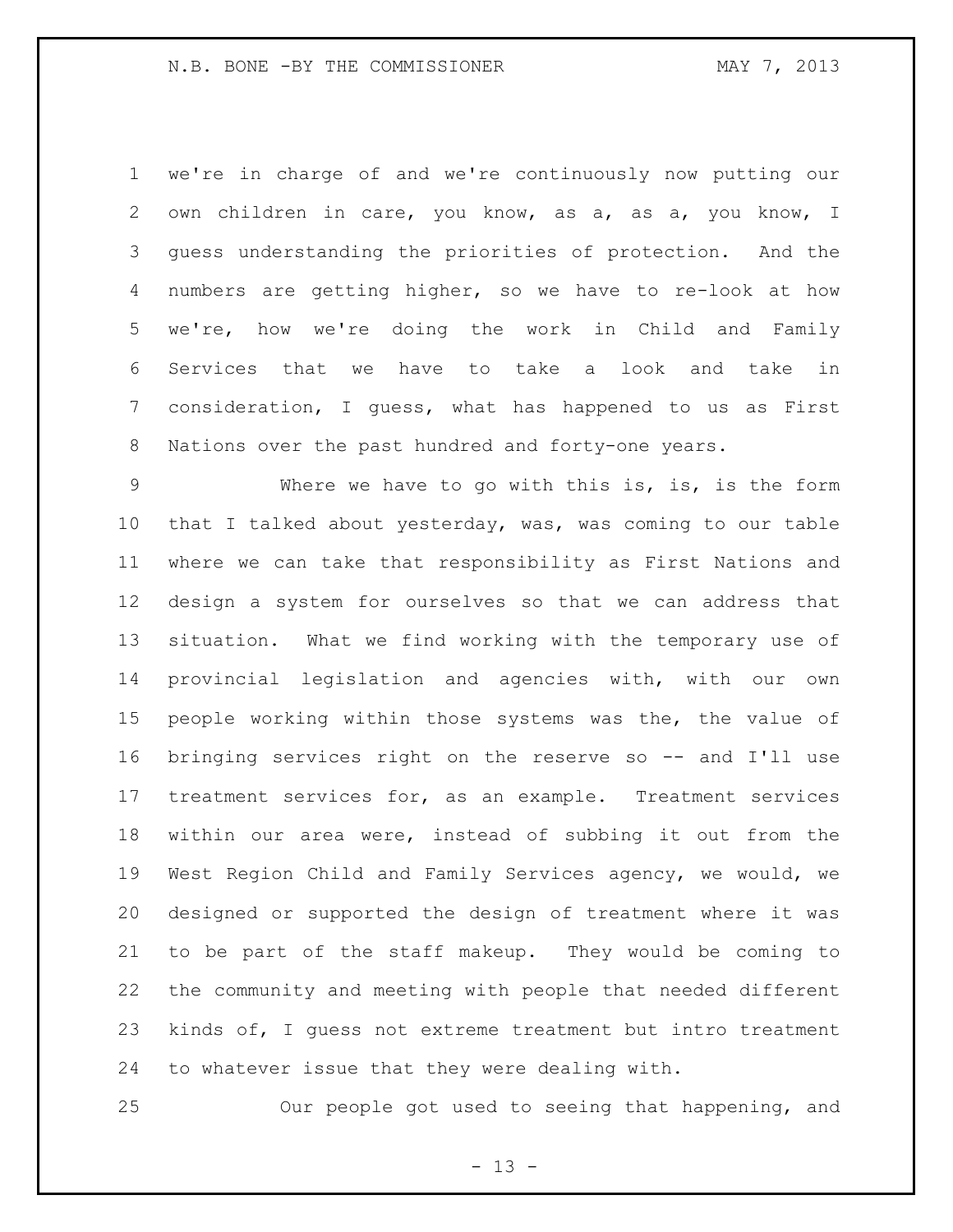we're in charge of and we're continuously now putting our own children in care, you know, as a, as a, you know, I guess understanding the priorities of protection. And the numbers are getting higher, so we have to re-look at how we're, how we're doing the work in Child and Family Services that we have to take a look and take in consideration, I guess, what has happened to us as First Nations over the past hundred and forty-one years.

Where we have to go with this is, is, is the form that I talked about yesterday, was, was coming to our table where we can take that responsibility as First Nations and design a system for ourselves so that we can address that situation. What we find working with the temporary use of provincial legislation and agencies with, with our own people working within those systems was the, the value of bringing services right on the reserve so -- and I'll use treatment services for, as an example. Treatment services within our area were, instead of subbing it out from the West Region Child and Family Services agency, we would, we designed or supported the design of treatment where it was to be part of the staff makeup. They would be coming to the community and meeting with people that needed different kinds of, I guess not extreme treatment but intro treatment to whatever issue that they were dealing with.

Our people got used to seeing that happening, and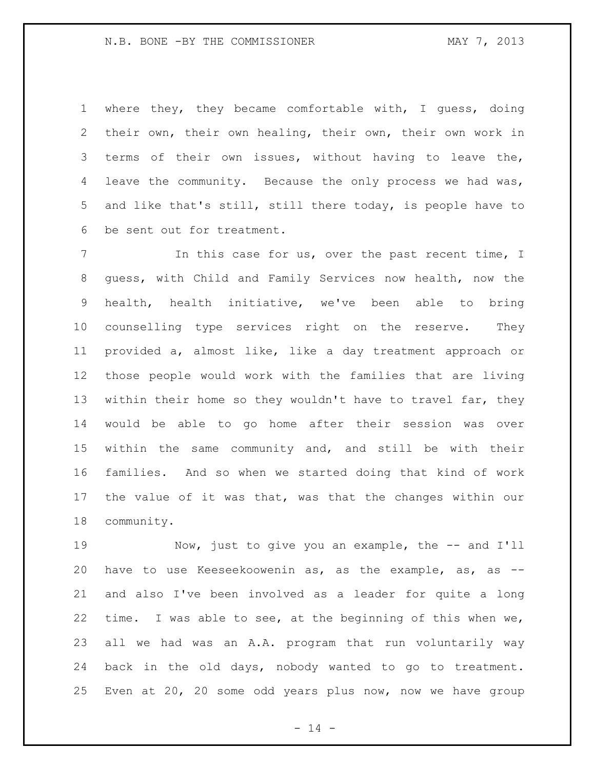where they, they became comfortable with, I guess, doing their own, their own healing, their own, their own work in terms of their own issues, without having to leave the, leave the community. Because the only process we had was, and like that's still, still there today, is people have to be sent out for treatment.

In this case for us, over the past recent time, I guess, with Child and Family Services now health, now the health, health initiative, we've been able to bring counselling type services right on the reserve. They provided a, almost like, like a day treatment approach or those people would work with the families that are living within their home so they wouldn't have to travel far, they would be able to go home after their session was over within the same community and, and still be with their families. And so when we started doing that kind of work the value of it was that, was that the changes within our community.

Now, just to give you an example, the -- and I'll have to use Keeseekoowenin as, as the example, as, as -- and also I've been involved as a leader for quite a long time. I was able to see, at the beginning of this when we, all we had was an A.A. program that run voluntarily way back in the old days, nobody wanted to go to treatment. Even at 20, 20 some odd years plus now, now we have group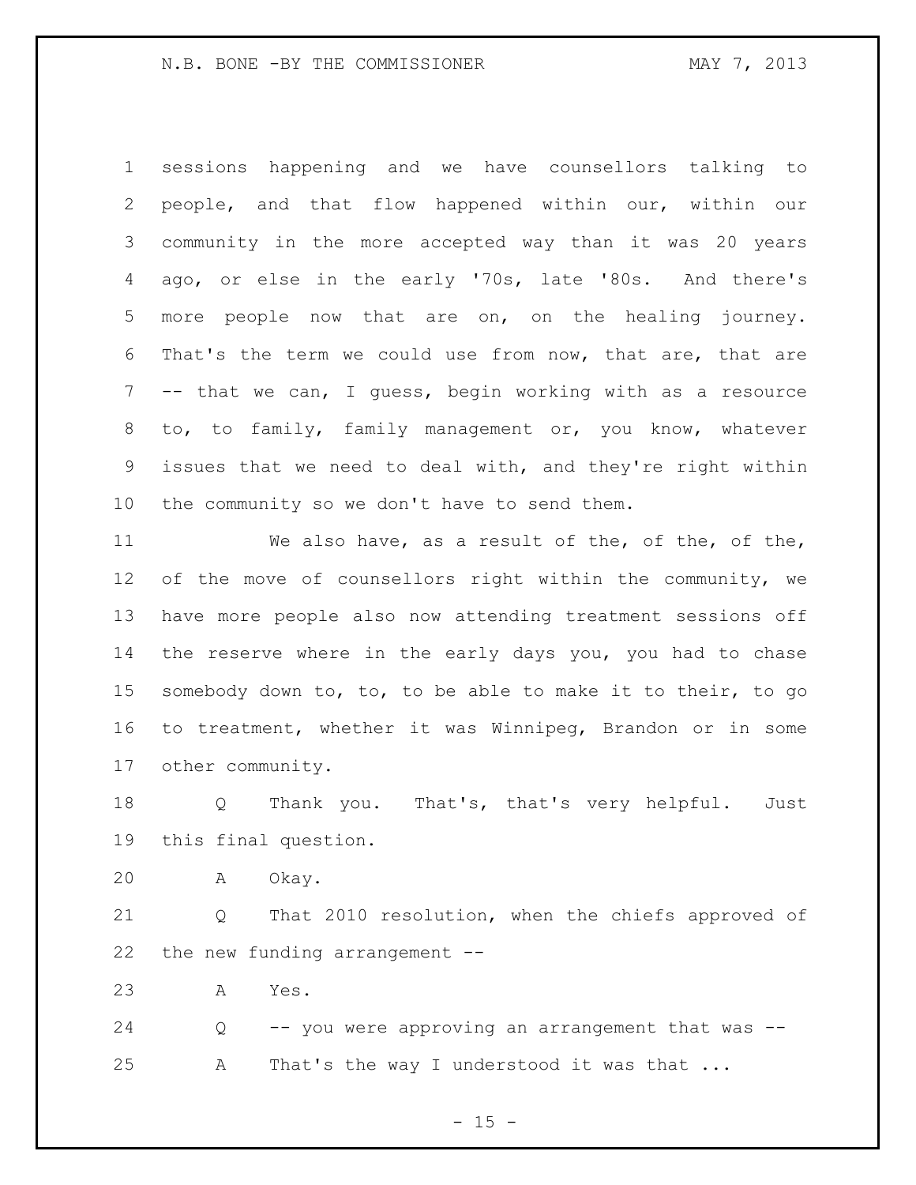sessions happening and we have counsellors talking to people, and that flow happened within our, within our community in the more accepted way than it was 20 years ago, or else in the early '70s, late '80s. And there's more people now that are on, on the healing journey. That's the term we could use from now, that are, that are -- that we can, I guess, begin working with as a resource to, to family, family management or, you know, whatever issues that we need to deal with, and they're right within the community so we don't have to send them.

We also have, as a result of the, of the, of the, of the move of counsellors right within the community, we have more people also now attending treatment sessions off the reserve where in the early days you, you had to chase somebody down to, to, to be able to make it to their, to go to treatment, whether it was Winnipeg, Brandon or in some other community.

Q Thank you. That's, that's very helpful. Just this final question.

A Okay.

Q That 2010 resolution, when the chiefs approved of the new funding arrangement --

A Yes.

Q -- you were approving an arrangement that was --

A That's the way I understood it was that ...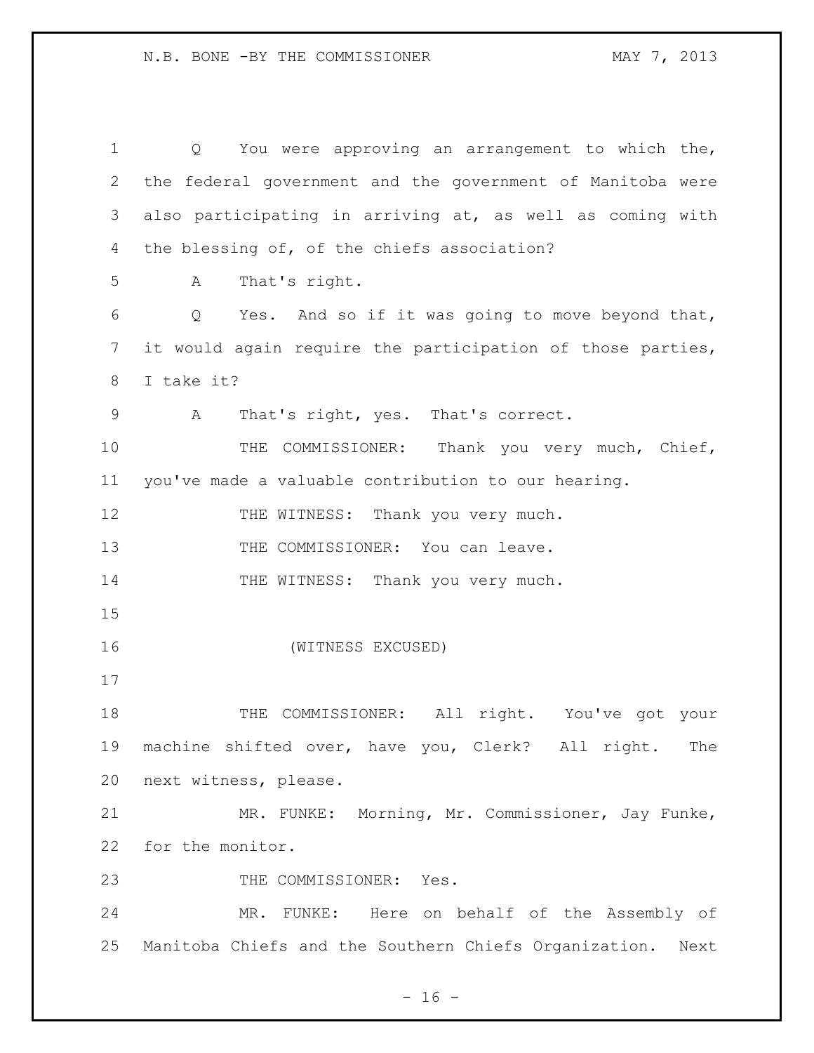Q You were approving an arrangement to which the, the federal government and the government of Manitoba were also participating in arriving at, as well as coming with the blessing of, of the chiefs association?

A That's right.

Q Yes. And so if it was going to move beyond that, it would again require the participation of those parties, I take it?

A That's right, yes. That's correct.

THE COMMISSIONER: Thank you very much, Chief, you've made a valuable contribution to our hearing.

THE WITNESS: Thank you very much.

THE COMMISSIONER: You can leave.

THE WITNESS: Thank you very much.

(WITNESS EXCUSED)

THE COMMISSIONER: All right. You've got your machine shifted over, have you, Clerk? All right. The next witness, please.

MR. FUNKE: Morning, Mr. Commissioner, Jay Funke, for the monitor.

THE COMMISSIONER: Yes.

MR. FUNKE: Here on behalf of the Assembly of Manitoba Chiefs and the Southern Chiefs Organization. Next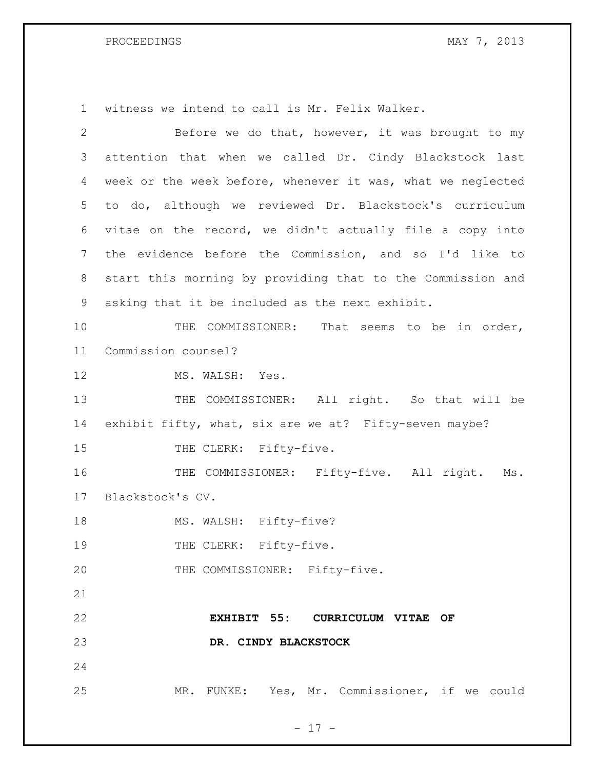witness we intend to call is Mr. Felix Walker.

Before we do that, however, it was brought to my attention that when we called Dr. Cindy Blackstock last week or the week before, whenever it was, what we neglected to do, although we reviewed Dr. Blackstock's curriculum vitae on the record, we didn't actually file a copy into the evidence before the Commission, and so I'd like to start this morning by providing that to the Commission and asking that it be included as the next exhibit.

THE COMMISSIONER: That seems to be in order, Commission counsel?

MS. WALSH: Yes.

THE COMMISSIONER: All right. So that will be exhibit fifty, what, six are we at? Fifty-seven maybe?

THE CLERK: Fifty-five.

THE COMMISSIONER: Fifty-five. All right. Ms. Blackstock's CV.

MS. WALSH: Fifty-five?

THE CLERK: Fifty-five.

THE COMMISSIONER: Fifty-five.

**EXHIBIT 55: CURRICULUM VITAE OF DR. CINDY BLACKSTOCK**

MR. FUNKE: Yes, Mr. Commissioner, if we could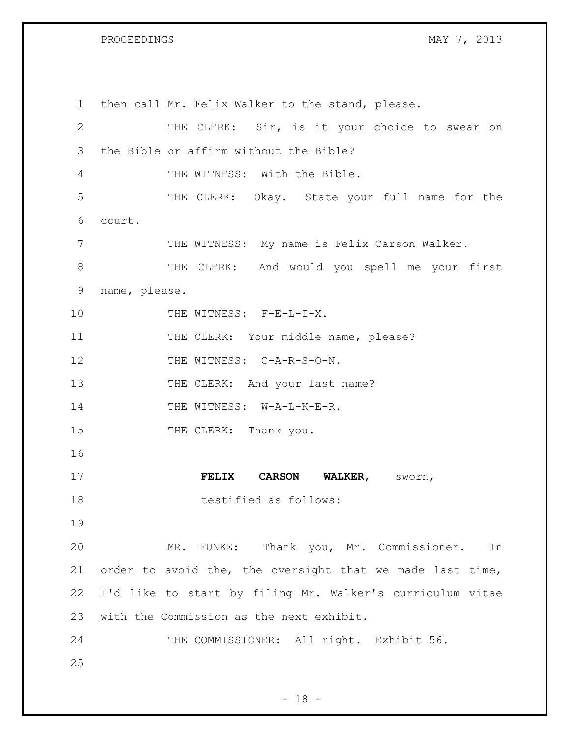then call Mr. Felix Walker to the stand, please.

THE CLERK: Sir, is it your choice to swear on the Bible or affirm without the Bible?

THE WITNESS: With the Bible.

THE CLERK: Okay. State your full name for the court.

THE WITNESS: My name is Felix Carson Walker.

THE CLERK: And would you spell me your first name, please.

THE WITNESS: F-E-L-I-X.

THE CLERK: Your middle name, please?

THE WITNESS: C-A-R-S-O-N.

THE CLERK: And your last name?

THE WITNESS: W-A-L-K-E-R.

THE CLERK: Thank you.

**FELIX CARSON WALKER**, sworn, testified as follows:

MR. FUNKE: Thank you, Mr. Commissioner. In order to avoid the, the oversight that we made last time, I'd like to start by filing Mr. Walker's curriculum vitae with the Commission as the next exhibit.

THE COMMISSIONER: All right. Exhibit 56.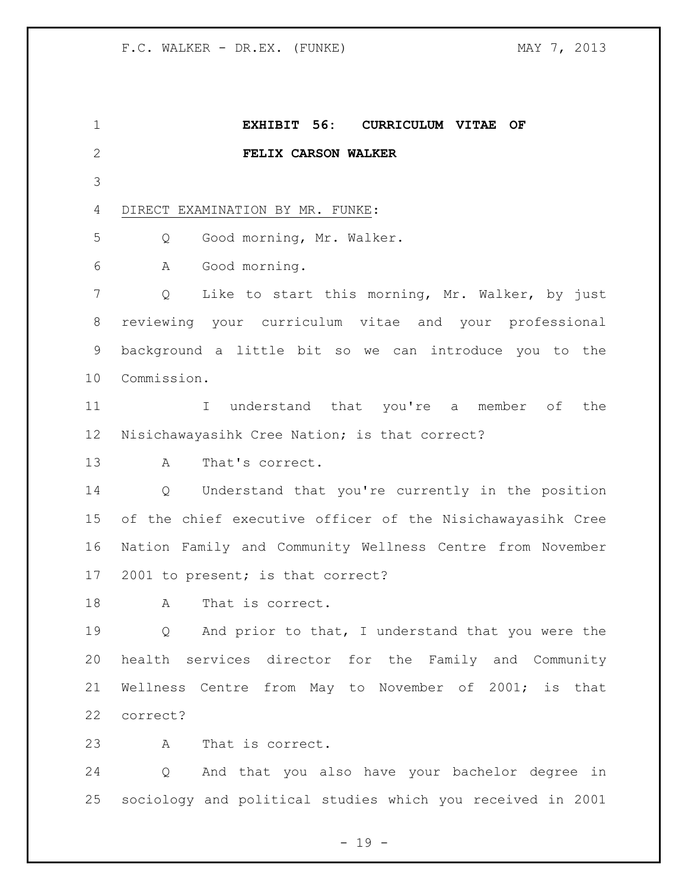**EXHIBIT 56: CURRICULUM VITAE OF FELIX CARSON WALKER**

DIRECT EXAMINATION BY MR. FUNKE:

Q Good morning, Mr. Walker.

A Good morning.

Q Like to start this morning, Mr. Walker, by just reviewing your curriculum vitae and your professional background a little bit so we can introduce you to the Commission.

I understand that you're a member of the Nisichawayasihk Cree Nation; is that correct?

A That's correct.

Q Understand that you're currently in the position of the chief executive officer of the Nisichawayasihk Cree Nation Family and Community Wellness Centre from November 2001 to present; is that correct?

A That is correct.

Q And prior to that, I understand that you were the health services director for the Family and Community Wellness Centre from May to November of 2001; is that correct?

A That is correct.

Q And that you also have your bachelor degree in sociology and political studies which you received in 2001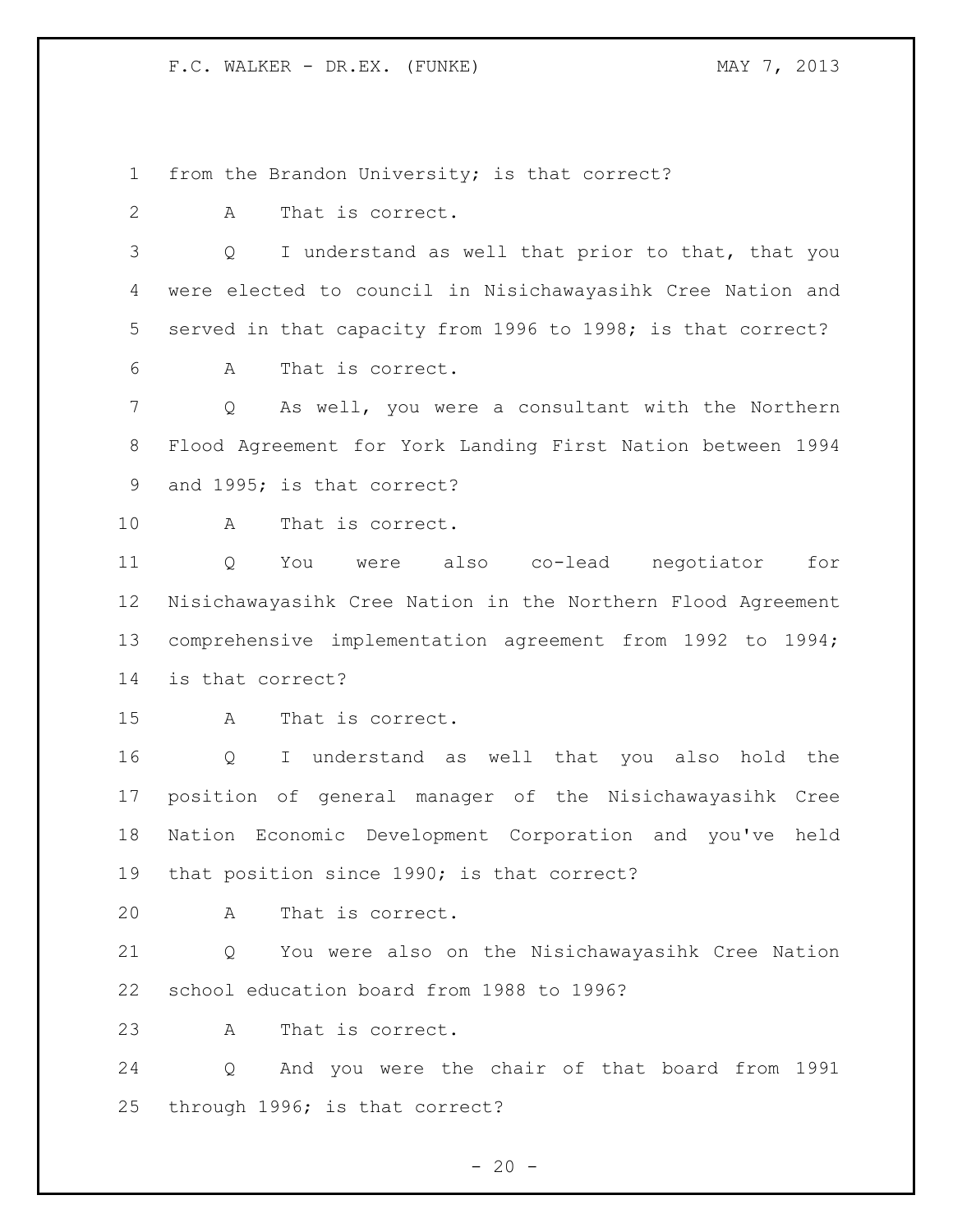from the Brandon University; is that correct?

A That is correct.

Q I understand as well that prior to that, that you were elected to council in Nisichawayasihk Cree Nation and served in that capacity from 1996 to 1998; is that correct?

A That is correct.

Q As well, you were a consultant with the Northern Flood Agreement for York Landing First Nation between 1994 and 1995; is that correct?

A That is correct.

Q You were also co-lead negotiator for Nisichawayasihk Cree Nation in the Northern Flood Agreement comprehensive implementation agreement from 1992 to 1994; is that correct?

A That is correct.

Q I understand as well that you also hold the position of general manager of the Nisichawayasihk Cree Nation Economic Development Corporation and you've held that position since 1990; is that correct?

A That is correct.

Q You were also on the Nisichawayasihk Cree Nation school education board from 1988 to 1996?

A That is correct.

Q And you were the chair of that board from 1991 through 1996; is that correct?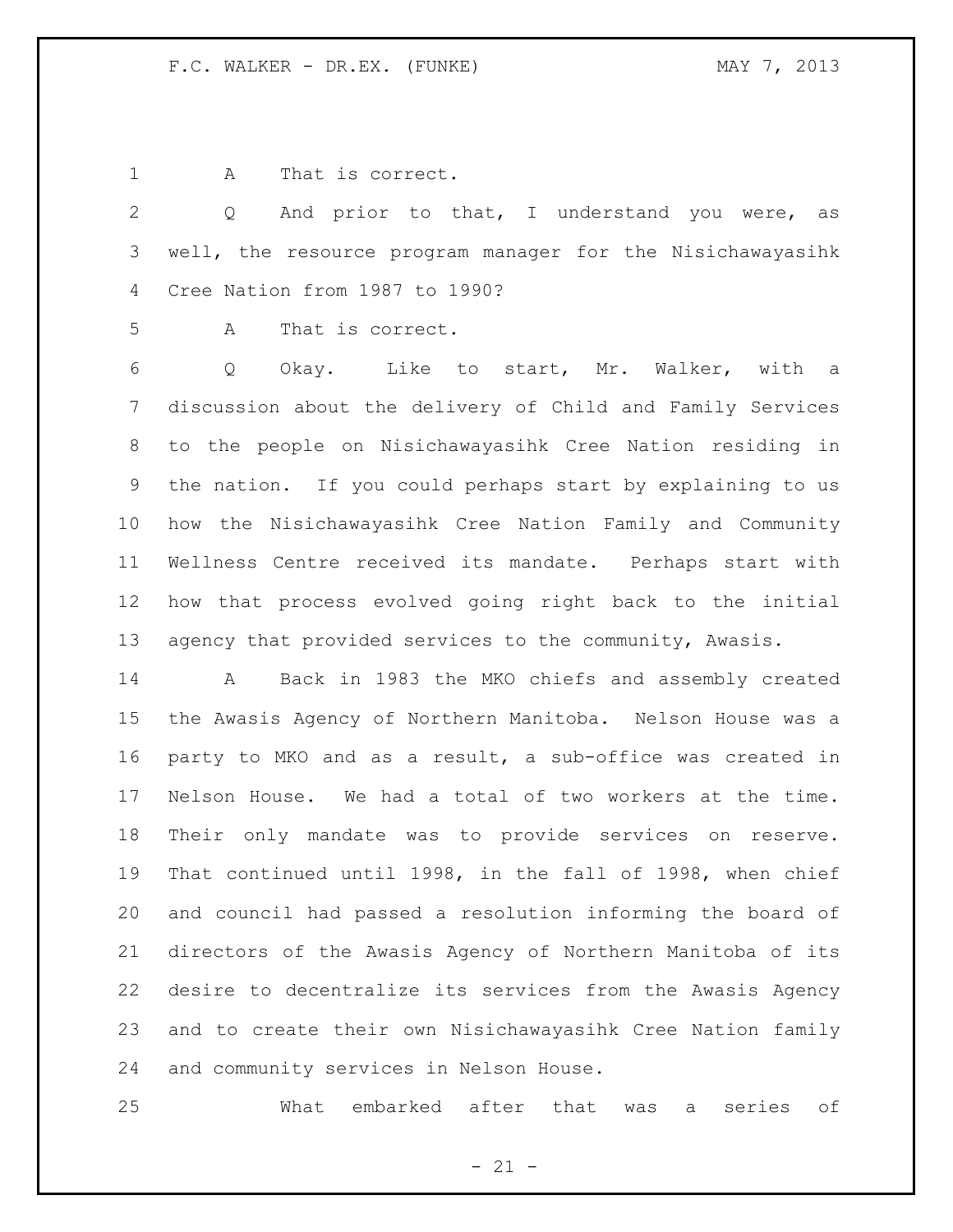A That is correct.

Q And prior to that, I understand you were, as well, the resource program manager for the Nisichawayasihk Cree Nation from 1987 to 1990?

A That is correct.

Q Okay. Like to start, Mr. Walker, with a discussion about the delivery of Child and Family Services to the people on Nisichawayasihk Cree Nation residing in the nation. If you could perhaps start by explaining to us how the Nisichawayasihk Cree Nation Family and Community Wellness Centre received its mandate. Perhaps start with how that process evolved going right back to the initial agency that provided services to the community, Awasis.

A Back in 1983 the MKO chiefs and assembly created the Awasis Agency of Northern Manitoba. Nelson House was a party to MKO and as a result, a sub-office was created in Nelson House. We had a total of two workers at the time. Their only mandate was to provide services on reserve. That continued until 1998, in the fall of 1998, when chief and council had passed a resolution informing the board of directors of the Awasis Agency of Northern Manitoba of its desire to decentralize its services from the Awasis Agency and to create their own Nisichawayasihk Cree Nation family and community services in Nelson House.

What embarked after that was a series of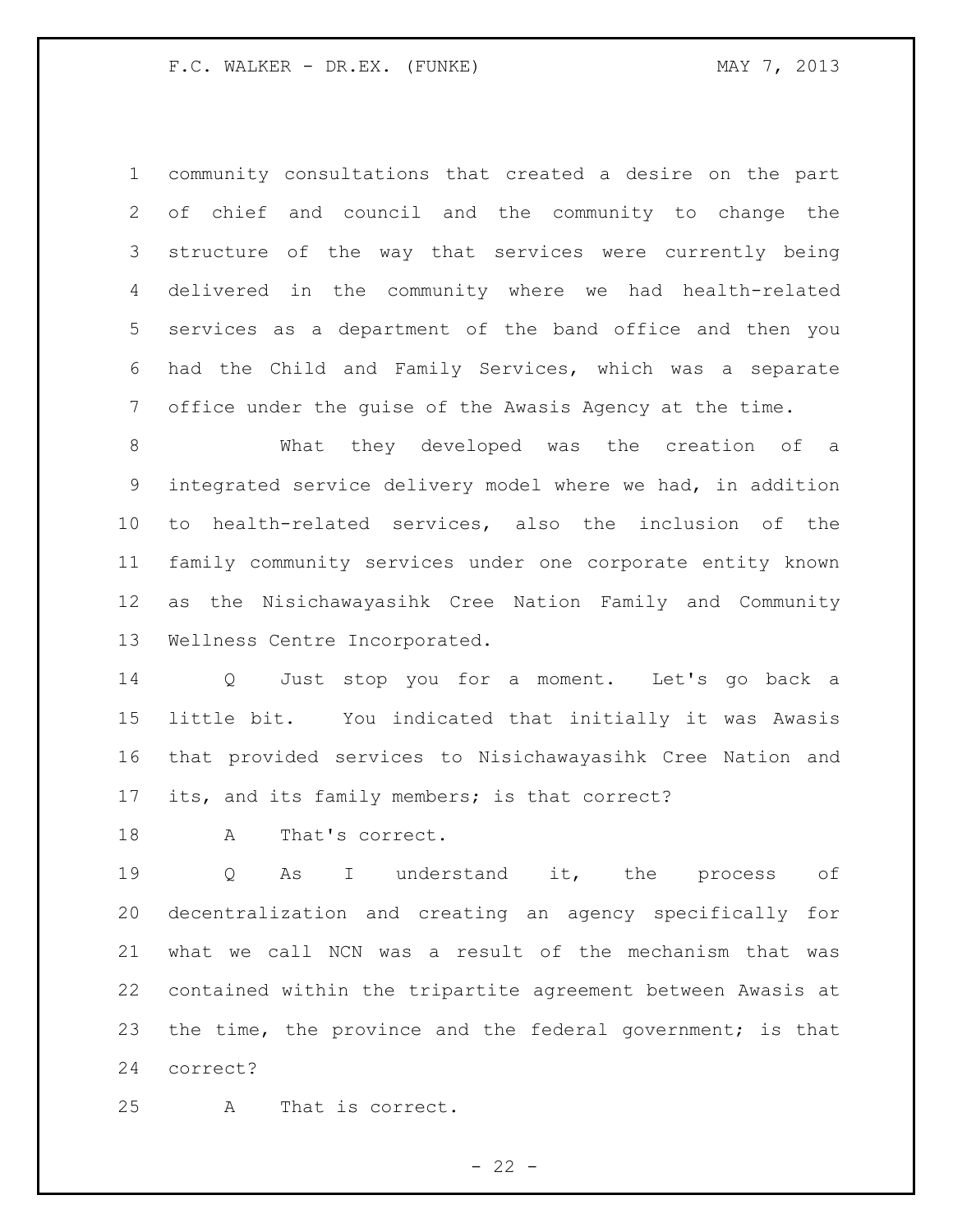community consultations that created a desire on the part of chief and council and the community to change the structure of the way that services were currently being delivered in the community where we had health-related services as a department of the band office and then you had the Child and Family Services, which was a separate office under the guise of the Awasis Agency at the time.

What they developed was the creation of a integrated service delivery model where we had, in addition to health-related services, also the inclusion of the family community services under one corporate entity known as the Nisichawayasihk Cree Nation Family and Community Wellness Centre Incorporated.

Q Just stop you for a moment. Let's go back a little bit. You indicated that initially it was Awasis that provided services to Nisichawayasihk Cree Nation and its, and its family members; is that correct?

A That's correct.

Q As I understand it, the process of decentralization and creating an agency specifically for what we call NCN was a result of the mechanism that was contained within the tripartite agreement between Awasis at the time, the province and the federal government; is that correct?

A That is correct.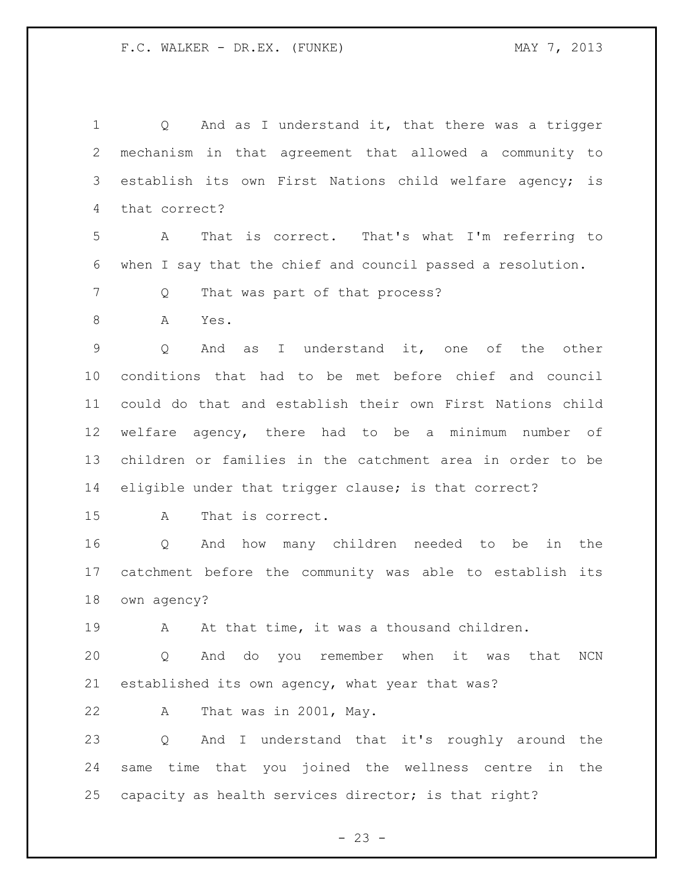Q And as I understand it, that there was a trigger mechanism in that agreement that allowed a community to establish its own First Nations child welfare agency; is that correct?

A That is correct. That's what I'm referring to when I say that the chief and council passed a resolution.

Q That was part of that process?

A Yes.

Q And as I understand it, one of the other conditions that had to be met before chief and council could do that and establish their own First Nations child welfare agency, there had to be a minimum number of children or families in the catchment area in order to be eligible under that trigger clause; is that correct?

A That is correct.

Q And how many children needed to be in the catchment before the community was able to establish its own agency?

A At that time, it was a thousand children.

Q And do you remember when it was that NCN established its own agency, what year that was?

A That was in 2001, May.

Q And I understand that it's roughly around the same time that you joined the wellness centre in the capacity as health services director; is that right?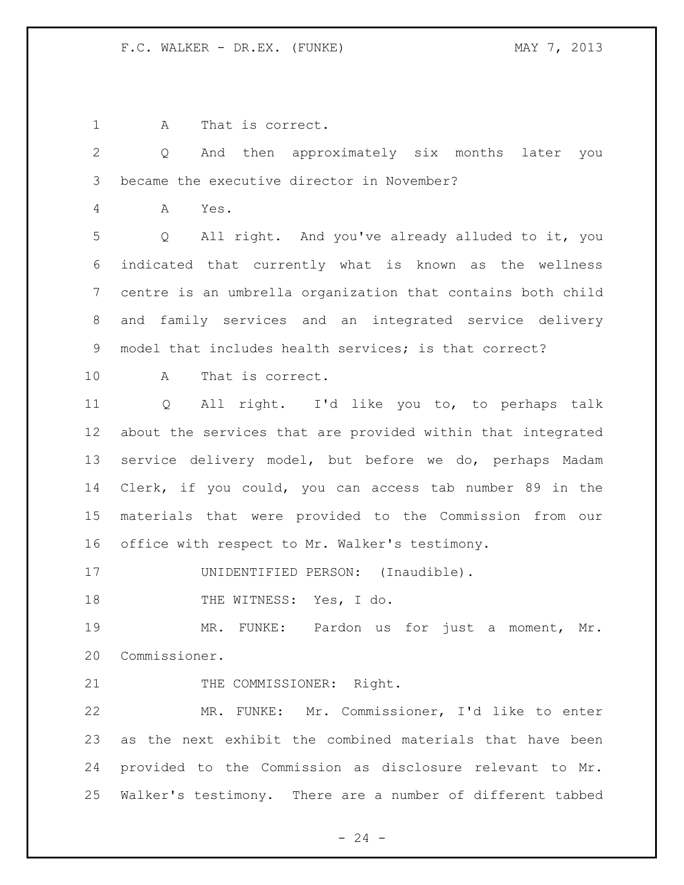A That is correct.

Q And then approximately six months later you became the executive director in November?

A Yes.

Q All right. And you've already alluded to it, you indicated that currently what is known as the wellness centre is an umbrella organization that contains both child and family services and an integrated service delivery model that includes health services; is that correct?

A That is correct.

Q All right. I'd like you to, to perhaps talk about the services that are provided within that integrated service delivery model, but before we do, perhaps Madam Clerk, if you could, you can access tab number 89 in the materials that were provided to the Commission from our office with respect to Mr. Walker's testimony.

UNIDENTIFIED PERSON: (Inaudible).

THE WITNESS: Yes, I do.

MR. FUNKE: Pardon us for just a moment, Mr. Commissioner.

THE COMMISSIONER: Right.

MR. FUNKE: Mr. Commissioner, I'd like to enter as the next exhibit the combined materials that have been provided to the Commission as disclosure relevant to Mr. Walker's testimony. There are a number of different tabbed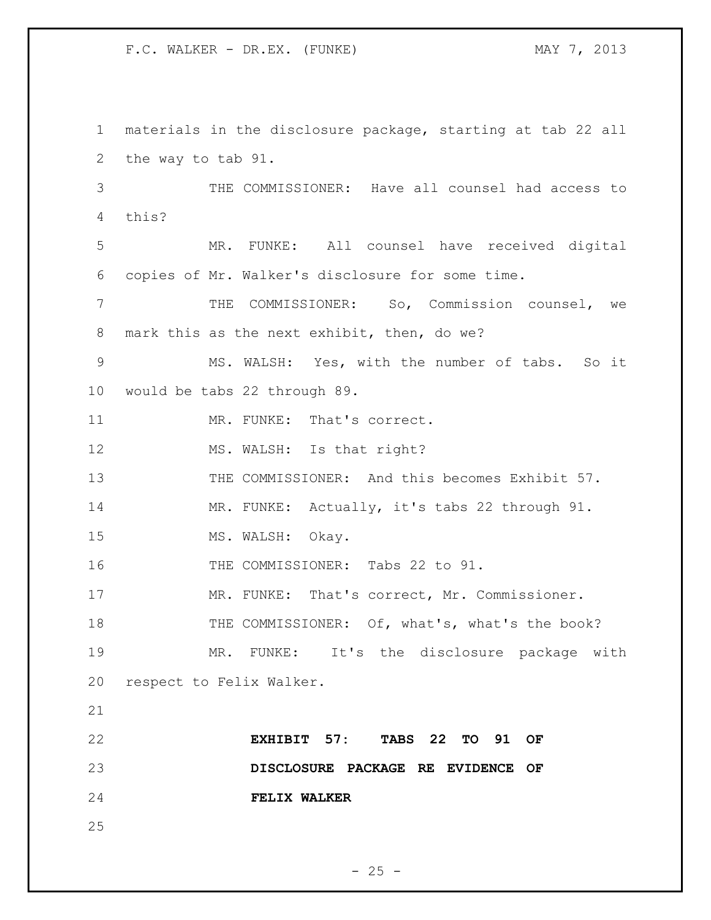materials in the disclosure package, starting at tab 22 all the way to tab 91.

THE COMMISSIONER: Have all counsel had access to this?

MR. FUNKE: All counsel have received digital copies of Mr. Walker's disclosure for some time.

THE COMMISSIONER: So, Commission counsel, we mark this as the next exhibit, then, do we?

MS. WALSH: Yes, with the number of tabs. So it would be tabs 22 through 89.

MR. FUNKE: That's correct.

MS. WALSH: Is that right?

THE COMMISSIONER: And this becomes Exhibit 57.

MR. FUNKE: Actually, it's tabs 22 through 91.

MS. WALSH: Okay.

THE COMMISSIONER: Tabs 22 to 91.

MR. FUNKE: That's correct, Mr. Commissioner.

THE COMMISSIONER: Of, what's, what's the book?

MR. FUNKE: It's the disclosure package with respect to Felix Walker.

**EXHIBIT 57: TABS 22 TO 91 OF DISCLOSURE PACKAGE RE EVIDENCE OF FELIX WALKER**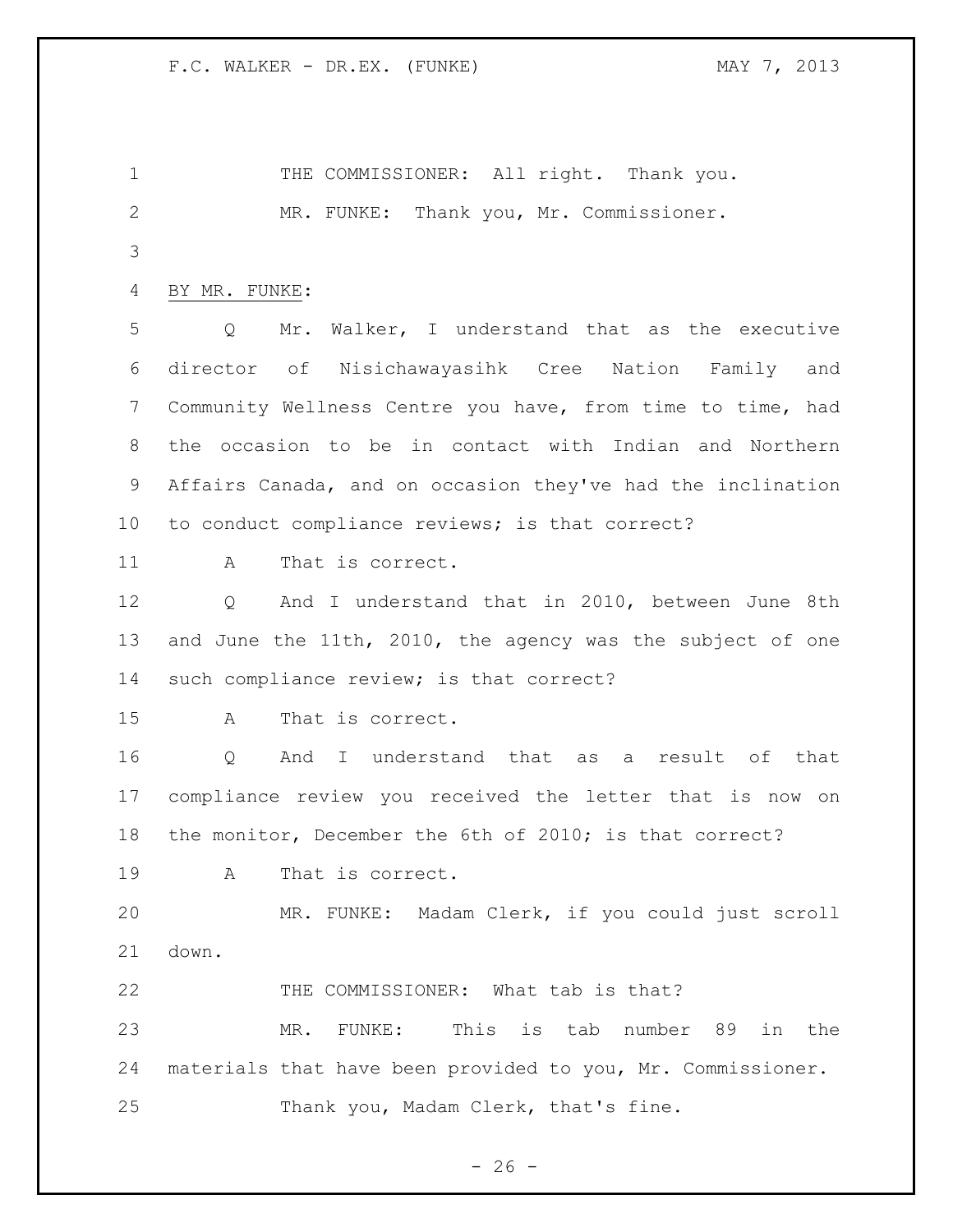THE COMMISSIONER: All right. Thank you.

MR. FUNKE: Thank you, Mr. Commissioner.

BY MR. FUNKE:

Q Mr. Walker, I understand that as the executive director of Nisichawayasihk Cree Nation Family and Community Wellness Centre you have, from time to time, had the occasion to be in contact with Indian and Northern Affairs Canada, and on occasion they've had the inclination to conduct compliance reviews; is that correct?

A That is correct.

Q And I understand that in 2010, between June 8th and June the 11th, 2010, the agency was the subject of one such compliance review; is that correct?

A That is correct.

Q And I understand that as a result of that compliance review you received the letter that is now on the monitor, December the 6th of 2010; is that correct?

A That is correct.

MR. FUNKE: Madam Clerk, if you could just scroll down.

THE COMMISSIONER: What tab is that?

MR. FUNKE: This is tab number 89 in the materials that have been provided to you, Mr. Commissioner.

Thank you, Madam Clerk, that's fine.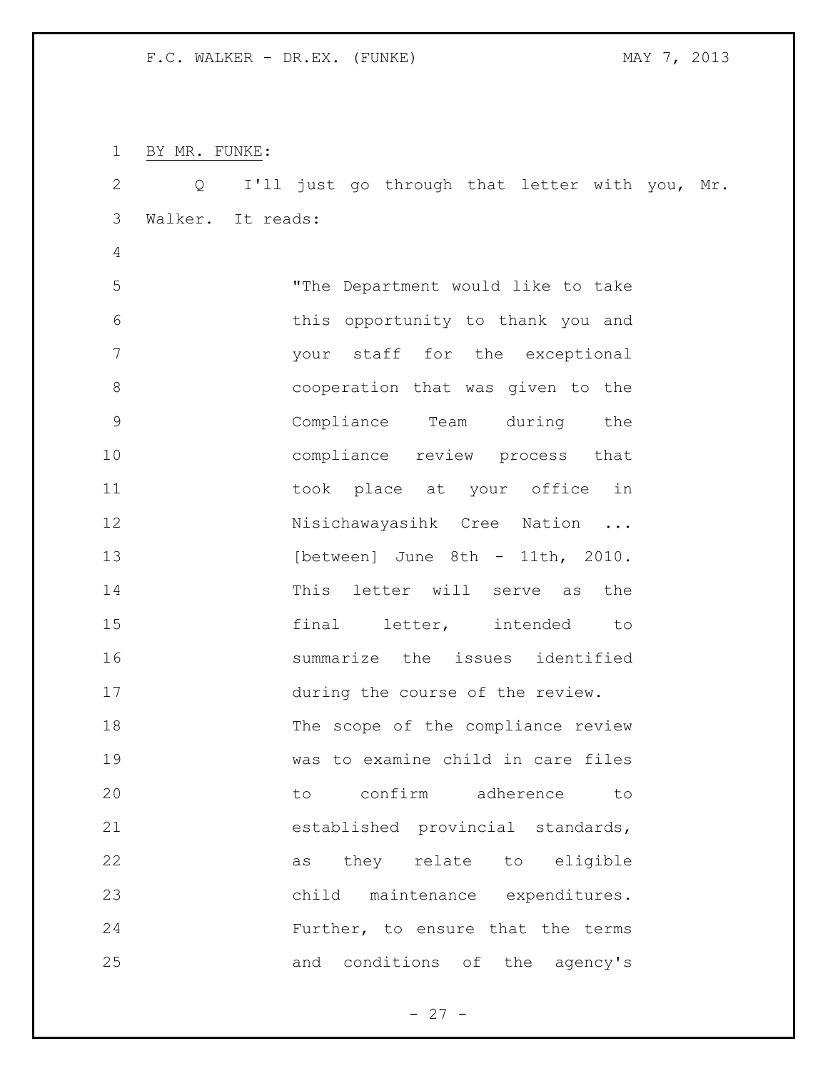BY MR. FUNKE:

Q I'll just go through that letter with you, Mr. Walker. It reads:

> "The Department would like to take this opportunity to thank you and your staff for the exceptional cooperation that was given to the Compliance Team during the compliance review process that took place at your office in Nisichawayasihk Cree Nation ... [between] June 8th - 11th, 2010. This letter will serve as the final letter, intended to summarize the issues identified during the course of the review.
>
> The scope of the compliance review was to examine child in care files to confirm adherence to established provincial standards, as they relate to eligible child maintenance expenditures. Further, to ensure that the terms and conditions of the agency's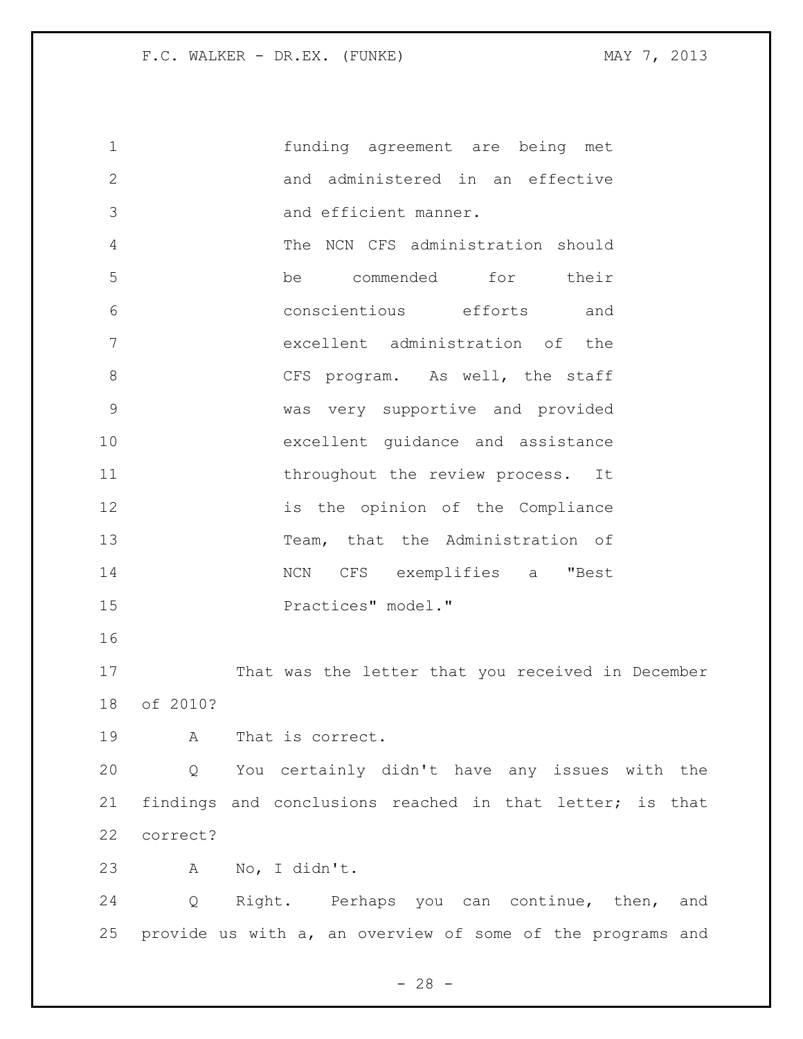> funding agreement are being met and administered in an effective and efficient manner.
>
> The NCN CFS administration should be commended for their conscientious efforts and excellent administration of the CFS program. As well, the staff was very supportive and provided excellent guidance and assistance throughout the review process. It is the opinion of the Compliance Team, that the Administration of NCN CFS exemplifies a "Best Practices" model."

That was the letter that you received in December of 2010?

A That is correct.

Q You certainly didn't have any issues with the findings and conclusions reached in that letter; is that correct?

A No, I didn't.

Q Right. Perhaps you can continue, then, and provide us with a, an overview of some of the programs and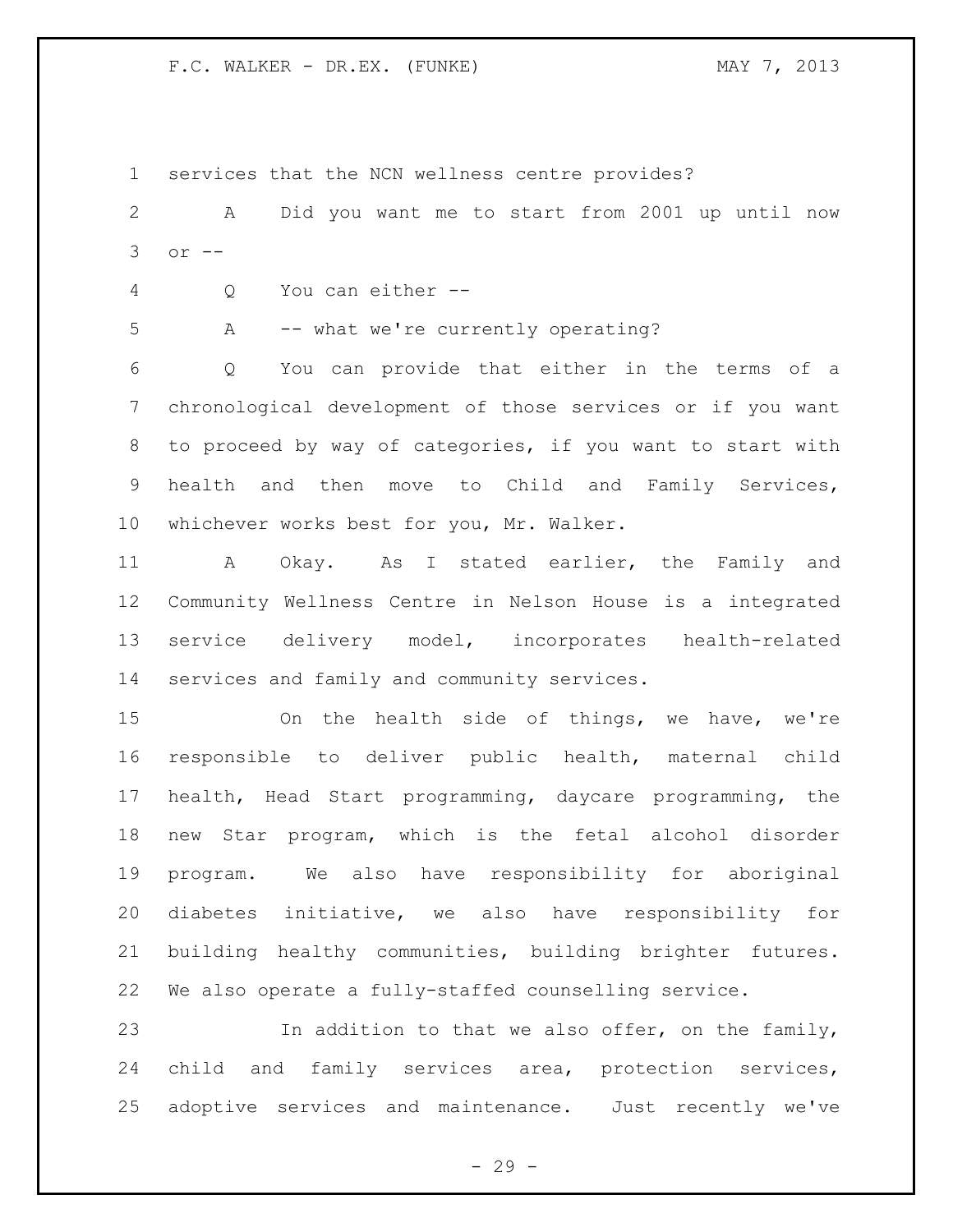services that the NCN wellness centre provides?

A Did you want me to start from 2001 up until now or --

Q You can either --

A -- what we're currently operating?

Q You can provide that either in the terms of a chronological development of those services or if you want to proceed by way of categories, if you want to start with health and then move to Child and Family Services, whichever works best for you, Mr. Walker.

A Okay. As I stated earlier, the Family and Community Wellness Centre in Nelson House is a integrated service delivery model, incorporates health-related services and family and community services.

On the health side of things, we have, we're responsible to deliver public health, maternal child health, Head Start programming, daycare programming, the new Star program, which is the fetal alcohol disorder program. We also have responsibility for aboriginal diabetes initiative, we also have responsibility for building healthy communities, building brighter futures. We also operate a fully-staffed counselling service.

In addition to that we also offer, on the family, child and family services area, protection services, adoptive services and maintenance. Just recently we've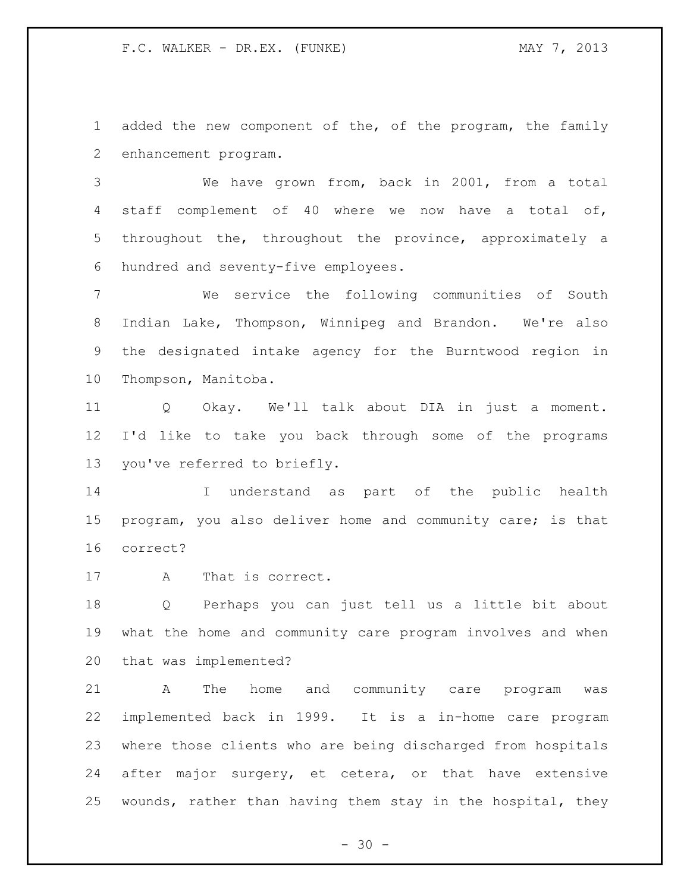added the new component of the, of the program, the family enhancement program.

We have grown from, back in 2001, from a total staff complement of 40 where we now have a total of, throughout the, throughout the province, approximately a hundred and seventy-five employees.

We service the following communities of South Indian Lake, Thompson, Winnipeg and Brandon. We're also the designated intake agency for the Burntwood region in Thompson, Manitoba.

Q Okay. We'll talk about DIA in just a moment. I'd like to take you back through some of the programs you've referred to briefly.

I understand as part of the public health program, you also deliver home and community care; is that correct?

A That is correct.

Q Perhaps you can just tell us a little bit about what the home and community care program involves and when that was implemented?

A The home and community care program was implemented back in 1999. It is a in-home care program where those clients who are being discharged from hospitals after major surgery, et cetera, or that have extensive wounds, rather than having them stay in the hospital, they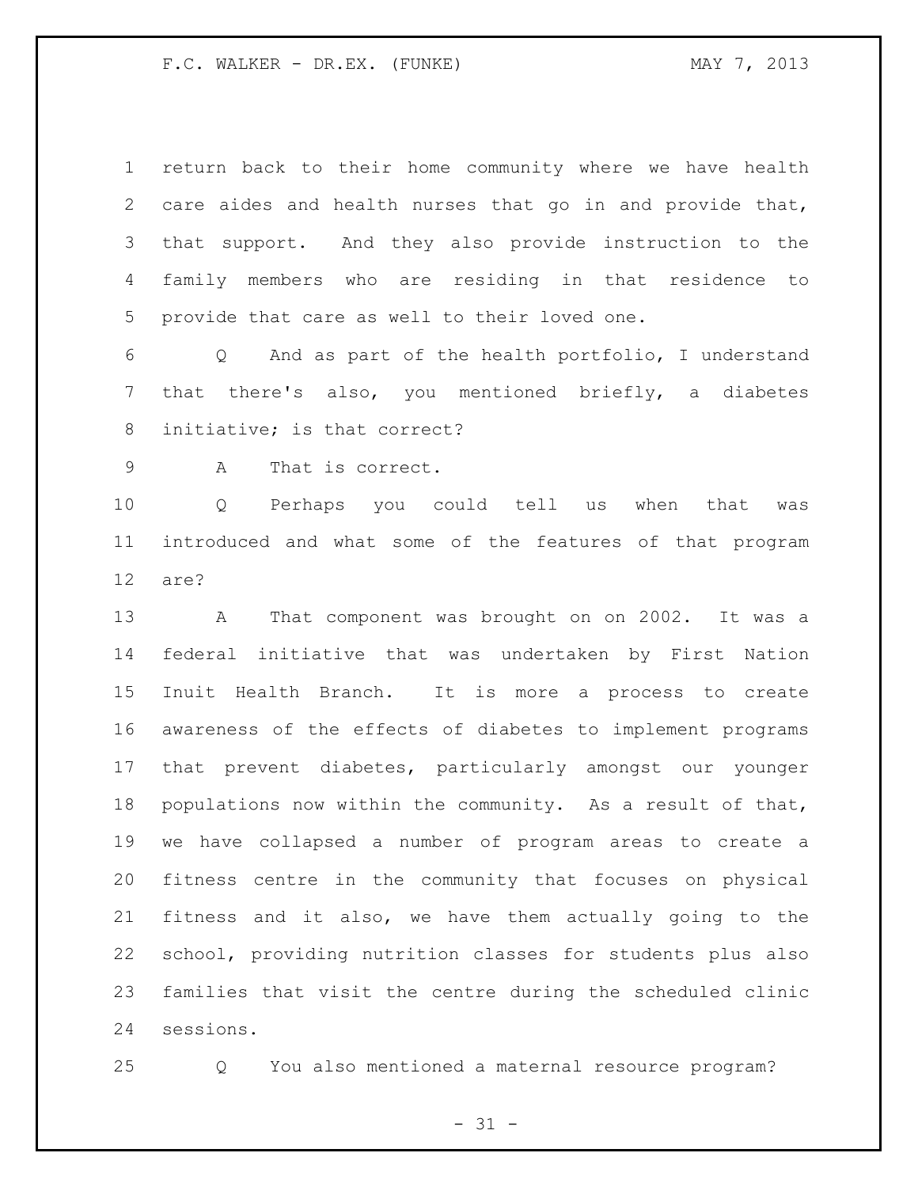return back to their home community where we have health care aides and health nurses that go in and provide that, that support. And they also provide instruction to the family members who are residing in that residence to provide that care as well to their loved one.

Q And as part of the health portfolio, I understand that there's also, you mentioned briefly, a diabetes initiative; is that correct?

A That is correct.

Q Perhaps you could tell us when that was introduced and what some of the features of that program are?

A That component was brought on on 2002. It was a federal initiative that was undertaken by First Nation Inuit Health Branch. It is more a process to create awareness of the effects of diabetes to implement programs that prevent diabetes, particularly amongst our younger populations now within the community. As a result of that, we have collapsed a number of program areas to create a fitness centre in the community that focuses on physical fitness and it also, we have them actually going to the school, providing nutrition classes for students plus also families that visit the centre during the scheduled clinic sessions.

Q You also mentioned a maternal resource program?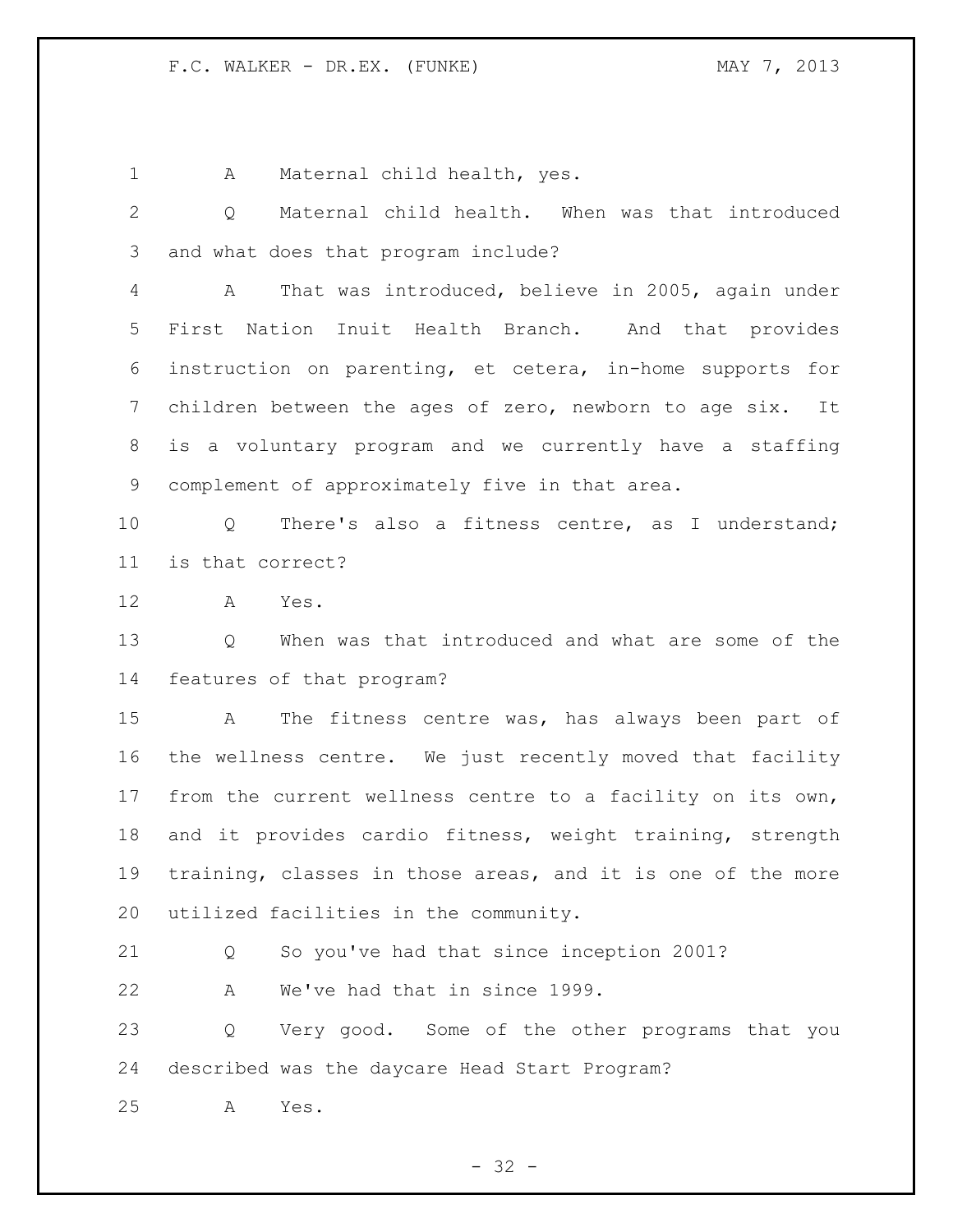A Maternal child health, yes.

Q Maternal child health. When was that introduced and what does that program include?

A That was introduced, believe in 2005, again under First Nation Inuit Health Branch. And that provides instruction on parenting, et cetera, in-home supports for children between the ages of zero, newborn to age six. It is a voluntary program and we currently have a staffing complement of approximately five in that area.

Q There's also a fitness centre, as I understand; is that correct?

A Yes.

Q When was that introduced and what are some of the features of that program?

A The fitness centre was, has always been part of the wellness centre. We just recently moved that facility from the current wellness centre to a facility on its own, and it provides cardio fitness, weight training, strength training, classes in those areas, and it is one of the more utilized facilities in the community.

Q So you've had that since inception 2001?

A We've had that in since 1999.

Q Very good. Some of the other programs that you described was the daycare Head Start Program?

A Yes.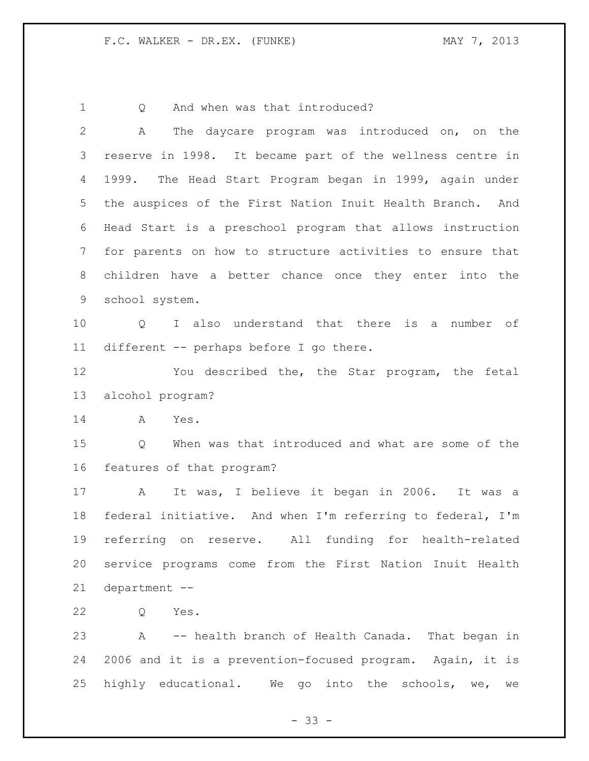Q And when was that introduced?

A The daycare program was introduced on, on the reserve in 1998. It became part of the wellness centre in 1999. The Head Start Program began in 1999, again under the auspices of the First Nation Inuit Health Branch. And Head Start is a preschool program that allows instruction for parents on how to structure activities to ensure that children have a better chance once they enter into the school system.

Q I also understand that there is a number of different -- perhaps before I go there.

You described the, the Star program, the fetal alcohol program?

A Yes.

Q When was that introduced and what are some of the features of that program?

A It was, I believe it began in 2006. It was a federal initiative. And when I'm referring to federal, I'm referring on reserve. All funding for health-related service programs come from the First Nation Inuit Health department --

Q Yes.

A -- health branch of Health Canada. That began in 2006 and it is a prevention-focused program. Again, it is highly educational. We go into the schools, we, we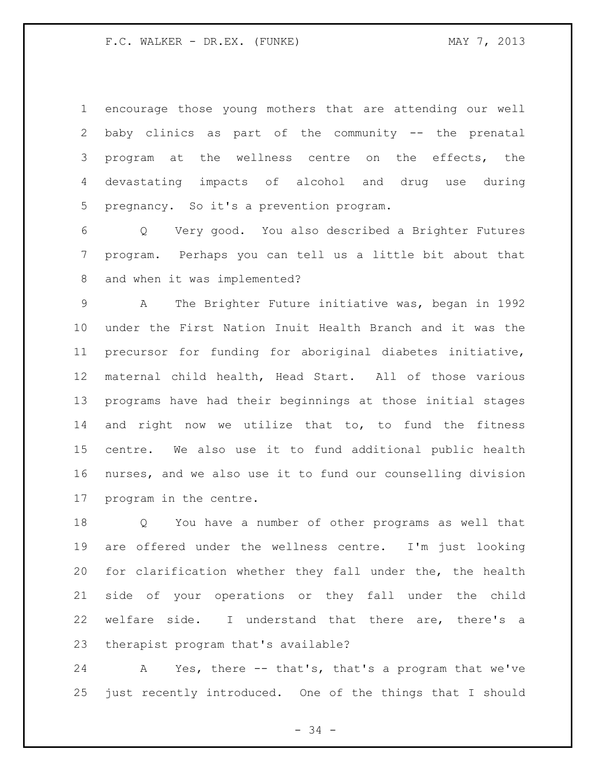encourage those young mothers that are attending our well baby clinics as part of the community -- the prenatal program at the wellness centre on the effects, the devastating impacts of alcohol and drug use during pregnancy. So it's a prevention program.

Q Very good. You also described a Brighter Futures program. Perhaps you can tell us a little bit about that and when it was implemented?

A The Brighter Future initiative was, began in 1992 under the First Nation Inuit Health Branch and it was the precursor for funding for aboriginal diabetes initiative, maternal child health, Head Start. All of those various programs have had their beginnings at those initial stages and right now we utilize that to, to fund the fitness centre. We also use it to fund additional public health nurses, and we also use it to fund our counselling division program in the centre.

Q You have a number of other programs as well that are offered under the wellness centre. I'm just looking for clarification whether they fall under the, the health side of your operations or they fall under the child welfare side. I understand that there are, there's a therapist program that's available?

A Yes, there -- that's, that's a program that we've just recently introduced. One of the things that I should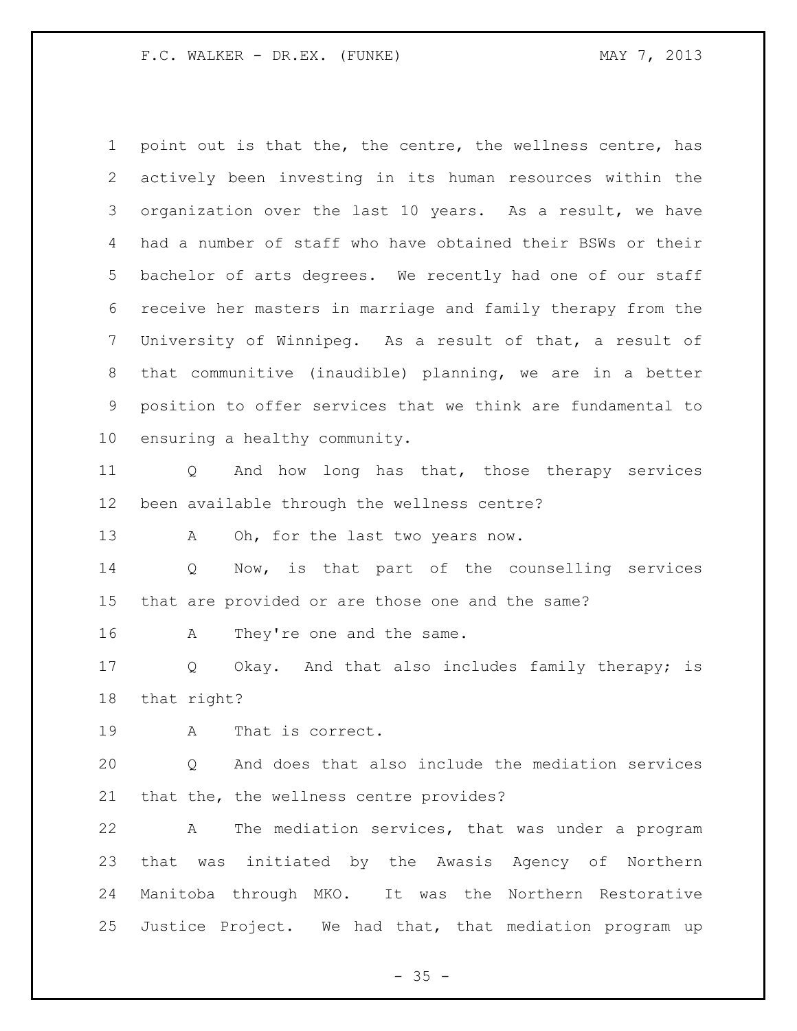point out is that the, the centre, the wellness centre, has actively been investing in its human resources within the organization over the last 10 years. As a result, we have had a number of staff who have obtained their BSWs or their bachelor of arts degrees. We recently had one of our staff receive her masters in marriage and family therapy from the University of Winnipeg. As a result of that, a result of that communitive (inaudible) planning, we are in a better position to offer services that we think are fundamental to ensuring a healthy community.

Q And how long has that, those therapy services been available through the wellness centre?

A Oh, for the last two years now.

Q Now, is that part of the counselling services that are provided or are those one and the same?

A They're one and the same.

Q Okay. And that also includes family therapy; is that right?

A That is correct.

Q And does that also include the mediation services that the, the wellness centre provides?

A The mediation services, that was under a program that was initiated by the Awasis Agency of Northern Manitoba through MKO. It was the Northern Restorative Justice Project. We had that, that mediation program up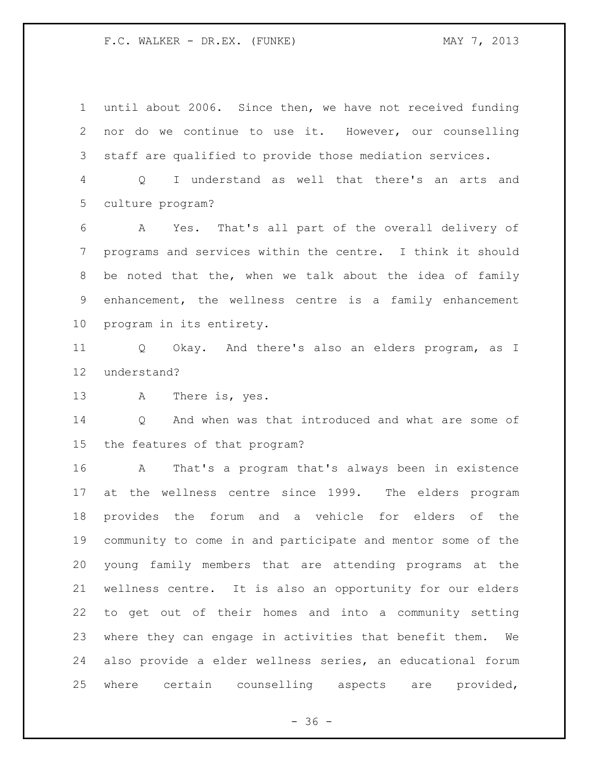until about 2006. Since then, we have not received funding nor do we continue to use it. However, our counselling staff are qualified to provide those mediation services.

Q I understand as well that there's an arts and culture program?

A Yes. That's all part of the overall delivery of programs and services within the centre. I think it should be noted that the, when we talk about the idea of family enhancement, the wellness centre is a family enhancement program in its entirety.

Q Okay. And there's also an elders program, as I understand?

A There is, yes.

Q And when was that introduced and what are some of the features of that program?

A That's a program that's always been in existence at the wellness centre since 1999. The elders program provides the forum and a vehicle for elders of the community to come in and participate and mentor some of the young family members that are attending programs at the wellness centre. It is also an opportunity for our elders to get out of their homes and into a community setting where they can engage in activities that benefit them. We also provide a elder wellness series, an educational forum where certain counselling aspects are provided,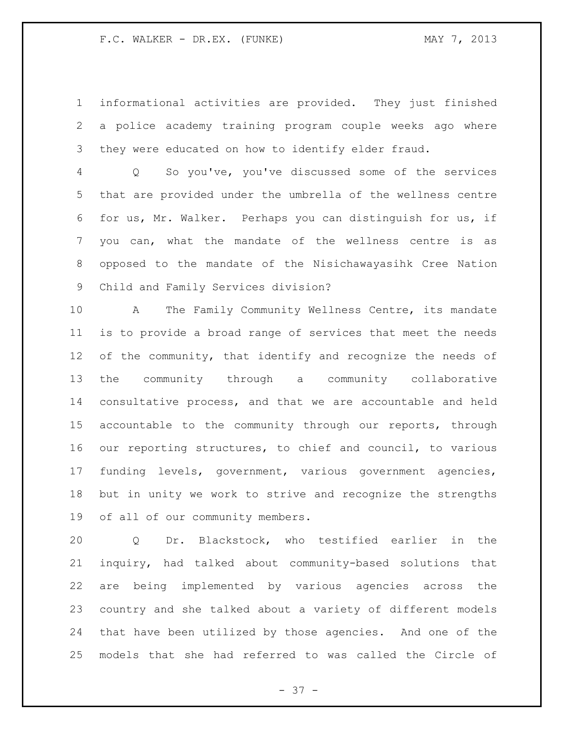informational activities are provided. They just finished a police academy training program couple weeks ago where they were educated on how to identify elder fraud.

Q So you've, you've discussed some of the services that are provided under the umbrella of the wellness centre for us, Mr. Walker. Perhaps you can distinguish for us, if you can, what the mandate of the wellness centre is as opposed to the mandate of the Nisichawayasihk Cree Nation Child and Family Services division?

A The Family Community Wellness Centre, its mandate is to provide a broad range of services that meet the needs of the community, that identify and recognize the needs of the community through a community collaborative consultative process, and that we are accountable and held accountable to the community through our reports, through our reporting structures, to chief and council, to various funding levels, government, various government agencies, but in unity we work to strive and recognize the strengths of all of our community members.

Q Dr. Blackstock, who testified earlier in the inquiry, had talked about community-based solutions that are being implemented by various agencies across the country and she talked about a variety of different models that have been utilized by those agencies. And one of the models that she had referred to was called the Circle of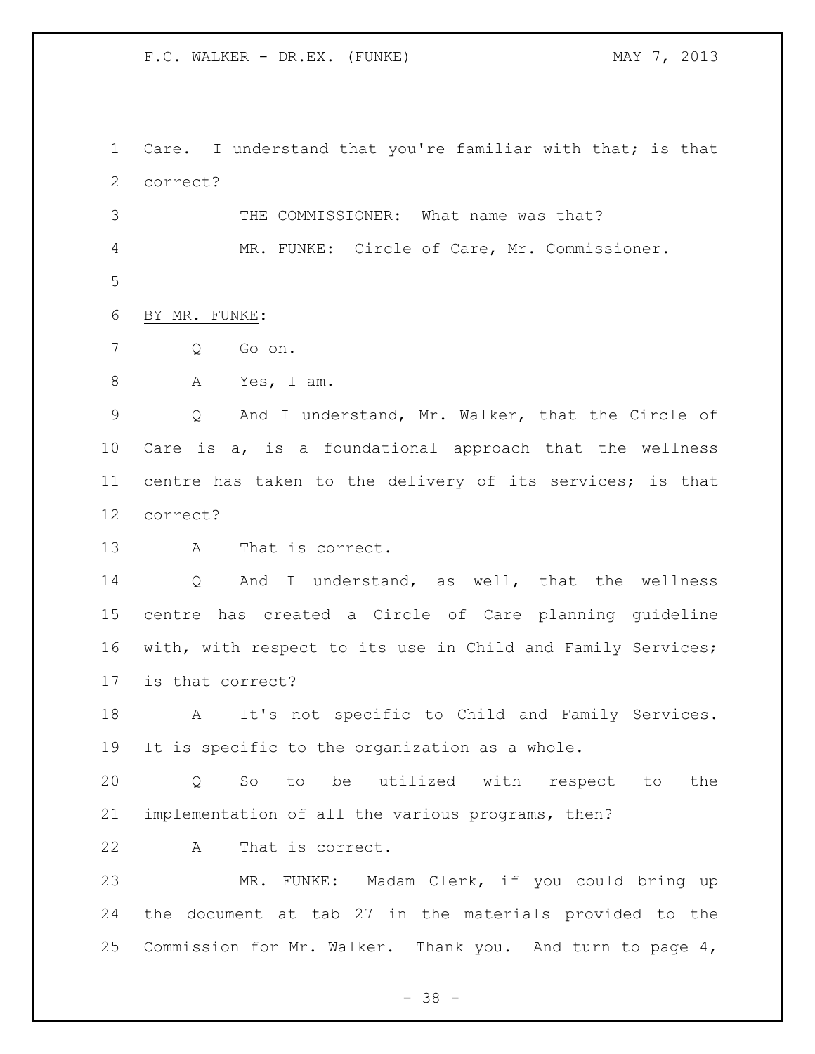Care. I understand that you're familiar with that; is that correct?

THE COMMISSIONER: What name was that?

MR. FUNKE: Circle of Care, Mr. Commissioner.

BY MR. FUNKE:

Q Go on.

A Yes, I am.

Q And I understand, Mr. Walker, that the Circle of Care is a, is a foundational approach that the wellness centre has taken to the delivery of its services; is that correct?

A That is correct.

Q And I understand, as well, that the wellness centre has created a Circle of Care planning guideline with, with respect to its use in Child and Family Services; is that correct?

A It's not specific to Child and Family Services. It is specific to the organization as a whole.

Q So to be utilized with respect to the implementation of all the various programs, then?

A That is correct.

MR. FUNKE: Madam Clerk, if you could bring up the document at tab 27 in the materials provided to the Commission for Mr. Walker. Thank you. And turn to page 4,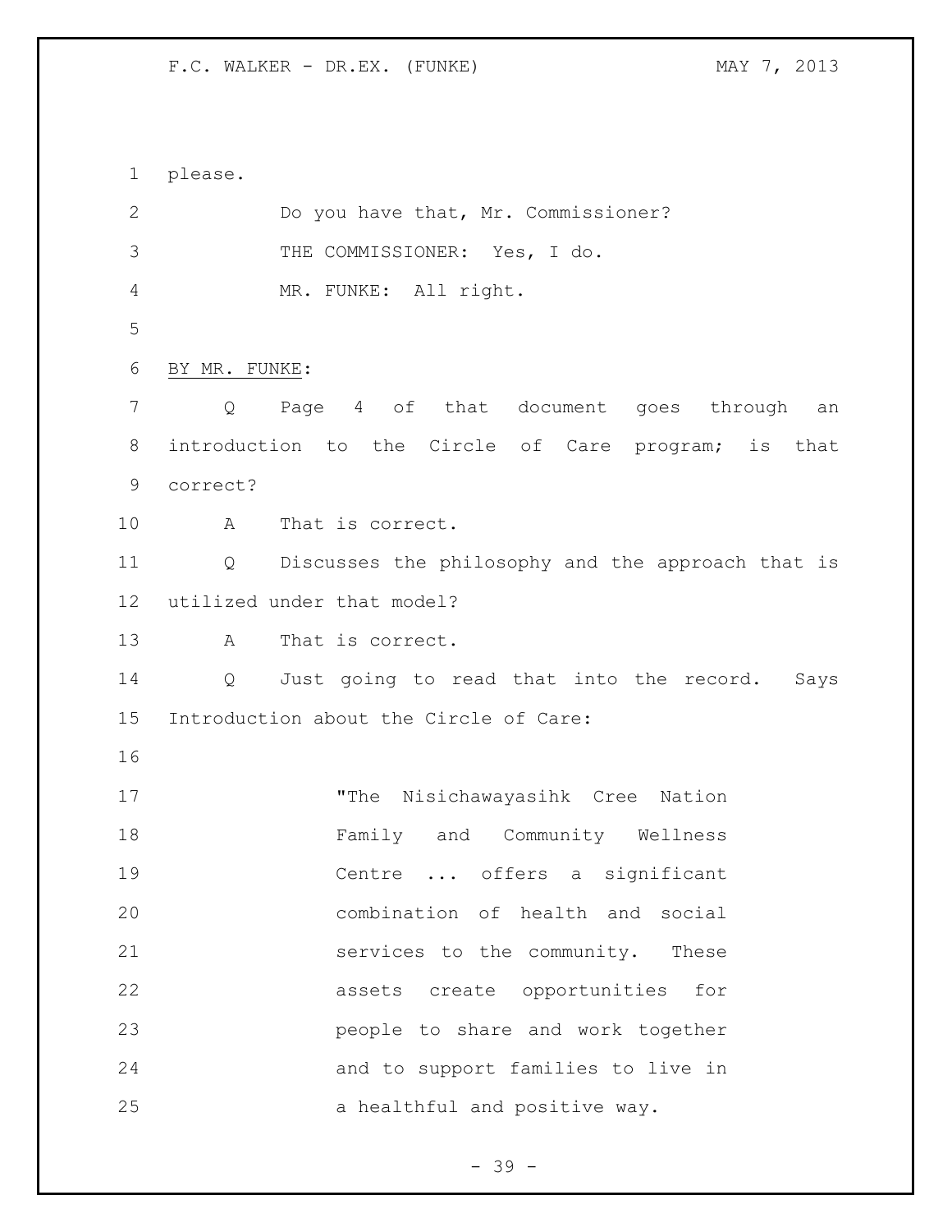please.

Do you have that, Mr. Commissioner?

THE COMMISSIONER: Yes, I do.

MR. FUNKE: All right.

BY MR. FUNKE:

Q Page 4 of that document goes through an introduction to the Circle of Care program; is that correct?

A That is correct.

Q Discusses the philosophy and the approach that is utilized under that model?

A That is correct.

Q Just going to read that into the record. Says Introduction about the Circle of Care:

> "The Nisichawayasihk Cree Nation Family and Community Wellness Centre ... offers a significant combination of health and social services to the community. These assets create opportunities for people to share and work together and to support families to live in a healthful and positive way.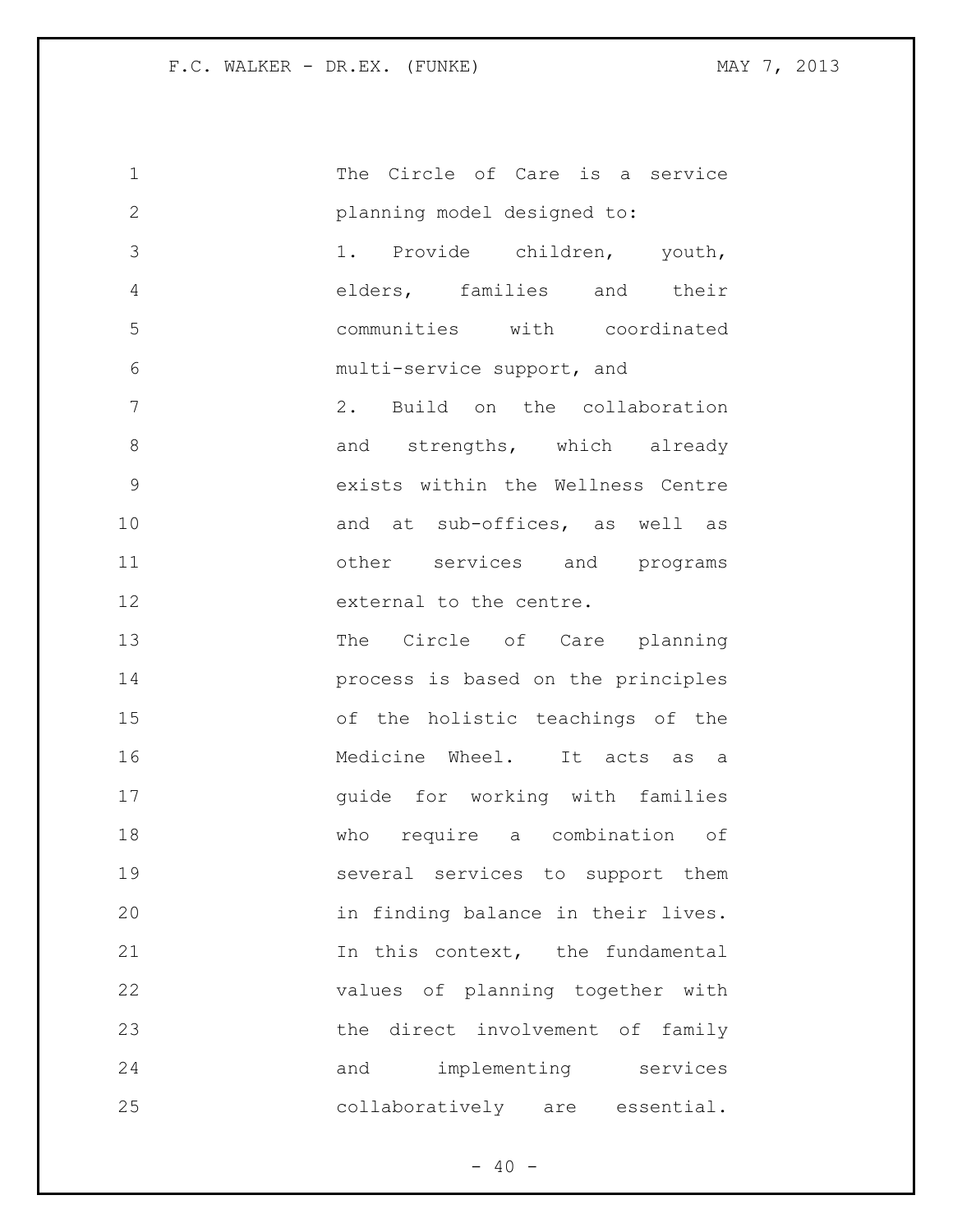The Circle of Care is a service planning model designed to:

1. Provide children, youth, elders, families and their communities with coordinated multi-service support, and
2. Build on the collaboration and strengths, which already exists within the Wellness Centre and at sub-offices, as well as other services and programs external to the centre.

The Circle of Care planning process is based on the principles of the holistic teachings of the Medicine Wheel. It acts as a guide for working with families who require a combination of several services to support them in finding balance in their lives. In this context, the fundamental values of planning together with the direct involvement of family and implementing services collaboratively are essential.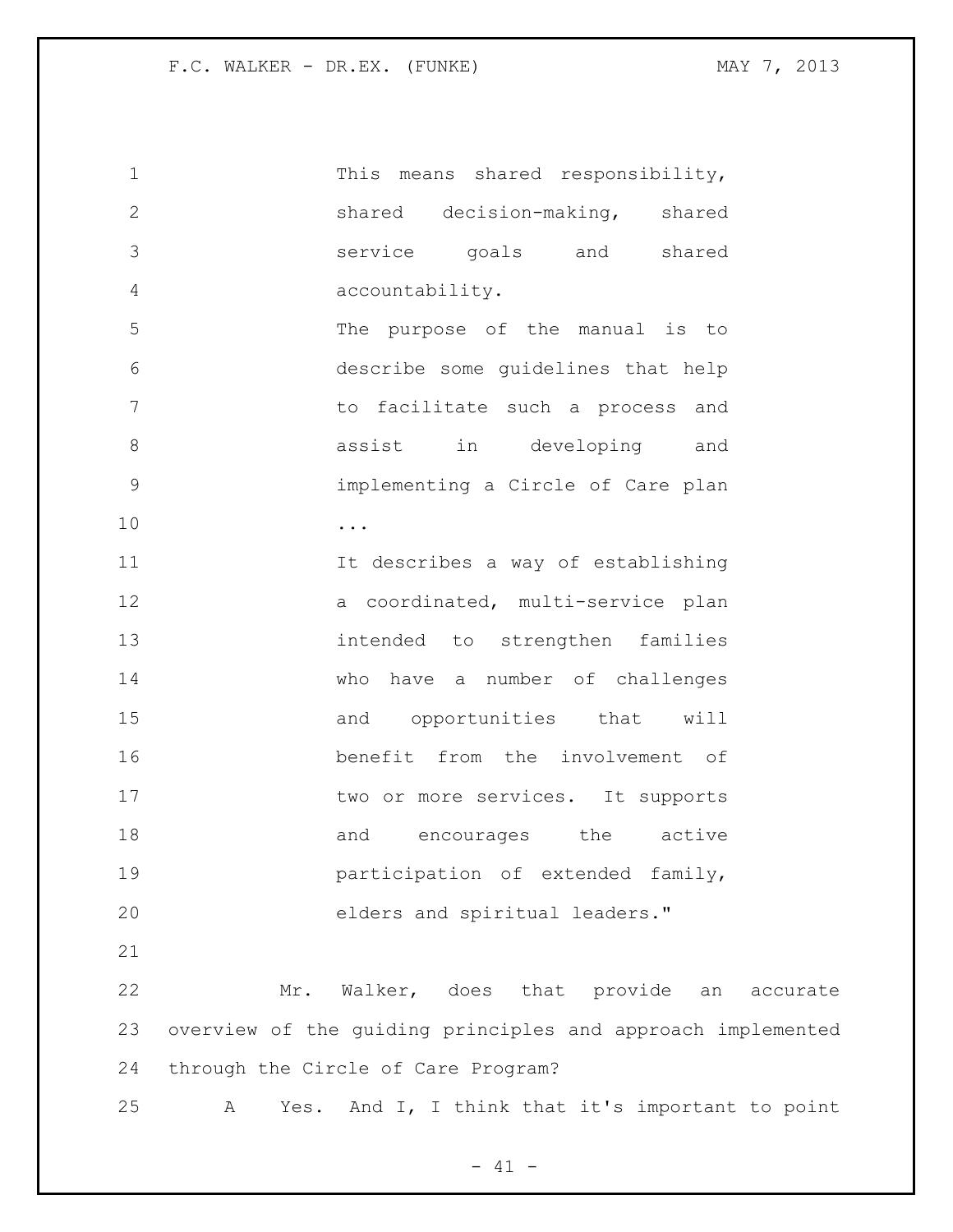> This means shared responsibility, shared decision-making, shared service goals and shared accountability.
>
> The purpose of the manual is to describe some guidelines that help to facilitate such a process and assist in developing and implementing a Circle of Care plan ...
>
> It describes a way of establishing a coordinated, multi-service plan intended to strengthen families who have a number of challenges and opportunities that will benefit from the involvement of two or more services. It supports and encourages the active participation of extended family, elders and spiritual leaders."

Mr. Walker, does that provide an accurate overview of the guiding principles and approach implemented through the Circle of Care Program?

A Yes. And I, I think that it's important to point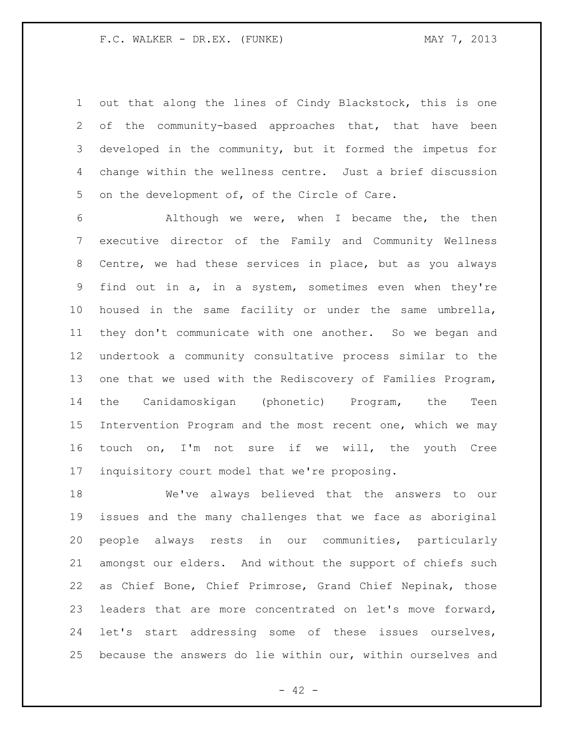out that along the lines of Cindy Blackstock, this is one of the community-based approaches that, that have been developed in the community, but it formed the impetus for change within the wellness centre. Just a brief discussion on the development of, of the Circle of Care.

Although we were, when I became the, the then executive director of the Family and Community Wellness Centre, we had these services in place, but as you always find out in a, in a system, sometimes even when they're housed in the same facility or under the same umbrella, they don't communicate with one another. So we began and undertook a community consultative process similar to the one that we used with the Rediscovery of Families Program, the Canidamoskigan (phonetic) Program, the Teen Intervention Program and the most recent one, which we may touch on, I'm not sure if we will, the youth Cree inquisitory court model that we're proposing.

We've always believed that the answers to our issues and the many challenges that we face as aboriginal people always rests in our communities, particularly amongst our elders. And without the support of chiefs such as Chief Bone, Chief Primrose, Grand Chief Nepinak, those leaders that are more concentrated on let's move forward, let's start addressing some of these issues ourselves, because the answers do lie within our, within ourselves and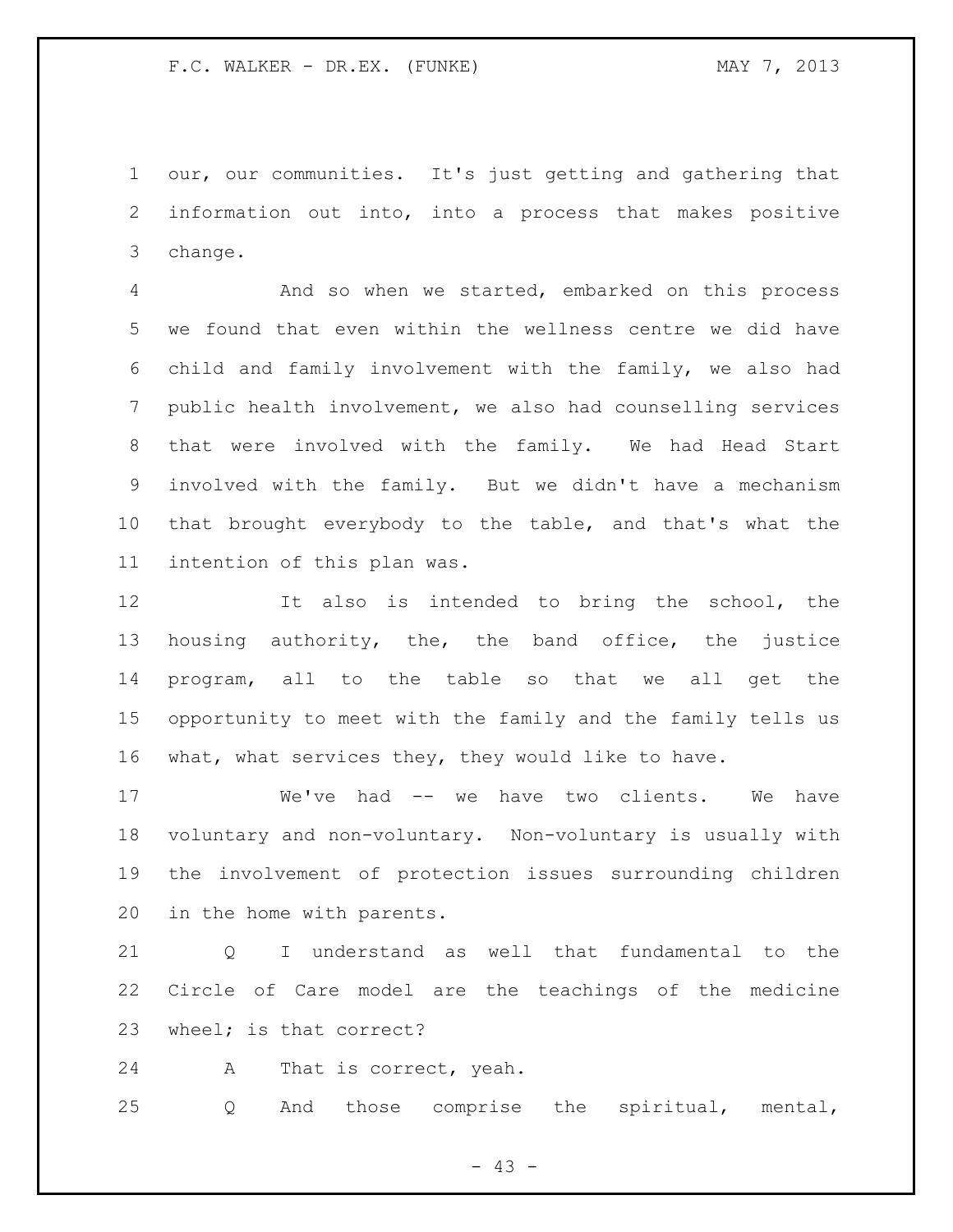our, our communities. It's just getting and gathering that information out into, into a process that makes positive change.

And so when we started, embarked on this process we found that even within the wellness centre we did have child and family involvement with the family, we also had public health involvement, we also had counselling services that were involved with the family. We had Head Start involved with the family. But we didn't have a mechanism that brought everybody to the table, and that's what the intention of this plan was.

It also is intended to bring the school, the housing authority, the, the band office, the justice program, all to the table so that we all get the opportunity to meet with the family and the family tells us what, what services they, they would like to have.

We've had -- we have two clients. We have voluntary and non-voluntary. Non-voluntary is usually with the involvement of protection issues surrounding children in the home with parents.

Q I understand as well that fundamental to the Circle of Care model are the teachings of the medicine wheel; is that correct?

A That is correct, yeah.

Q And those comprise the spiritual, mental,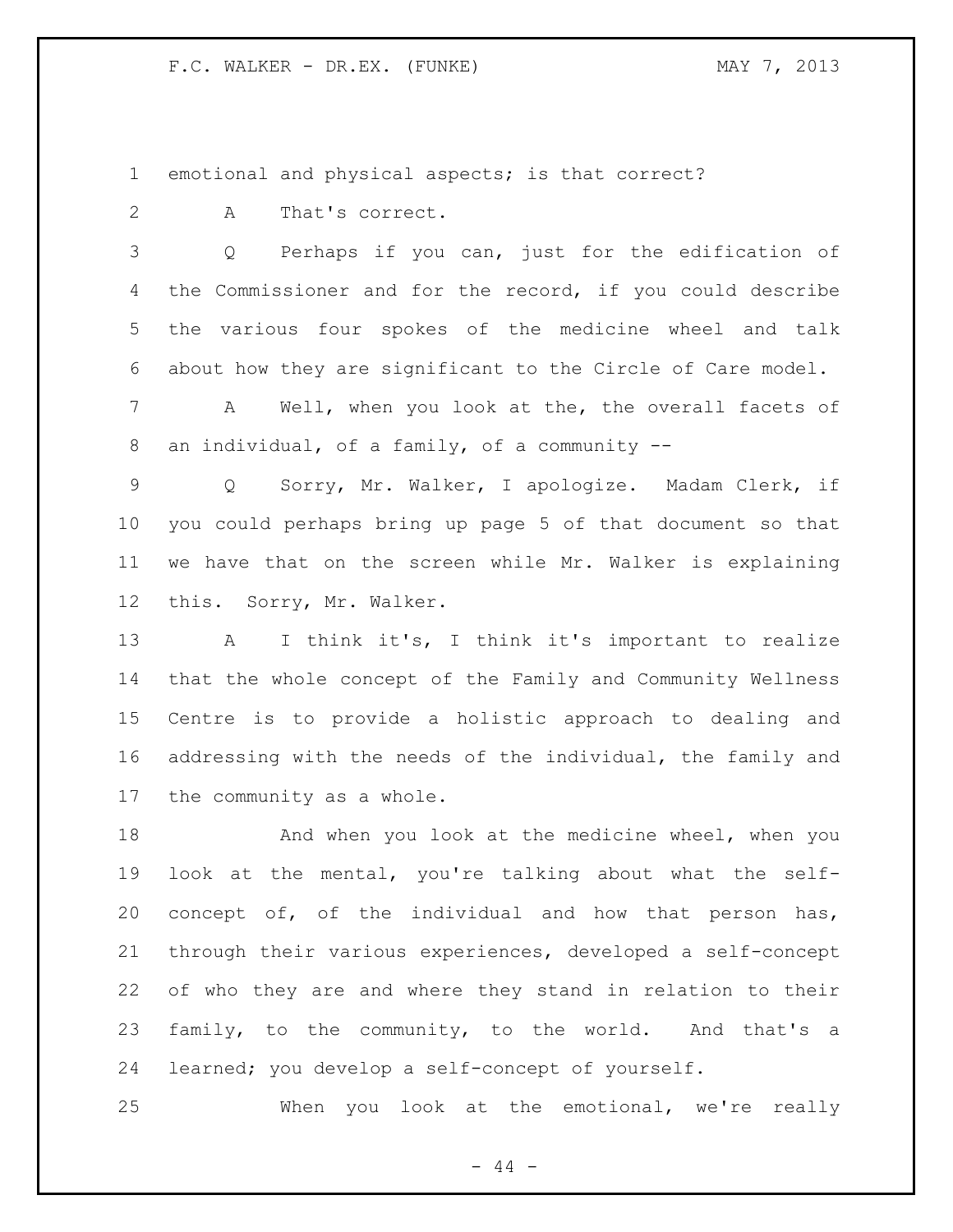emotional and physical aspects; is that correct?

A That's correct.

Q Perhaps if you can, just for the edification of the Commissioner and for the record, if you could describe the various four spokes of the medicine wheel and talk about how they are significant to the Circle of Care model.

A Well, when you look at the, the overall facets of an individual, of a family, of a community --

Q Sorry, Mr. Walker, I apologize. Madam Clerk, if you could perhaps bring up page 5 of that document so that we have that on the screen while Mr. Walker is explaining this. Sorry, Mr. Walker.

A I think it's, I think it's important to realize that the whole concept of the Family and Community Wellness Centre is to provide a holistic approach to dealing and addressing with the needs of the individual, the family and the community as a whole.

And when you look at the medicine wheel, when you look at the mental, you're talking about what the self-concept of, of the individual and how that person has, through their various experiences, developed a self-concept of who they are and where they stand in relation to their family, to the community, to the world. And that's a learned; you develop a self-concept of yourself.

When you look at the emotional, we're really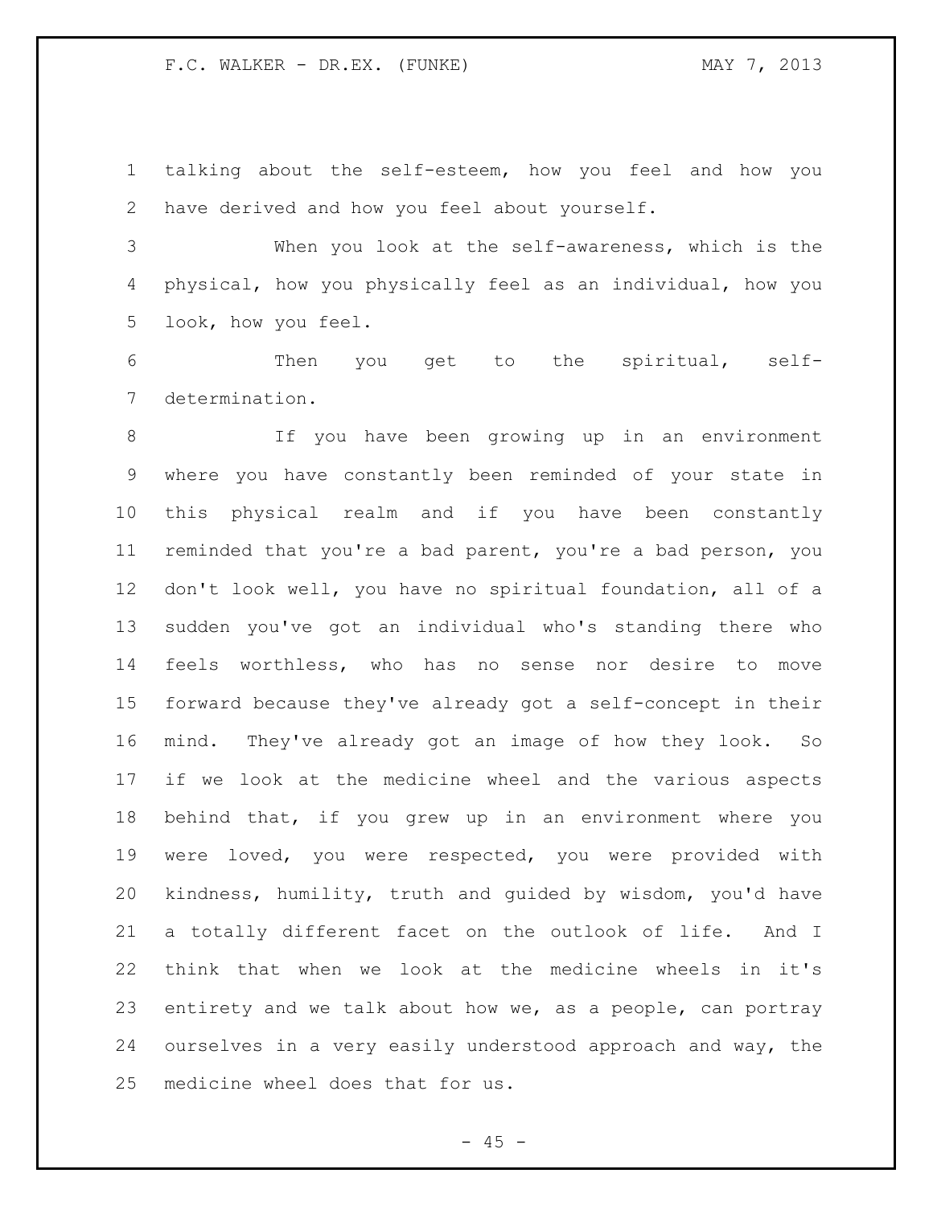talking about the self-esteem, how you feel and how you have derived and how you feel about yourself.

When you look at the self-awareness, which is the physical, how you physically feel as an individual, how you look, how you feel.

Then you get to the spiritual, self-determination.

If you have been growing up in an environment where you have constantly been reminded of your state in this physical realm and if you have been constantly reminded that you're a bad parent, you're a bad person, you don't look well, you have no spiritual foundation, all of a sudden you've got an individual who's standing there who feels worthless, who has no sense nor desire to move forward because they've already got a self-concept in their mind. They've already got an image of how they look. So if we look at the medicine wheel and the various aspects behind that, if you grew up in an environment where you were loved, you were respected, you were provided with kindness, humility, truth and guided by wisdom, you'd have a totally different facet on the outlook of life. And I think that when we look at the medicine wheels in it's entirety and we talk about how we, as a people, can portray ourselves in a very easily understood approach and way, the medicine wheel does that for us.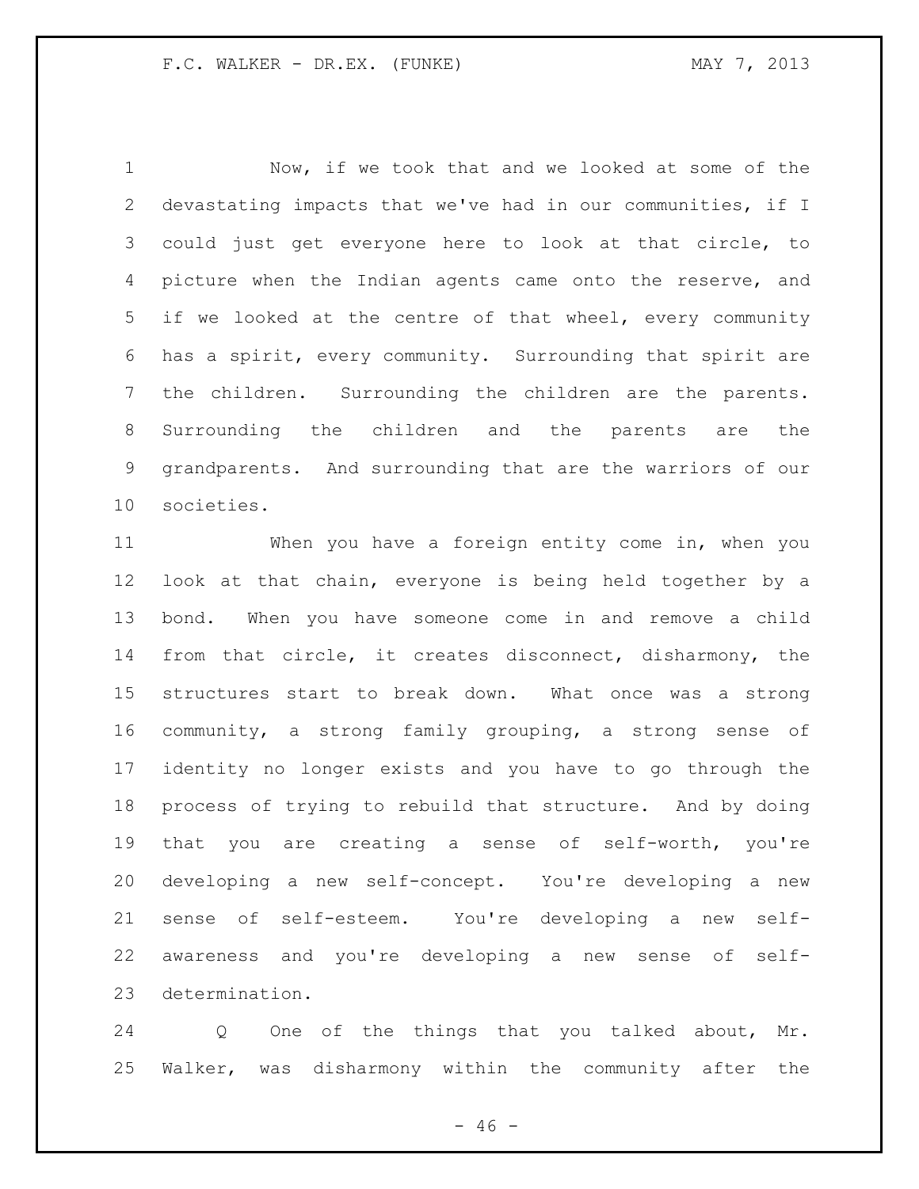Now, if we took that and we looked at some of the devastating impacts that we've had in our communities, if I could just get everyone here to look at that circle, to picture when the Indian agents came onto the reserve, and if we looked at the centre of that wheel, every community has a spirit, every community. Surrounding that spirit are the children. Surrounding the children are the parents. Surrounding the children and the parents are the grandparents. And surrounding that are the warriors of our societies.

When you have a foreign entity come in, when you look at that chain, everyone is being held together by a bond. When you have someone come in and remove a child from that circle, it creates disconnect, disharmony, the structures start to break down. What once was a strong community, a strong family grouping, a strong sense of identity no longer exists and you have to go through the process of trying to rebuild that structure. And by doing that you are creating a sense of self-worth, you're developing a new self-concept. You're developing a new sense of self-esteem. You're developing a new self-awareness and you're developing a new sense of self-determination.

Q One of the things that you talked about, Mr. Walker, was disharmony within the community after the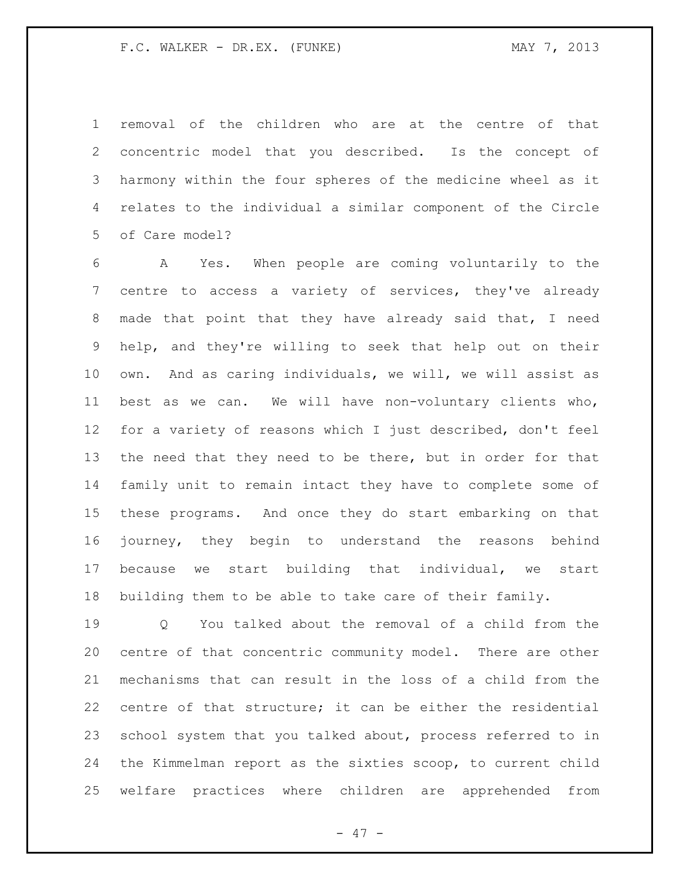removal of the children who are at the centre of that concentric model that you described. Is the concept of harmony within the four spheres of the medicine wheel as it relates to the individual a similar component of the Circle of Care model?

A Yes. When people are coming voluntarily to the centre to access a variety of services, they've already made that point that they have already said that, I need help, and they're willing to seek that help out on their own. And as caring individuals, we will, we will assist as best as we can. We will have non-voluntary clients who, for a variety of reasons which I just described, don't feel the need that they need to be there, but in order for that family unit to remain intact they have to complete some of these programs. And once they do start embarking on that journey, they begin to understand the reasons behind because we start building that individual, we start building them to be able to take care of their family.

Q You talked about the removal of a child from the centre of that concentric community model. There are other mechanisms that can result in the loss of a child from the centre of that structure; it can be either the residential school system that you talked about, process referred to in the Kimmelman report as the sixties scoop, to current child welfare practices where children are apprehended from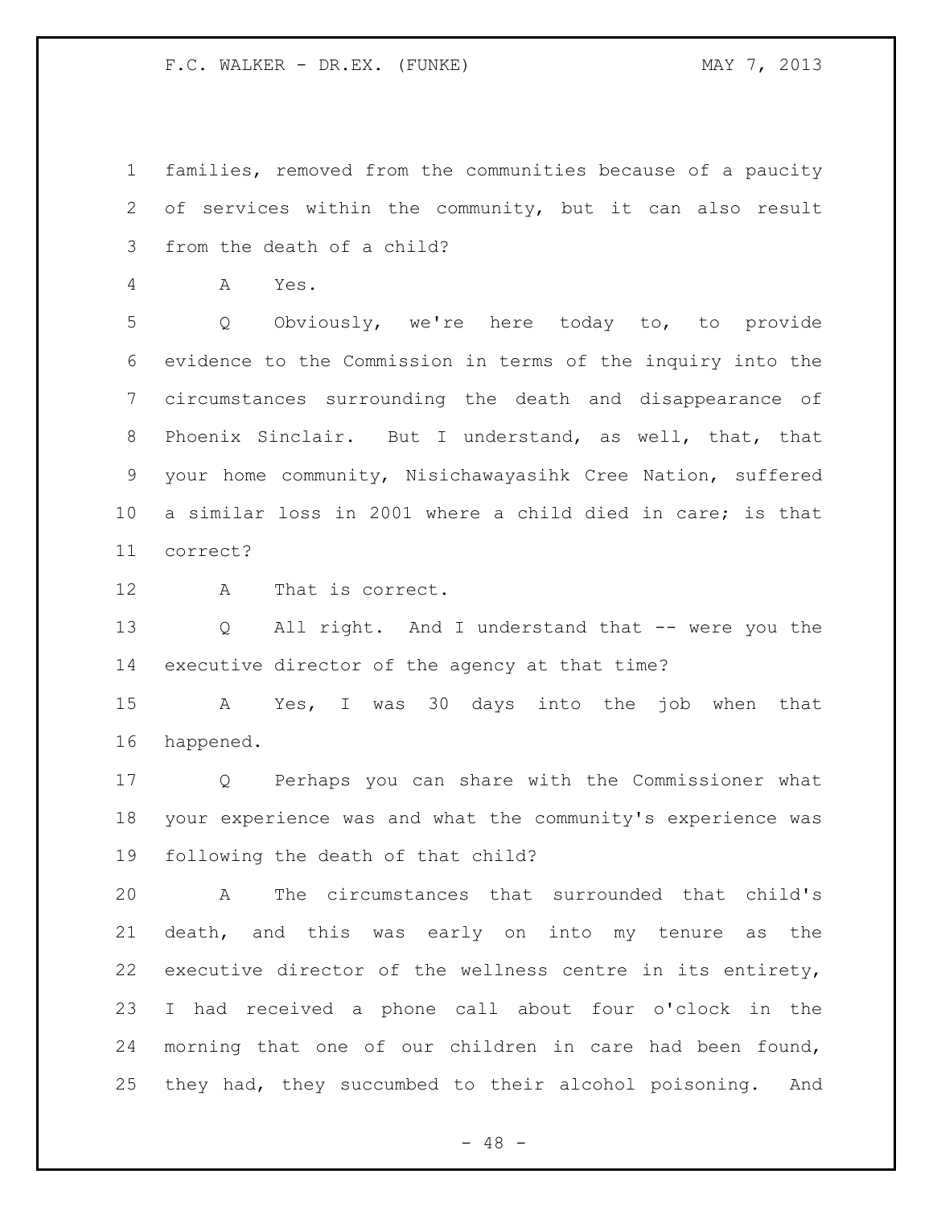families, removed from the communities because of a paucity of services within the community, but it can also result from the death of a child?

A Yes.

Q Obviously, we're here today to, to provide evidence to the Commission in terms of the inquiry into the circumstances surrounding the death and disappearance of Phoenix Sinclair. But I understand, as well, that, that your home community, Nisichawayasihk Cree Nation, suffered a similar loss in 2001 where a child died in care; is that correct?

A That is correct.

Q All right. And I understand that -- were you the executive director of the agency at that time?

A Yes, I was 30 days into the job when that happened.

Q Perhaps you can share with the Commissioner what your experience was and what the community's experience was following the death of that child?

A The circumstances that surrounded that child's death, and this was early on into my tenure as the executive director of the wellness centre in its entirety, I had received a phone call about four o'clock in the morning that one of our children in care had been found, they had, they succumbed to their alcohol poisoning. And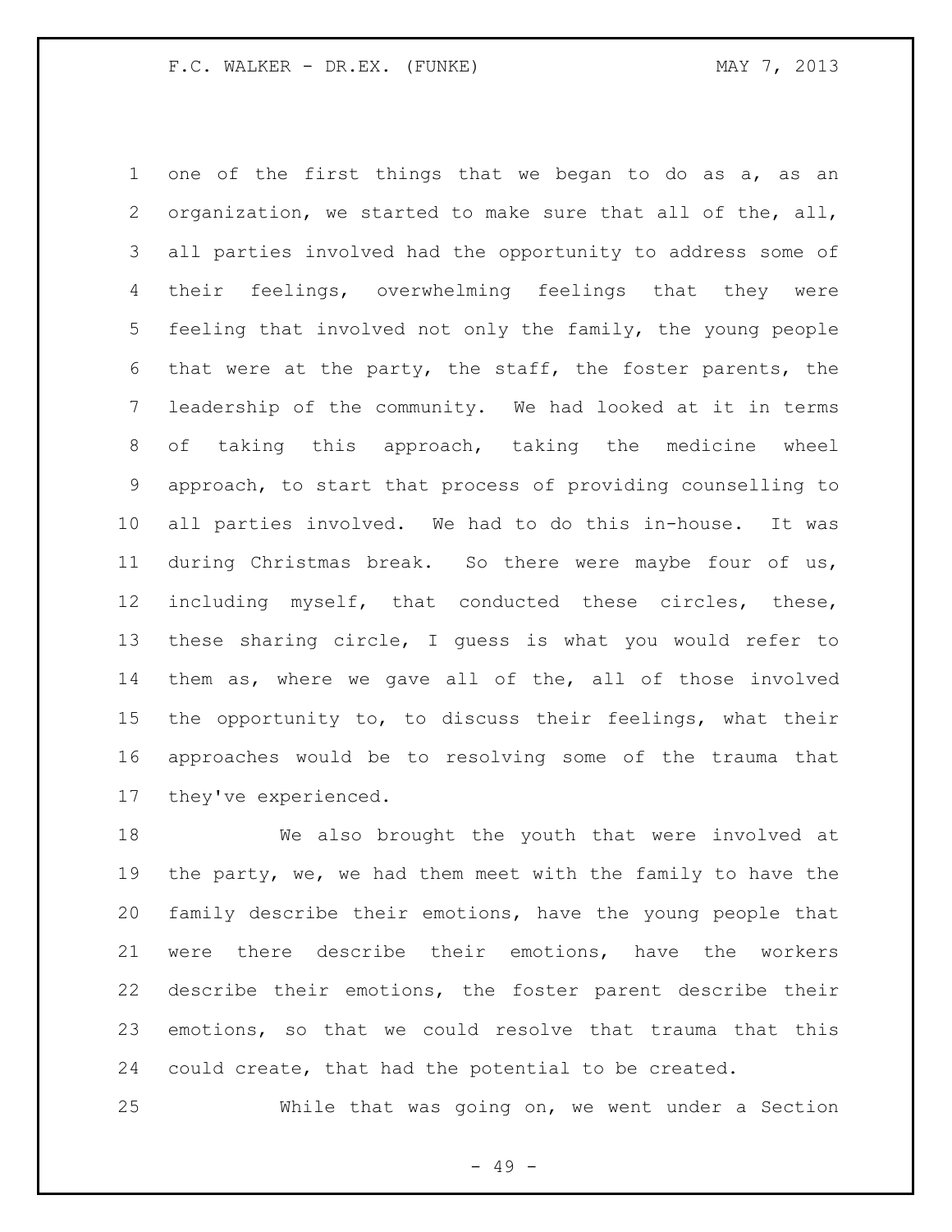one of the first things that we began to do as a, as an organization, we started to make sure that all of the, all, all parties involved had the opportunity to address some of their feelings, overwhelming feelings that they were feeling that involved not only the family, the young people that were at the party, the staff, the foster parents, the leadership of the community. We had looked at it in terms of taking this approach, taking the medicine wheel approach, to start that process of providing counselling to all parties involved. We had to do this in-house. It was during Christmas break. So there were maybe four of us, including myself, that conducted these circles, these, these sharing circle, I guess is what you would refer to them as, where we gave all of the, all of those involved the opportunity to, to discuss their feelings, what their approaches would be to resolving some of the trauma that they've experienced.

We also brought the youth that were involved at the party, we, we had them meet with the family to have the family describe their emotions, have the young people that were there describe their emotions, have the workers describe their emotions, the foster parent describe their emotions, so that we could resolve that trauma that this could create, that had the potential to be created.

While that was going on, we went under a Section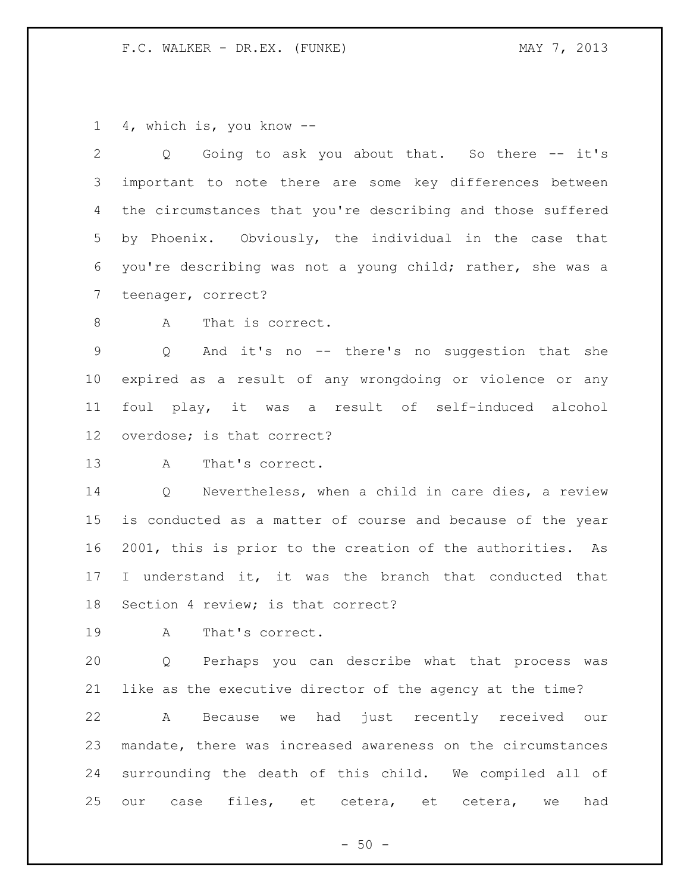4, which is, you know --

Q Going to ask you about that. So there -- it's important to note there are some key differences between the circumstances that you're describing and those suffered by Phoenix. Obviously, the individual in the case that you're describing was not a young child; rather, she was a teenager, correct?

A That is correct.

Q And it's no -- there's no suggestion that she expired as a result of any wrongdoing or violence or any foul play, it was a result of self-induced alcohol overdose; is that correct?

A That's correct.

Q Nevertheless, when a child in care dies, a review is conducted as a matter of course and because of the year 2001, this is prior to the creation of the authorities. As I understand it, it was the branch that conducted that Section 4 review; is that correct?

A That's correct.

Q Perhaps you can describe what that process was like as the executive director of the agency at the time?

A Because we had just recently received our mandate, there was increased awareness on the circumstances surrounding the death of this child. We compiled all of our case files, et cetera, et cetera, we had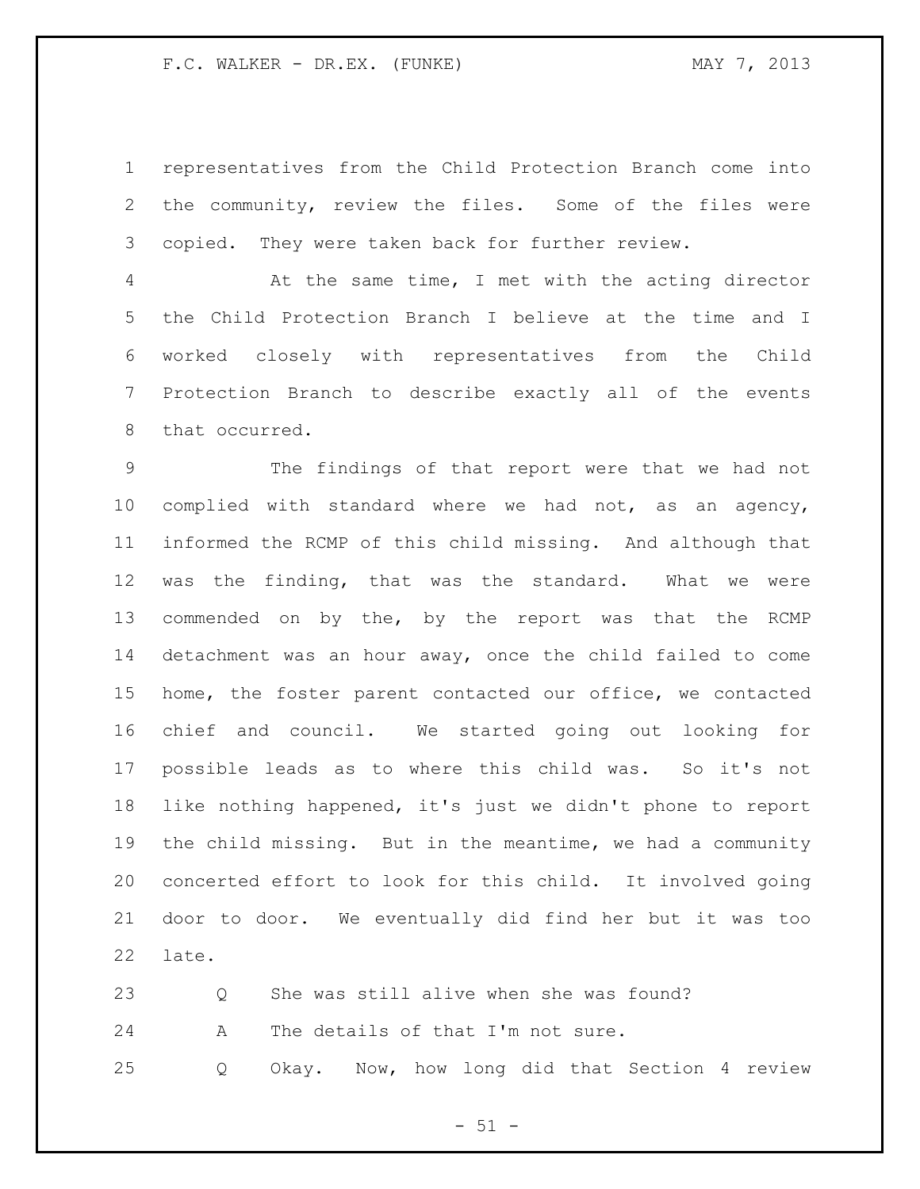representatives from the Child Protection Branch come into the community, review the files. Some of the files were copied. They were taken back for further review.

At the same time, I met with the acting director the Child Protection Branch I believe at the time and I worked closely with representatives from the Child Protection Branch to describe exactly all of the events that occurred.

The findings of that report were that we had not complied with standard where we had not, as an agency, informed the RCMP of this child missing. And although that was the finding, that was the standard. What we were commended on by the, by the report was that the RCMP detachment was an hour away, once the child failed to come home, the foster parent contacted our office, we contacted chief and council. We started going out looking for possible leads as to where this child was. So it's not like nothing happened, it's just we didn't phone to report the child missing. But in the meantime, we had a community concerted effort to look for this child. It involved going door to door. We eventually did find her but it was too late.

Q She was still alive when she was found?

A The details of that I'm not sure.

Q Okay. Now, how long did that Section 4 review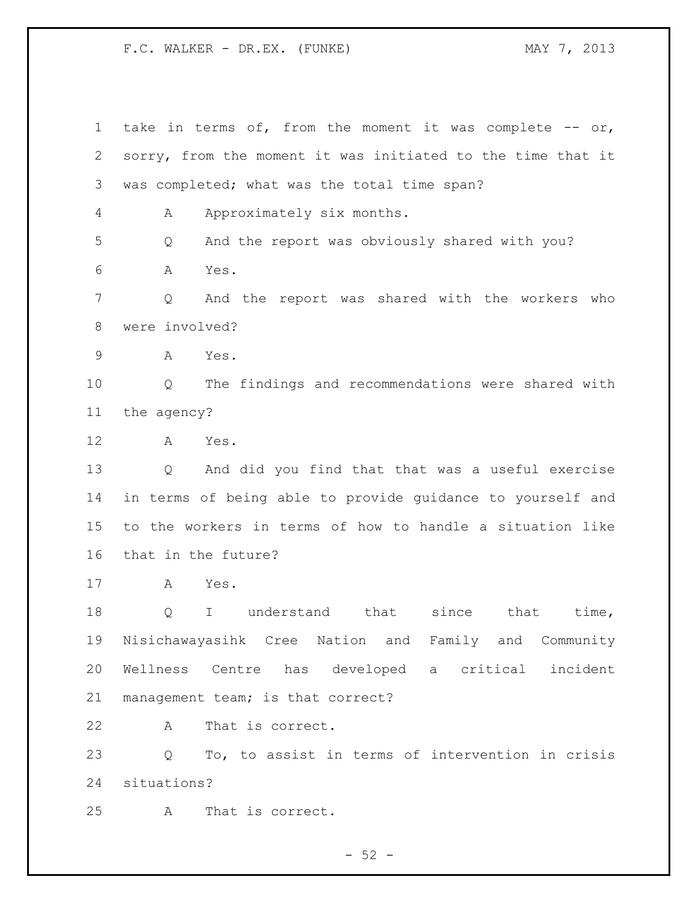take in terms of, from the moment it was complete -- or, sorry, from the moment it was initiated to the time that it was completed; what was the total time span?

A Approximately six months.

Q And the report was obviously shared with you?

A Yes.

Q And the report was shared with the workers who were involved?

A Yes.

Q The findings and recommendations were shared with the agency?

A Yes.

Q And did you find that that was a useful exercise in terms of being able to provide guidance to yourself and to the workers in terms of how to handle a situation like that in the future?

A Yes.

Q I understand that since that time, Nisichawayasihk Cree Nation and Family and Community Wellness Centre has developed a critical incident management team; is that correct?

A That is correct.

Q To, to assist in terms of intervention in crisis situations?

A That is correct.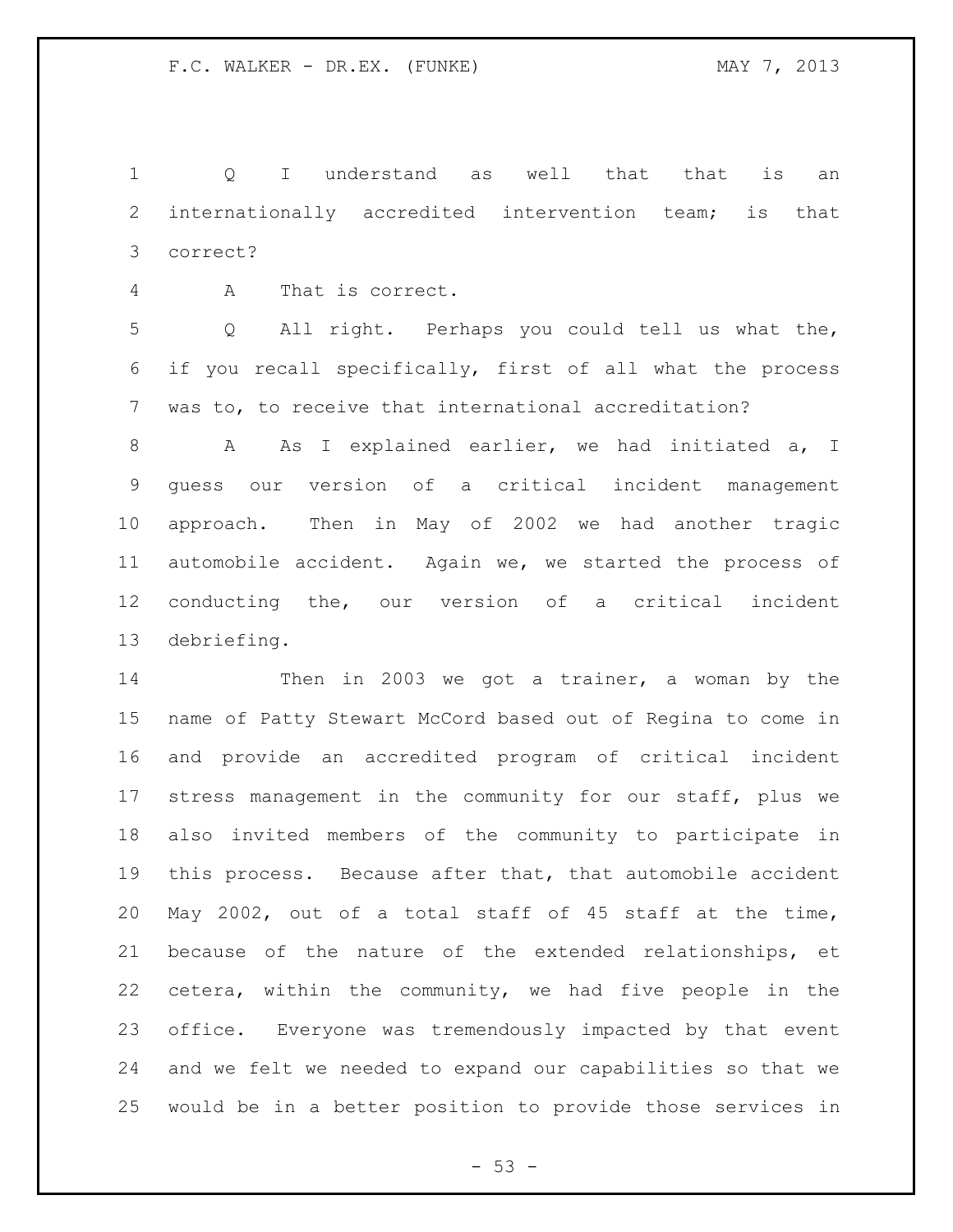Q I understand as well that that is an internationally accredited intervention team; is that correct?

A That is correct.

Q All right. Perhaps you could tell us what the, if you recall specifically, first of all what the process was to, to receive that international accreditation?

A As I explained earlier, we had initiated a, I guess our version of a critical incident management approach. Then in May of 2002 we had another tragic automobile accident. Again we, we started the process of conducting the, our version of a critical incident debriefing.

Then in 2003 we got a trainer, a woman by the name of Patty Stewart McCord based out of Regina to come in and provide an accredited program of critical incident stress management in the community for our staff, plus we also invited members of the community to participate in this process. Because after that, that automobile accident May 2002, out of a total staff of 45 staff at the time, because of the nature of the extended relationships, et cetera, within the community, we had five people in the office. Everyone was tremendously impacted by that event and we felt we needed to expand our capabilities so that we would be in a better position to provide those services in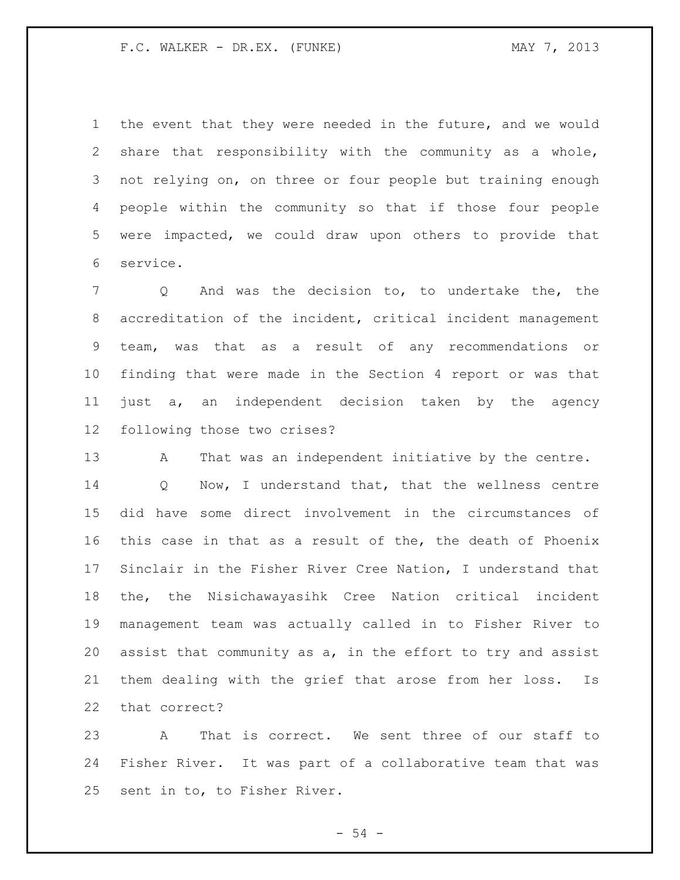the event that they were needed in the future, and we would share that responsibility with the community as a whole, not relying on, on three or four people but training enough people within the community so that if those four people were impacted, we could draw upon others to provide that service.

Q And was the decision to, to undertake the, the accreditation of the incident, critical incident management team, was that as a result of any recommendations or finding that were made in the Section 4 report or was that just a, an independent decision taken by the agency following those two crises?

A That was an independent initiative by the centre.

Q Now, I understand that, that the wellness centre did have some direct involvement in the circumstances of this case in that as a result of the, the death of Phoenix Sinclair in the Fisher River Cree Nation, I understand that the, the Nisichawayasihk Cree Nation critical incident management team was actually called in to Fisher River to assist that community as a, in the effort to try and assist them dealing with the grief that arose from her loss. Is that correct?

A That is correct. We sent three of our staff to Fisher River. It was part of a collaborative team that was sent in to, to Fisher River.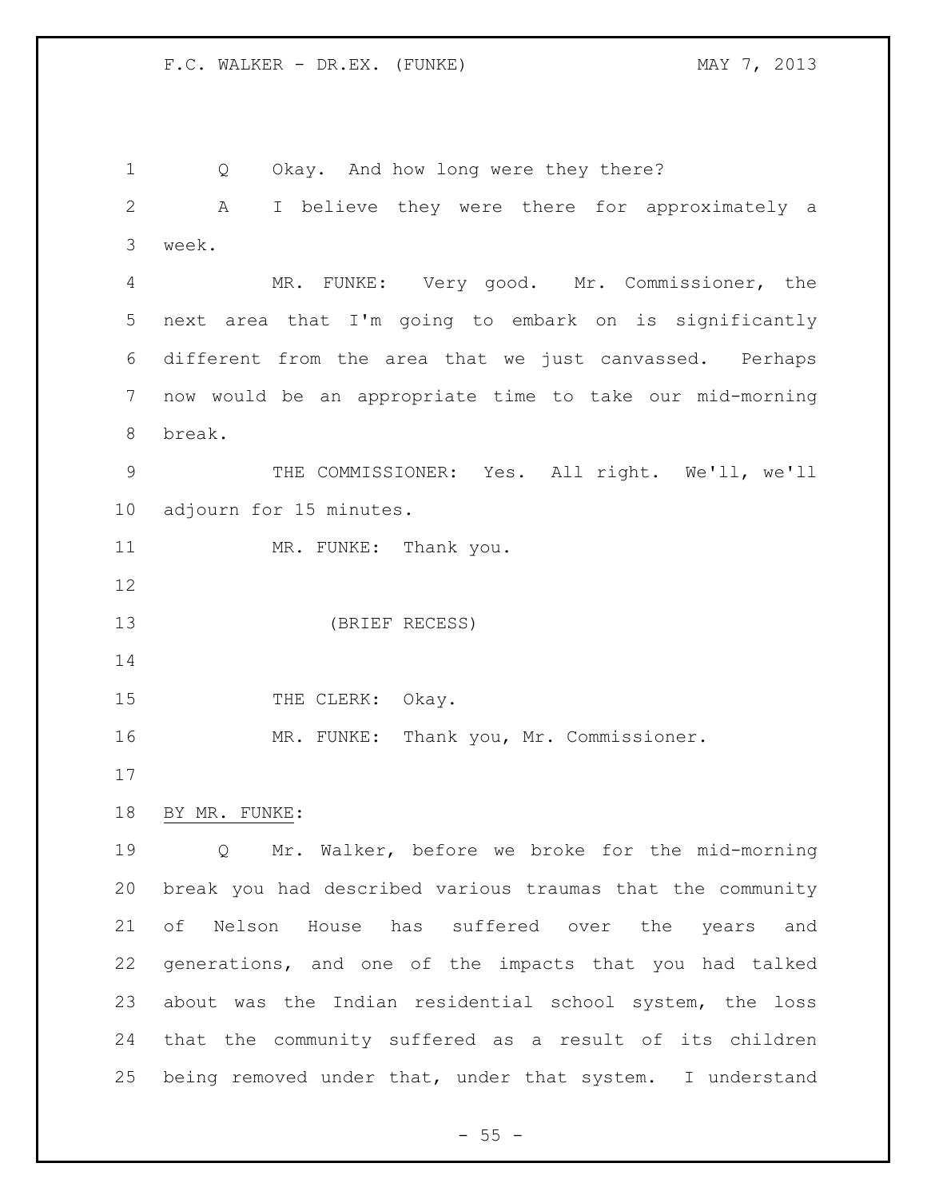Q Okay. And how long were they there?

A I believe they were there for approximately a week.

MR. FUNKE: Very good. Mr. Commissioner, the next area that I'm going to embark on is significantly different from the area that we just canvassed. Perhaps now would be an appropriate time to take our mid-morning break.

THE COMMISSIONER: Yes. All right. We'll, we'll adjourn for 15 minutes.

MR. FUNKE: Thank you.

(BRIEF RECESS)

THE CLERK: Okay.

MR. FUNKE: Thank you, Mr. Commissioner.

BY MR. FUNKE:

Q Mr. Walker, before we broke for the mid-morning break you had described various traumas that the community of Nelson House has suffered over the years and generations, and one of the impacts that you had talked about was the Indian residential school system, the loss that the community suffered as a result of its children being removed under that, under that system. I understand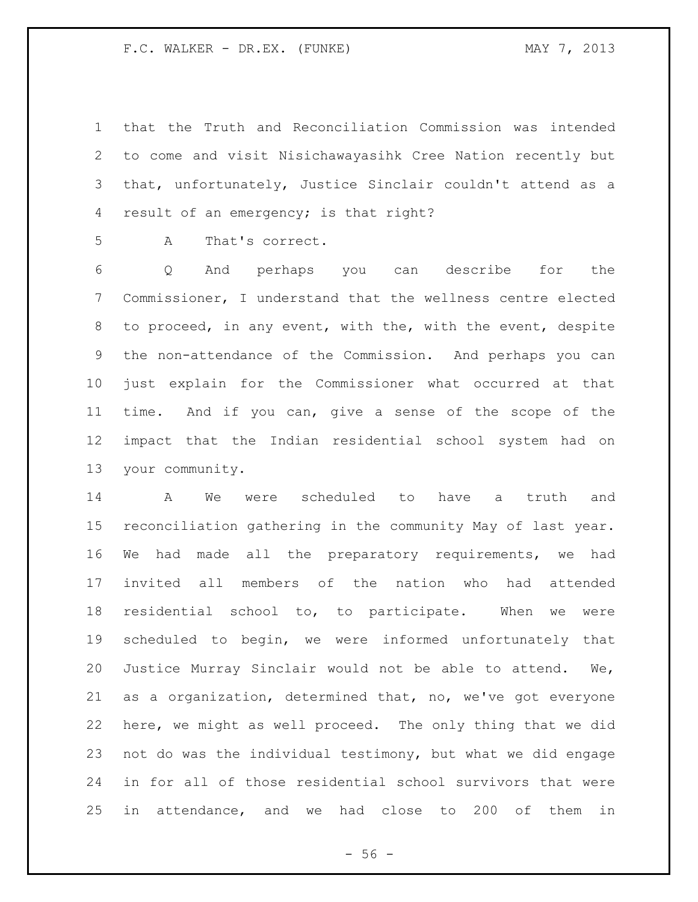that the Truth and Reconciliation Commission was intended to come and visit Nisichawayasihk Cree Nation recently but that, unfortunately, Justice Sinclair couldn't attend as a result of an emergency; is that right?

A That's correct.

Q And perhaps you can describe for the Commissioner, I understand that the wellness centre elected to proceed, in any event, with the, with the event, despite the non-attendance of the Commission. And perhaps you can just explain for the Commissioner what occurred at that time. And if you can, give a sense of the scope of the impact that the Indian residential school system had on your community.

A We were scheduled to have a truth and reconciliation gathering in the community May of last year. We had made all the preparatory requirements, we had invited all members of the nation who had attended residential school to, to participate. When we were scheduled to begin, we were informed unfortunately that Justice Murray Sinclair would not be able to attend. We, as a organization, determined that, no, we've got everyone here, we might as well proceed. The only thing that we did not do was the individual testimony, but what we did engage in for all of those residential school survivors that were in attendance, and we had close to 200 of them in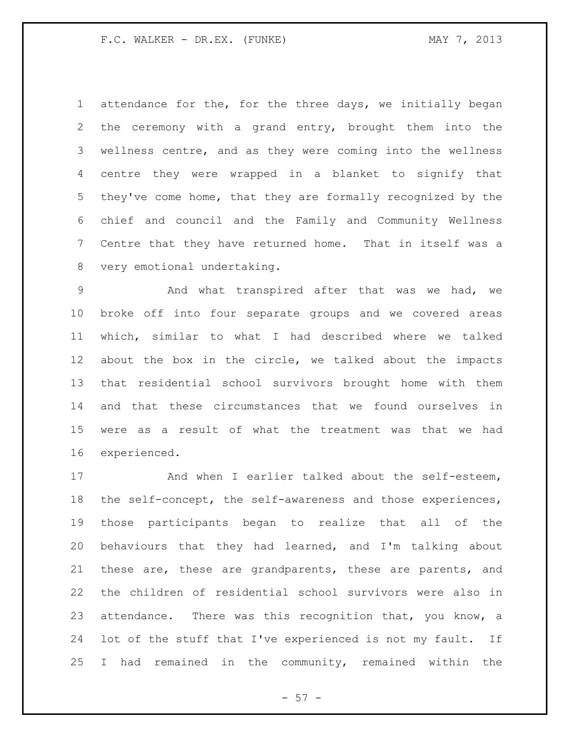attendance for the, for the three days, we initially began the ceremony with a grand entry, brought them into the wellness centre, and as they were coming into the wellness centre they were wrapped in a blanket to signify that they've come home, that they are formally recognized by the chief and council and the Family and Community Wellness Centre that they have returned home. That in itself was a very emotional undertaking.

And what transpired after that was we had, we broke off into four separate groups and we covered areas which, similar to what I had described where we talked about the box in the circle, we talked about the impacts that residential school survivors brought home with them and that these circumstances that we found ourselves in were as a result of what the treatment was that we had experienced.

And when I earlier talked about the self-esteem, the self-concept, the self-awareness and those experiences, those participants began to realize that all of the behaviours that they had learned, and I'm talking about these are, these are grandparents, these are parents, and the children of residential school survivors were also in attendance. There was this recognition that, you know, a lot of the stuff that I've experienced is not my fault. If I had remained in the community, remained within the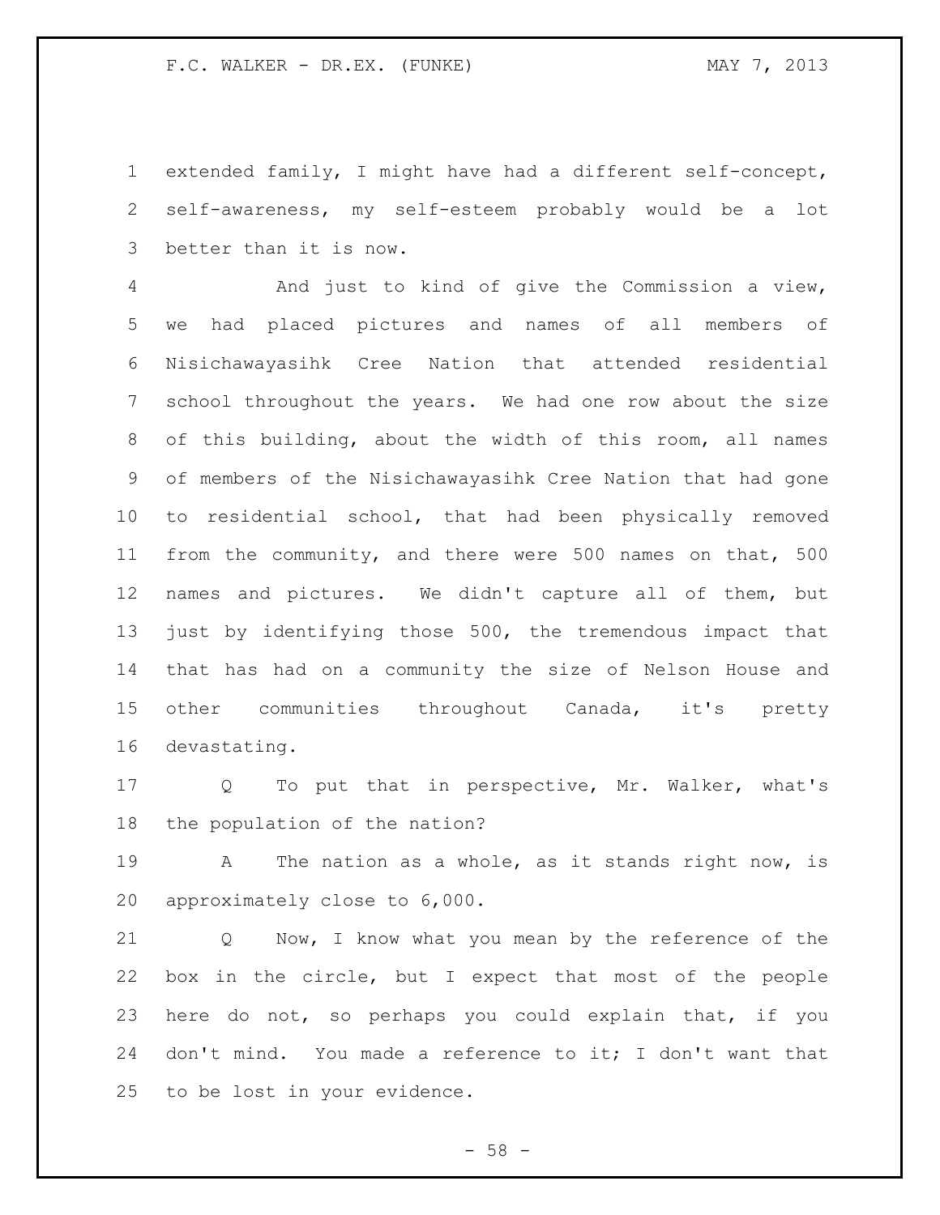extended family, I might have had a different self-concept, self-awareness, my self-esteem probably would be a lot better than it is now.

And just to kind of give the Commission a view, we had placed pictures and names of all members of Nisichawayasihk Cree Nation that attended residential school throughout the years. We had one row about the size of this building, about the width of this room, all names of members of the Nisichawayasihk Cree Nation that had gone to residential school, that had been physically removed from the community, and there were 500 names on that, 500 names and pictures. We didn't capture all of them, but just by identifying those 500, the tremendous impact that that has had on a community the size of Nelson House and other communities throughout Canada, it's pretty devastating.

Q To put that in perspective, Mr. Walker, what's the population of the nation?

A The nation as a whole, as it stands right now, is approximately close to 6,000.

Q Now, I know what you mean by the reference of the box in the circle, but I expect that most of the people here do not, so perhaps you could explain that, if you don't mind. You made a reference to it; I don't want that to be lost in your evidence.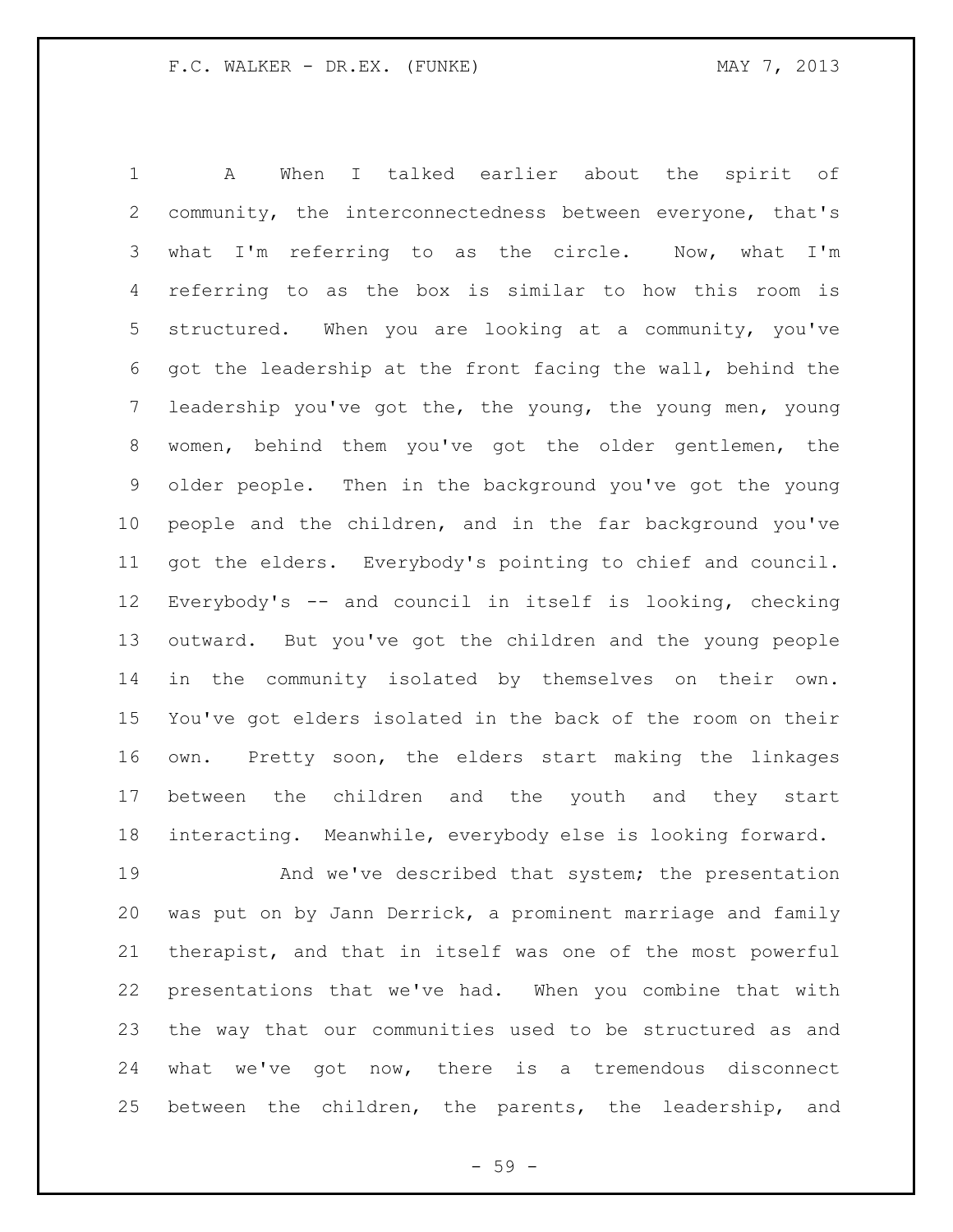A When I talked earlier about the spirit of community, the interconnectedness between everyone, that's what I'm referring to as the circle. Now, what I'm referring to as the box is similar to how this room is structured. When you are looking at a community, you've got the leadership at the front facing the wall, behind the leadership you've got the, the young, the young men, young women, behind them you've got the older gentlemen, the older people. Then in the background you've got the young people and the children, and in the far background you've got the elders. Everybody's pointing to chief and council. Everybody's -- and council in itself is looking, checking outward. But you've got the children and the young people in the community isolated by themselves on their own. You've got elders isolated in the back of the room on their own. Pretty soon, the elders start making the linkages between the children and the youth and they start interacting. Meanwhile, everybody else is looking forward.

And we've described that system; the presentation was put on by Jann Derrick, a prominent marriage and family therapist, and that in itself was one of the most powerful presentations that we've had. When you combine that with the way that our communities used to be structured as and what we've got now, there is a tremendous disconnect between the children, the parents, the leadership, and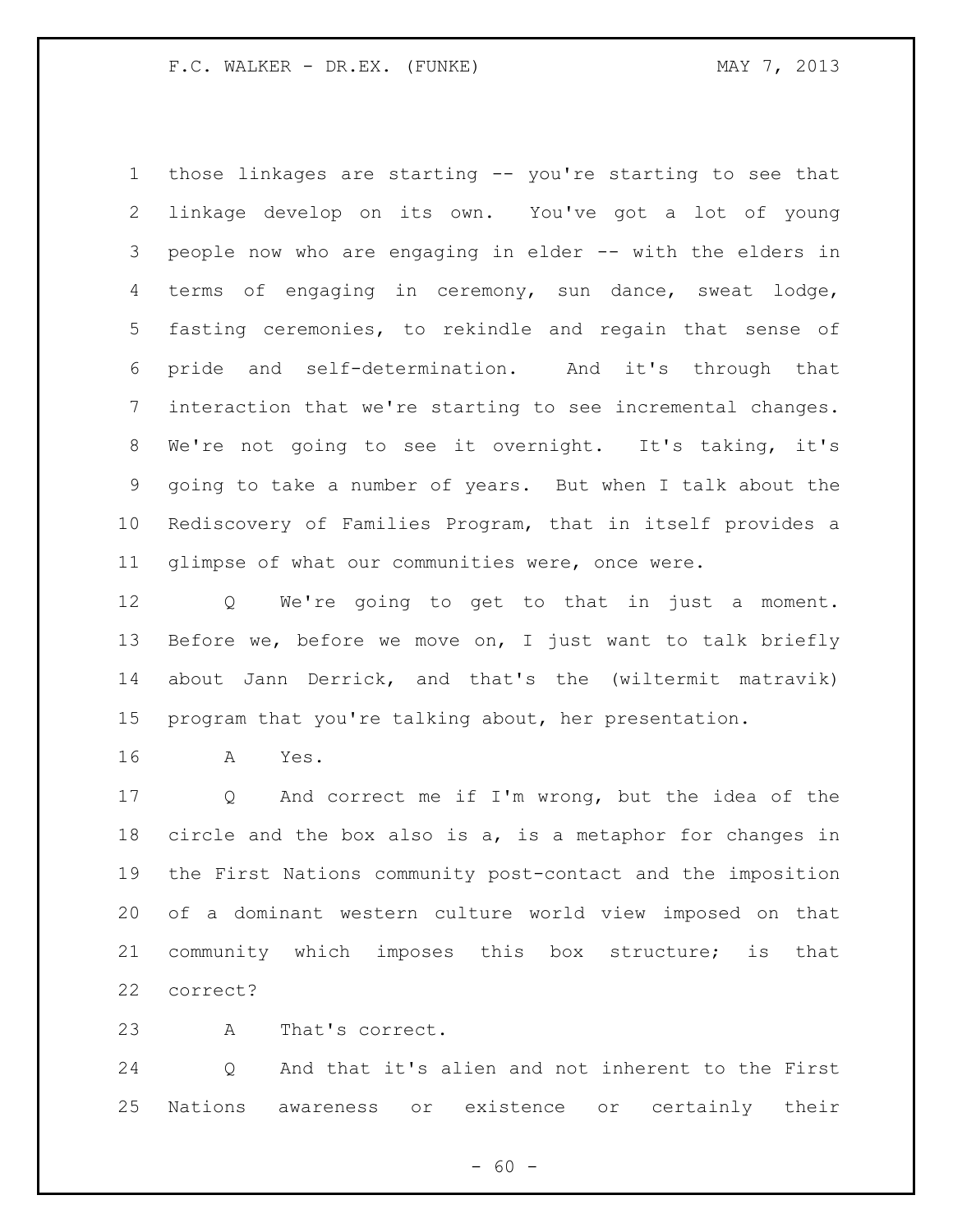those linkages are starting -- you're starting to see that linkage develop on its own. You've got a lot of young people now who are engaging in elder -- with the elders in terms of engaging in ceremony, sun dance, sweat lodge, fasting ceremonies, to rekindle and regain that sense of pride and self-determination. And it's through that interaction that we're starting to see incremental changes. We're not going to see it overnight. It's taking, it's going to take a number of years. But when I talk about the Rediscovery of Families Program, that in itself provides a glimpse of what our communities were, once were.

Q We're going to get to that in just a moment. Before we, before we move on, I just want to talk briefly about Jann Derrick, and that's the (wiltermit matravik) program that you're talking about, her presentation.

A Yes.

Q And correct me if I'm wrong, but the idea of the circle and the box also is a, is a metaphor for changes in the First Nations community post-contact and the imposition of a dominant western culture world view imposed on that community which imposes this box structure; is that correct?

A That's correct.

Q And that it's alien and not inherent to the First Nations awareness or existence or certainly their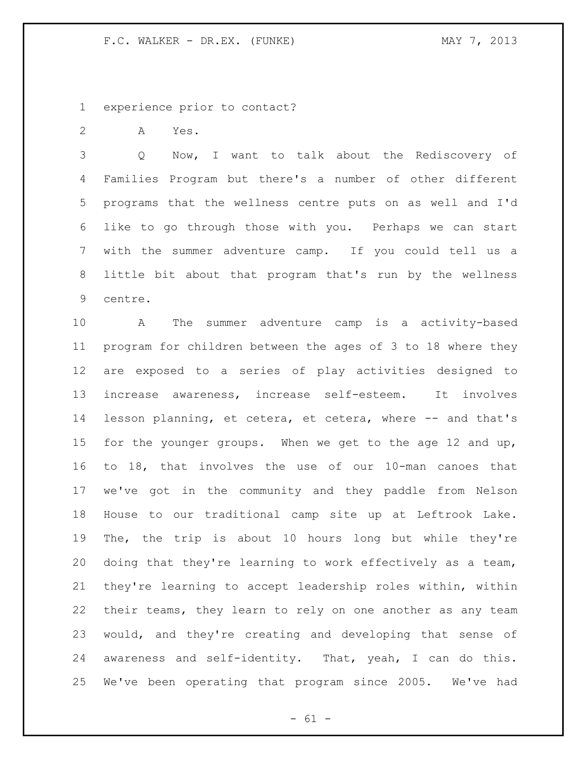experience prior to contact?

A Yes.

Q Now, I want to talk about the Rediscovery of Families Program but there's a number of other different programs that the wellness centre puts on as well and I'd like to go through those with you. Perhaps we can start with the summer adventure camp. If you could tell us a little bit about that program that's run by the wellness centre.

A The summer adventure camp is a activity-based program for children between the ages of 3 to 18 where they are exposed to a series of play activities designed to increase awareness, increase self-esteem. It involves lesson planning, et cetera, et cetera, where -- and that's for the younger groups. When we get to the age 12 and up, to 18, that involves the use of our 10-man canoes that we've got in the community and they paddle from Nelson House to our traditional camp site up at Leftrook Lake. The, the trip is about 10 hours long but while they're doing that they're learning to work effectively as a team, they're learning to accept leadership roles within, within their teams, they learn to rely on one another as any team would, and they're creating and developing that sense of awareness and self-identity. That, yeah, I can do this. We've been operating that program since 2005. We've had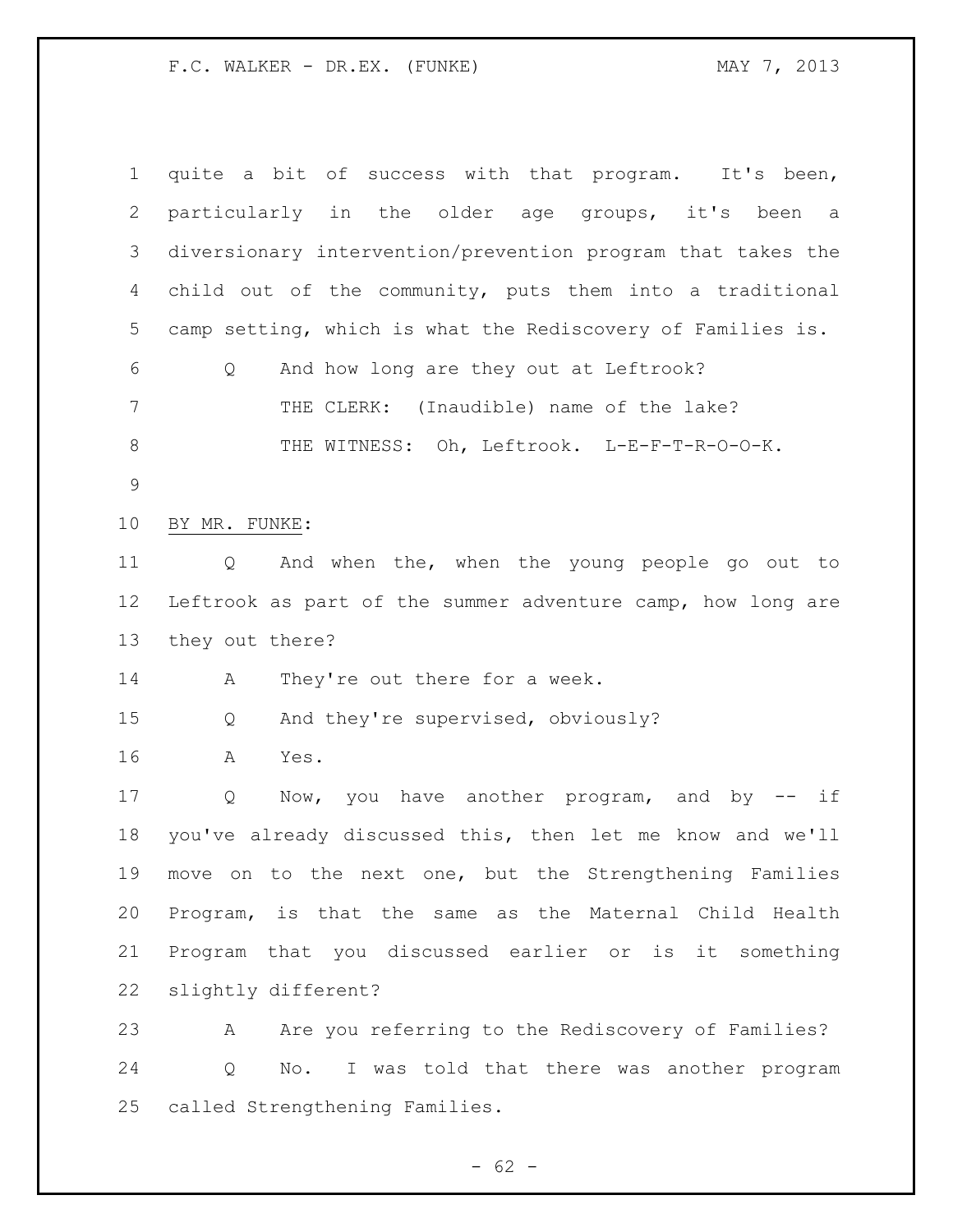quite a bit of success with that program. It's been, particularly in the older age groups, it's been a diversionary intervention/prevention program that takes the child out of the community, puts them into a traditional camp setting, which is what the Rediscovery of Families is.

Q And how long are they out at Leftrook?

THE CLERK: (Inaudible) name of the lake?

THE WITNESS: Oh, Leftrook. L-E-F-T-R-O-O-K.

BY MR. FUNKE:

Q And when the, when the young people go out to Leftrook as part of the summer adventure camp, how long are they out there?

A They're out there for a week.

Q And they're supervised, obviously?

A Yes.

Q Now, you have another program, and by -- if you've already discussed this, then let me know and we'll move on to the next one, but the Strengthening Families Program, is that the same as the Maternal Child Health Program that you discussed earlier or is it something slightly different?

A Are you referring to the Rediscovery of Families?

Q No. I was told that there was another program called Strengthening Families.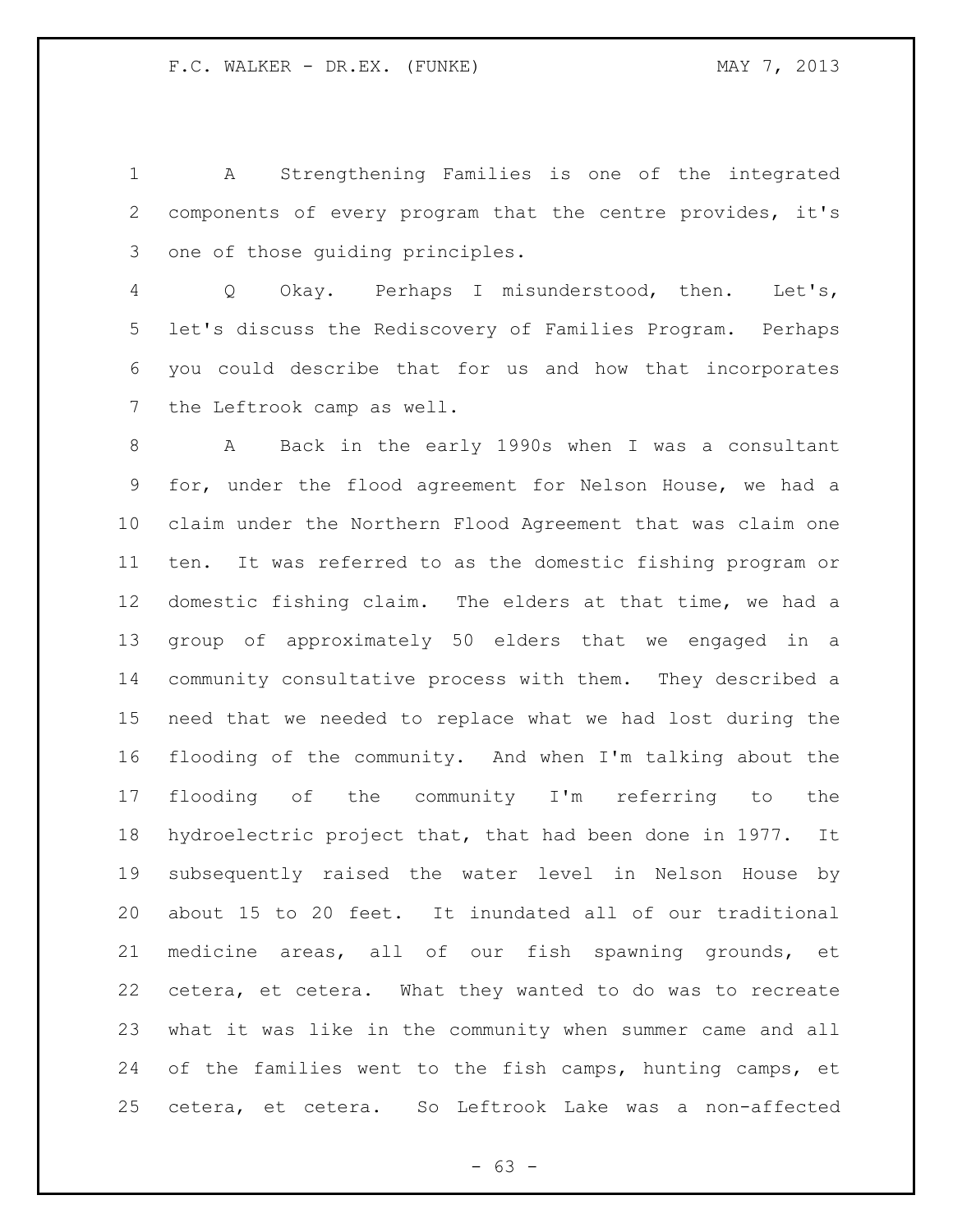A Strengthening Families is one of the integrated components of every program that the centre provides, it's one of those guiding principles.

Q Okay. Perhaps I misunderstood, then. Let's, let's discuss the Rediscovery of Families Program. Perhaps you could describe that for us and how that incorporates the Leftrook camp as well.

A Back in the early 1990s when I was a consultant for, under the flood agreement for Nelson House, we had a claim under the Northern Flood Agreement that was claim one ten. It was referred to as the domestic fishing program or domestic fishing claim. The elders at that time, we had a group of approximately 50 elders that we engaged in a community consultative process with them. They described a need that we needed to replace what we had lost during the flooding of the community. And when I'm talking about the flooding of the community I'm referring to the hydroelectric project that, that had been done in 1977. It subsequently raised the water level in Nelson House by about 15 to 20 feet. It inundated all of our traditional medicine areas, all of our fish spawning grounds, et cetera, et cetera. What they wanted to do was to recreate what it was like in the community when summer came and all of the families went to the fish camps, hunting camps, et cetera, et cetera. So Leftrook Lake was a non-affected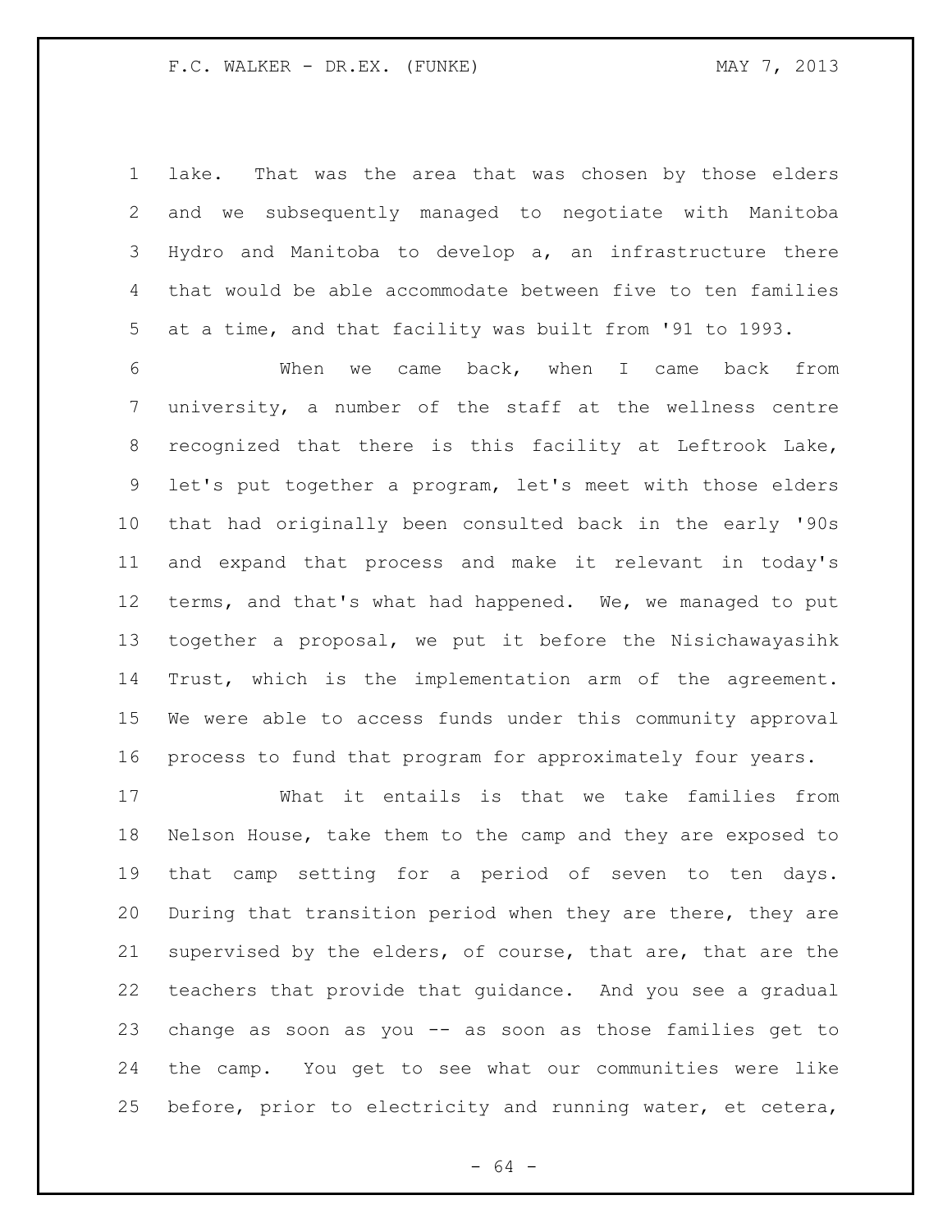lake. That was the area that was chosen by those elders and we subsequently managed to negotiate with Manitoba Hydro and Manitoba to develop a, an infrastructure there that would be able accommodate between five to ten families at a time, and that facility was built from '91 to 1993.

When we came back, when I came back from university, a number of the staff at the wellness centre recognized that there is this facility at Leftrook Lake, let's put together a program, let's meet with those elders that had originally been consulted back in the early '90s and expand that process and make it relevant in today's terms, and that's what had happened. We, we managed to put together a proposal, we put it before the Nisichawayasihk Trust, which is the implementation arm of the agreement. We were able to access funds under this community approval process to fund that program for approximately four years.

What it entails is that we take families from Nelson House, take them to the camp and they are exposed to that camp setting for a period of seven to ten days. During that transition period when they are there, they are supervised by the elders, of course, that are, that are the teachers that provide that guidance. And you see a gradual change as soon as you -- as soon as those families get to the camp. You get to see what our communities were like before, prior to electricity and running water, et cetera,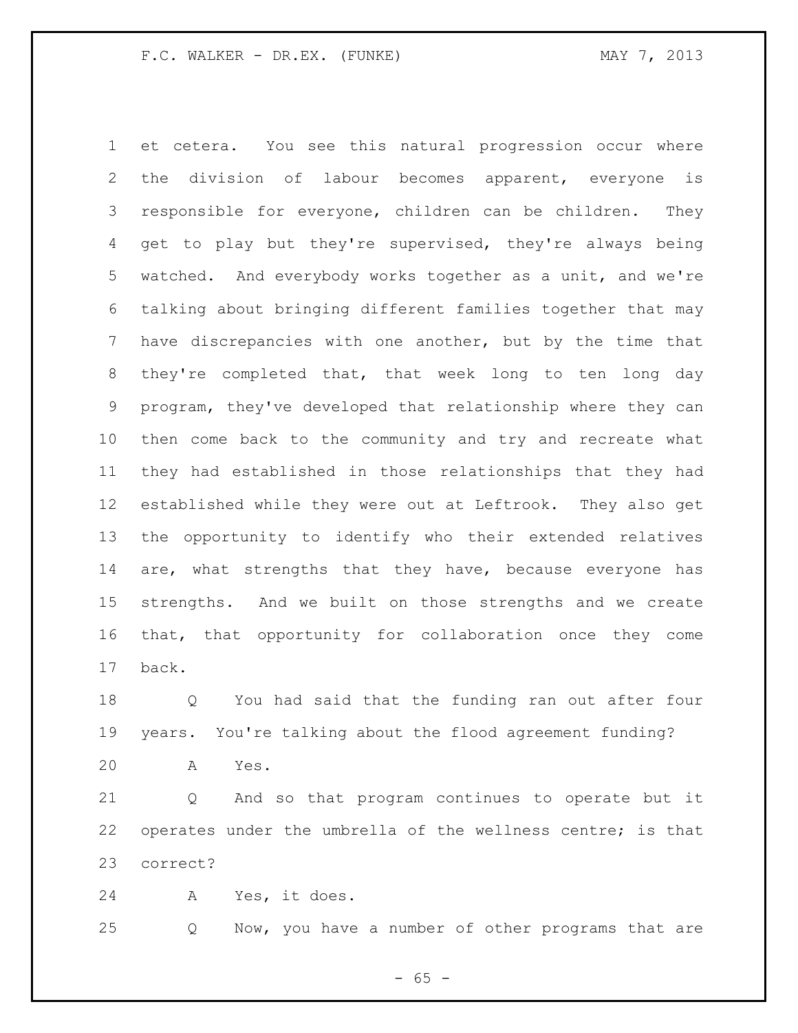et cetera. You see this natural progression occur where the division of labour becomes apparent, everyone is responsible for everyone, children can be children. They get to play but they're supervised, they're always being watched. And everybody works together as a unit, and we're talking about bringing different families together that may have discrepancies with one another, but by the time that they're completed that, that week long to ten long day program, they've developed that relationship where they can then come back to the community and try and recreate what they had established in those relationships that they had established while they were out at Leftrook. They also get the opportunity to identify who their extended relatives are, what strengths that they have, because everyone has strengths. And we built on those strengths and we create that, that opportunity for collaboration once they come back.

Q You had said that the funding ran out after four years. You're talking about the flood agreement funding?

A Yes.

Q And so that program continues to operate but it operates under the umbrella of the wellness centre; is that correct?

A Yes, it does.

Q Now, you have a number of other programs that are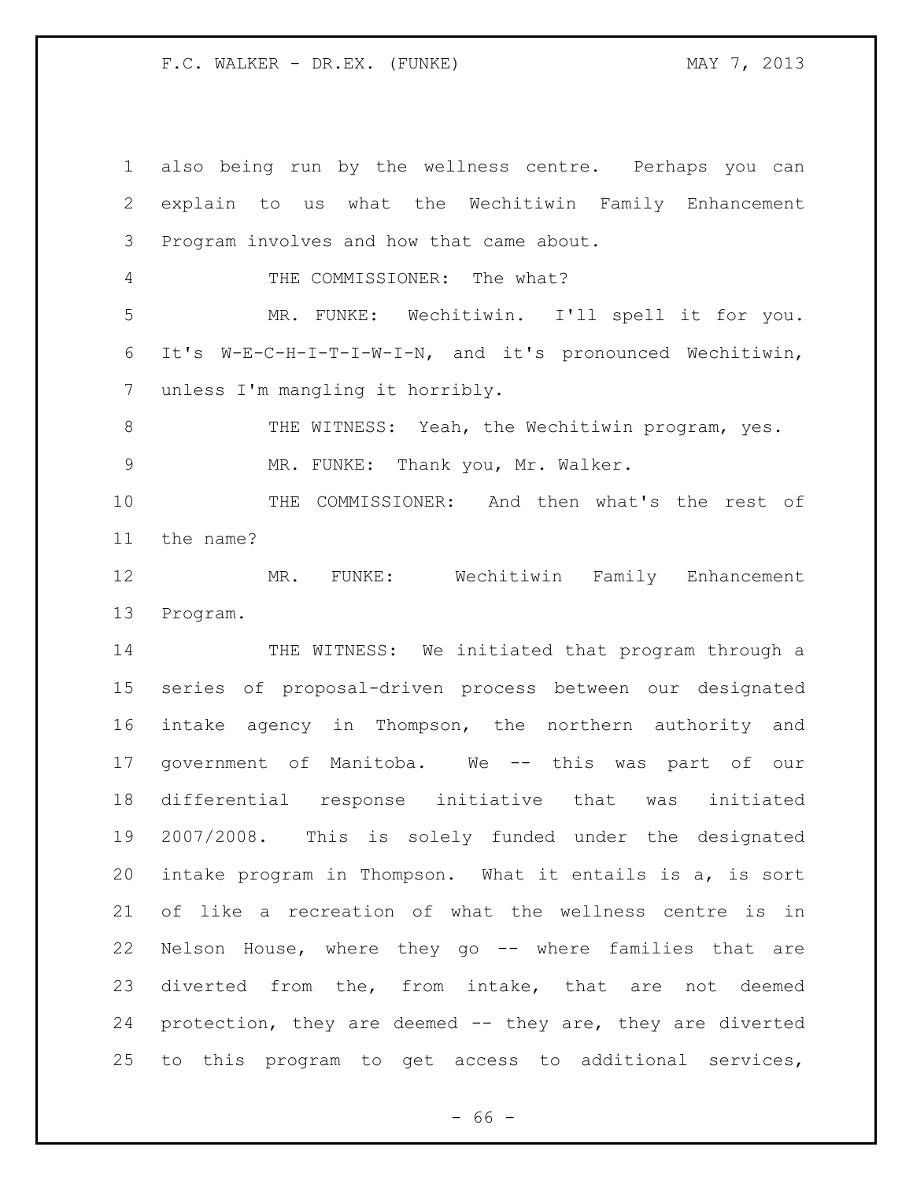also being run by the wellness centre. Perhaps you can explain to us what the Wechitiwin Family Enhancement Program involves and how that came about.

THE COMMISSIONER: The what?

MR. FUNKE: Wechitiwin. I'll spell it for you. It's W-E-C-H-I-T-I-W-I-N, and it's pronounced Wechitiwin, unless I'm mangling it horribly.

THE WITNESS: Yeah, the Wechitiwin program, yes.

MR. FUNKE: Thank you, Mr. Walker.

THE COMMISSIONER: And then what's the rest of the name?

MR. FUNKE: Wechitiwin Family Enhancement Program.

THE WITNESS: We initiated that program through a series of proposal-driven process between our designated intake agency in Thompson, the northern authority and government of Manitoba. We -- this was part of our differential response initiative that was initiated 2007/2008. This is solely funded under the designated intake program in Thompson. What it entails is a, is sort of like a recreation of what the wellness centre is in Nelson House, where they go -- where families that are diverted from the, from intake, that are not deemed protection, they are deemed -- they are, they are diverted to this program to get access to additional services,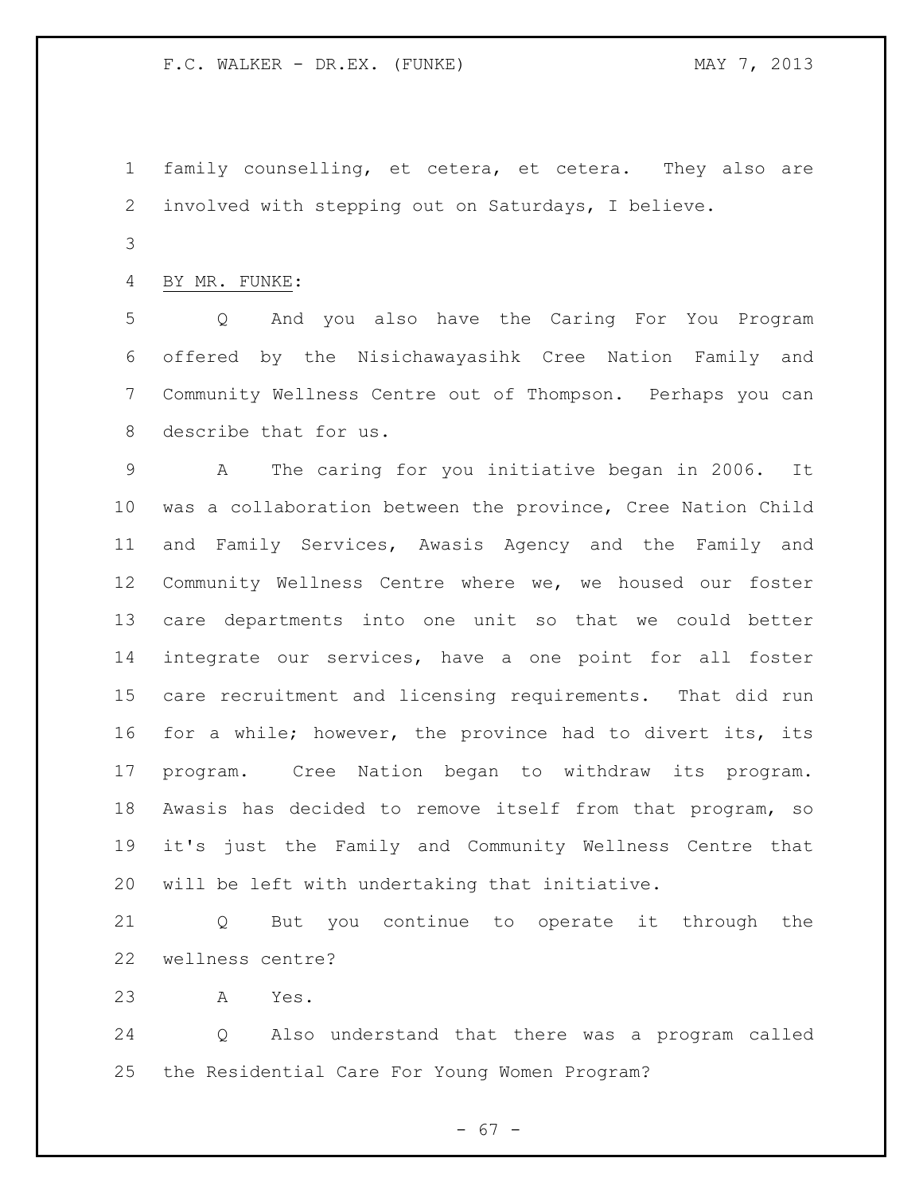family counselling, et cetera, et cetera. They also are involved with stepping out on Saturdays, I believe.

BY MR. FUNKE:

Q And you also have the Caring For You Program offered by the Nisichawayasihk Cree Nation Family and Community Wellness Centre out of Thompson. Perhaps you can describe that for us.

A The caring for you initiative began in 2006. It was a collaboration between the province, Cree Nation Child and Family Services, Awasis Agency and the Family and Community Wellness Centre where we, we housed our foster care departments into one unit so that we could better integrate our services, have a one point for all foster care recruitment and licensing requirements. That did run for a while; however, the province had to divert its, its program. Cree Nation began to withdraw its program. Awasis has decided to remove itself from that program, so it's just the Family and Community Wellness Centre that will be left with undertaking that initiative.

Q But you continue to operate it through the wellness centre?

A Yes.

Q Also understand that there was a program called the Residential Care For Young Women Program?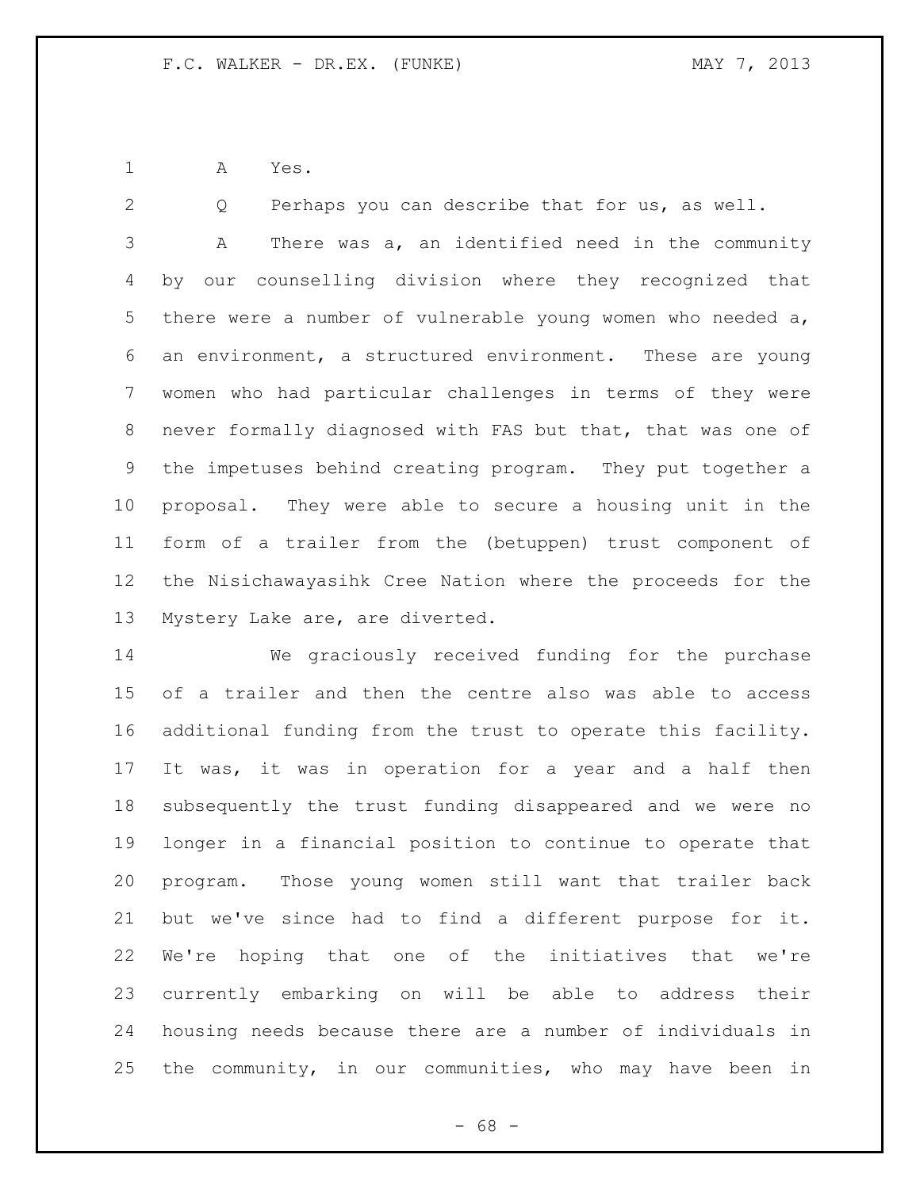A Yes.

Q Perhaps you can describe that for us, as well.

A There was a, an identified need in the community by our counselling division where they recognized that there were a number of vulnerable young women who needed a, an environment, a structured environment. These are young women who had particular challenges in terms of they were never formally diagnosed with FAS but that, that was one of the impetuses behind creating program. They put together a proposal. They were able to secure a housing unit in the form of a trailer from the (betuppen) trust component of the Nisichawayasihk Cree Nation where the proceeds for the Mystery Lake are, are diverted.

We graciously received funding for the purchase of a trailer and then the centre also was able to access additional funding from the trust to operate this facility. It was, it was in operation for a year and a half then subsequently the trust funding disappeared and we were no longer in a financial position to continue to operate that program. Those young women still want that trailer back but we've since had to find a different purpose for it. We're hoping that one of the initiatives that we're currently embarking on will be able to address their housing needs because there are a number of individuals in the community, in our communities, who may have been in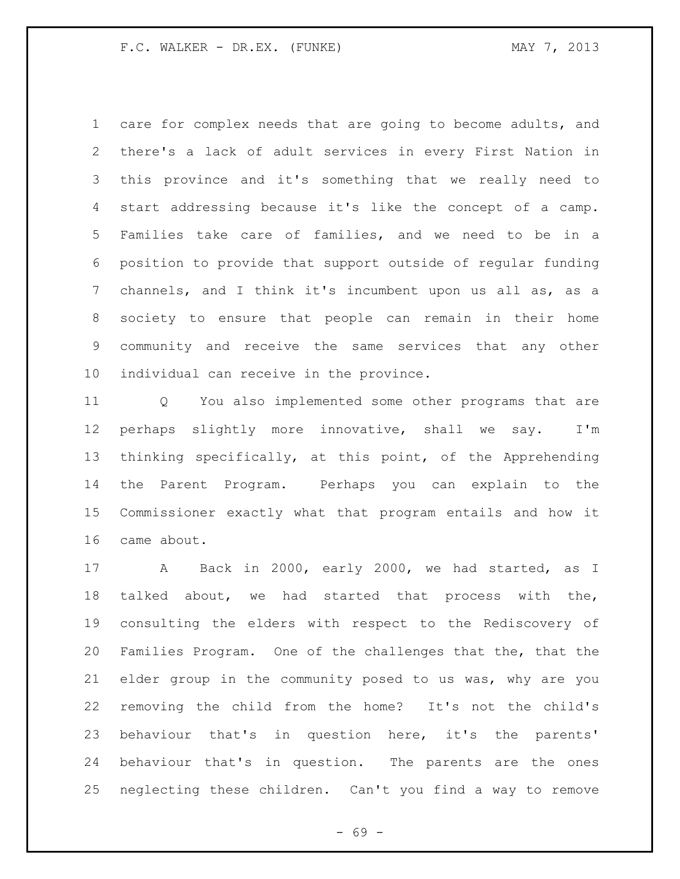care for complex needs that are going to become adults, and there's a lack of adult services in every First Nation in this province and it's something that we really need to start addressing because it's like the concept of a camp. Families take care of families, and we need to be in a position to provide that support outside of regular funding channels, and I think it's incumbent upon us all as, as a society to ensure that people can remain in their home community and receive the same services that any other individual can receive in the province.

Q You also implemented some other programs that are perhaps slightly more innovative, shall we say. I'm thinking specifically, at this point, of the Apprehending the Parent Program. Perhaps you can explain to the Commissioner exactly what that program entails and how it came about.

A Back in 2000, early 2000, we had started, as I talked about, we had started that process with the, consulting the elders with respect to the Rediscovery of Families Program. One of the challenges that the, that the elder group in the community posed to us was, why are you removing the child from the home? It's not the child's behaviour that's in question here, it's the parents' behaviour that's in question. The parents are the ones neglecting these children. Can't you find a way to remove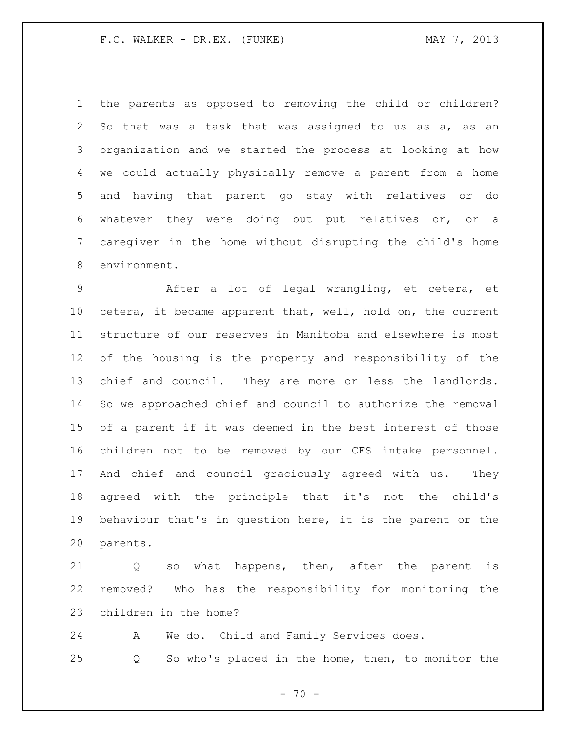the parents as opposed to removing the child or children? So that was a task that was assigned to us as a, as an organization and we started the process at looking at how we could actually physically remove a parent from a home and having that parent go stay with relatives or do whatever they were doing but put relatives or, or a caregiver in the home without disrupting the child's home environment.

After a lot of legal wrangling, et cetera, et cetera, it became apparent that, well, hold on, the current structure of our reserves in Manitoba and elsewhere is most of the housing is the property and responsibility of the chief and council. They are more or less the landlords. So we approached chief and council to authorize the removal of a parent if it was deemed in the best interest of those children not to be removed by our CFS intake personnel. And chief and council graciously agreed with us. They agreed with the principle that it's not the child's behaviour that's in question here, it is the parent or the parents.

Q so what happens, then, after the parent is removed? Who has the responsibility for monitoring the children in the home?

A We do. Child and Family Services does.

Q So who's placed in the home, then, to monitor the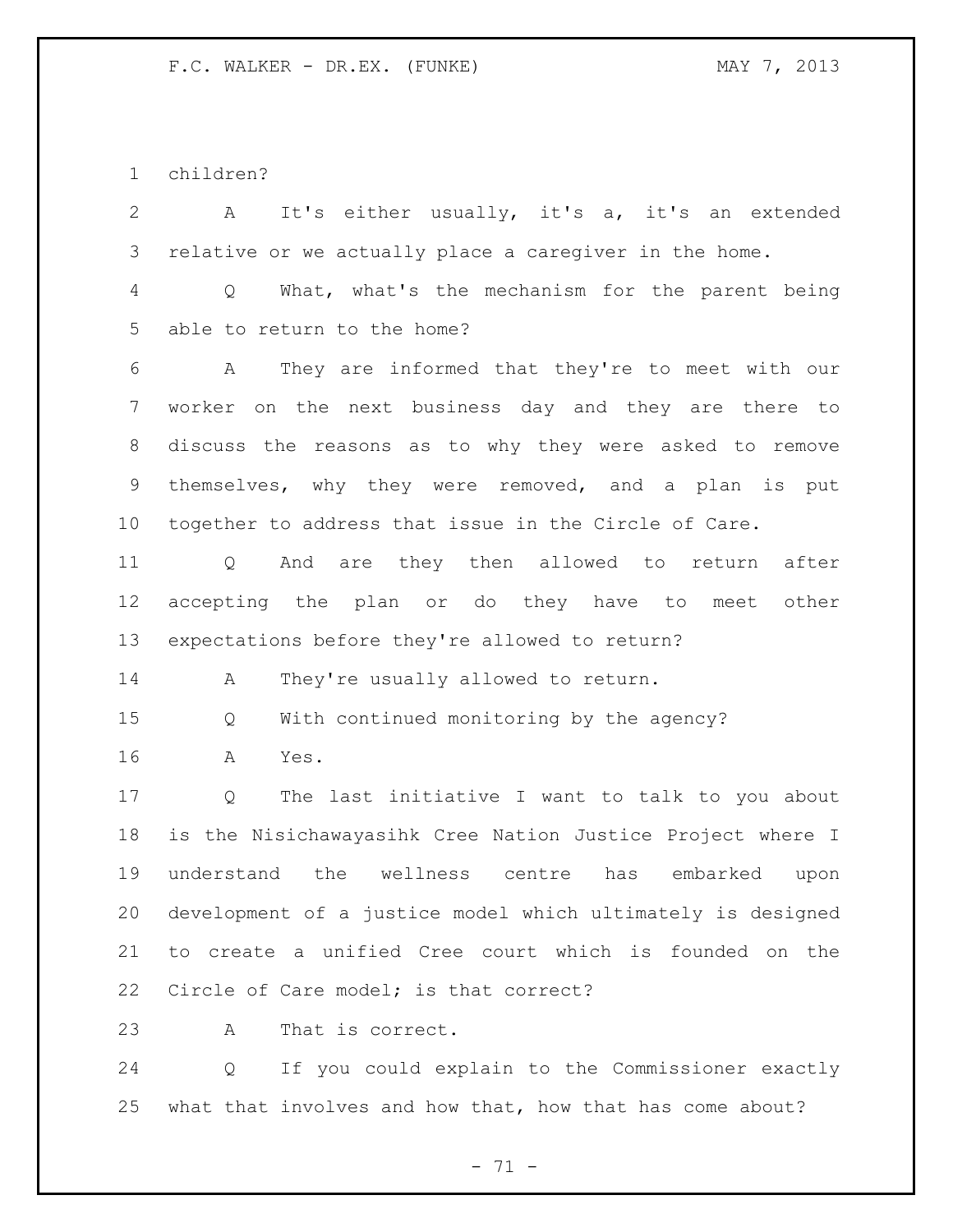children?

A It's either usually, it's a, it's an extended relative or we actually place a caregiver in the home.

Q What, what's the mechanism for the parent being able to return to the home?

A They are informed that they're to meet with our worker on the next business day and they are there to discuss the reasons as to why they were asked to remove themselves, why they were removed, and a plan is put together to address that issue in the Circle of Care.

Q And are they then allowed to return after accepting the plan or do they have to meet other expectations before they're allowed to return?

A They're usually allowed to return.

Q With continued monitoring by the agency?

A Yes.

Q The last initiative I want to talk to you about is the Nisichawayasihk Cree Nation Justice Project where I understand the wellness centre has embarked upon development of a justice model which ultimately is designed to create a unified Cree court which is founded on the Circle of Care model; is that correct?

A That is correct.

Q If you could explain to the Commissioner exactly what that involves and how that, how that has come about?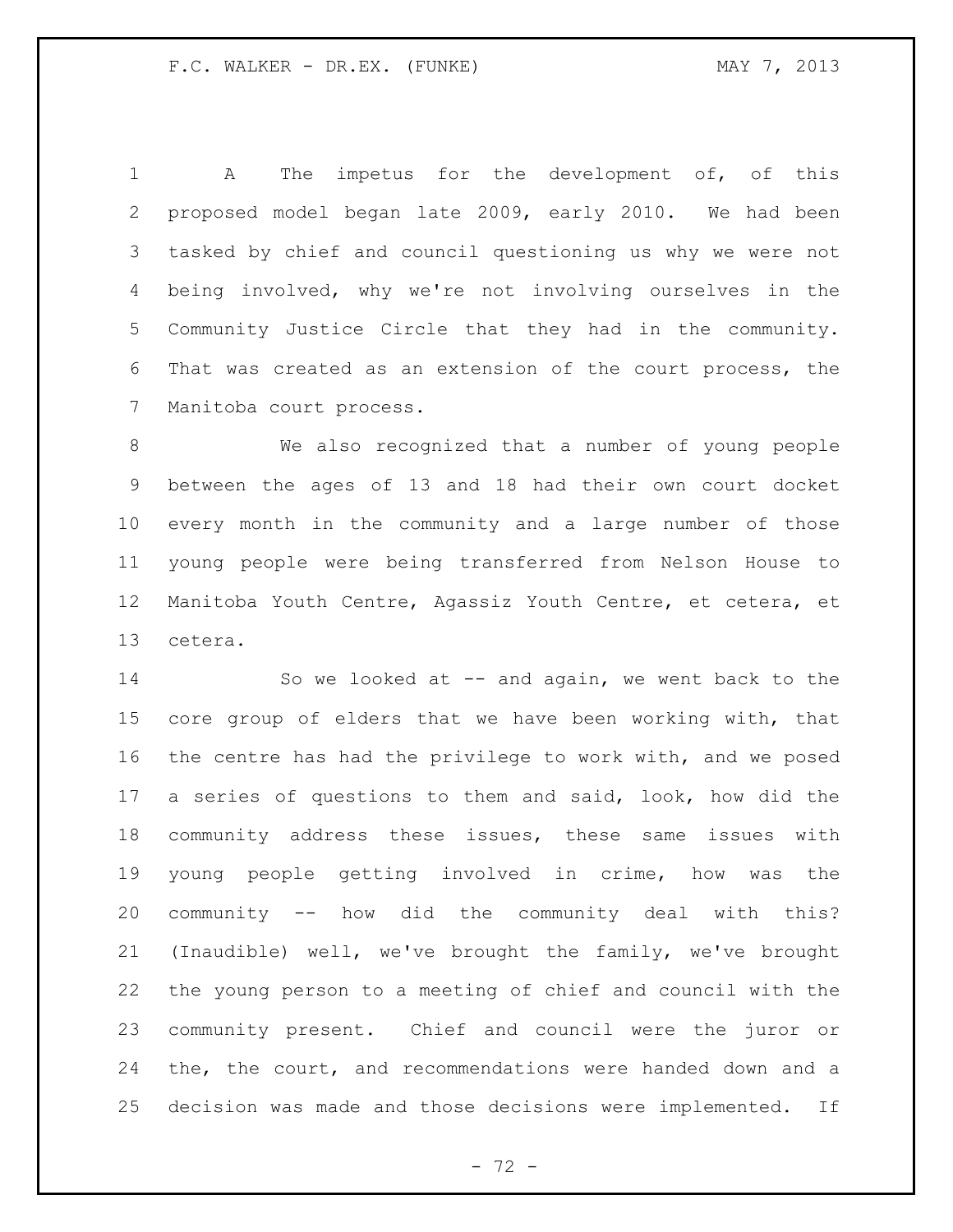A The impetus for the development of, of this proposed model began late 2009, early 2010. We had been tasked by chief and council questioning us why we were not being involved, why we're not involving ourselves in the Community Justice Circle that they had in the community. That was created as an extension of the court process, the Manitoba court process.

We also recognized that a number of young people between the ages of 13 and 18 had their own court docket every month in the community and a large number of those young people were being transferred from Nelson House to Manitoba Youth Centre, Agassiz Youth Centre, et cetera, et cetera.

So we looked at -- and again, we went back to the core group of elders that we have been working with, that the centre has had the privilege to work with, and we posed a series of questions to them and said, look, how did the community address these issues, these same issues with young people getting involved in crime, how was the community -- how did the community deal with this? (Inaudible) well, we've brought the family, we've brought the young person to a meeting of chief and council with the community present. Chief and council were the juror or the, the court, and recommendations were handed down and a decision was made and those decisions were implemented. If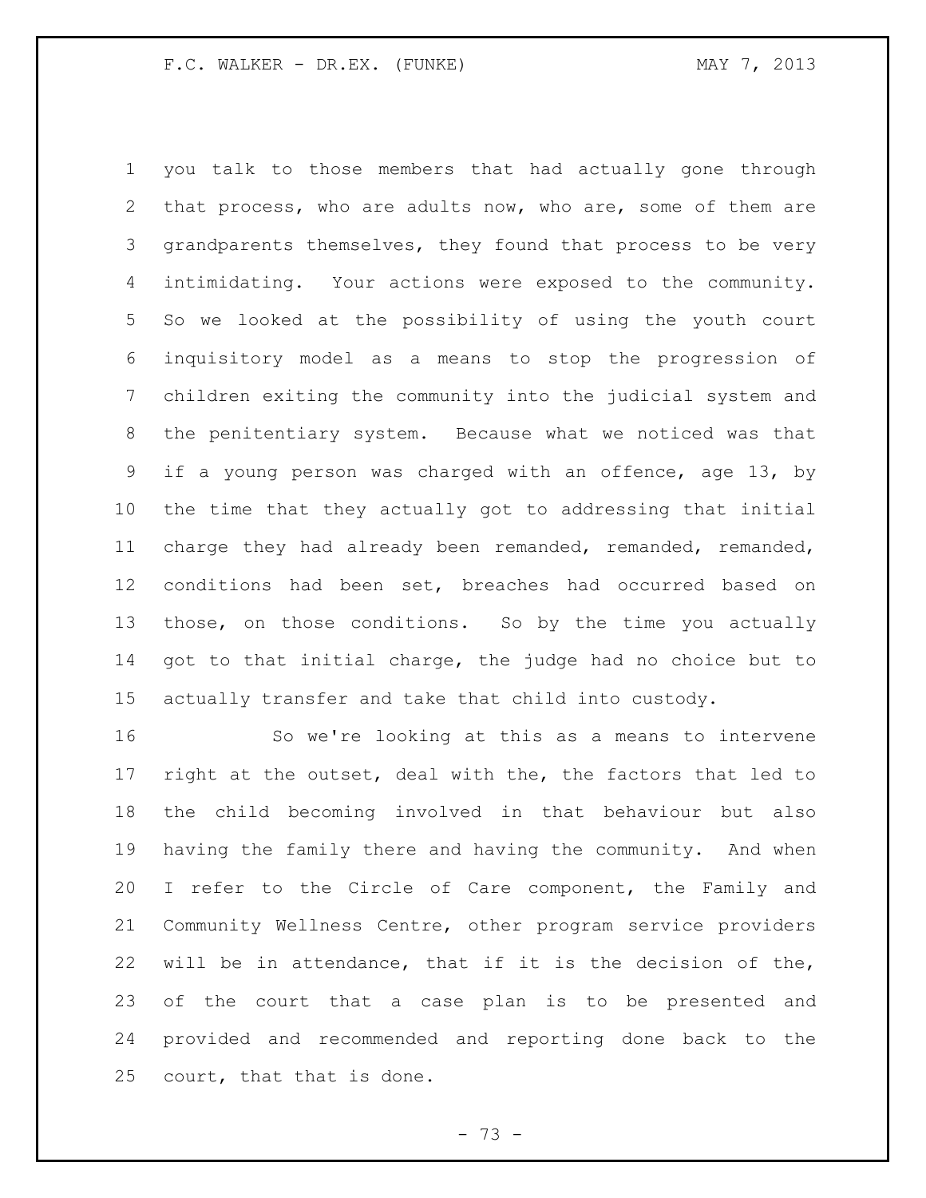you talk to those members that had actually gone through that process, who are adults now, who are, some of them are grandparents themselves, they found that process to be very intimidating. Your actions were exposed to the community. So we looked at the possibility of using the youth court inquisitory model as a means to stop the progression of children exiting the community into the judicial system and the penitentiary system. Because what we noticed was that if a young person was charged with an offence, age 13, by the time that they actually got to addressing that initial charge they had already been remanded, remanded, remanded, conditions had been set, breaches had occurred based on those, on those conditions. So by the time you actually got to that initial charge, the judge had no choice but to actually transfer and take that child into custody.

So we're looking at this as a means to intervene right at the outset, deal with the, the factors that led to the child becoming involved in that behaviour but also having the family there and having the community. And when I refer to the Circle of Care component, the Family and Community Wellness Centre, other program service providers will be in attendance, that if it is the decision of the, of the court that a case plan is to be presented and provided and recommended and reporting done back to the court, that that is done.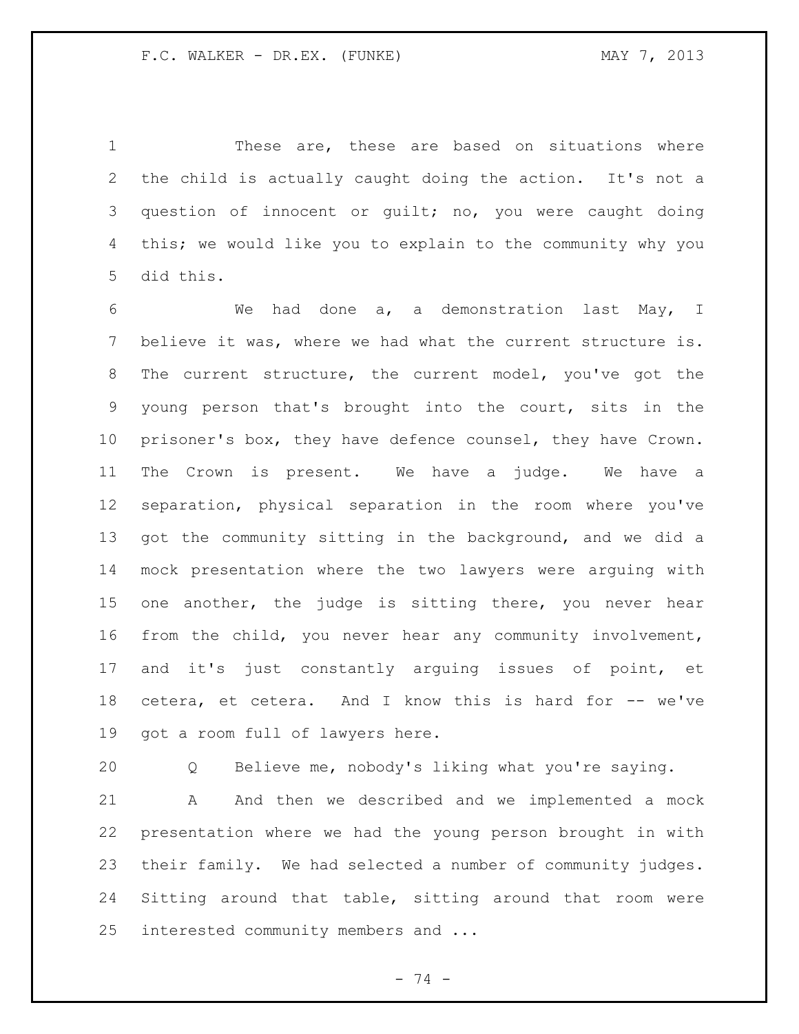These are, these are based on situations where the child is actually caught doing the action. It's not a question of innocent or guilt; no, you were caught doing this; we would like you to explain to the community why you did this.

We had done a, a demonstration last May, I believe it was, where we had what the current structure is. The current structure, the current model, you've got the young person that's brought into the court, sits in the prisoner's box, they have defence counsel, they have Crown. The Crown is present. We have a judge. We have a separation, physical separation in the room where you've got the community sitting in the background, and we did a mock presentation where the two lawyers were arguing with one another, the judge is sitting there, you never hear from the child, you never hear any community involvement, and it's just constantly arguing issues of point, et cetera, et cetera. And I know this is hard for -- we've got a room full of lawyers here.

Q Believe me, nobody's liking what you're saying.

A And then we described and we implemented a mock presentation where we had the young person brought in with their family. We had selected a number of community judges. Sitting around that table, sitting around that room were interested community members and ...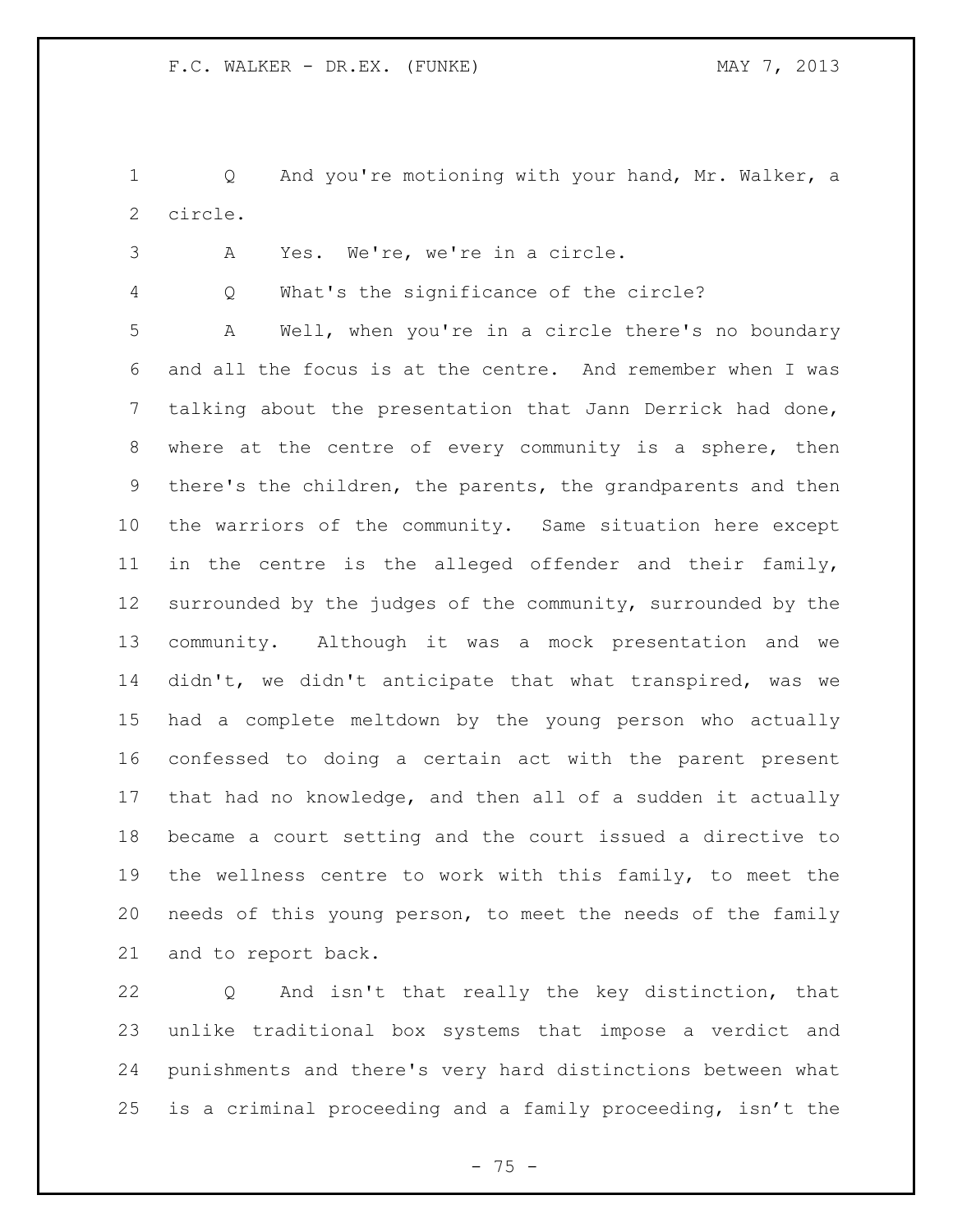Q And you're motioning with your hand, Mr. Walker, a circle.

A Yes. We're, we're in a circle.

Q What's the significance of the circle?

A Well, when you're in a circle there's no boundary and all the focus is at the centre. And remember when I was talking about the presentation that Jann Derrick had done, where at the centre of every community is a sphere, then there's the children, the parents, the grandparents and then the warriors of the community. Same situation here except in the centre is the alleged offender and their family, surrounded by the judges of the community, surrounded by the community. Although it was a mock presentation and we didn't, we didn't anticipate that what transpired, was we had a complete meltdown by the young person who actually confessed to doing a certain act with the parent present that had no knowledge, and then all of a sudden it actually became a court setting and the court issued a directive to the wellness centre to work with this family, to meet the needs of this young person, to meet the needs of the family and to report back.

Q And isn't that really the key distinction, that unlike traditional box systems that impose a verdict and punishments and there's very hard distinctions between what is a criminal proceeding and a family proceeding, isn't the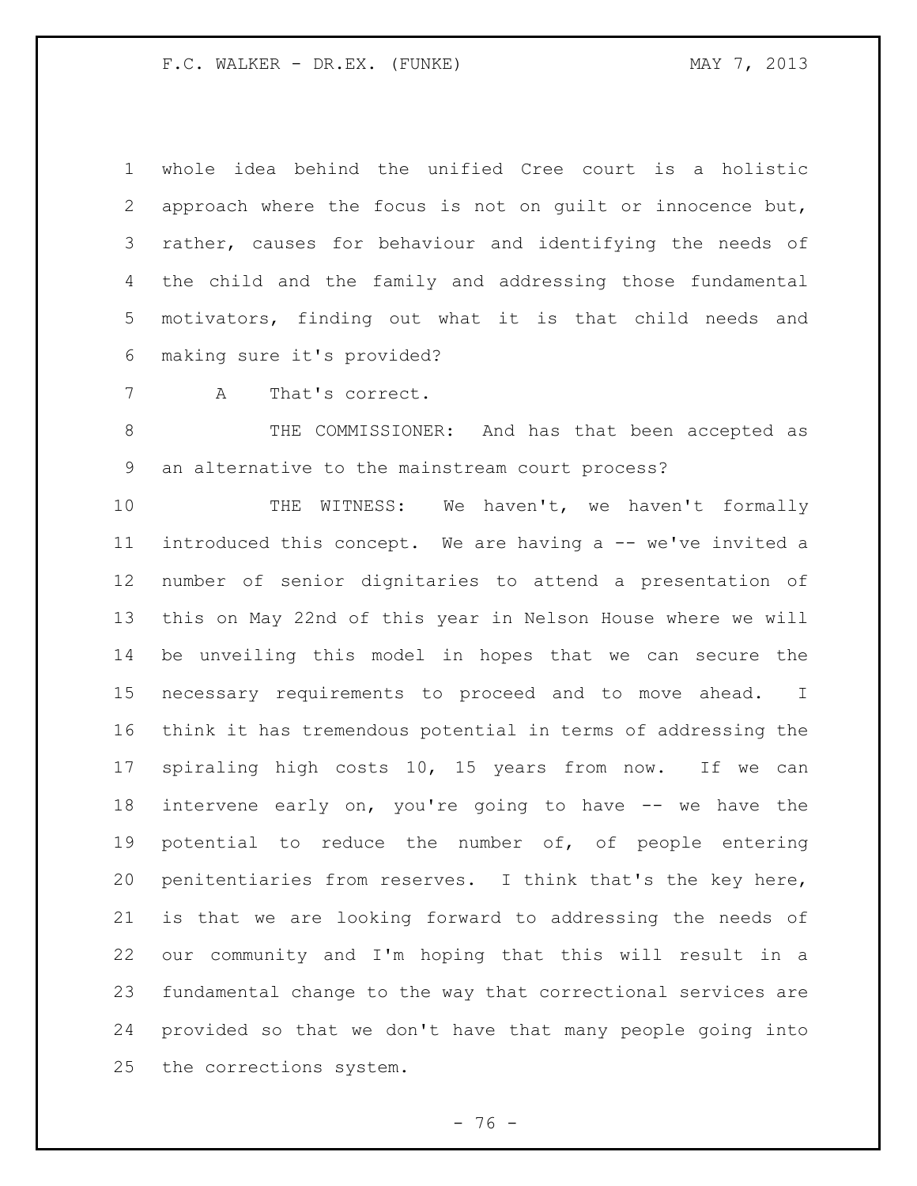whole idea behind the unified Cree court is a holistic approach where the focus is not on guilt or innocence but, rather, causes for behaviour and identifying the needs of the child and the family and addressing those fundamental motivators, finding out what it is that child needs and making sure it's provided?

A That's correct.

THE COMMISSIONER: And has that been accepted as an alternative to the mainstream court process?

THE WITNESS: We haven't, we haven't formally introduced this concept. We are having a -- we've invited a number of senior dignitaries to attend a presentation of this on May 22nd of this year in Nelson House where we will be unveiling this model in hopes that we can secure the necessary requirements to proceed and to move ahead. I think it has tremendous potential in terms of addressing the spiraling high costs 10, 15 years from now. If we can intervene early on, you're going to have -- we have the potential to reduce the number of, of people entering penitentiaries from reserves. I think that's the key here, is that we are looking forward to addressing the needs of our community and I'm hoping that this will result in a fundamental change to the way that correctional services are provided so that we don't have that many people going into the corrections system.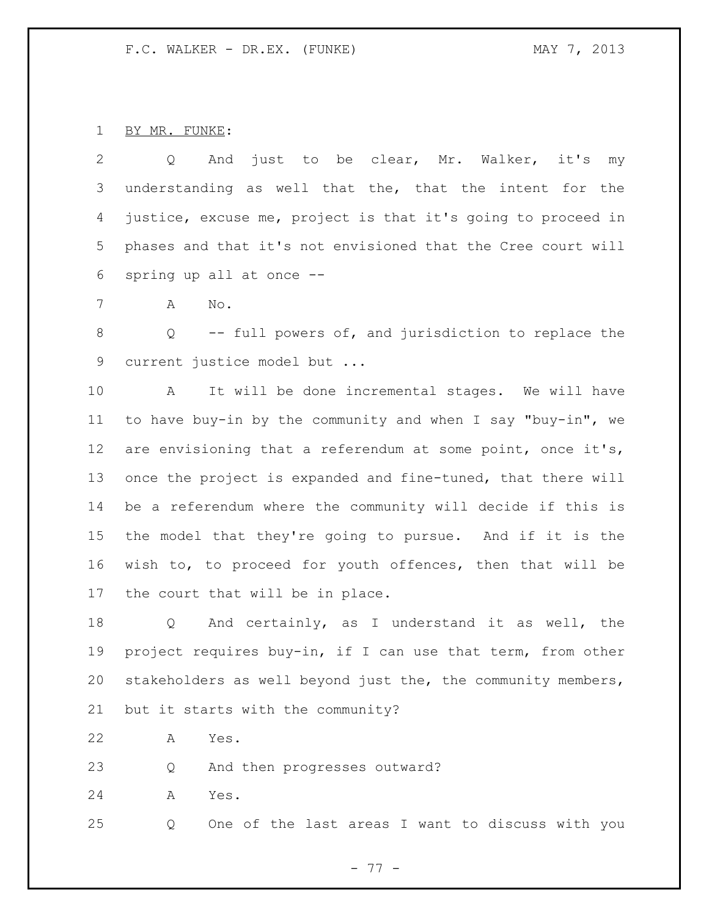BY MR. FUNKE:

Q And just to be clear, Mr. Walker, it's my understanding as well that the, that the intent for the justice, excuse me, project is that it's going to proceed in phases and that it's not envisioned that the Cree court will spring up all at once --

A No.

Q -- full powers of, and jurisdiction to replace the current justice model but ...

A It will be done incremental stages. We will have to have buy-in by the community and when I say "buy-in", we are envisioning that a referendum at some point, once it's, once the project is expanded and fine-tuned, that there will be a referendum where the community will decide if this is the model that they're going to pursue. And if it is the wish to, to proceed for youth offences, then that will be the court that will be in place.

Q And certainly, as I understand it as well, the project requires buy-in, if I can use that term, from other stakeholders as well beyond just the, the community members, but it starts with the community?

A Yes.

Q And then progresses outward?

A Yes.

Q One of the last areas I want to discuss with you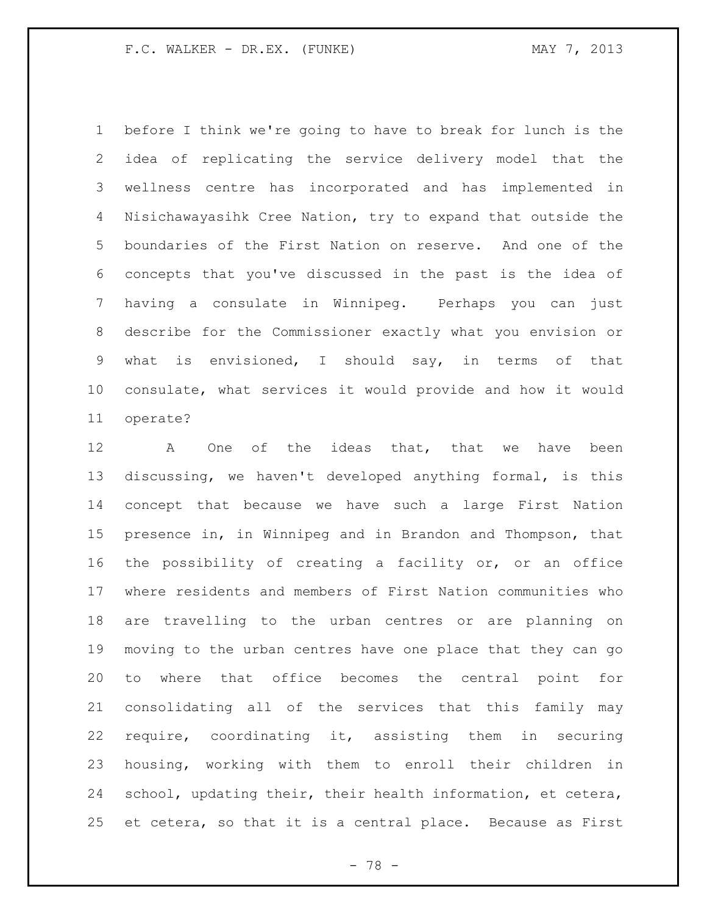before I think we're going to have to break for lunch is the idea of replicating the service delivery model that the wellness centre has incorporated and has implemented in Nisichawayasihk Cree Nation, try to expand that outside the boundaries of the First Nation on reserve. And one of the concepts that you've discussed in the past is the idea of having a consulate in Winnipeg. Perhaps you can just describe for the Commissioner exactly what you envision or what is envisioned, I should say, in terms of that consulate, what services it would provide and how it would operate?

A One of the ideas that, that we have been discussing, we haven't developed anything formal, is this concept that because we have such a large First Nation presence in, in Winnipeg and in Brandon and Thompson, that the possibility of creating a facility or, or an office where residents and members of First Nation communities who are travelling to the urban centres or are planning on moving to the urban centres have one place that they can go to where that office becomes the central point for consolidating all of the services that this family may require, coordinating it, assisting them in securing housing, working with them to enroll their children in school, updating their, their health information, et cetera, et cetera, so that it is a central place. Because as First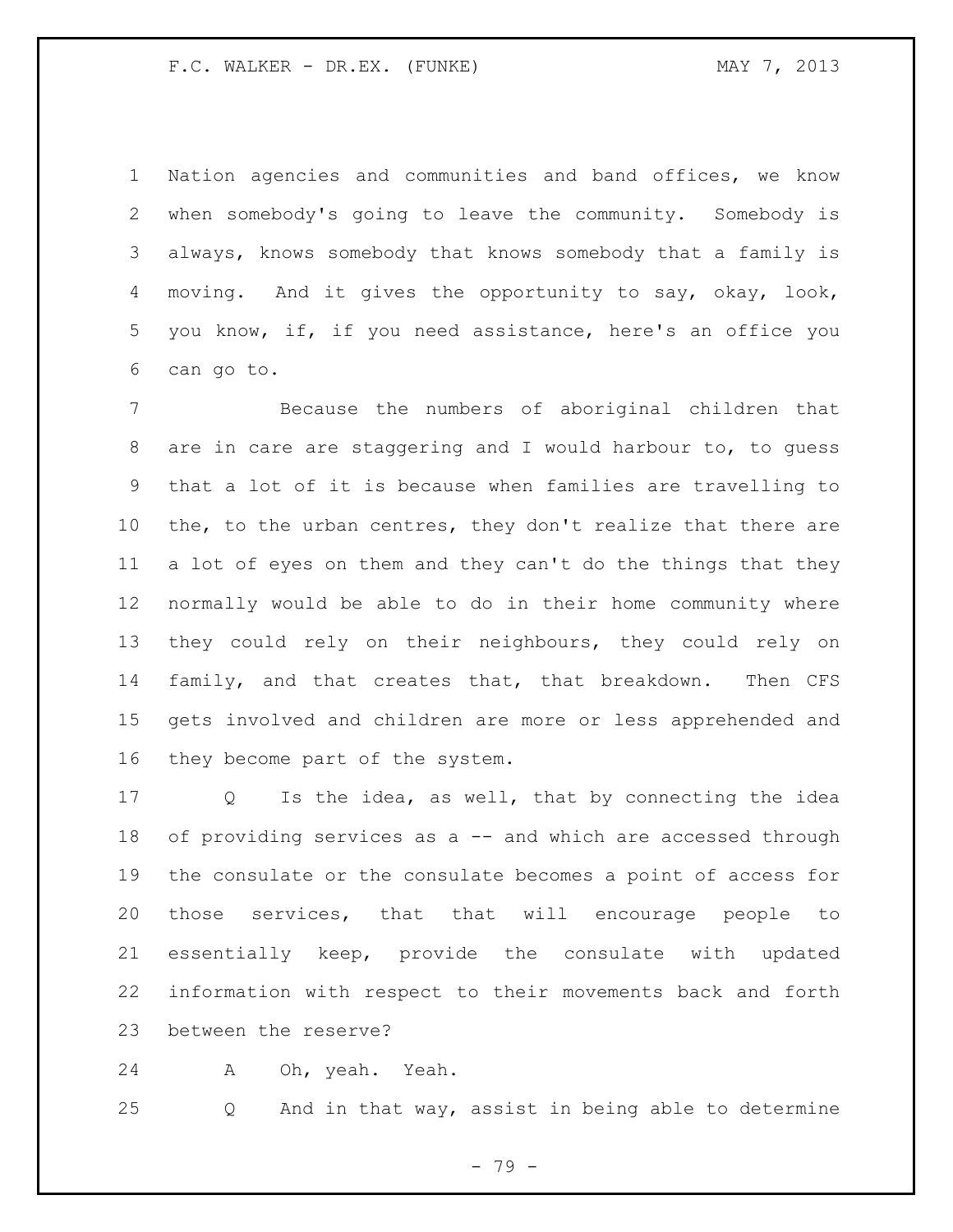Nation agencies and communities and band offices, we know when somebody's going to leave the community. Somebody is always, knows somebody that knows somebody that a family is moving. And it gives the opportunity to say, okay, look, you know, if, if you need assistance, here's an office you can go to.

Because the numbers of aboriginal children that are in care are staggering and I would harbour to, to guess that a lot of it is because when families are travelling to the, to the urban centres, they don't realize that there are a lot of eyes on them and they can't do the things that they normally would be able to do in their home community where they could rely on their neighbours, they could rely on family, and that creates that, that breakdown. Then CFS gets involved and children are more or less apprehended and they become part of the system.

Q Is the idea, as well, that by connecting the idea of providing services as a -- and which are accessed through the consulate or the consulate becomes a point of access for those services, that that will encourage people to essentially keep, provide the consulate with updated information with respect to their movements back and forth between the reserve?

A Oh, yeah. Yeah.

Q And in that way, assist in being able to determine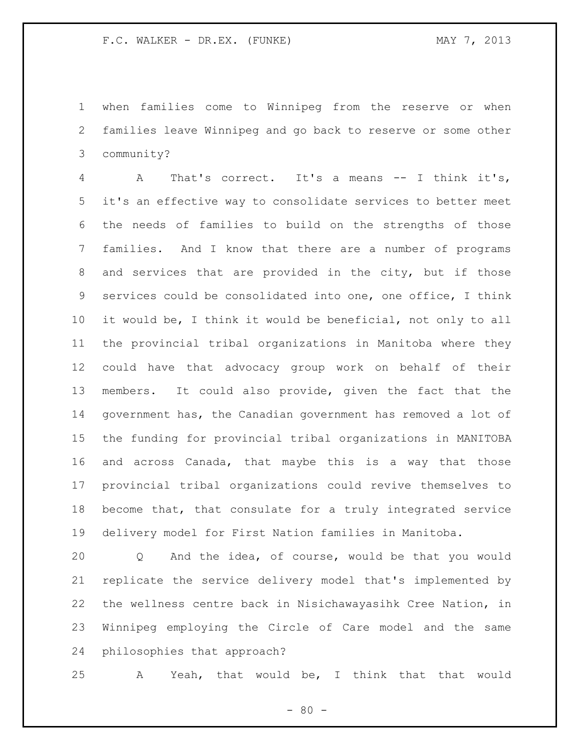when families come to Winnipeg from the reserve or when families leave Winnipeg and go back to reserve or some other community?

A That's correct. It's a means -- I think it's, it's an effective way to consolidate services to better meet the needs of families to build on the strengths of those families. And I know that there are a number of programs and services that are provided in the city, but if those services could be consolidated into one, one office, I think it would be, I think it would be beneficial, not only to all the provincial tribal organizations in Manitoba where they could have that advocacy group work on behalf of their members. It could also provide, given the fact that the government has, the Canadian government has removed a lot of the funding for provincial tribal organizations in MANITOBA and across Canada, that maybe this is a way that those provincial tribal organizations could revive themselves to become that, that consulate for a truly integrated service delivery model for First Nation families in Manitoba.

Q And the idea, of course, would be that you would replicate the service delivery model that's implemented by the wellness centre back in Nisichawayasihk Cree Nation, in Winnipeg employing the Circle of Care model and the same philosophies that approach?

A Yeah, that would be, I think that that would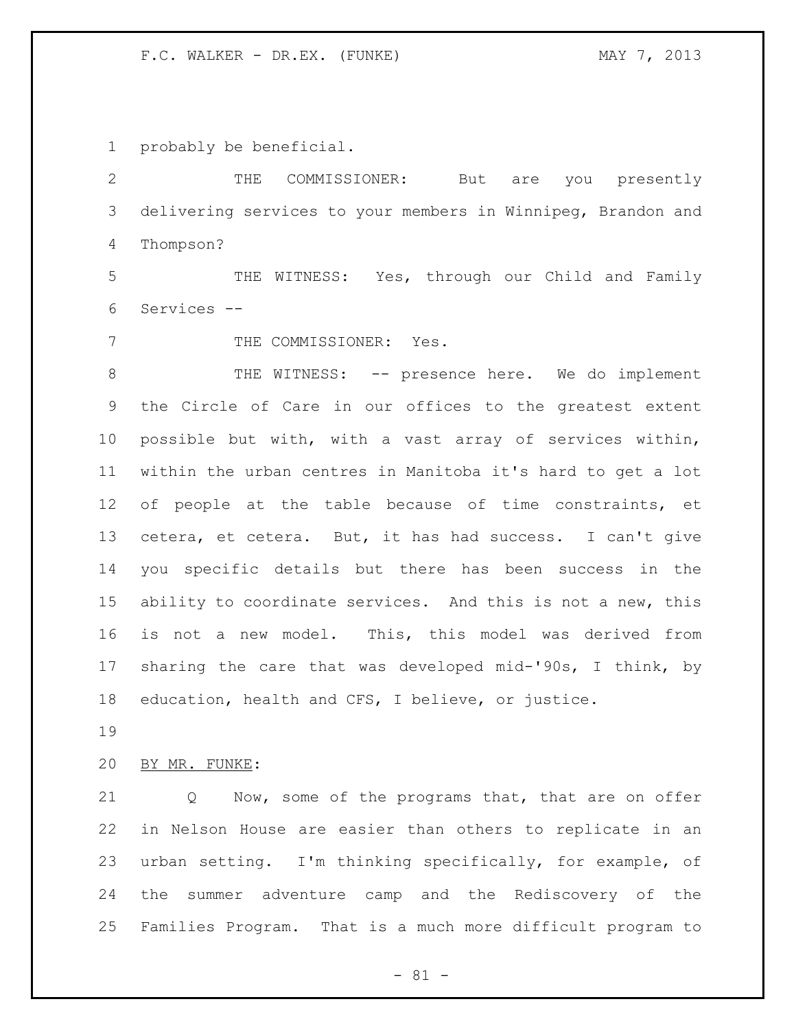probably be beneficial.

THE COMMISSIONER: But are you presently delivering services to your members in Winnipeg, Brandon and Thompson?

THE WITNESS: Yes, through our Child and Family Services --

THE COMMISSIONER: Yes.

THE WITNESS: -- presence here. We do implement the Circle of Care in our offices to the greatest extent possible but with, with a vast array of services within, within the urban centres in Manitoba it's hard to get a lot of people at the table because of time constraints, et cetera, et cetera. But, it has had success. I can't give you specific details but there has been success in the ability to coordinate services. And this is not a new, this is not a new model. This, this model was derived from sharing the care that was developed mid-'90s, I think, by education, health and CFS, I believe, or justice.

BY MR. FUNKE:

Q Now, some of the programs that, that are on offer in Nelson House are easier than others to replicate in an urban setting. I'm thinking specifically, for example, of the summer adventure camp and the Rediscovery of the Families Program. That is a much more difficult program to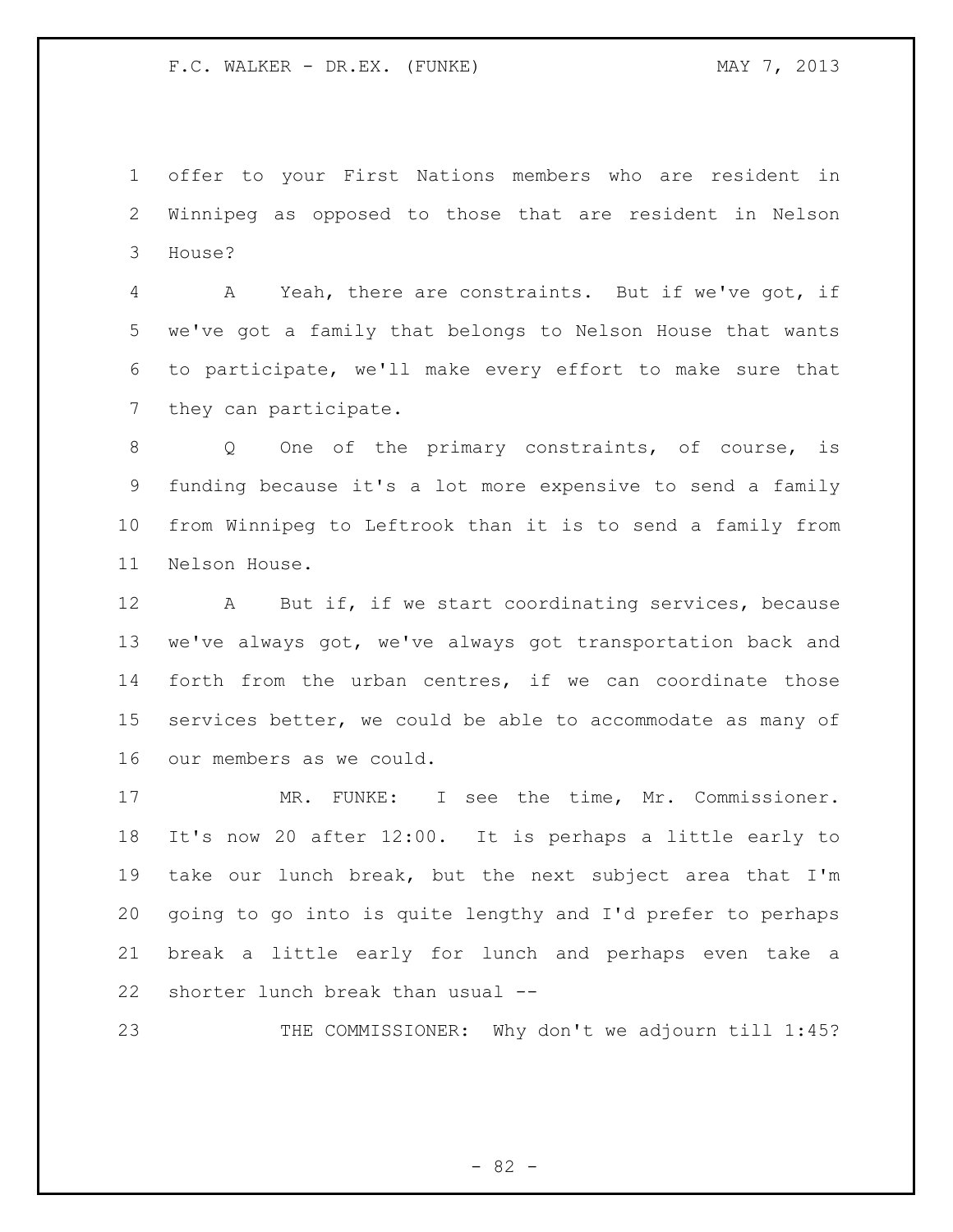offer to your First Nations members who are resident in Winnipeg as opposed to those that are resident in Nelson House?

A Yeah, there are constraints. But if we've got, if we've got a family that belongs to Nelson House that wants to participate, we'll make every effort to make sure that they can participate.

Q One of the primary constraints, of course, is funding because it's a lot more expensive to send a family from Winnipeg to Leftrook than it is to send a family from Nelson House.

A But if, if we start coordinating services, because we've always got, we've always got transportation back and forth from the urban centres, if we can coordinate those services better, we could be able to accommodate as many of our members as we could.

MR. FUNKE: I see the time, Mr. Commissioner. It's now 20 after 12:00. It is perhaps a little early to take our lunch break, but the next subject area that I'm going to go into is quite lengthy and I'd prefer to perhaps break a little early for lunch and perhaps even take a shorter lunch break than usual --

THE COMMISSIONER: Why don't we adjourn till 1:45?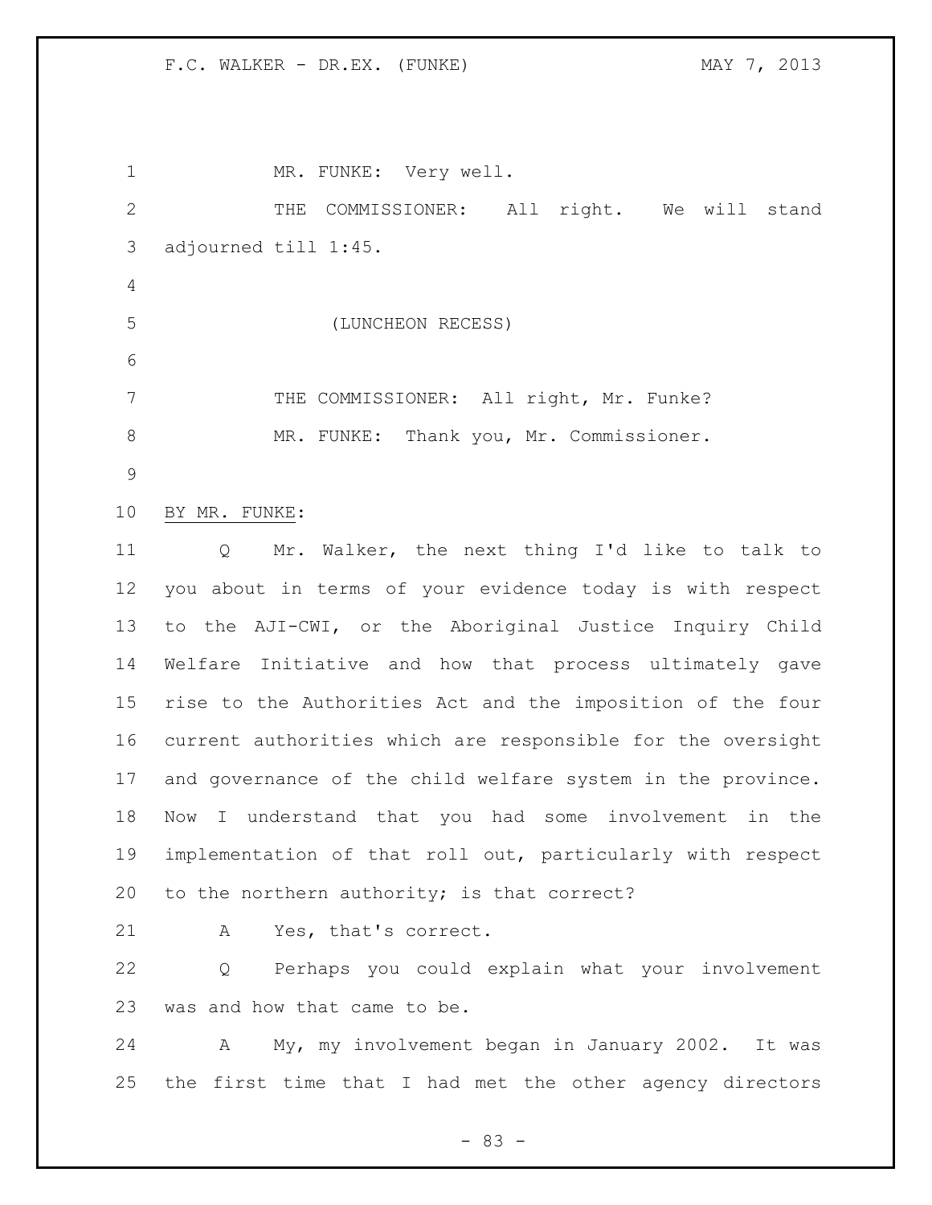MR. FUNKE: Very well.

THE COMMISSIONER: All right. We will stand adjourned till 1:45.

(LUNCHEON RECESS)

THE COMMISSIONER: All right, Mr. Funke?

MR. FUNKE: Thank you, Mr. Commissioner.

BY MR. FUNKE:

Q Mr. Walker, the next thing I'd like to talk to you about in terms of your evidence today is with respect to the AJI-CWI, or the Aboriginal Justice Inquiry Child Welfare Initiative and how that process ultimately gave rise to the Authorities Act and the imposition of the four current authorities which are responsible for the oversight and governance of the child welfare system in the province. Now I understand that you had some involvement in the implementation of that roll out, particularly with respect to the northern authority; is that correct?

A Yes, that's correct.

Q Perhaps you could explain what your involvement was and how that came to be.

A My, my involvement began in January 2002. It was the first time that I had met the other agency directors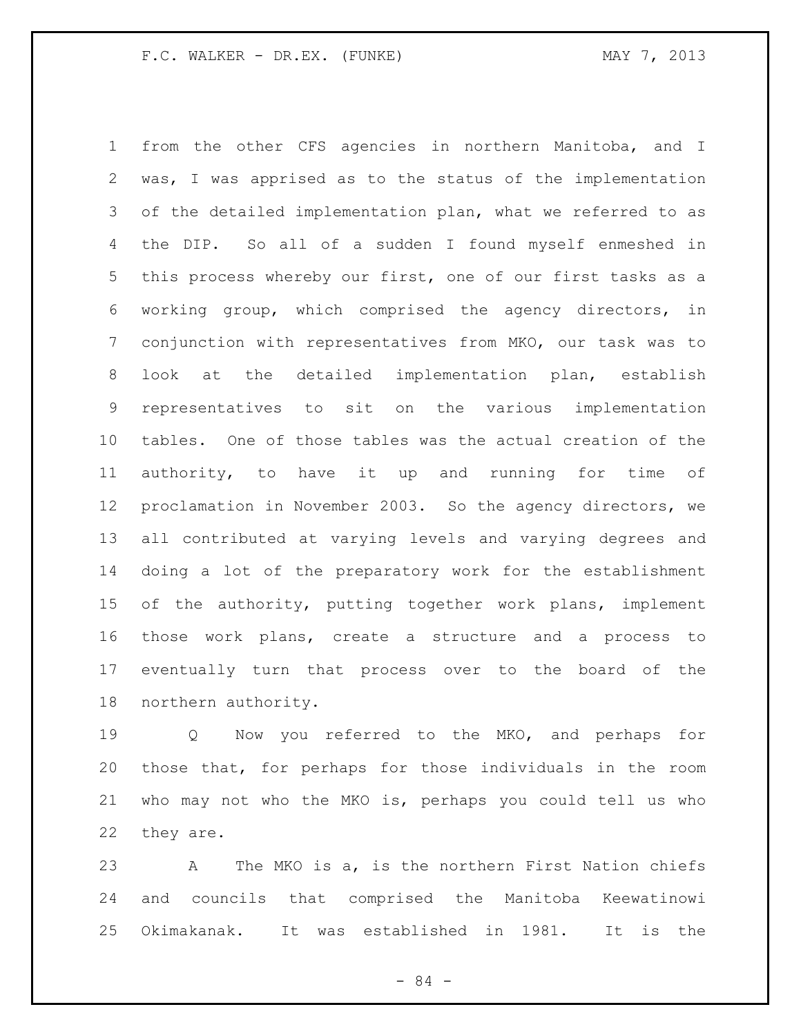from the other CFS agencies in northern Manitoba, and I was, I was apprised as to the status of the implementation of the detailed implementation plan, what we referred to as the DIP. So all of a sudden I found myself enmeshed in this process whereby our first, one of our first tasks as a working group, which comprised the agency directors, in conjunction with representatives from MKO, our task was to look at the detailed implementation plan, establish representatives to sit on the various implementation tables. One of those tables was the actual creation of the authority, to have it up and running for time of proclamation in November 2003. So the agency directors, we all contributed at varying levels and varying degrees and doing a lot of the preparatory work for the establishment of the authority, putting together work plans, implement those work plans, create a structure and a process to eventually turn that process over to the board of the northern authority.

Q Now you referred to the MKO, and perhaps for those that, for perhaps for those individuals in the room who may not who the MKO is, perhaps you could tell us who they are.

A The MKO is a, is the northern First Nation chiefs and councils that comprised the Manitoba Keewatinowi Okimakanak. It was established in 1981. It is the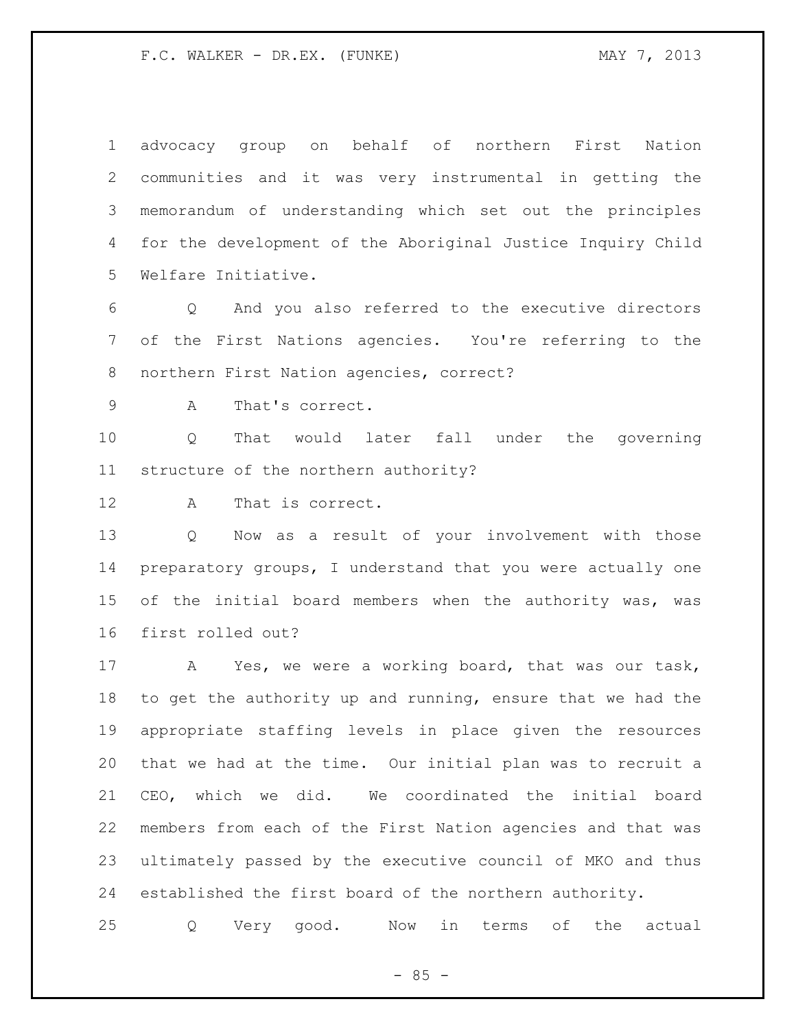advocacy group on behalf of northern First Nation communities and it was very instrumental in getting the memorandum of understanding which set out the principles for the development of the Aboriginal Justice Inquiry Child Welfare Initiative.

Q And you also referred to the executive directors of the First Nations agencies. You're referring to the northern First Nation agencies, correct?

A That's correct.

Q That would later fall under the governing structure of the northern authority?

A That is correct.

Q Now as a result of your involvement with those preparatory groups, I understand that you were actually one of the initial board members when the authority was, was first rolled out?

A Yes, we were a working board, that was our task, to get the authority up and running, ensure that we had the appropriate staffing levels in place given the resources that we had at the time. Our initial plan was to recruit a CEO, which we did. We coordinated the initial board members from each of the First Nation agencies and that was ultimately passed by the executive council of MKO and thus established the first board of the northern authority.

Q Very good. Now in terms of the actual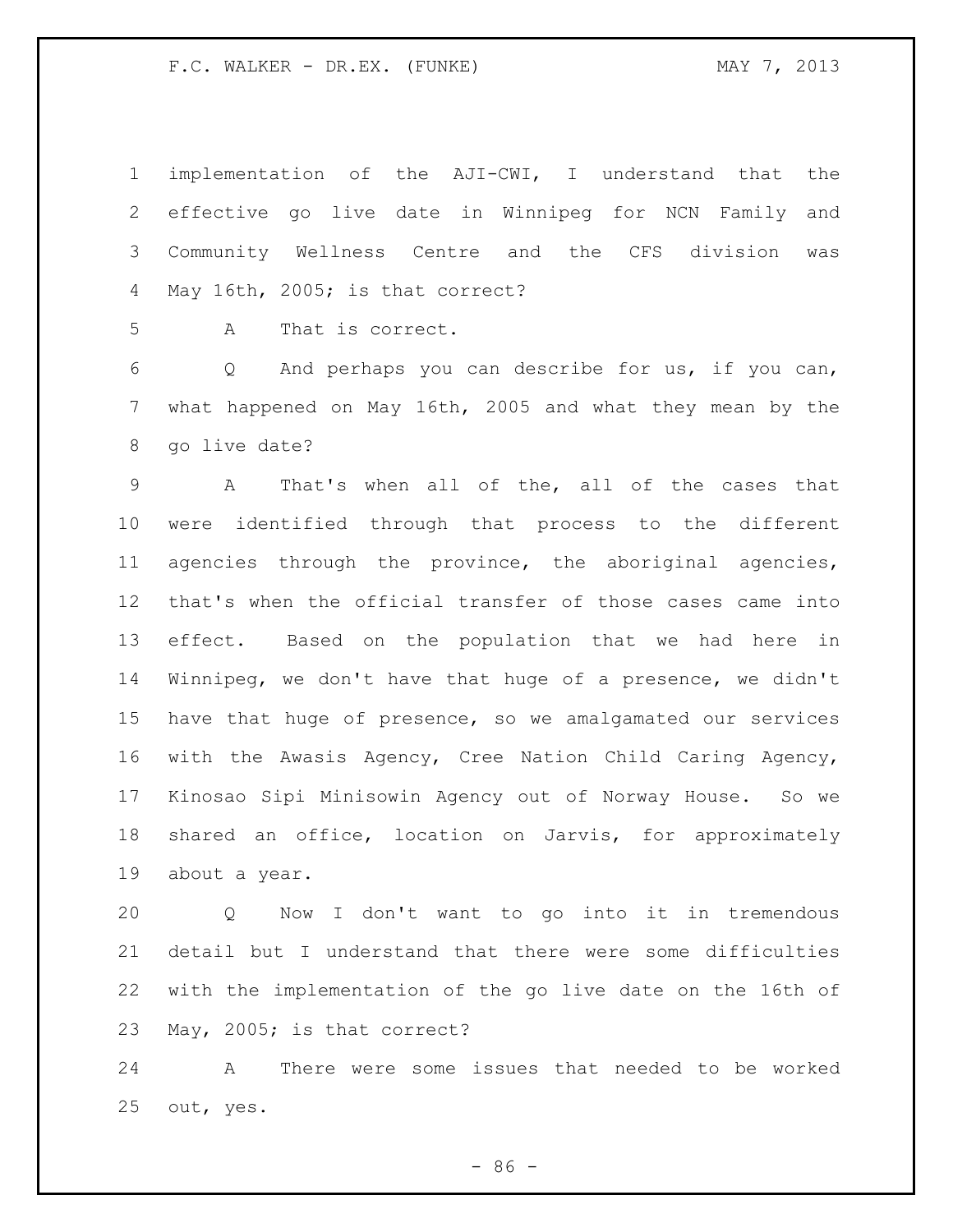implementation of the AJI-CWI, I understand that the effective go live date in Winnipeg for NCN Family and Community Wellness Centre and the CFS division was May 16th, 2005; is that correct?

A That is correct.

Q And perhaps you can describe for us, if you can, what happened on May 16th, 2005 and what they mean by the go live date?

A That's when all of the, all of the cases that were identified through that process to the different agencies through the province, the aboriginal agencies, that's when the official transfer of those cases came into effect. Based on the population that we had here in Winnipeg, we don't have that huge of a presence, we didn't have that huge of presence, so we amalgamated our services with the Awasis Agency, Cree Nation Child Caring Agency, Kinosao Sipi Minisowin Agency out of Norway House. So we shared an office, location on Jarvis, for approximately about a year.

Q Now I don't want to go into it in tremendous detail but I understand that there were some difficulties with the implementation of the go live date on the 16th of May, 2005; is that correct?

A There were some issues that needed to be worked out, yes.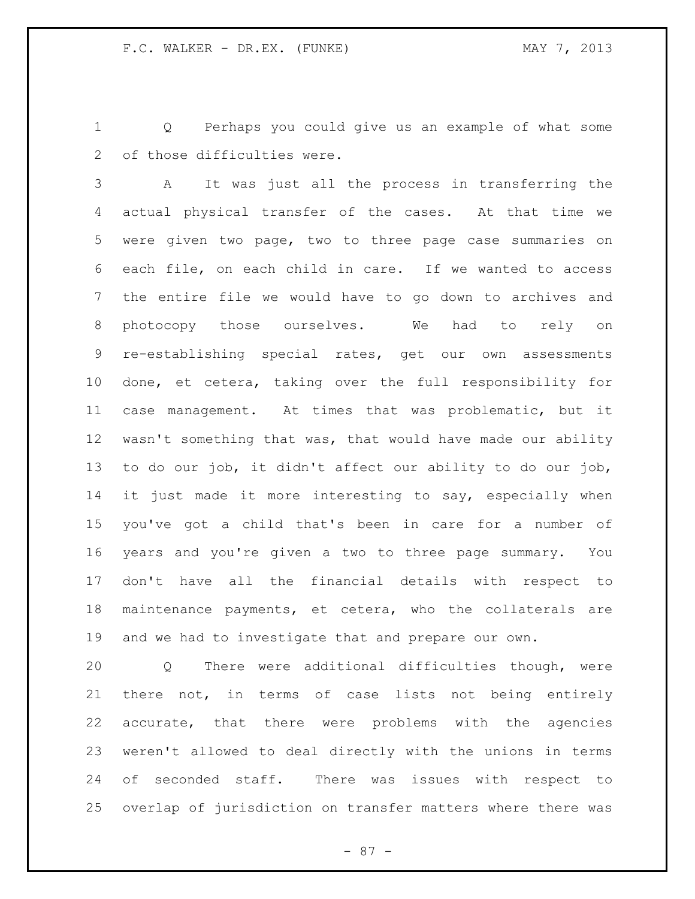Q Perhaps you could give us an example of what some of those difficulties were.

A It was just all the process in transferring the actual physical transfer of the cases. At that time we were given two page, two to three page case summaries on each file, on each child in care. If we wanted to access the entire file we would have to go down to archives and photocopy those ourselves. We had to rely on re-establishing special rates, get our own assessments done, et cetera, taking over the full responsibility for case management. At times that was problematic, but it wasn't something that was, that would have made our ability to do our job, it didn't affect our ability to do our job, it just made it more interesting to say, especially when you've got a child that's been in care for a number of years and you're given a two to three page summary. You don't have all the financial details with respect to maintenance payments, et cetera, who the collaterals are and we had to investigate that and prepare our own.

Q There were additional difficulties though, were there not, in terms of case lists not being entirely accurate, that there were problems with the agencies weren't allowed to deal directly with the unions in terms of seconded staff. There was issues with respect to overlap of jurisdiction on transfer matters where there was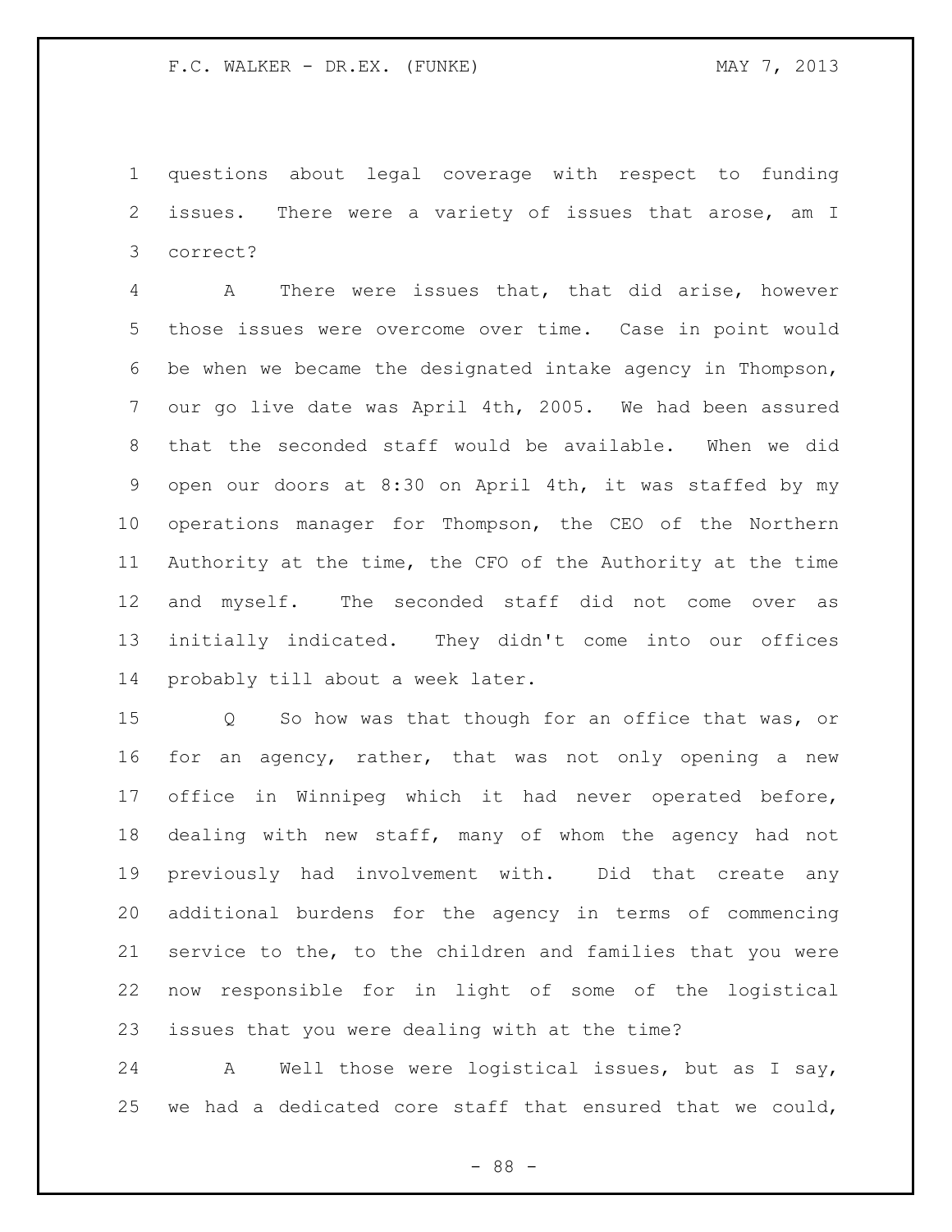questions about legal coverage with respect to funding issues. There were a variety of issues that arose, am I correct?

A There were issues that, that did arise, however those issues were overcome over time. Case in point would be when we became the designated intake agency in Thompson, our go live date was April 4th, 2005. We had been assured that the seconded staff would be available. When we did open our doors at 8:30 on April 4th, it was staffed by my operations manager for Thompson, the CEO of the Northern Authority at the time, the CFO of the Authority at the time and myself. The seconded staff did not come over as initially indicated. They didn't come into our offices probably till about a week later.

Q So how was that though for an office that was, or for an agency, rather, that was not only opening a new office in Winnipeg which it had never operated before, dealing with new staff, many of whom the agency had not previously had involvement with. Did that create any additional burdens for the agency in terms of commencing service to the, to the children and families that you were now responsible for in light of some of the logistical issues that you were dealing with at the time?

A Well those were logistical issues, but as I say, we had a dedicated core staff that ensured that we could,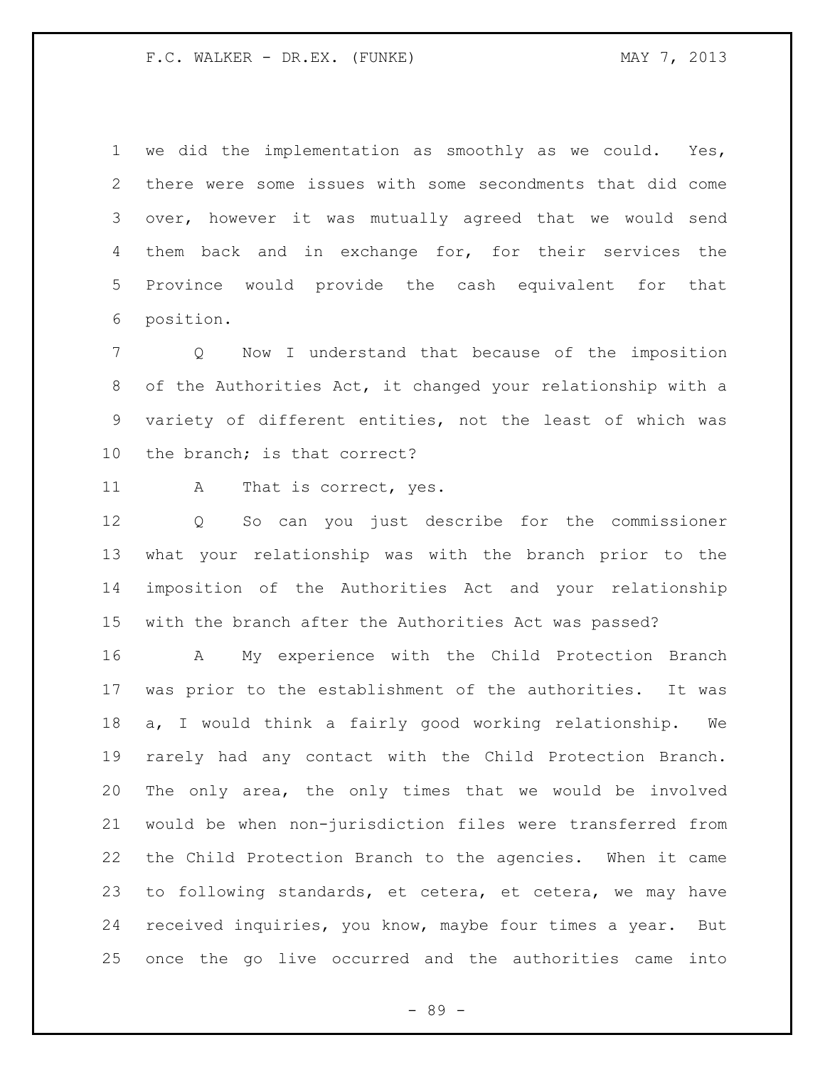we did the implementation as smoothly as we could. Yes, there were some issues with some secondments that did come over, however it was mutually agreed that we would send them back and in exchange for, for their services the Province would provide the cash equivalent for that position.

Q Now I understand that because of the imposition of the Authorities Act, it changed your relationship with a variety of different entities, not the least of which was the branch; is that correct?

A That is correct, yes.

Q So can you just describe for the commissioner what your relationship was with the branch prior to the imposition of the Authorities Act and your relationship with the branch after the Authorities Act was passed?

A My experience with the Child Protection Branch was prior to the establishment of the authorities. It was a, I would think a fairly good working relationship. We rarely had any contact with the Child Protection Branch. The only area, the only times that we would be involved would be when non-jurisdiction files were transferred from the Child Protection Branch to the agencies. When it came to following standards, et cetera, et cetera, we may have received inquiries, you know, maybe four times a year. But once the go live occurred and the authorities came into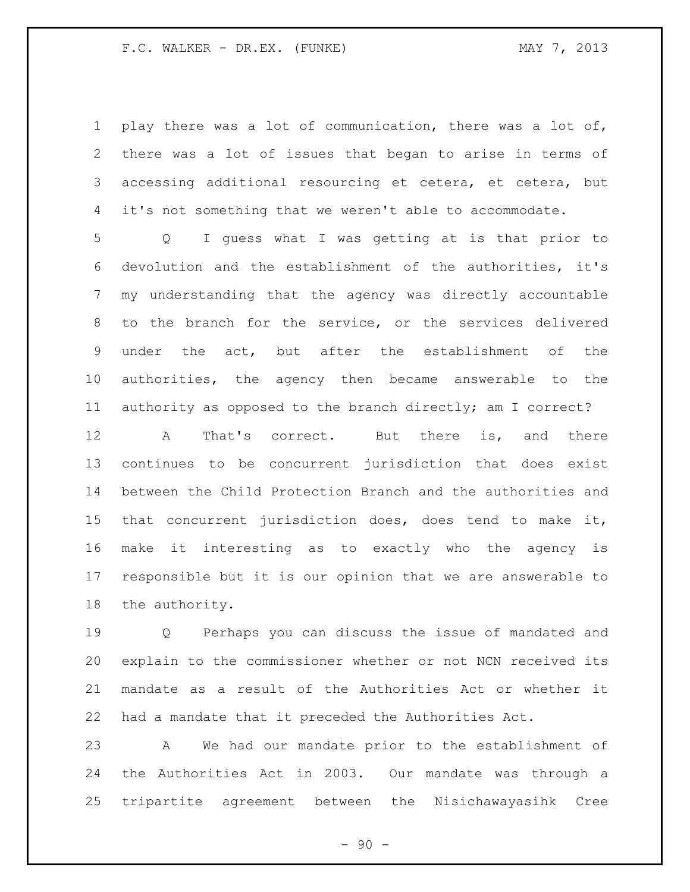play there was a lot of communication, there was a lot of, there was a lot of issues that began to arise in terms of accessing additional resourcing et cetera, et cetera, but it's not something that we weren't able to accommodate.

Q I guess what I was getting at is that prior to devolution and the establishment of the authorities, it's my understanding that the agency was directly accountable to the branch for the service, or the services delivered under the act, but after the establishment of the authorities, the agency then became answerable to the authority as opposed to the branch directly; am I correct?

A That's correct. But there is, and there continues to be concurrent jurisdiction that does exist between the Child Protection Branch and the authorities and that concurrent jurisdiction does, does tend to make it, make it interesting as to exactly who the agency is responsible but it is our opinion that we are answerable to the authority.

Q Perhaps you can discuss the issue of mandated and explain to the commissioner whether or not NCN received its mandate as a result of the Authorities Act or whether it had a mandate that it preceded the Authorities Act.

A We had our mandate prior to the establishment of the Authorities Act in 2003. Our mandate was through a tripartite agreement between the Nisichawayasihk Cree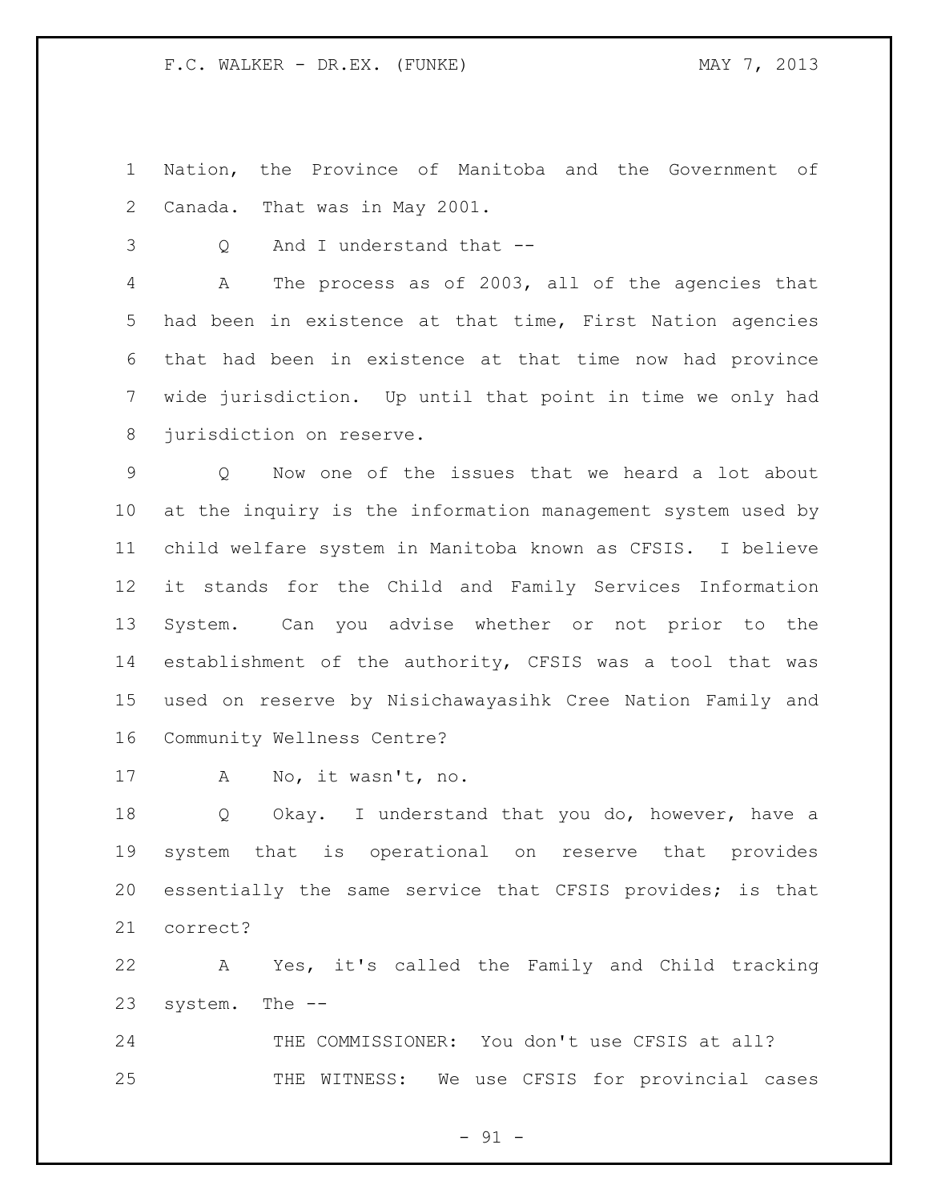Nation, the Province of Manitoba and the Government of Canada. That was in May 2001.

Q And I understand that --

A The process as of 2003, all of the agencies that had been in existence at that time, First Nation agencies that had been in existence at that time now had province wide jurisdiction. Up until that point in time we only had jurisdiction on reserve.

Q Now one of the issues that we heard a lot about at the inquiry is the information management system used by child welfare system in Manitoba known as CFSIS. I believe it stands for the Child and Family Services Information System. Can you advise whether or not prior to the establishment of the authority, CFSIS was a tool that was used on reserve by Nisichawayasihk Cree Nation Family and Community Wellness Centre?

A No, it wasn't, no.

Q Okay. I understand that you do, however, have a system that is operational on reserve that provides essentially the same service that CFSIS provides; is that correct?

A Yes, it's called the Family and Child tracking system. The --

THE COMMISSIONER: You don't use CFSIS at all?

THE WITNESS: We use CFSIS for provincial cases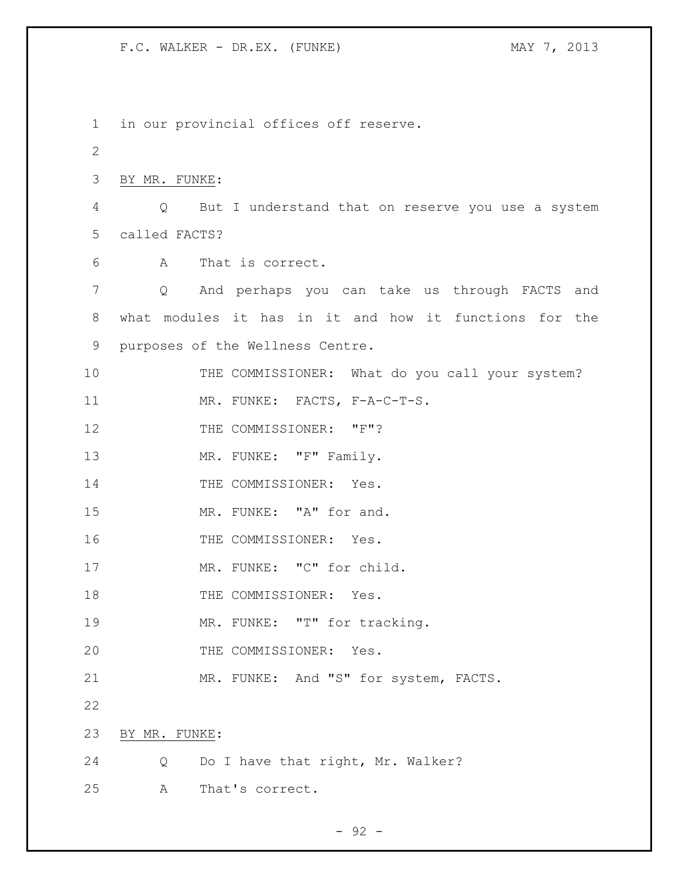in our provincial offices off reserve.

BY MR. FUNKE:

Q But I understand that on reserve you use a system called FACTS?

A That is correct.

Q And perhaps you can take us through FACTS and what modules it has in it and how it functions for the purposes of the Wellness Centre.

THE COMMISSIONER: What do you call your system?

MR. FUNKE: FACTS, F-A-C-T-S.

THE COMMISSIONER: "F"?

MR. FUNKE: "F" Family.

THE COMMISSIONER: Yes.

MR. FUNKE: "A" for and.

THE COMMISSIONER: Yes.

MR. FUNKE: "C" for child.

THE COMMISSIONER: Yes.

MR. FUNKE: "T" for tracking.

THE COMMISSIONER: Yes.

MR. FUNKE: And "S" for system, FACTS.

BY MR. FUNKE:

Q Do I have that right, Mr. Walker?

A That's correct.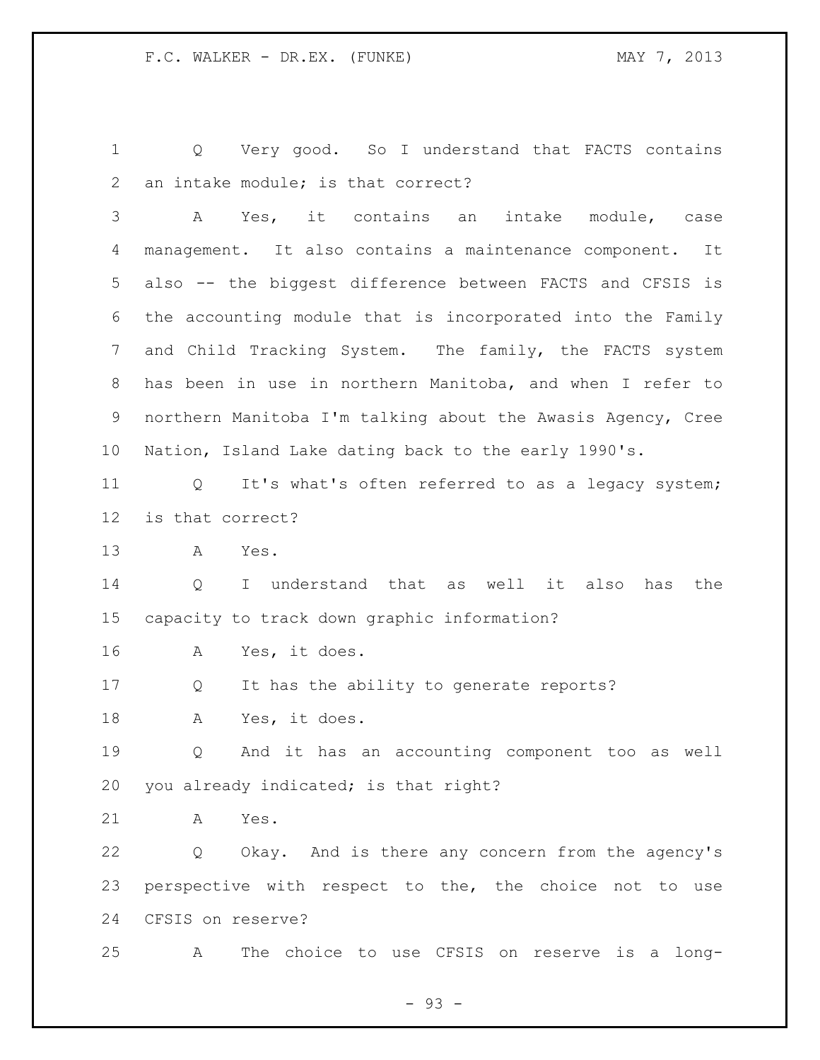Q Very good. So I understand that FACTS contains an intake module; is that correct?

A Yes, it contains an intake module, case management. It also contains a maintenance component. It also -- the biggest difference between FACTS and CFSIS is the accounting module that is incorporated into the Family and Child Tracking System. The family, the FACTS system has been in use in northern Manitoba, and when I refer to northern Manitoba I'm talking about the Awasis Agency, Cree Nation, Island Lake dating back to the early 1990's.

Q It's what's often referred to as a legacy system; is that correct?

A Yes.

Q I understand that as well it also has the capacity to track down graphic information?

A Yes, it does.

Q It has the ability to generate reports?

A Yes, it does.

Q And it has an accounting component too as well you already indicated; is that right?

A Yes.

Q Okay. And is there any concern from the agency's perspective with respect to the, the choice not to use CFSIS on reserve?

A The choice to use CFSIS on reserve is a long-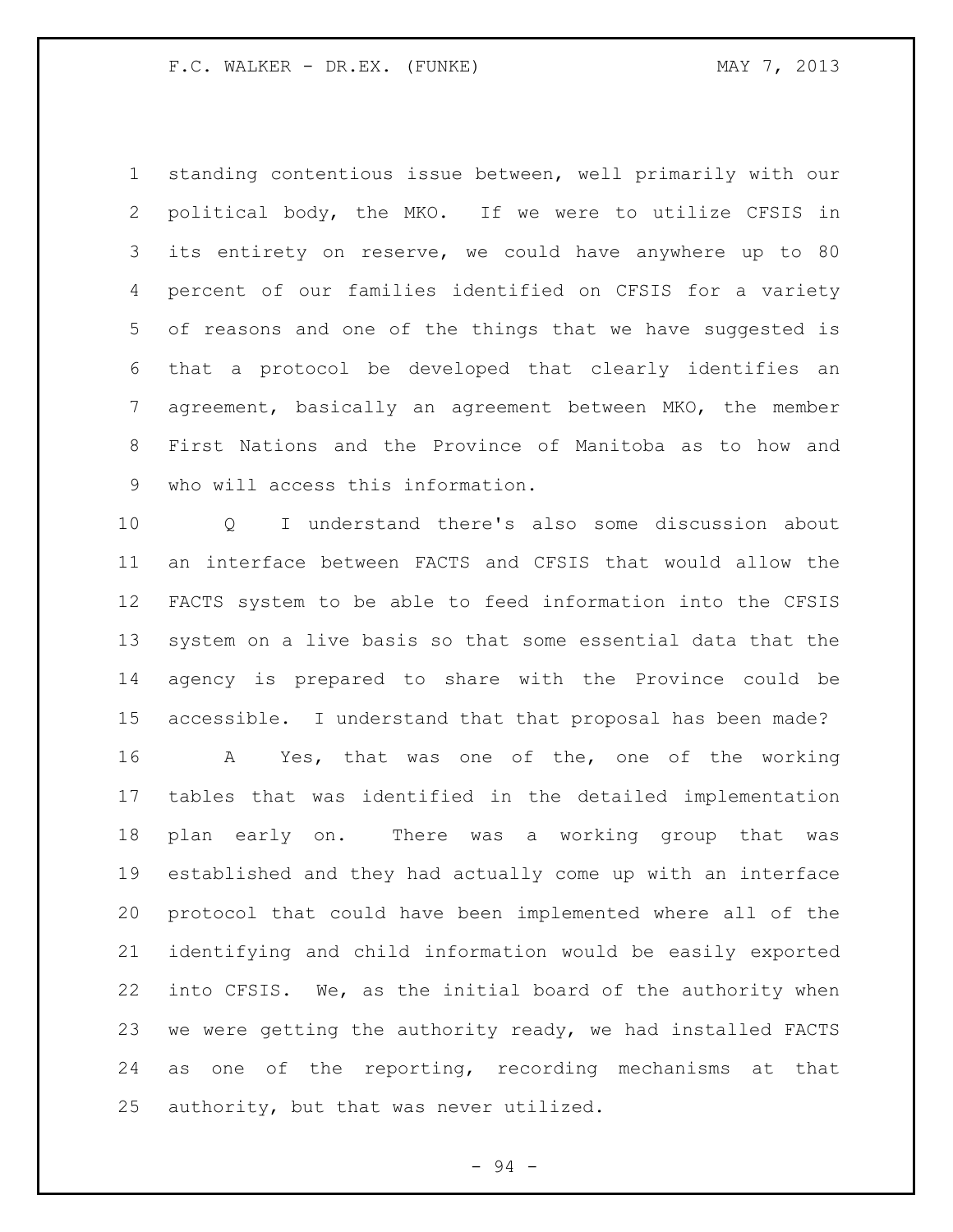standing contentious issue between, well primarily with our political body, the MKO. If we were to utilize CFSIS in its entirety on reserve, we could have anywhere up to 80 percent of our families identified on CFSIS for a variety of reasons and one of the things that we have suggested is that a protocol be developed that clearly identifies an agreement, basically an agreement between MKO, the member First Nations and the Province of Manitoba as to how and who will access this information.

Q I understand there's also some discussion about an interface between FACTS and CFSIS that would allow the FACTS system to be able to feed information into the CFSIS system on a live basis so that some essential data that the agency is prepared to share with the Province could be accessible. I understand that that proposal has been made?

A Yes, that was one of the, one of the working tables that was identified in the detailed implementation plan early on. There was a working group that was established and they had actually come up with an interface protocol that could have been implemented where all of the identifying and child information would be easily exported into CFSIS. We, as the initial board of the authority when we were getting the authority ready, we had installed FACTS as one of the reporting, recording mechanisms at that authority, but that was never utilized.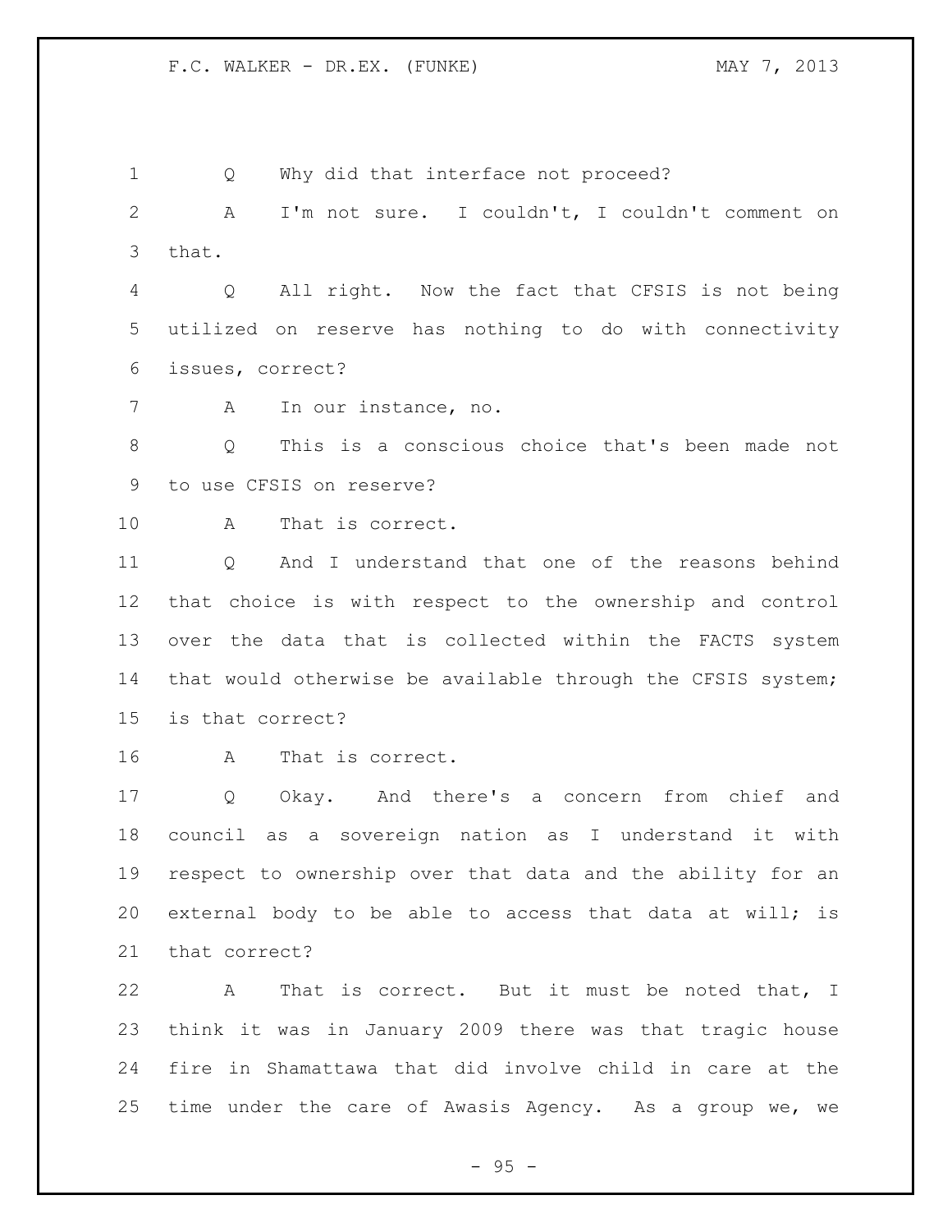Q Why did that interface not proceed?

A I'm not sure. I couldn't, I couldn't comment on that.

Q All right. Now the fact that CFSIS is not being utilized on reserve has nothing to do with connectivity issues, correct?

A In our instance, no.

Q This is a conscious choice that's been made not to use CFSIS on reserve?

A That is correct.

Q And I understand that one of the reasons behind that choice is with respect to the ownership and control over the data that is collected within the FACTS system that would otherwise be available through the CFSIS system; is that correct?

A That is correct.

Q Okay. And there's a concern from chief and council as a sovereign nation as I understand it with respect to ownership over that data and the ability for an external body to be able to access that data at will; is that correct?

A That is correct. But it must be noted that, I think it was in January 2009 there was that tragic house fire in Shamattawa that did involve child in care at the time under the care of Awasis Agency. As a group we, we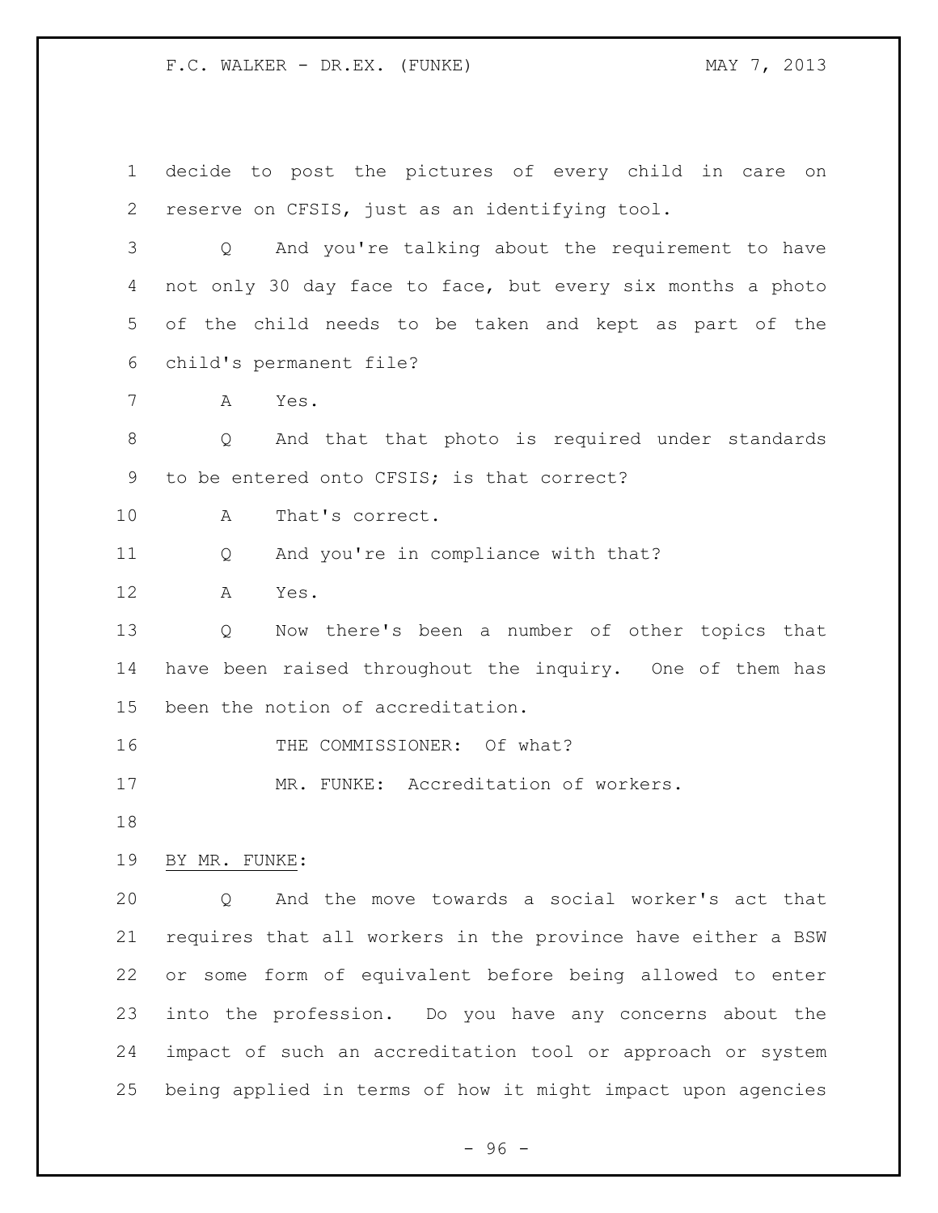decide to post the pictures of every child in care on reserve on CFSIS, just as an identifying tool.

Q And you're talking about the requirement to have not only 30 day face to face, but every six months a photo of the child needs to be taken and kept as part of the child's permanent file?

A Yes.

Q And that that photo is required under standards to be entered onto CFSIS; is that correct?

A That's correct.

Q And you're in compliance with that?

A Yes.

Q Now there's been a number of other topics that have been raised throughout the inquiry. One of them has been the notion of accreditation.

THE COMMISSIONER: Of what?

MR. FUNKE: Accreditation of workers.

BY MR. FUNKE:

Q And the move towards a social worker's act that requires that all workers in the province have either a BSW or some form of equivalent before being allowed to enter into the profession. Do you have any concerns about the impact of such an accreditation tool or approach or system being applied in terms of how it might impact upon agencies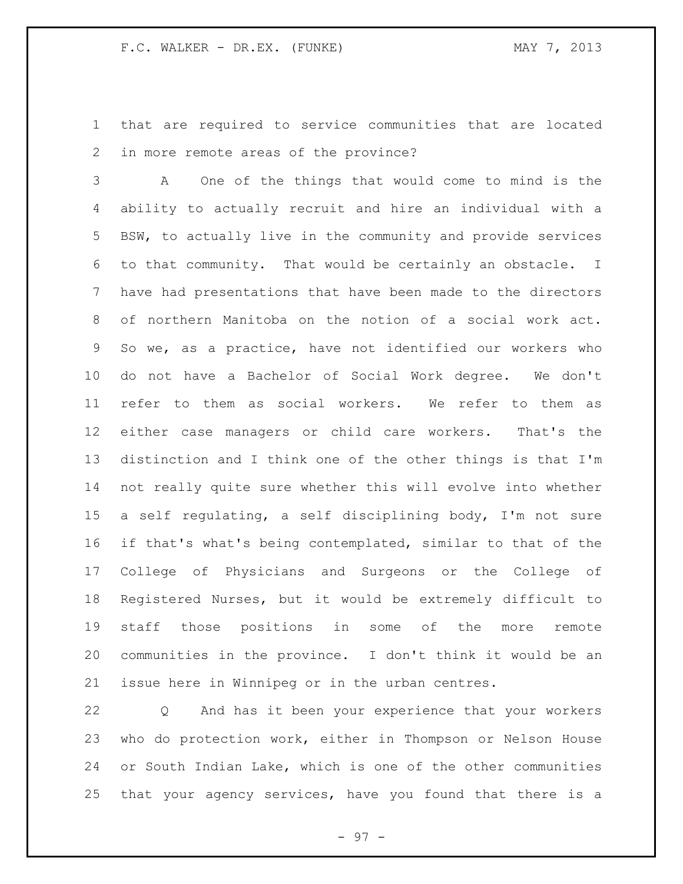that are required to service communities that are located in more remote areas of the province?

A One of the things that would come to mind is the ability to actually recruit and hire an individual with a BSW, to actually live in the community and provide services to that community. That would be certainly an obstacle. I have had presentations that have been made to the directors of northern Manitoba on the notion of a social work act. So we, as a practice, have not identified our workers who do not have a Bachelor of Social Work degree. We don't refer to them as social workers. We refer to them as either case managers or child care workers. That's the distinction and I think one of the other things is that I'm not really quite sure whether this will evolve into whether a self regulating, a self disciplining body, I'm not sure if that's what's being contemplated, similar to that of the College of Physicians and Surgeons or the College of Registered Nurses, but it would be extremely difficult to staff those positions in some of the more remote communities in the province. I don't think it would be an issue here in Winnipeg or in the urban centres.

Q And has it been your experience that your workers who do protection work, either in Thompson or Nelson House or South Indian Lake, which is one of the other communities that your agency services, have you found that there is a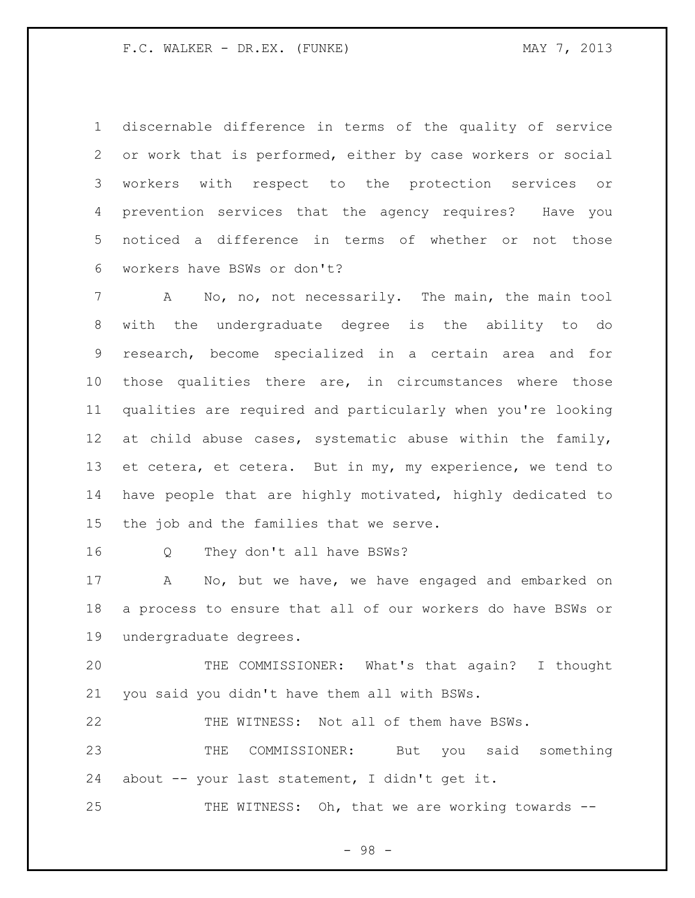discernable difference in terms of the quality of service or work that is performed, either by case workers or social workers with respect to the protection services or prevention services that the agency requires? Have you noticed a difference in terms of whether or not those workers have BSWs or don't?

A No, no, not necessarily. The main, the main tool with the undergraduate degree is the ability to do research, become specialized in a certain area and for those qualities there are, in circumstances where those qualities are required and particularly when you're looking at child abuse cases, systematic abuse within the family, et cetera, et cetera. But in my, my experience, we tend to have people that are highly motivated, highly dedicated to the job and the families that we serve.

Q They don't all have BSWs?

A No, but we have, we have engaged and embarked on a process to ensure that all of our workers do have BSWs or undergraduate degrees.

THE COMMISSIONER: What's that again? I thought you said you didn't have them all with BSWs.

THE WITNESS: Not all of them have BSWs.

THE COMMISSIONER: But you said something about -- your last statement, I didn't get it.

THE WITNESS: Oh, that we are working towards --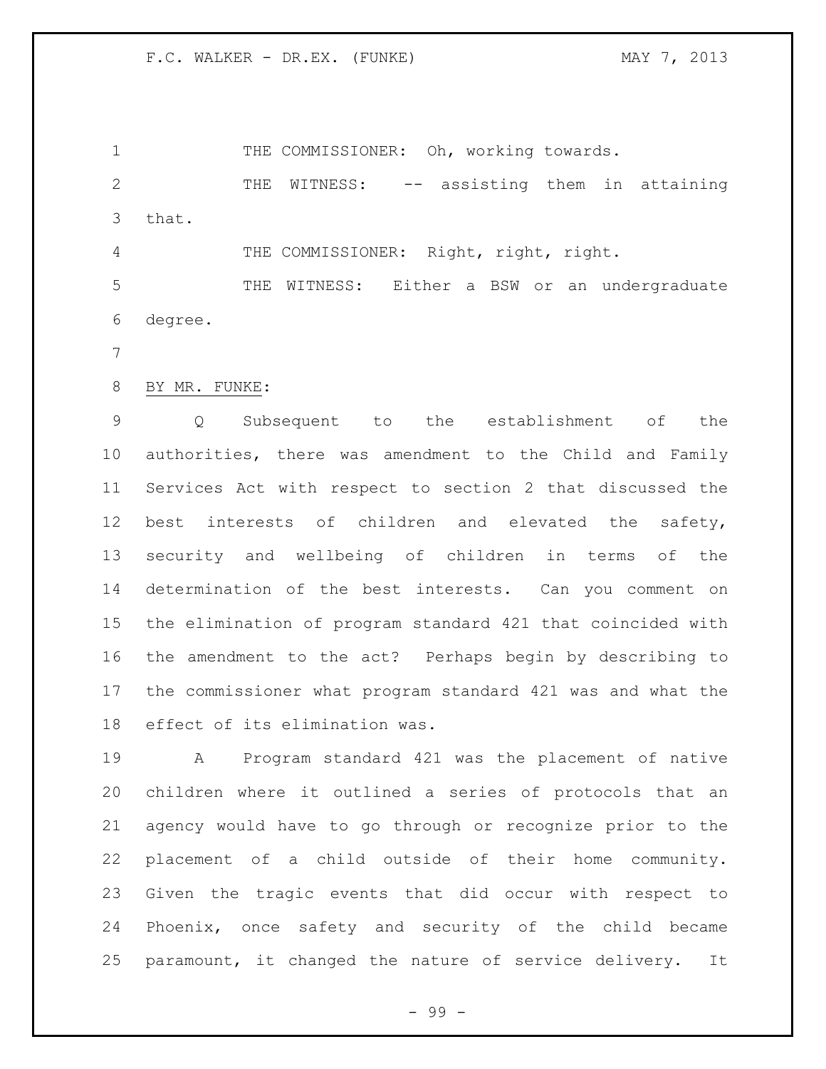THE COMMISSIONER: Oh, working towards.

THE WITNESS: -- assisting them in attaining that.

THE COMMISSIONER: Right, right, right.

THE WITNESS: Either a BSW or an undergraduate degree.

BY MR. FUNKE:

Q Subsequent to the establishment of the authorities, there was amendment to the Child and Family Services Act with respect to section 2 that discussed the best interests of children and elevated the safety, security and wellbeing of children in terms of the determination of the best interests. Can you comment on the elimination of program standard 421 that coincided with the amendment to the act? Perhaps begin by describing to the commissioner what program standard 421 was and what the effect of its elimination was.

A Program standard 421 was the placement of native children where it outlined a series of protocols that an agency would have to go through or recognize prior to the placement of a child outside of their home community. Given the tragic events that did occur with respect to Phoenix, once safety and security of the child became paramount, it changed the nature of service delivery. It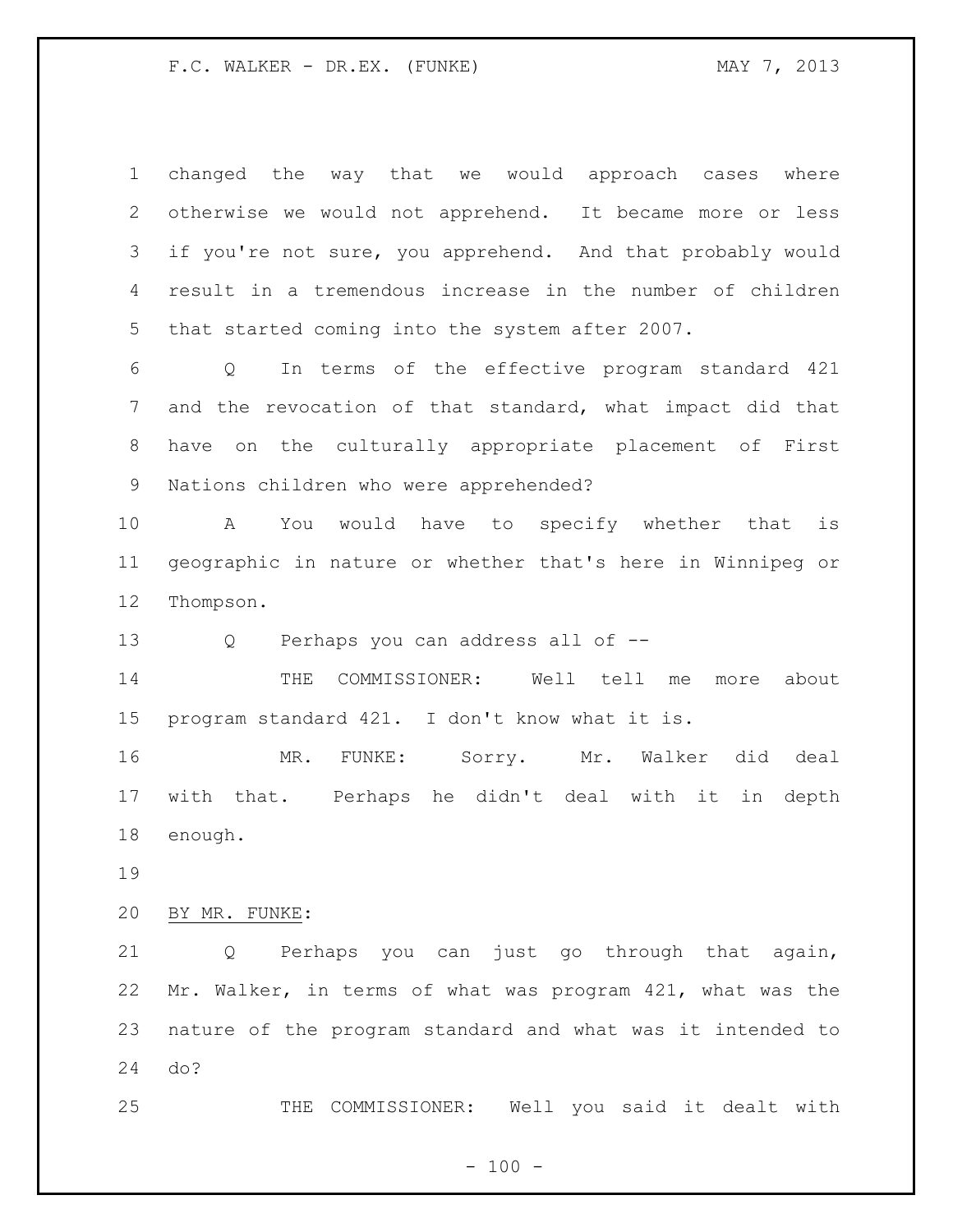changed the way that we would approach cases where otherwise we would not apprehend. It became more or less if you're not sure, you apprehend. And that probably would result in a tremendous increase in the number of children that started coming into the system after 2007.

Q In terms of the effective program standard 421 and the revocation of that standard, what impact did that have on the culturally appropriate placement of First Nations children who were apprehended?

A You would have to specify whether that is geographic in nature or whether that's here in Winnipeg or Thompson.

Q Perhaps you can address all of --

THE COMMISSIONER: Well tell me more about program standard 421. I don't know what it is.

MR. FUNKE: Sorry. Mr. Walker did deal with that. Perhaps he didn't deal with it in depth enough.

BY MR. FUNKE:

Q Perhaps you can just go through that again, Mr. Walker, in terms of what was program 421, what was the nature of the program standard and what was it intended to do?

THE COMMISSIONER: Well you said it dealt with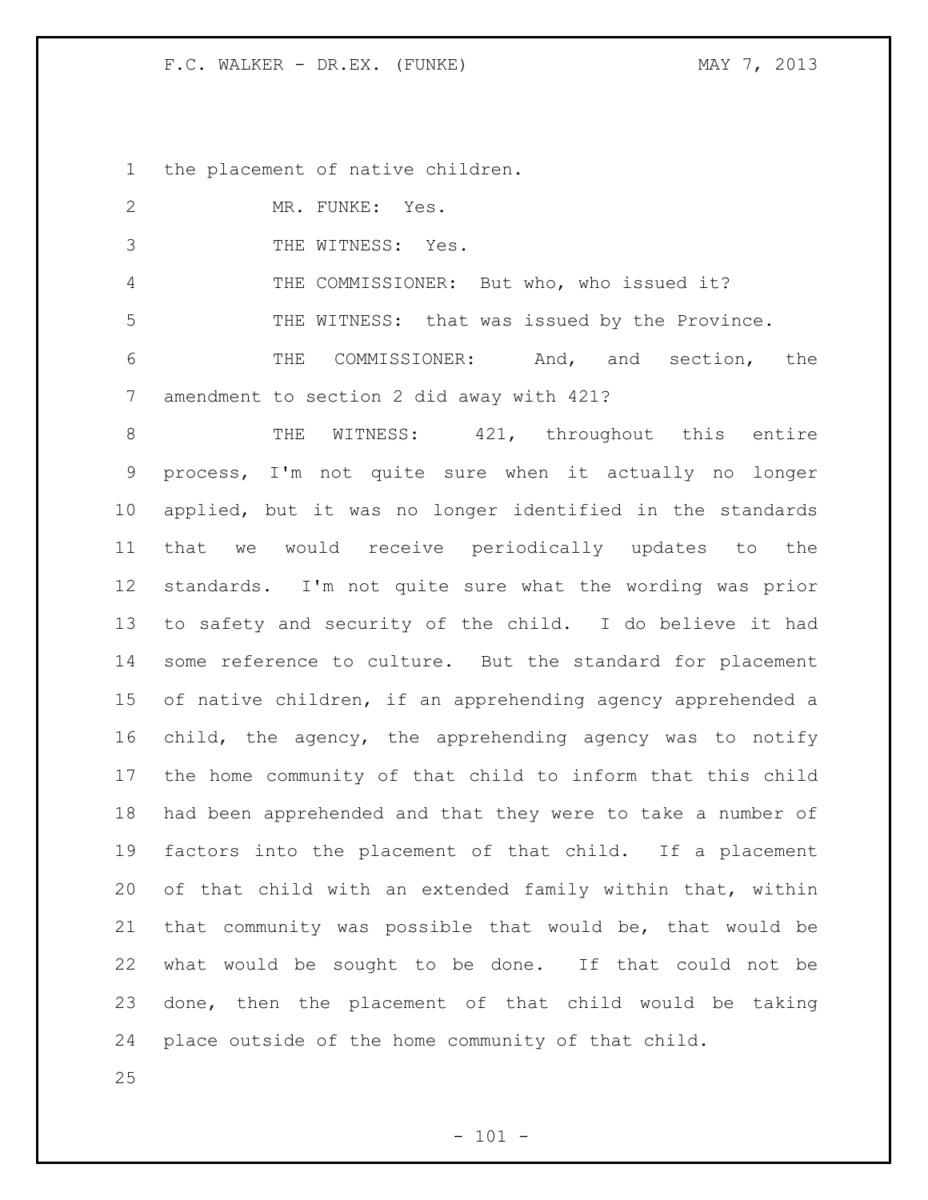the placement of native children.

MR. FUNKE: Yes.

THE WITNESS: Yes.

THE COMMISSIONER: But who, who issued it?

THE WITNESS: that was issued by the Province.

THE COMMISSIONER: And, and section, the amendment to section 2 did away with 421?

THE WITNESS: 421, throughout this entire process, I'm not quite sure when it actually no longer applied, but it was no longer identified in the standards that we would receive periodically updates to the standards. I'm not quite sure what the wording was prior to safety and security of the child. I do believe it had some reference to culture. But the standard for placement of native children, if an apprehending agency apprehended a child, the agency, the apprehending agency was to notify the home community of that child to inform that this child had been apprehended and that they were to take a number of factors into the placement of that child. If a placement of that child with an extended family within that, within that community was possible that would be, that would be what would be sought to be done. If that could not be done, then the placement of that child would be taking place outside of the home community of that child.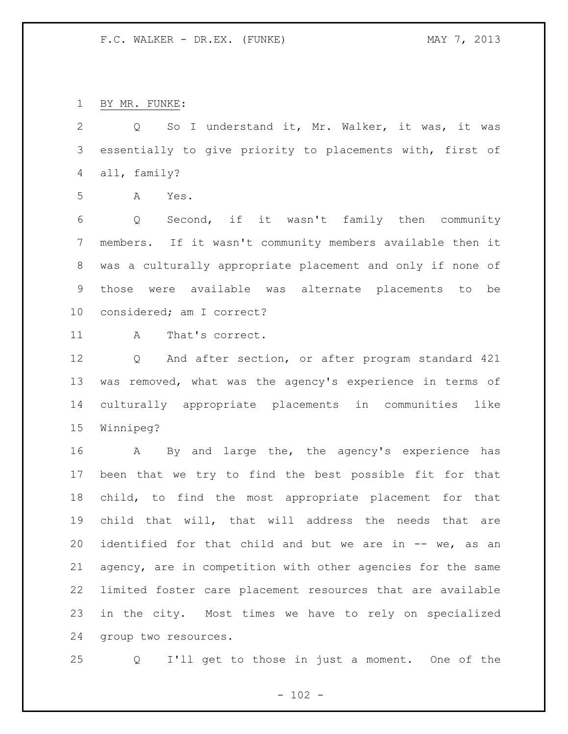BY MR. FUNKE:

Q So I understand it, Mr. Walker, it was, it was essentially to give priority to placements with, first of all, family?

A Yes.

Q Second, if it wasn't family then community members. If it wasn't community members available then it was a culturally appropriate placement and only if none of those were available was alternate placements to be considered; am I correct?

A That's correct.

Q And after section, or after program standard 421 was removed, what was the agency's experience in terms of culturally appropriate placements in communities like Winnipeg?

A By and large the, the agency's experience has been that we try to find the best possible fit for that child, to find the most appropriate placement for that child that will, that will address the needs that are identified for that child and but we are in -- we, as an agency, are in competition with other agencies for the same limited foster care placement resources that are available in the city. Most times we have to rely on specialized group two resources.

Q I'll get to those in just a moment. One of the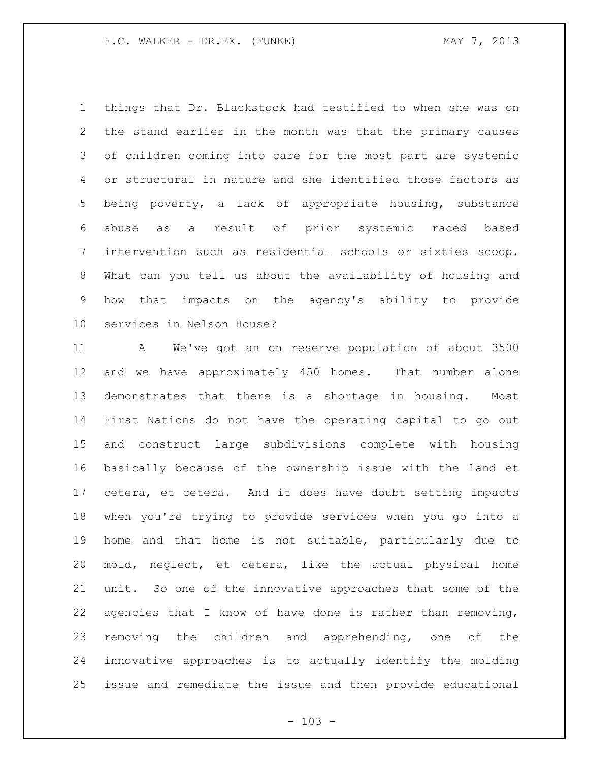things that Dr. Blackstock had testified to when she was on the stand earlier in the month was that the primary causes of children coming into care for the most part are systemic or structural in nature and she identified those factors as being poverty, a lack of appropriate housing, substance abuse as a result of prior systemic raced based intervention such as residential schools or sixties scoop. What can you tell us about the availability of housing and how that impacts on the agency's ability to provide services in Nelson House?

A We've got an on reserve population of about 3500 and we have approximately 450 homes. That number alone demonstrates that there is a shortage in housing. Most First Nations do not have the operating capital to go out and construct large subdivisions complete with housing basically because of the ownership issue with the land et cetera, et cetera. And it does have doubt setting impacts when you're trying to provide services when you go into a home and that home is not suitable, particularly due to mold, neglect, et cetera, like the actual physical home unit. So one of the innovative approaches that some of the agencies that I know of have done is rather than removing, removing the children and apprehending, one of the innovative approaches is to actually identify the molding issue and remediate the issue and then provide educational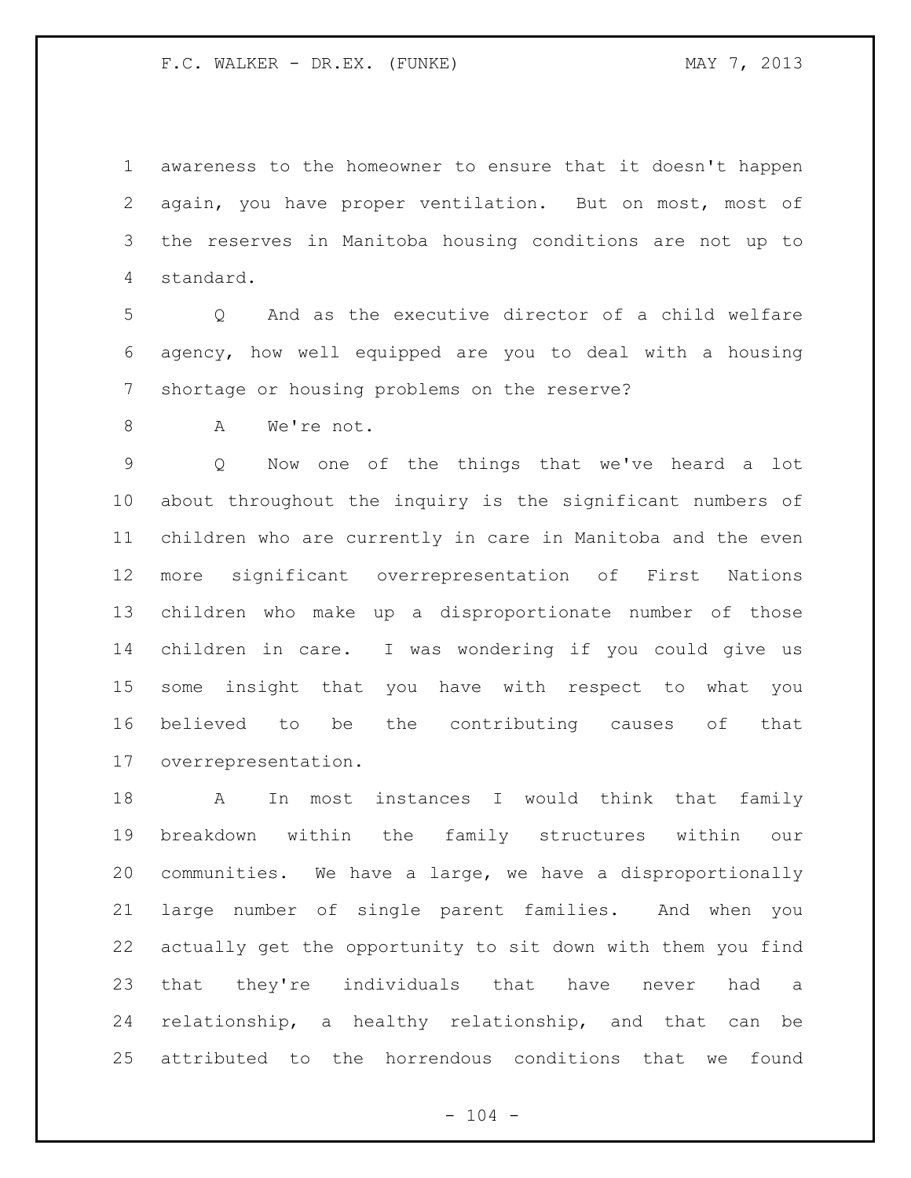awareness to the homeowner to ensure that it doesn't happen again, you have proper ventilation. But on most, most of the reserves in Manitoba housing conditions are not up to standard.

Q And as the executive director of a child welfare agency, how well equipped are you to deal with a housing shortage or housing problems on the reserve?

A We're not.

Q Now one of the things that we've heard a lot about throughout the inquiry is the significant numbers of children who are currently in care in Manitoba and the even more significant overrepresentation of First Nations children who make up a disproportionate number of those children in care. I was wondering if you could give us some insight that you have with respect to what you believed to be the contributing causes of that overrepresentation.

A In most instances I would think that family breakdown within the family structures within our communities. We have a large, we have a disproportionally large number of single parent families. And when you actually get the opportunity to sit down with them you find that they're individuals that have never had a relationship, a healthy relationship, and that can be attributed to the horrendous conditions that we found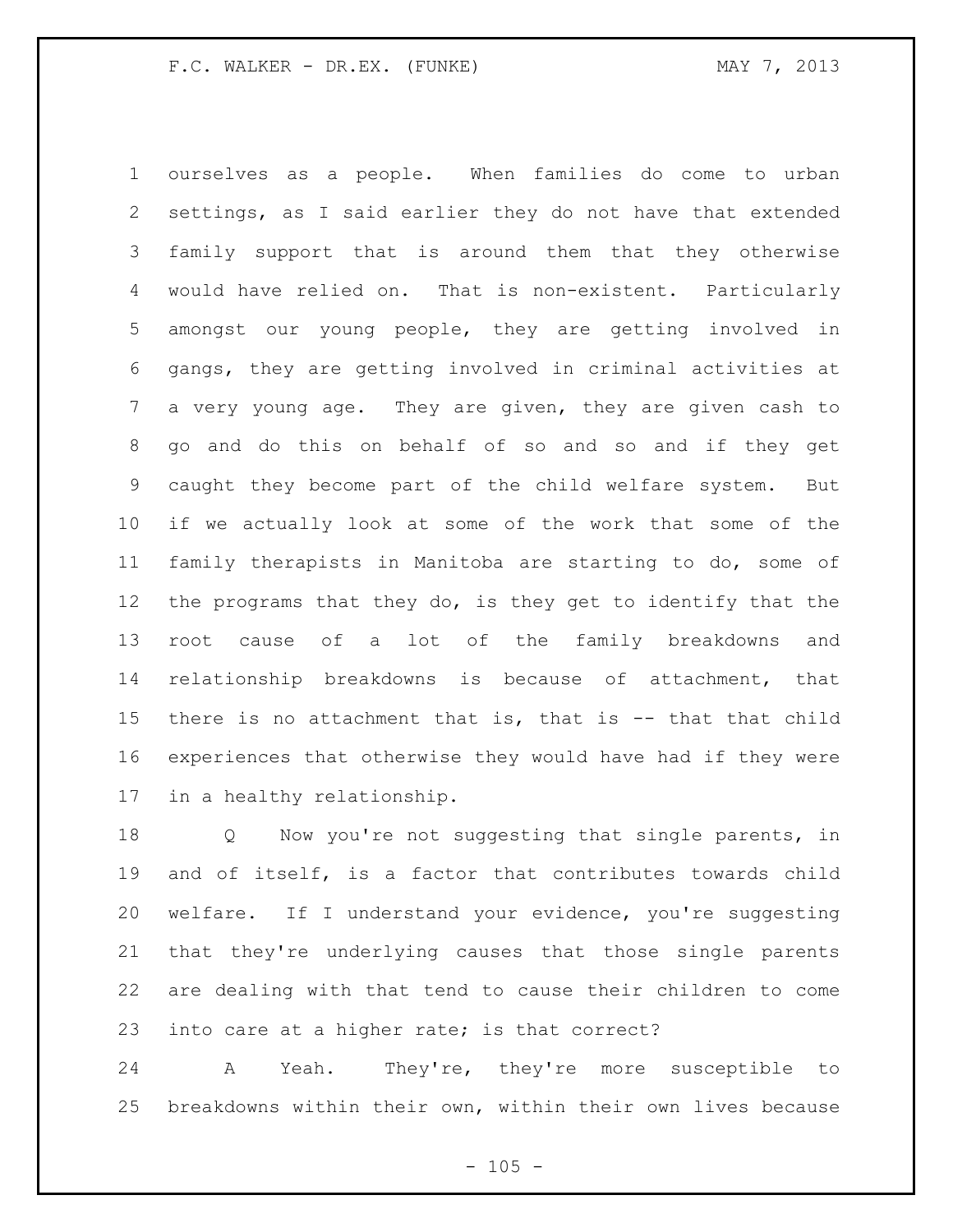ourselves as a people. When families do come to urban settings, as I said earlier they do not have that extended family support that is around them that they otherwise would have relied on. That is non-existent. Particularly amongst our young people, they are getting involved in gangs, they are getting involved in criminal activities at a very young age. They are given, they are given cash to go and do this on behalf of so and so and if they get caught they become part of the child welfare system. But if we actually look at some of the work that some of the family therapists in Manitoba are starting to do, some of the programs that they do, is they get to identify that the root cause of a lot of the family breakdowns and relationship breakdowns is because of attachment, that there is no attachment that is, that is -- that that child experiences that otherwise they would have had if they were in a healthy relationship.

Q Now you're not suggesting that single parents, in and of itself, is a factor that contributes towards child welfare. If I understand your evidence, you're suggesting that they're underlying causes that those single parents are dealing with that tend to cause their children to come into care at a higher rate; is that correct?

A Yeah. They're, they're more susceptible to breakdowns within their own, within their own lives because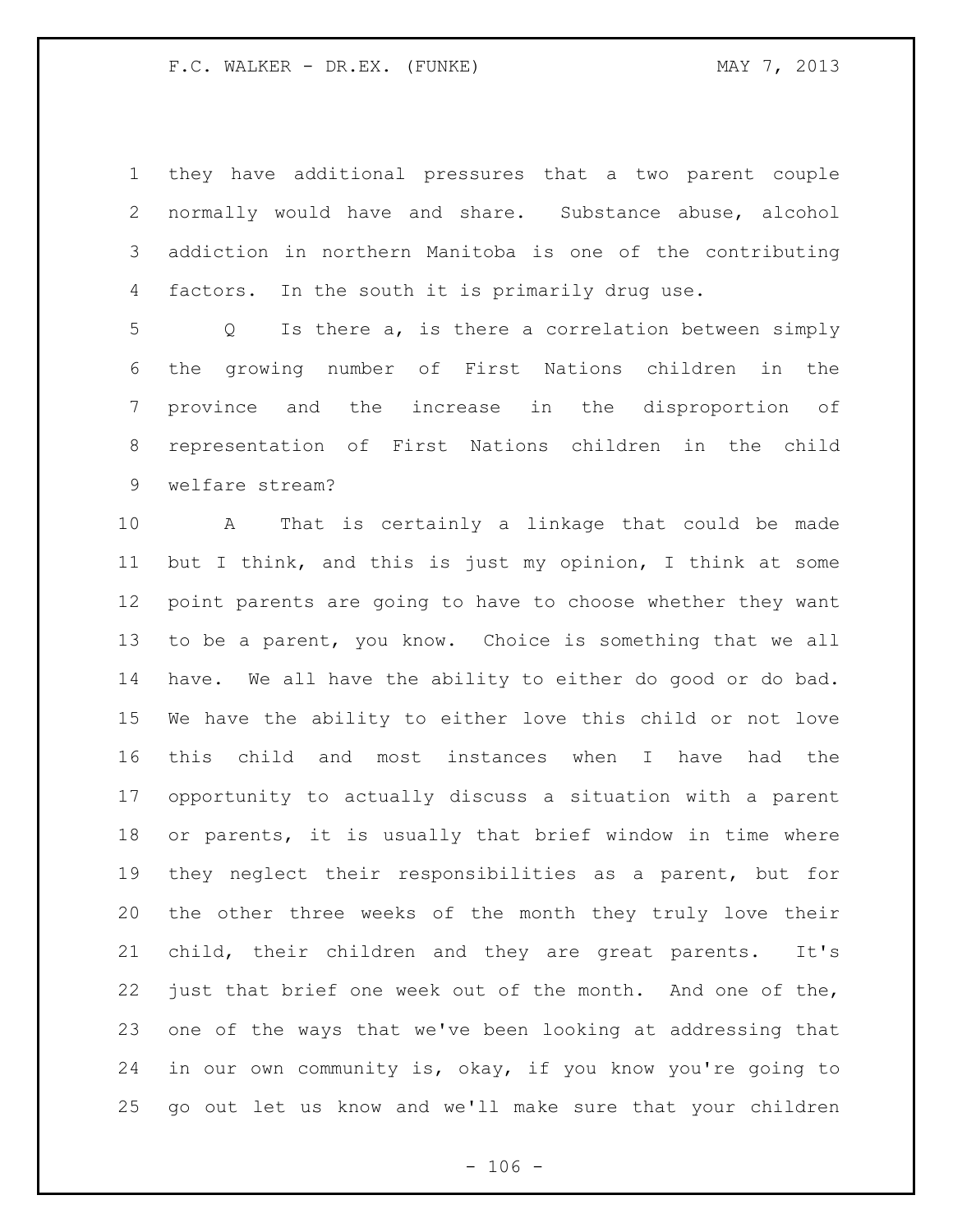they have additional pressures that a two parent couple normally would have and share. Substance abuse, alcohol addiction in northern Manitoba is one of the contributing factors. In the south it is primarily drug use.

Q Is there a, is there a correlation between simply the growing number of First Nations children in the province and the increase in the disproportion of representation of First Nations children in the child welfare stream?

A That is certainly a linkage that could be made but I think, and this is just my opinion, I think at some point parents are going to have to choose whether they want to be a parent, you know. Choice is something that we all have. We all have the ability to either do good or do bad. We have the ability to either love this child or not love this child and most instances when I have had the opportunity to actually discuss a situation with a parent or parents, it is usually that brief window in time where they neglect their responsibilities as a parent, but for the other three weeks of the month they truly love their child, their children and they are great parents. It's just that brief one week out of the month. And one of the, one of the ways that we've been looking at addressing that in our own community is, okay, if you know you're going to go out let us know and we'll make sure that your children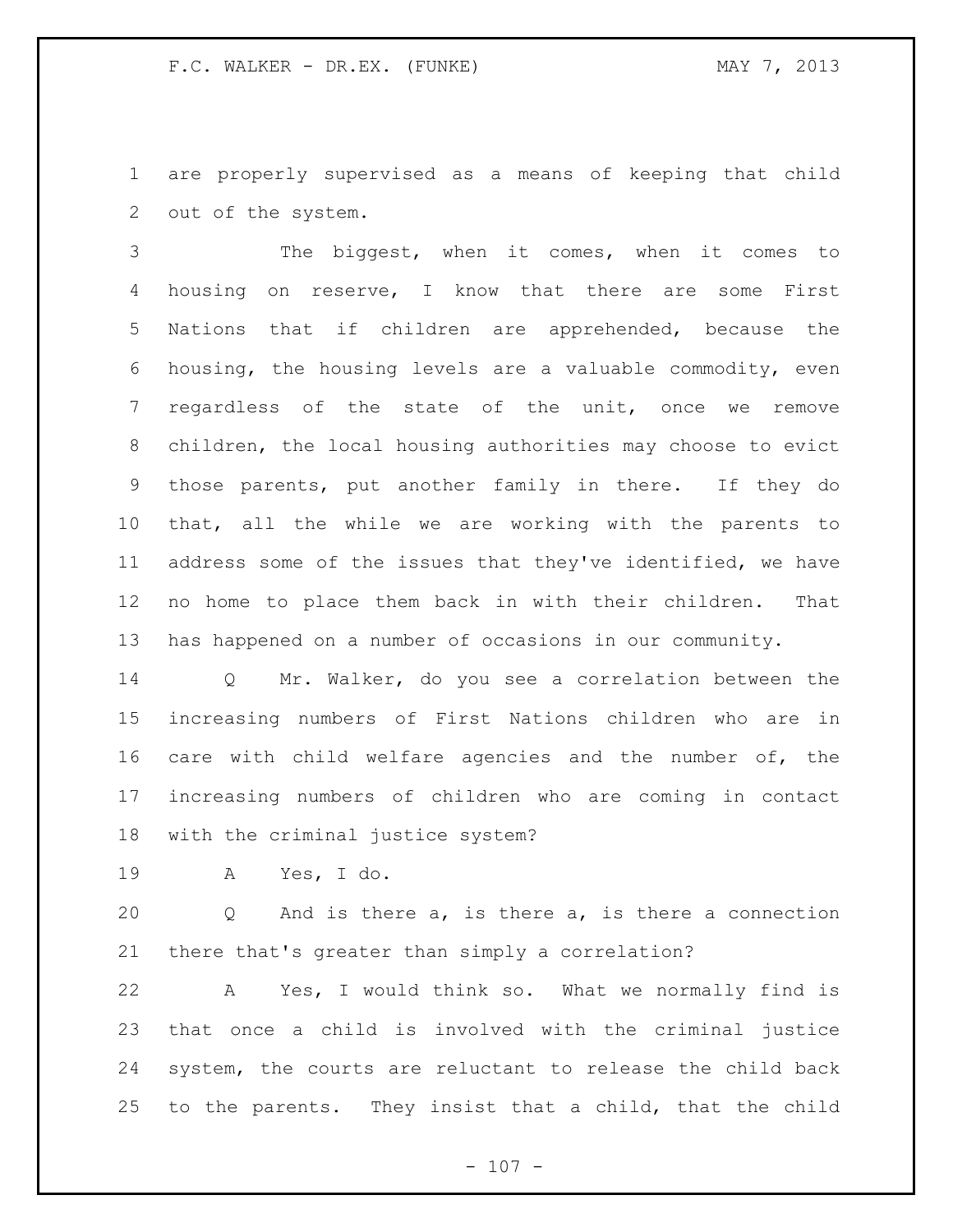are properly supervised as a means of keeping that child out of the system.

The biggest, when it comes, when it comes to housing on reserve, I know that there are some First Nations that if children are apprehended, because the housing, the housing levels are a valuable commodity, even regardless of the state of the unit, once we remove children, the local housing authorities may choose to evict those parents, put another family in there. If they do that, all the while we are working with the parents to address some of the issues that they've identified, we have no home to place them back in with their children. That has happened on a number of occasions in our community.

Q Mr. Walker, do you see a correlation between the increasing numbers of First Nations children who are in care with child welfare agencies and the number of, the increasing numbers of children who are coming in contact with the criminal justice system?

A Yes, I do.

Q And is there a, is there a, is there a connection there that's greater than simply a correlation?

A Yes, I would think so. What we normally find is that once a child is involved with the criminal justice system, the courts are reluctant to release the child back to the parents. They insist that a child, that the child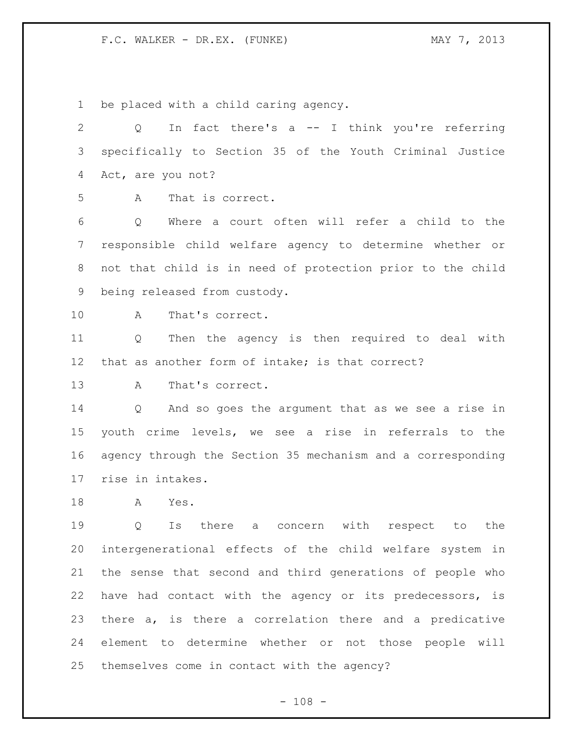be placed with a child caring agency.

Q In fact there's a -- I think you're referring specifically to Section 35 of the Youth Criminal Justice Act, are you not?

A That is correct.

Q Where a court often will refer a child to the responsible child welfare agency to determine whether or not that child is in need of protection prior to the child being released from custody.

A That's correct.

Q Then the agency is then required to deal with that as another form of intake; is that correct?

A That's correct.

Q And so goes the argument that as we see a rise in youth crime levels, we see a rise in referrals to the agency through the Section 35 mechanism and a corresponding rise in intakes.

A Yes.

Q Is there a concern with respect to the intergenerational effects of the child welfare system in the sense that second and third generations of people who have had contact with the agency or its predecessors, is there a, is there a correlation there and a predicative element to determine whether or not those people will themselves come in contact with the agency?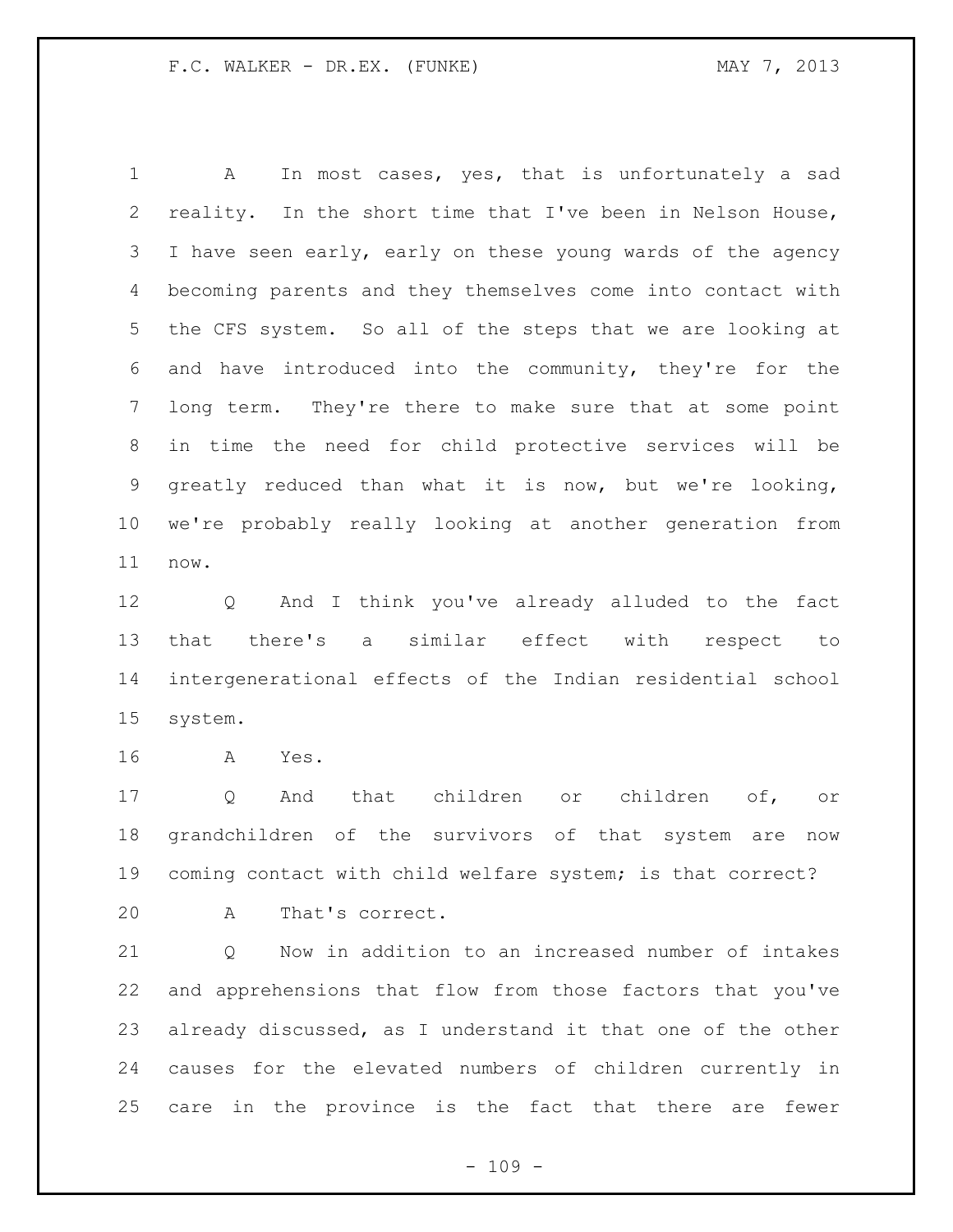A In most cases, yes, that is unfortunately a sad reality. In the short time that I've been in Nelson House, I have seen early, early on these young wards of the agency becoming parents and they themselves come into contact with the CFS system. So all of the steps that we are looking at and have introduced into the community, they're for the long term. They're there to make sure that at some point in time the need for child protective services will be greatly reduced than what it is now, but we're looking, we're probably really looking at another generation from now.

Q And I think you've already alluded to the fact that there's a similar effect with respect to intergenerational effects of the Indian residential school system.

A Yes.

Q And that children or children of, or grandchildren of the survivors of that system are now coming contact with child welfare system; is that correct?

A That's correct.

Q Now in addition to an increased number of intakes and apprehensions that flow from those factors that you've already discussed, as I understand it that one of the other causes for the elevated numbers of children currently in care in the province is the fact that there are fewer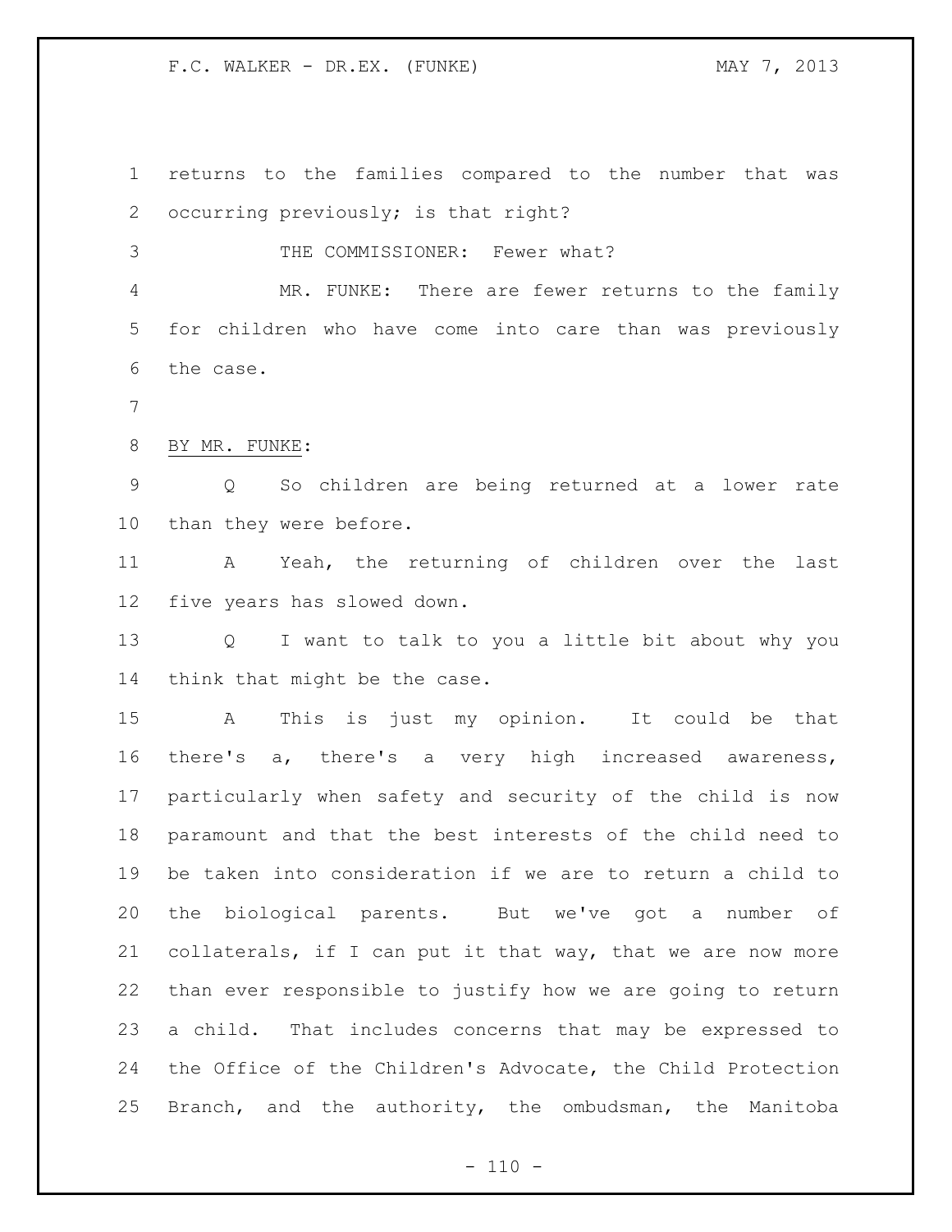returns to the families compared to the number that was occurring previously; is that right?

THE COMMISSIONER: Fewer what?

MR. FUNKE: There are fewer returns to the family for children who have come into care than was previously the case.

BY MR. FUNKE:

Q So children are being returned at a lower rate than they were before.

A Yeah, the returning of children over the last five years has slowed down.

Q I want to talk to you a little bit about why you think that might be the case.

A This is just my opinion. It could be that there's a, there's a very high increased awareness, particularly when safety and security of the child is now paramount and that the best interests of the child need to be taken into consideration if we are to return a child to the biological parents. But we've got a number of collaterals, if I can put it that way, that we are now more than ever responsible to justify how we are going to return a child. That includes concerns that may be expressed to the Office of the Children's Advocate, the Child Protection Branch, and the authority, the ombudsman, the Manitoba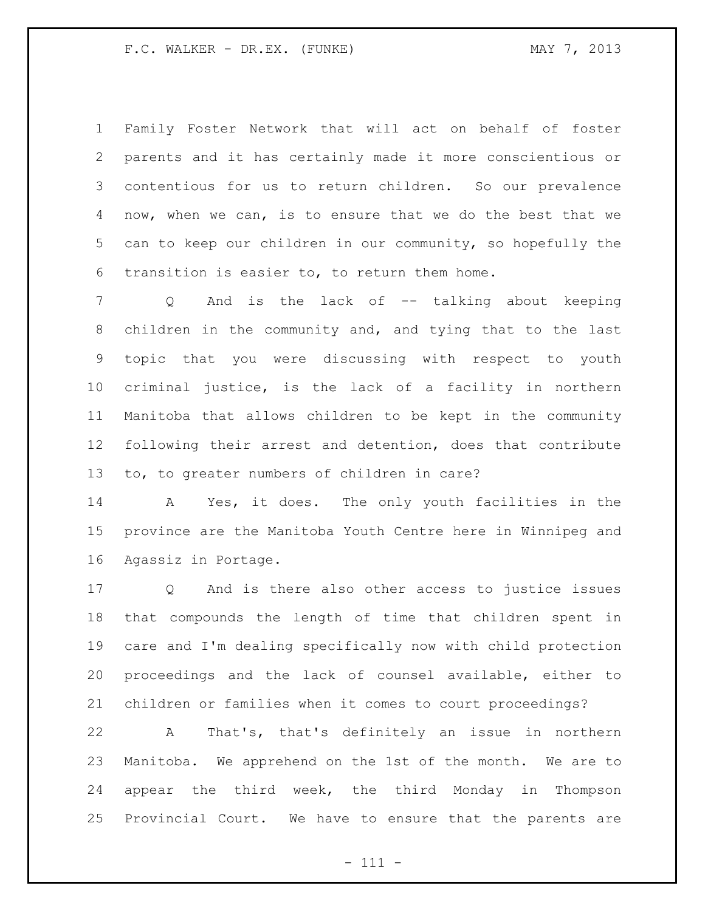Family Foster Network that will act on behalf of foster parents and it has certainly made it more conscientious or contentious for us to return children. So our prevalence now, when we can, is to ensure that we do the best that we can to keep our children in our community, so hopefully the transition is easier to, to return them home.

Q And is the lack of -- talking about keeping children in the community and, and tying that to the last topic that you were discussing with respect to youth criminal justice, is the lack of a facility in northern Manitoba that allows children to be kept in the community following their arrest and detention, does that contribute to, to greater numbers of children in care?

A Yes, it does. The only youth facilities in the province are the Manitoba Youth Centre here in Winnipeg and Agassiz in Portage.

Q And is there also other access to justice issues that compounds the length of time that children spent in care and I'm dealing specifically now with child protection proceedings and the lack of counsel available, either to children or families when it comes to court proceedings?

A That's, that's definitely an issue in northern Manitoba. We apprehend on the 1st of the month. We are to appear the third week, the third Monday in Thompson Provincial Court. We have to ensure that the parents are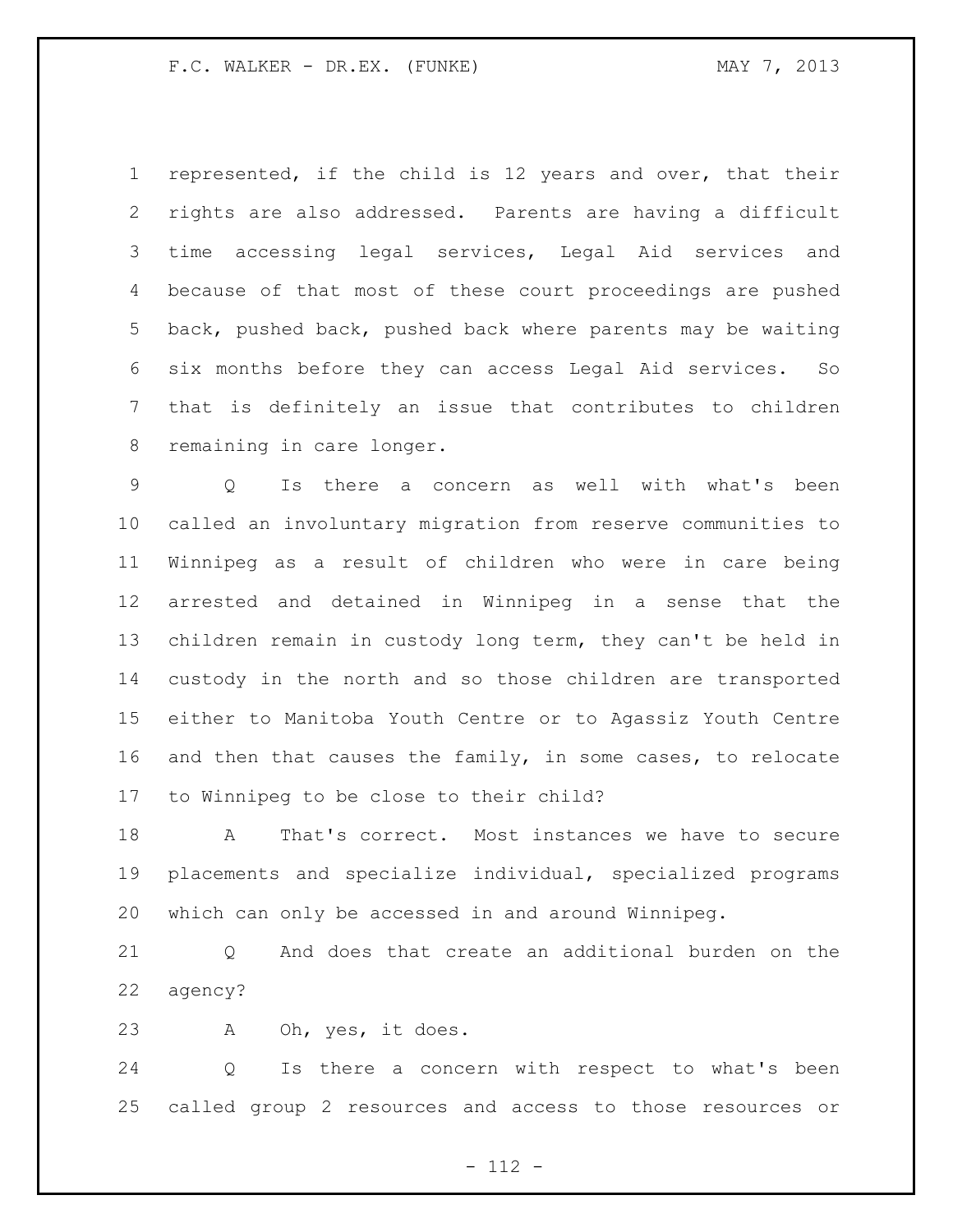represented, if the child is 12 years and over, that their rights are also addressed. Parents are having a difficult time accessing legal services, Legal Aid services and because of that most of these court proceedings are pushed back, pushed back, pushed back where parents may be waiting six months before they can access Legal Aid services. So that is definitely an issue that contributes to children remaining in care longer.

Q Is there a concern as well with what's been called an involuntary migration from reserve communities to Winnipeg as a result of children who were in care being arrested and detained in Winnipeg in a sense that the children remain in custody long term, they can't be held in custody in the north and so those children are transported either to Manitoba Youth Centre or to Agassiz Youth Centre and then that causes the family, in some cases, to relocate to Winnipeg to be close to their child?

A That's correct. Most instances we have to secure placements and specialize individual, specialized programs which can only be accessed in and around Winnipeg.

Q And does that create an additional burden on the agency?

A Oh, yes, it does.

Q Is there a concern with respect to what's been called group 2 resources and access to those resources or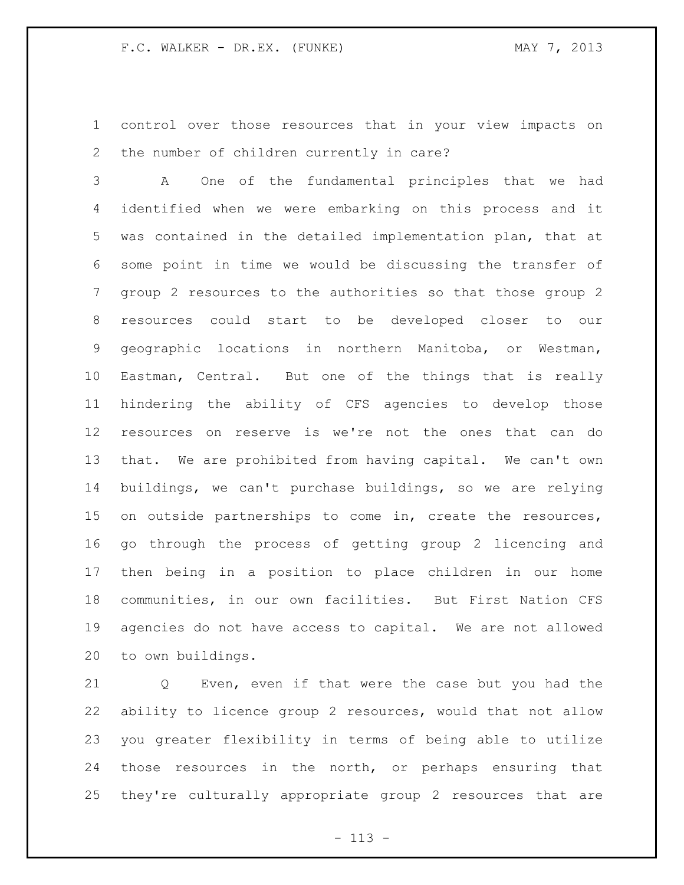control over those resources that in your view impacts on the number of children currently in care?

A One of the fundamental principles that we had identified when we were embarking on this process and it was contained in the detailed implementation plan, that at some point in time we would be discussing the transfer of group 2 resources to the authorities so that those group 2 resources could start to be developed closer to our geographic locations in northern Manitoba, or Westman, Eastman, Central. But one of the things that is really hindering the ability of CFS agencies to develop those resources on reserve is we're not the ones that can do that. We are prohibited from having capital. We can't own buildings, we can't purchase buildings, so we are relying on outside partnerships to come in, create the resources, go through the process of getting group 2 licencing and then being in a position to place children in our home communities, in our own facilities. But First Nation CFS agencies do not have access to capital. We are not allowed to own buildings.

Q Even, even if that were the case but you had the ability to licence group 2 resources, would that not allow you greater flexibility in terms of being able to utilize those resources in the north, or perhaps ensuring that they're culturally appropriate group 2 resources that are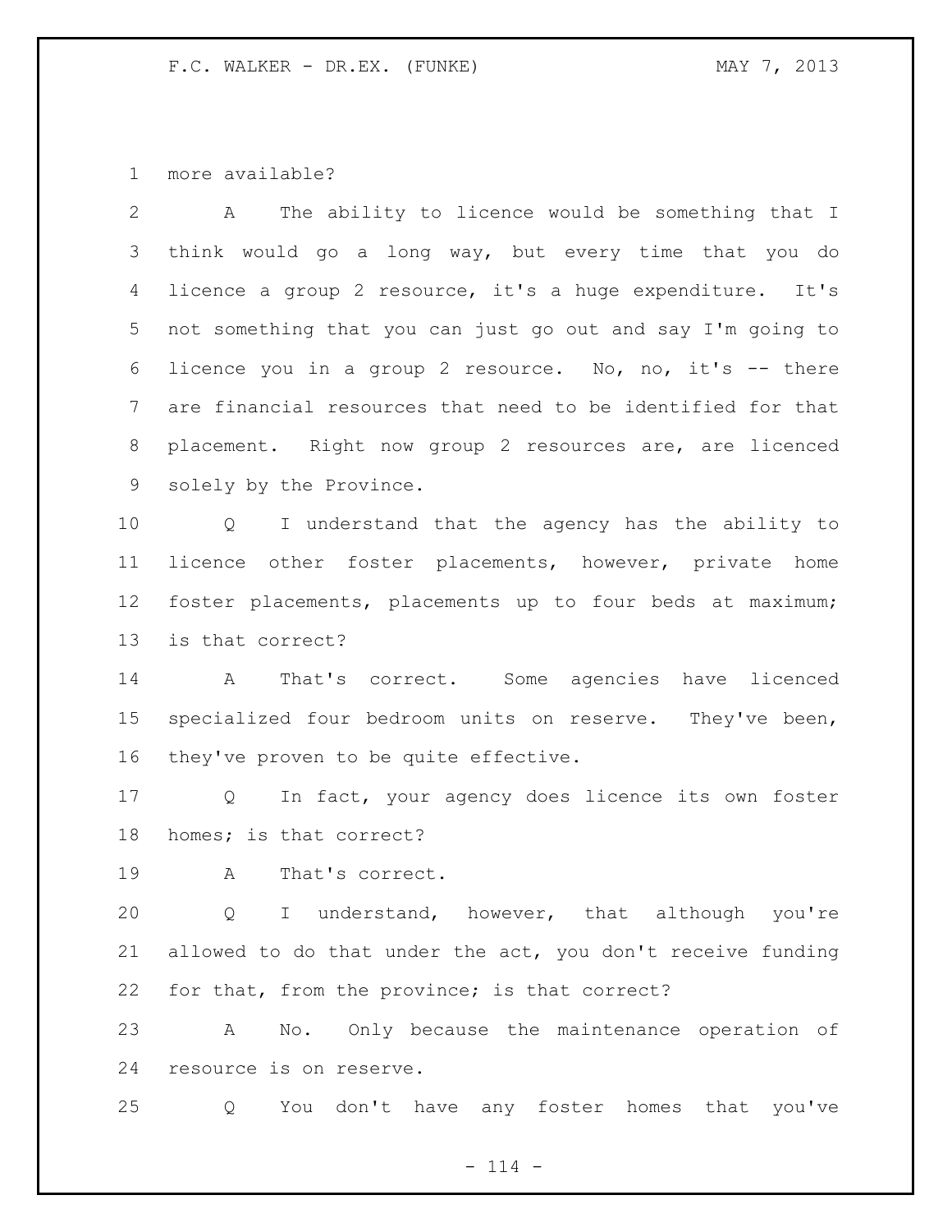more available?

A The ability to licence would be something that I think would go a long way, but every time that you do licence a group 2 resource, it's a huge expenditure. It's not something that you can just go out and say I'm going to licence you in a group 2 resource. No, no, it's -- there are financial resources that need to be identified for that placement. Right now group 2 resources are, are licenced solely by the Province.

Q I understand that the agency has the ability to licence other foster placements, however, private home foster placements, placements up to four beds at maximum; is that correct?

A That's correct. Some agencies have licenced specialized four bedroom units on reserve. They've been, they've proven to be quite effective.

Q In fact, your agency does licence its own foster homes; is that correct?

A That's correct.

Q I understand, however, that although you're allowed to do that under the act, you don't receive funding for that, from the province; is that correct?

A No. Only because the maintenance operation of resource is on reserve.

Q You don't have any foster homes that you've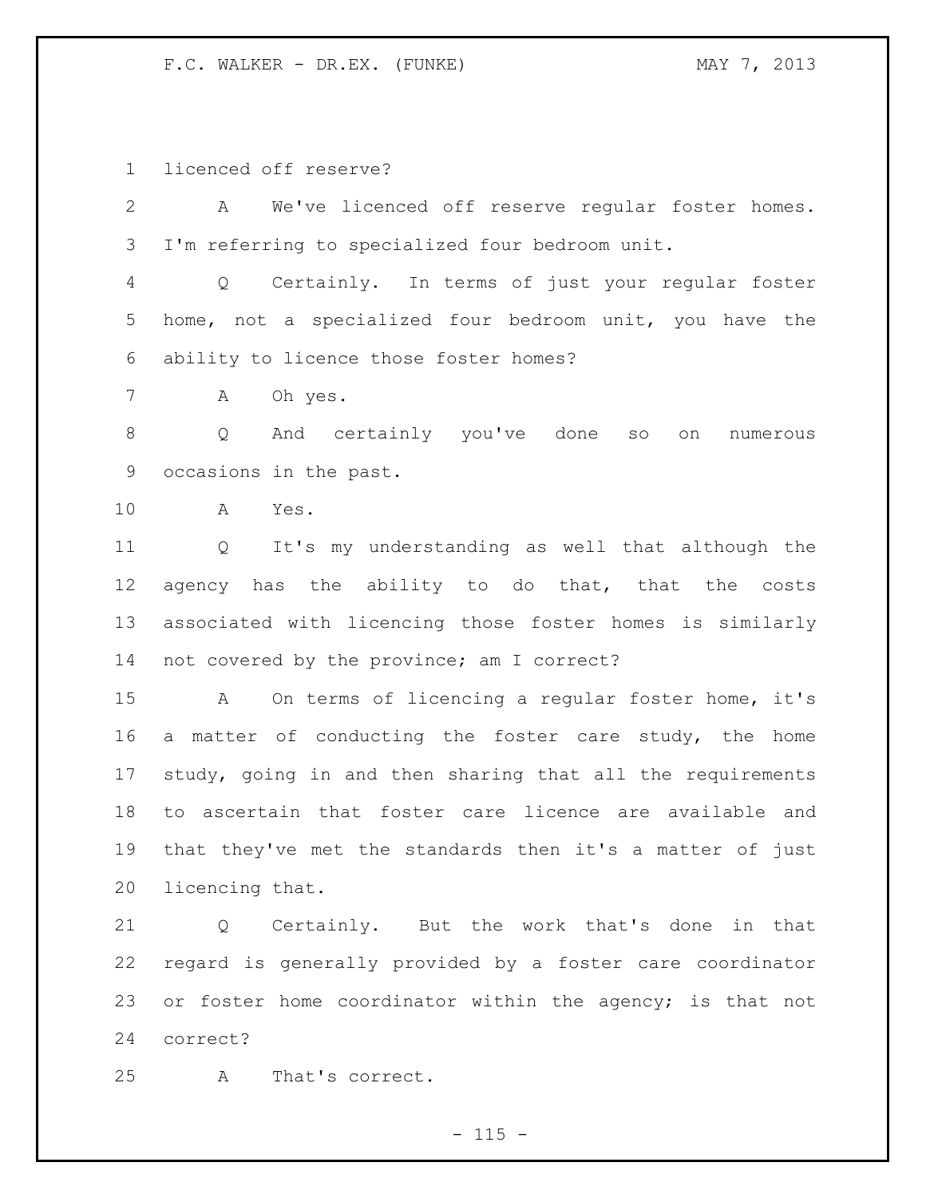licenced off reserve?

A We've licenced off reserve regular foster homes. I'm referring to specialized four bedroom unit.

Q Certainly. In terms of just your regular foster home, not a specialized four bedroom unit, you have the ability to licence those foster homes?

A Oh yes.

Q And certainly you've done so on numerous occasions in the past.

A Yes.

Q It's my understanding as well that although the agency has the ability to do that, that the costs associated with licencing those foster homes is similarly not covered by the province; am I correct?

A On terms of licencing a regular foster home, it's a matter of conducting the foster care study, the home study, going in and then sharing that all the requirements to ascertain that foster care licence are available and that they've met the standards then it's a matter of just licencing that.

Q Certainly. But the work that's done in that regard is generally provided by a foster care coordinator or foster home coordinator within the agency; is that not correct?

A That's correct.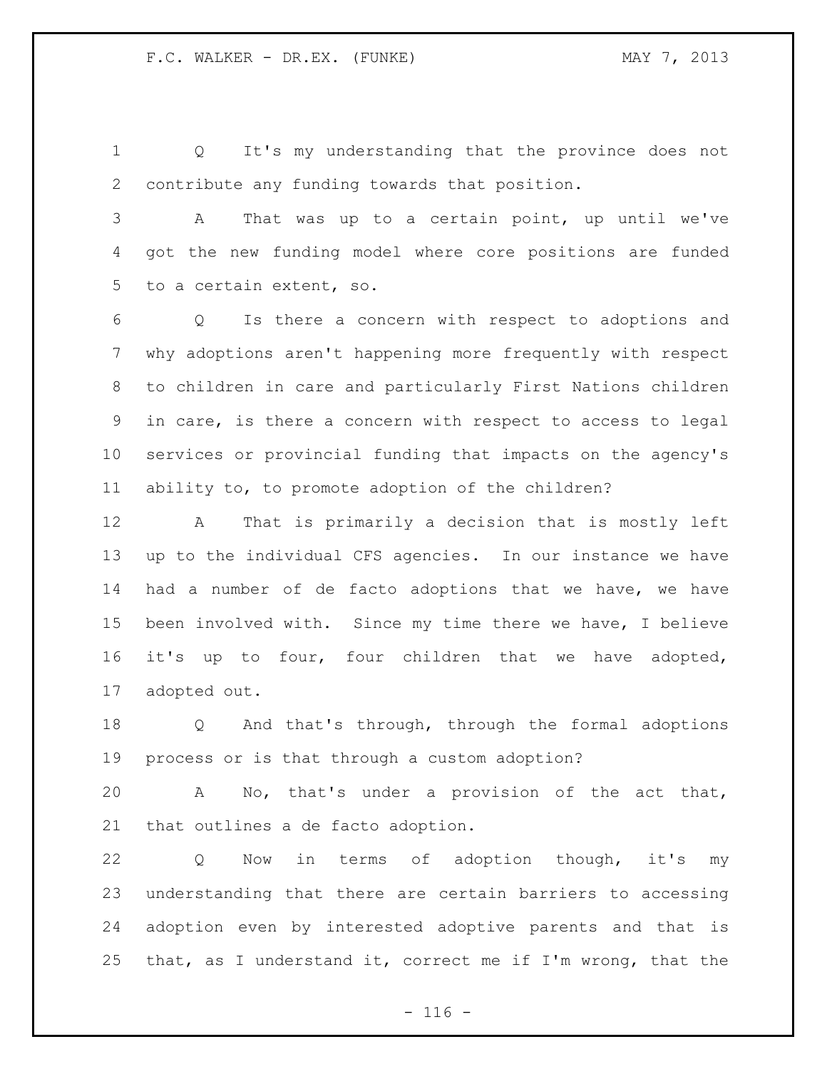Q It's my understanding that the province does not contribute any funding towards that position.

A That was up to a certain point, up until we've got the new funding model where core positions are funded to a certain extent, so.

Q Is there a concern with respect to adoptions and why adoptions aren't happening more frequently with respect to children in care and particularly First Nations children in care, is there a concern with respect to access to legal services or provincial funding that impacts on the agency's ability to, to promote adoption of the children?

A That is primarily a decision that is mostly left up to the individual CFS agencies. In our instance we have had a number of de facto adoptions that we have, we have been involved with. Since my time there we have, I believe it's up to four, four children that we have adopted, adopted out.

Q And that's through, through the formal adoptions process or is that through a custom adoption?

A No, that's under a provision of the act that, that outlines a de facto adoption.

Q Now in terms of adoption though, it's my understanding that there are certain barriers to accessing adoption even by interested adoptive parents and that is that, as I understand it, correct me if I'm wrong, that the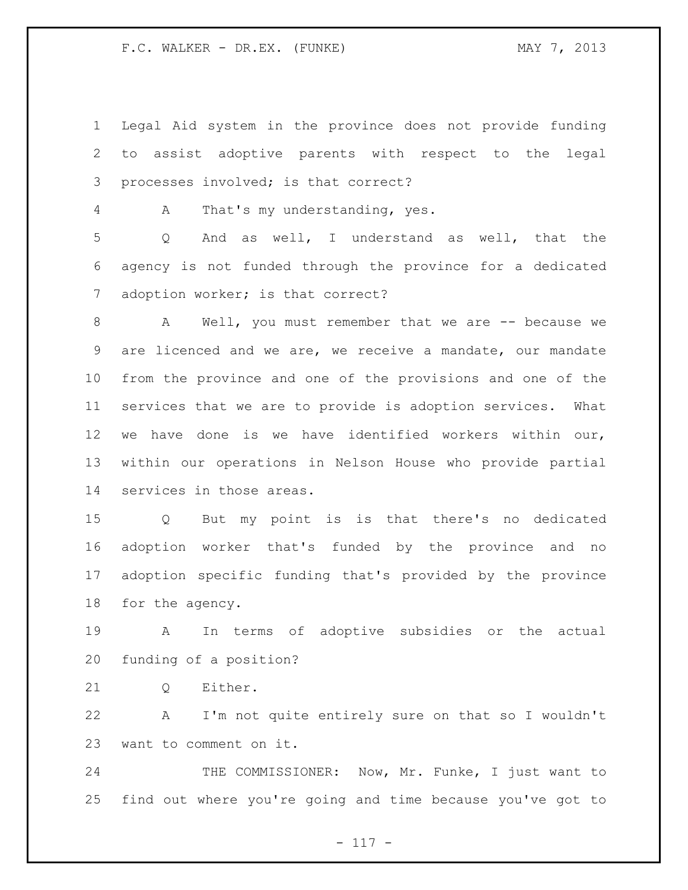Legal Aid system in the province does not provide funding to assist adoptive parents with respect to the legal processes involved; is that correct?

A That's my understanding, yes.

Q And as well, I understand as well, that the agency is not funded through the province for a dedicated adoption worker; is that correct?

A Well, you must remember that we are -- because we are licenced and we are, we receive a mandate, our mandate from the province and one of the provisions and one of the services that we are to provide is adoption services. What we have done is we have identified workers within our, within our operations in Nelson House who provide partial services in those areas.

Q But my point is is that there's no dedicated adoption worker that's funded by the province and no adoption specific funding that's provided by the province for the agency.

A In terms of adoptive subsidies or the actual funding of a position?

Q Either.

A I'm not quite entirely sure on that so I wouldn't want to comment on it.

THE COMMISSIONER: Now, Mr. Funke, I just want to find out where you're going and time because you've got to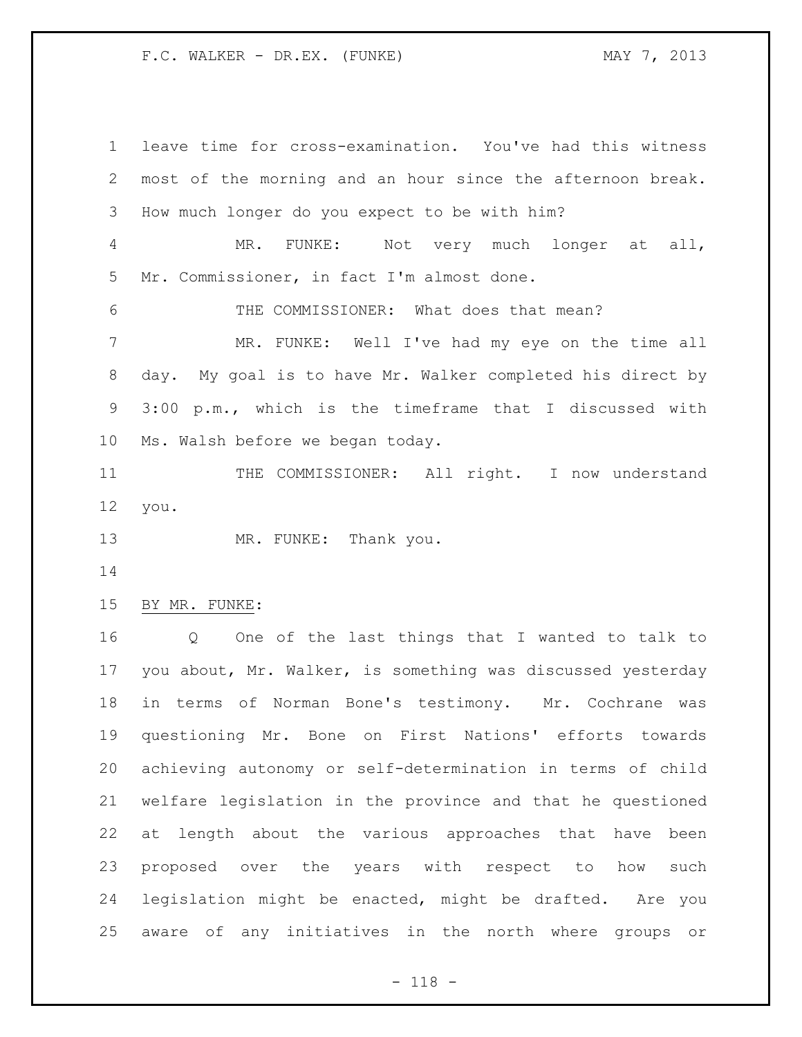leave time for cross-examination. You've had this witness most of the morning and an hour since the afternoon break. How much longer do you expect to be with him?

MR. FUNKE: Not very much longer at all, Mr. Commissioner, in fact I'm almost done.

THE COMMISSIONER: What does that mean?

MR. FUNKE: Well I've had my eye on the time all day. My goal is to have Mr. Walker completed his direct by 3:00 p.m., which is the timeframe that I discussed with Ms. Walsh before we began today.

THE COMMISSIONER: All right. I now understand you.

MR. FUNKE: Thank you.

BY MR. FUNKE:

Q One of the last things that I wanted to talk to you about, Mr. Walker, is something was discussed yesterday in terms of Norman Bone's testimony. Mr. Cochrane was questioning Mr. Bone on First Nations' efforts towards achieving autonomy or self-determination in terms of child welfare legislation in the province and that he questioned at length about the various approaches that have been proposed over the years with respect to how such legislation might be enacted, might be drafted. Are you aware of any initiatives in the north where groups or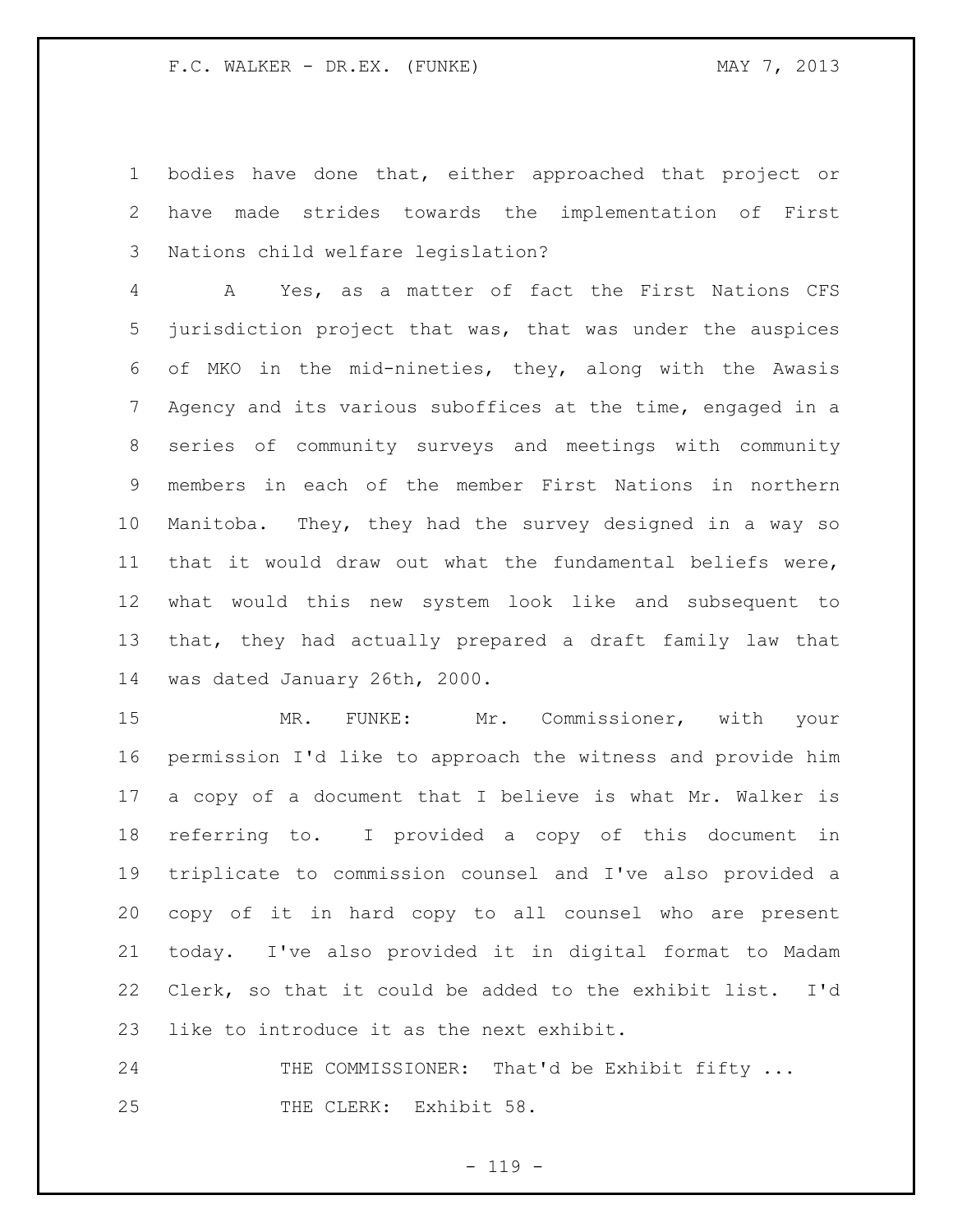bodies have done that, either approached that project or have made strides towards the implementation of First Nations child welfare legislation?

A Yes, as a matter of fact the First Nations CFS jurisdiction project that was, that was under the auspices of MKO in the mid-nineties, they, along with the Awasis Agency and its various suboffices at the time, engaged in a series of community surveys and meetings with community members in each of the member First Nations in northern Manitoba. They, they had the survey designed in a way so that it would draw out what the fundamental beliefs were, what would this new system look like and subsequent to that, they had actually prepared a draft family law that was dated January 26th, 2000.

MR. FUNKE: Mr. Commissioner, with your permission I'd like to approach the witness and provide him a copy of a document that I believe is what Mr. Walker is referring to. I provided a copy of this document in triplicate to commission counsel and I've also provided a copy of it in hard copy to all counsel who are present today. I've also provided it in digital format to Madam Clerk, so that it could be added to the exhibit list. I'd like to introduce it as the next exhibit.

THE COMMISSIONER: That'd be Exhibit fifty ...

THE CLERK: Exhibit 58.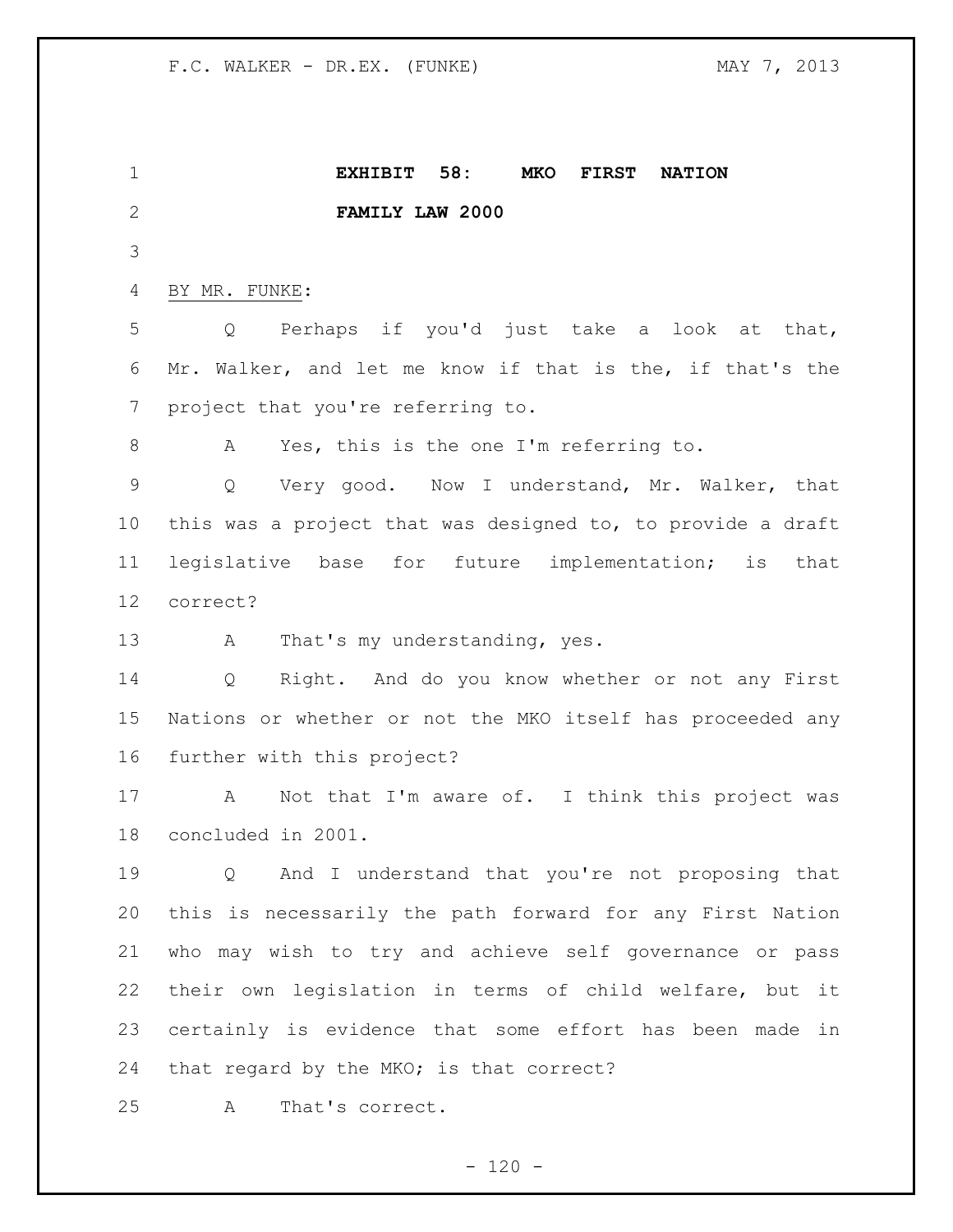**EXHIBIT 58: MKO FIRST NATION FAMILY LAW 2000**

BY MR. FUNKE:

Q Perhaps if you'd just take a look at that, Mr. Walker, and let me know if that is the, if that's the project that you're referring to.

A Yes, this is the one I'm referring to.

Q Very good. Now I understand, Mr. Walker, that this was a project that was designed to, to provide a draft legislative base for future implementation; is that correct?

A That's my understanding, yes.

Q Right. And do you know whether or not any First Nations or whether or not the MKO itself has proceeded any further with this project?

A Not that I'm aware of. I think this project was concluded in 2001.

Q And I understand that you're not proposing that this is necessarily the path forward for any First Nation who may wish to try and achieve self governance or pass their own legislation in terms of child welfare, but it certainly is evidence that some effort has been made in that regard by the MKO; is that correct?

A That's correct.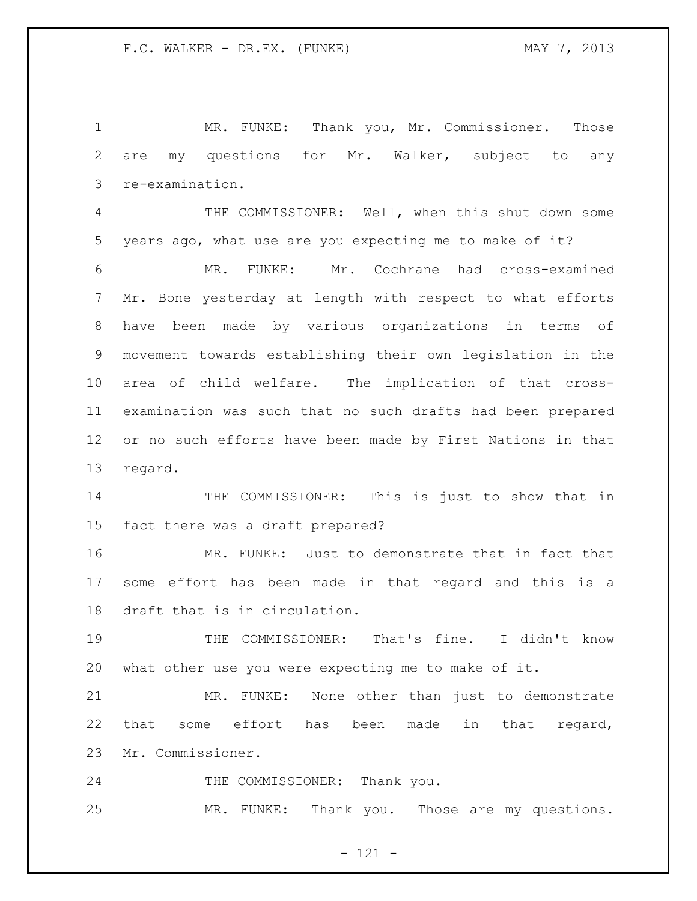MR. FUNKE: Thank you, Mr. Commissioner. Those are my questions for Mr. Walker, subject to any re-examination.

THE COMMISSIONER: Well, when this shut down some years ago, what use are you expecting me to make of it?

MR. FUNKE: Mr. Cochrane had cross-examined Mr. Bone yesterday at length with respect to what efforts have been made by various organizations in terms of movement towards establishing their own legislation in the area of child welfare. The implication of that cross-examination was such that no such drafts had been prepared or no such efforts have been made by First Nations in that regard.

THE COMMISSIONER: This is just to show that in fact there was a draft prepared?

MR. FUNKE: Just to demonstrate that in fact that some effort has been made in that regard and this is a draft that is in circulation.

THE COMMISSIONER: That's fine. I didn't know what other use you were expecting me to make of it.

MR. FUNKE: None other than just to demonstrate that some effort has been made in that regard, Mr. Commissioner.

THE COMMISSIONER: Thank you.

MR. FUNKE: Thank you. Those are my questions.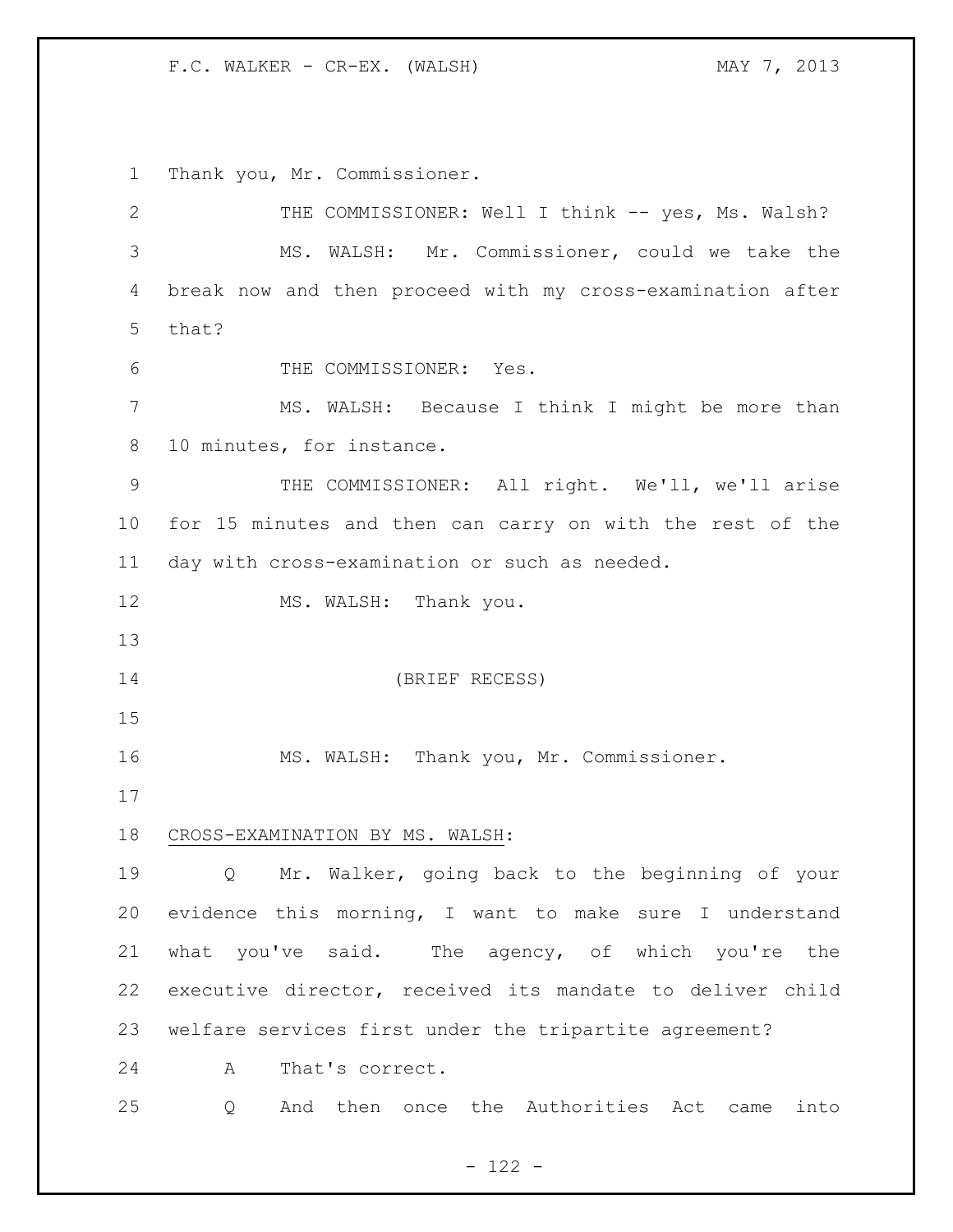Thank you, Mr. Commissioner.

THE COMMISSIONER: Well I think -- yes, Ms. Walsh?

MS. WALSH: Mr. Commissioner, could we take the break now and then proceed with my cross-examination after that?

THE COMMISSIONER: Yes.

MS. WALSH: Because I think I might be more than 10 minutes, for instance.

THE COMMISSIONER: All right. We'll, we'll arise for 15 minutes and then can carry on with the rest of the day with cross-examination or such as needed.

MS. WALSH: Thank you.

(BRIEF RECESS)

MS. WALSH: Thank you, Mr. Commissioner.

CROSS-EXAMINATION BY MS. WALSH:

Q Mr. Walker, going back to the beginning of your evidence this morning, I want to make sure I understand what you've said. The agency, of which you're the executive director, received its mandate to deliver child welfare services first under the tripartite agreement?

A That's correct.

Q And then once the Authorities Act came into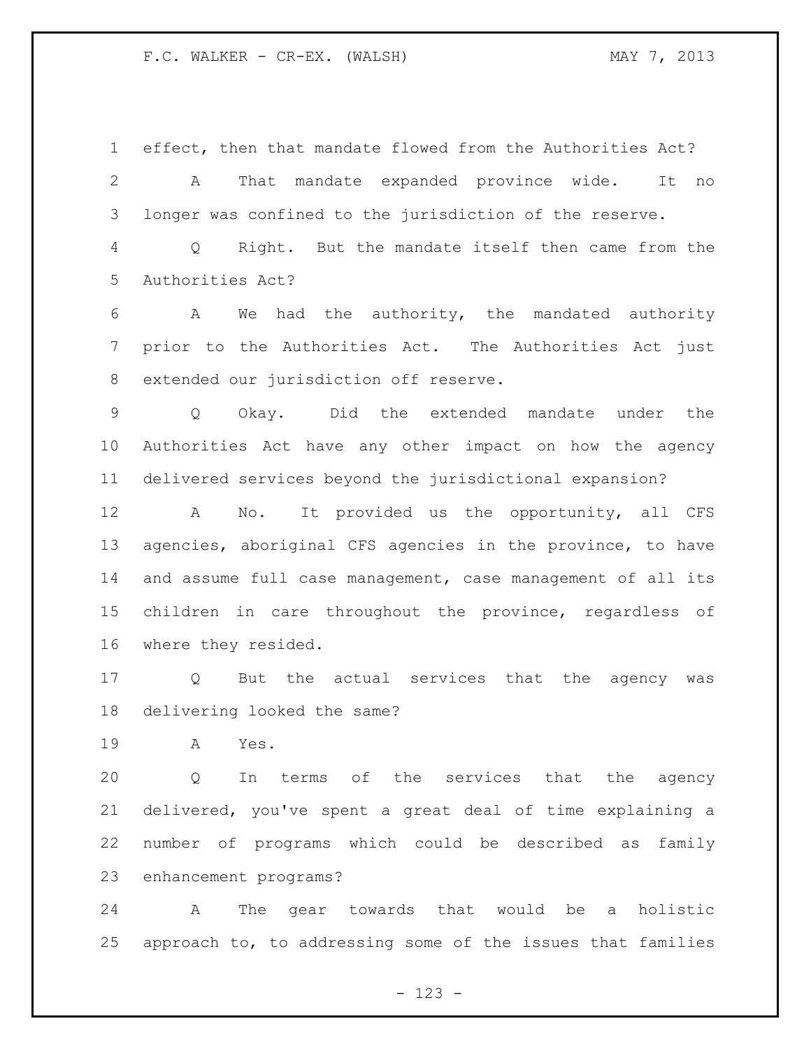effect, then that mandate flowed from the Authorities Act?

A That mandate expanded province wide. It no longer was confined to the jurisdiction of the reserve.

Q Right. But the mandate itself then came from the Authorities Act?

A We had the authority, the mandated authority prior to the Authorities Act. The Authorities Act just extended our jurisdiction off reserve.

Q Okay. Did the extended mandate under the Authorities Act have any other impact on how the agency delivered services beyond the jurisdictional expansion?

A No. It provided us the opportunity, all CFS agencies, aboriginal CFS agencies in the province, to have and assume full case management, case management of all its children in care throughout the province, regardless of where they resided.

Q But the actual services that the agency was delivering looked the same?

A Yes.

Q In terms of the services that the agency delivered, you've spent a great deal of time explaining a number of programs which could be described as family enhancement programs?

A The gear towards that would be a holistic approach to, to addressing some of the issues that families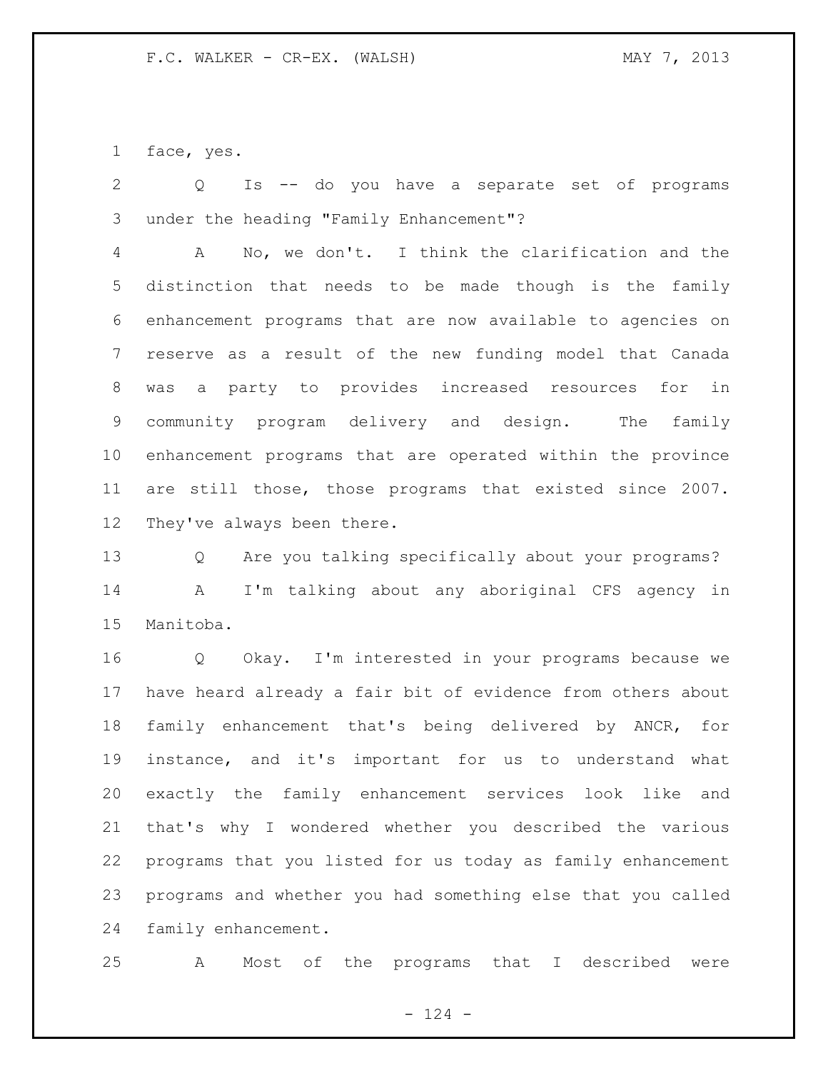face, yes.

Q Is -- do you have a separate set of programs under the heading "Family Enhancement"?

A No, we don't. I think the clarification and the distinction that needs to be made though is the family enhancement programs that are now available to agencies on reserve as a result of the new funding model that Canada was a party to provides increased resources for in community program delivery and design. The family enhancement programs that are operated within the province are still those, those programs that existed since 2007. They've always been there.

Q Are you talking specifically about your programs?

A I'm talking about any aboriginal CFS agency in Manitoba.

Q Okay. I'm interested in your programs because we have heard already a fair bit of evidence from others about family enhancement that's being delivered by ANCR, for instance, and it's important for us to understand what exactly the family enhancement services look like and that's why I wondered whether you described the various programs that you listed for us today as family enhancement programs and whether you had something else that you called family enhancement.

A Most of the programs that I described were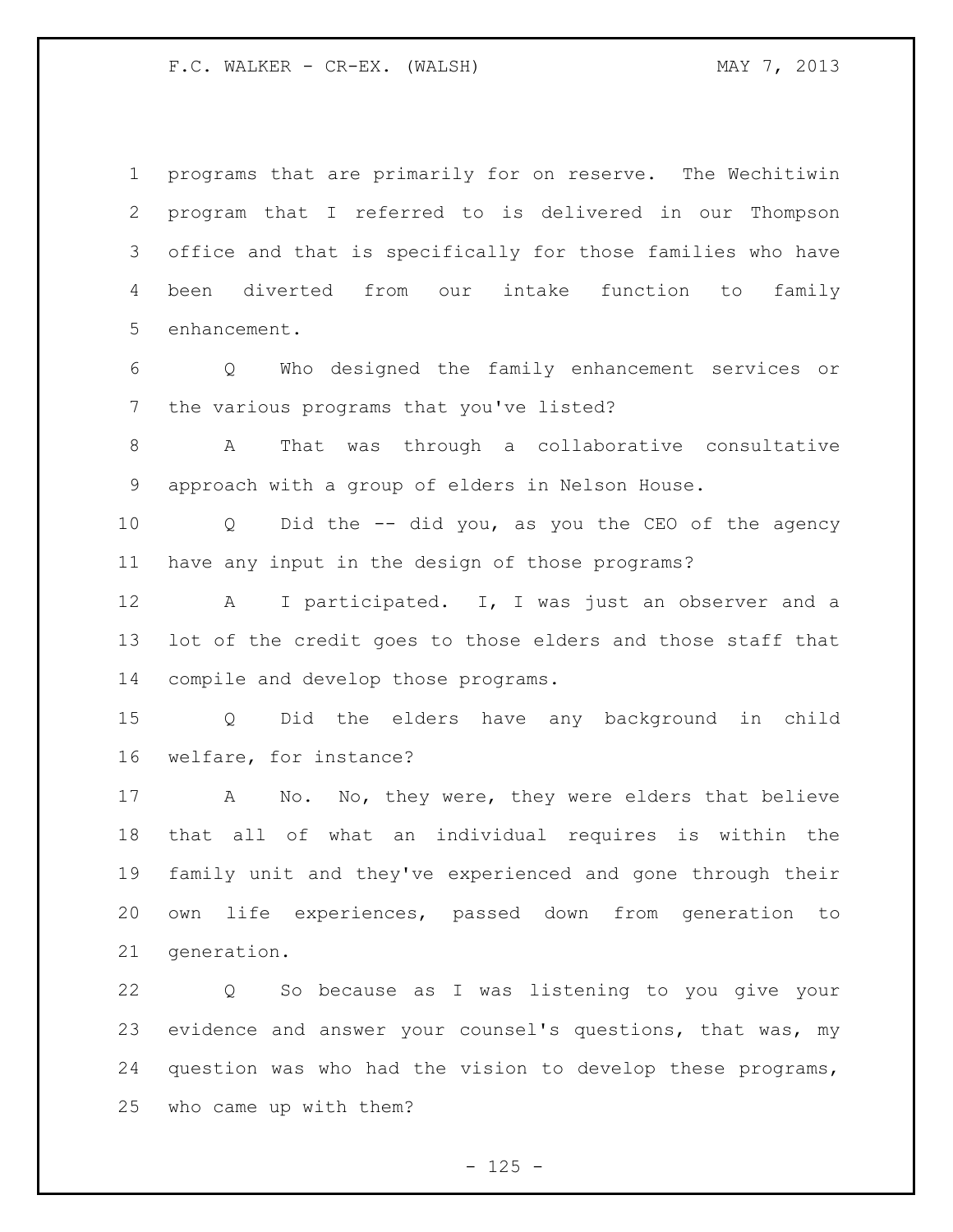programs that are primarily for on reserve. The Wechitiwin program that I referred to is delivered in our Thompson office and that is specifically for those families who have been diverted from our intake function to family enhancement.

Q Who designed the family enhancement services or the various programs that you've listed?

A That was through a collaborative consultative approach with a group of elders in Nelson House.

Q Did the -- did you, as you the CEO of the agency have any input in the design of those programs?

A I participated. I, I was just an observer and a lot of the credit goes to those elders and those staff that compile and develop those programs.

Q Did the elders have any background in child welfare, for instance?

A No. No, they were, they were elders that believe that all of what an individual requires is within the family unit and they've experienced and gone through their own life experiences, passed down from generation to generation.

Q So because as I was listening to you give your evidence and answer your counsel's questions, that was, my question was who had the vision to develop these programs, who came up with them?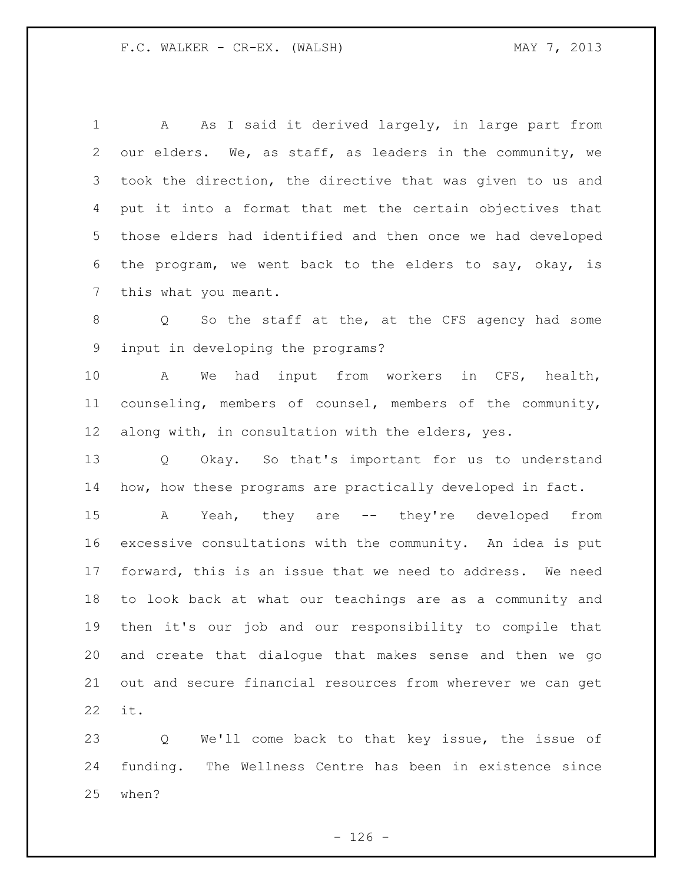A As I said it derived largely, in large part from our elders. We, as staff, as leaders in the community, we took the direction, the directive that was given to us and put it into a format that met the certain objectives that those elders had identified and then once we had developed the program, we went back to the elders to say, okay, is this what you meant.

Q So the staff at the, at the CFS agency had some input in developing the programs?

A We had input from workers in CFS, health, counseling, members of counsel, members of the community, along with, in consultation with the elders, yes.

Q Okay. So that's important for us to understand how, how these programs are practically developed in fact.

A Yeah, they are -- they're developed from excessive consultations with the community. An idea is put forward, this is an issue that we need to address. We need to look back at what our teachings are as a community and then it's our job and our responsibility to compile that and create that dialogue that makes sense and then we go out and secure financial resources from wherever we can get it.

Q We'll come back to that key issue, the issue of funding. The Wellness Centre has been in existence since when?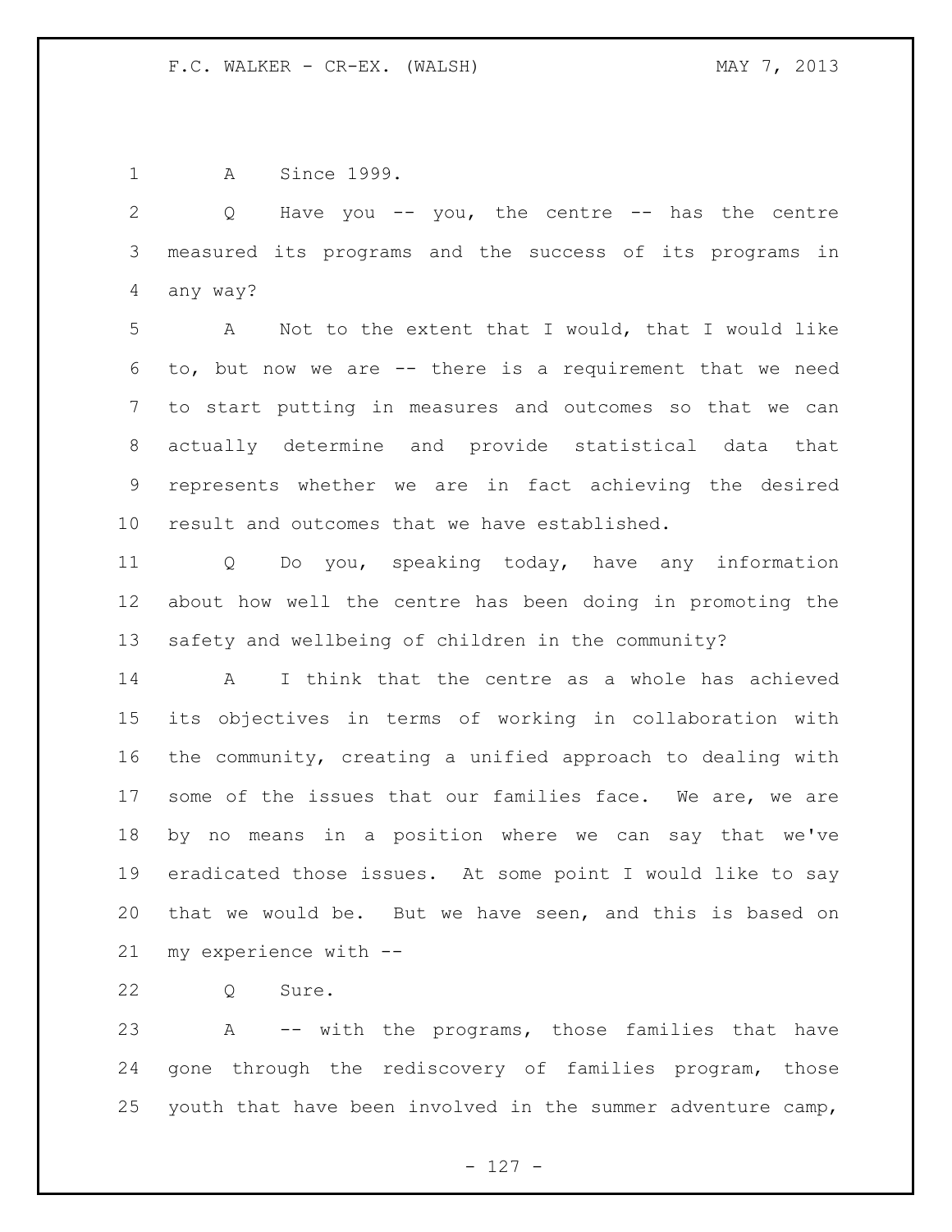A Since 1999.

Q Have you -- you, the centre -- has the centre measured its programs and the success of its programs in any way?

A Not to the extent that I would, that I would like to, but now we are -- there is a requirement that we need to start putting in measures and outcomes so that we can actually determine and provide statistical data that represents whether we are in fact achieving the desired result and outcomes that we have established.

Q Do you, speaking today, have any information about how well the centre has been doing in promoting the safety and wellbeing of children in the community?

A I think that the centre as a whole has achieved its objectives in terms of working in collaboration with the community, creating a unified approach to dealing with some of the issues that our families face. We are, we are by no means in a position where we can say that we've eradicated those issues. At some point I would like to say that we would be. But we have seen, and this is based on my experience with --

Q Sure.

A -- with the programs, those families that have gone through the rediscovery of families program, those youth that have been involved in the summer adventure camp,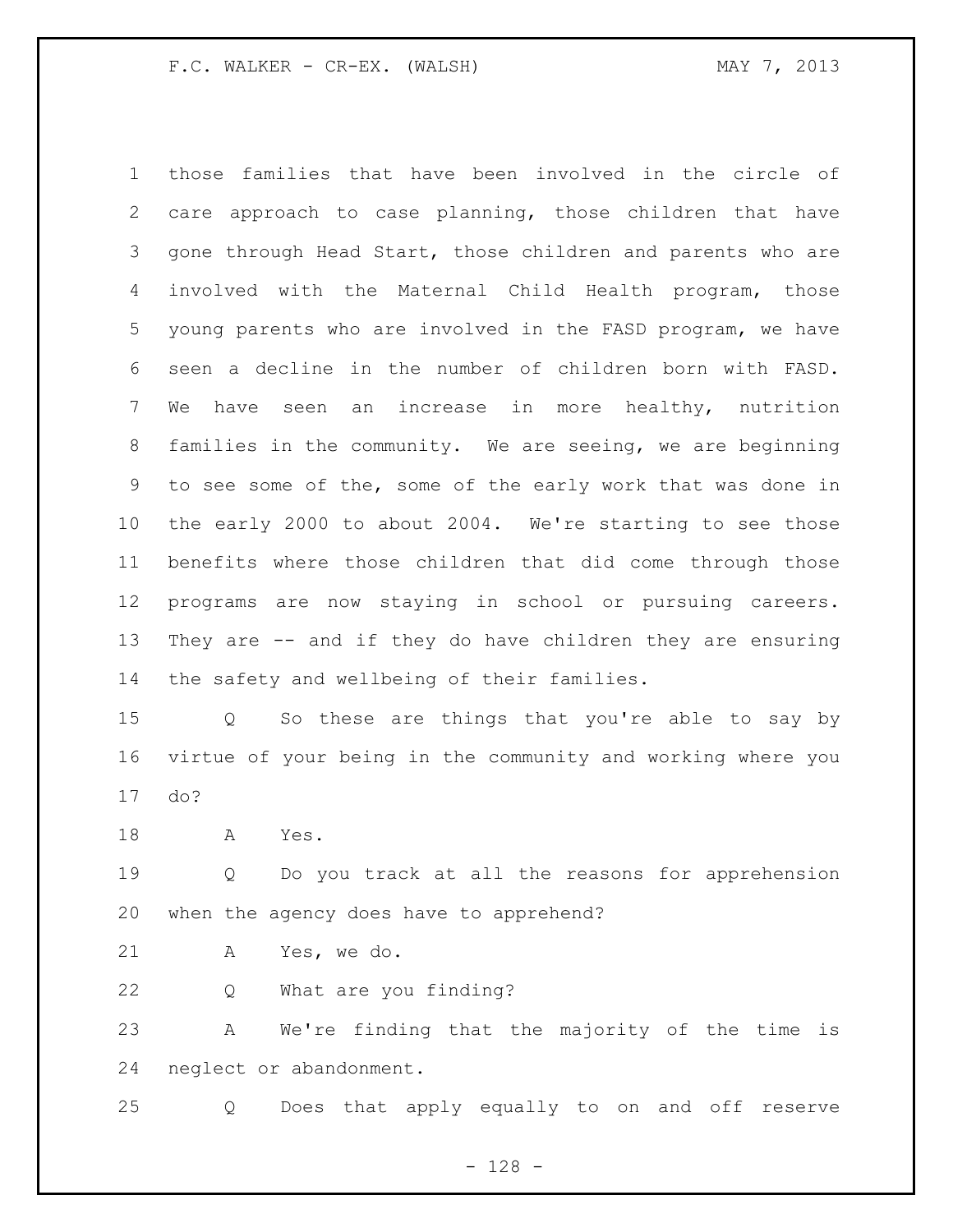those families that have been involved in the circle of care approach to case planning, those children that have gone through Head Start, those children and parents who are involved with the Maternal Child Health program, those young parents who are involved in the FASD program, we have seen a decline in the number of children born with FASD. We have seen an increase in more healthy, nutrition families in the community. We are seeing, we are beginning to see some of the, some of the early work that was done in the early 2000 to about 2004. We're starting to see those benefits where those children that did come through those programs are now staying in school or pursuing careers. They are -- and if they do have children they are ensuring the safety and wellbeing of their families.

Q So these are things that you're able to say by virtue of your being in the community and working where you do?

A Yes.

Q Do you track at all the reasons for apprehension when the agency does have to apprehend?

A Yes, we do.

Q What are you finding?

A We're finding that the majority of the time is neglect or abandonment.

Q Does that apply equally to on and off reserve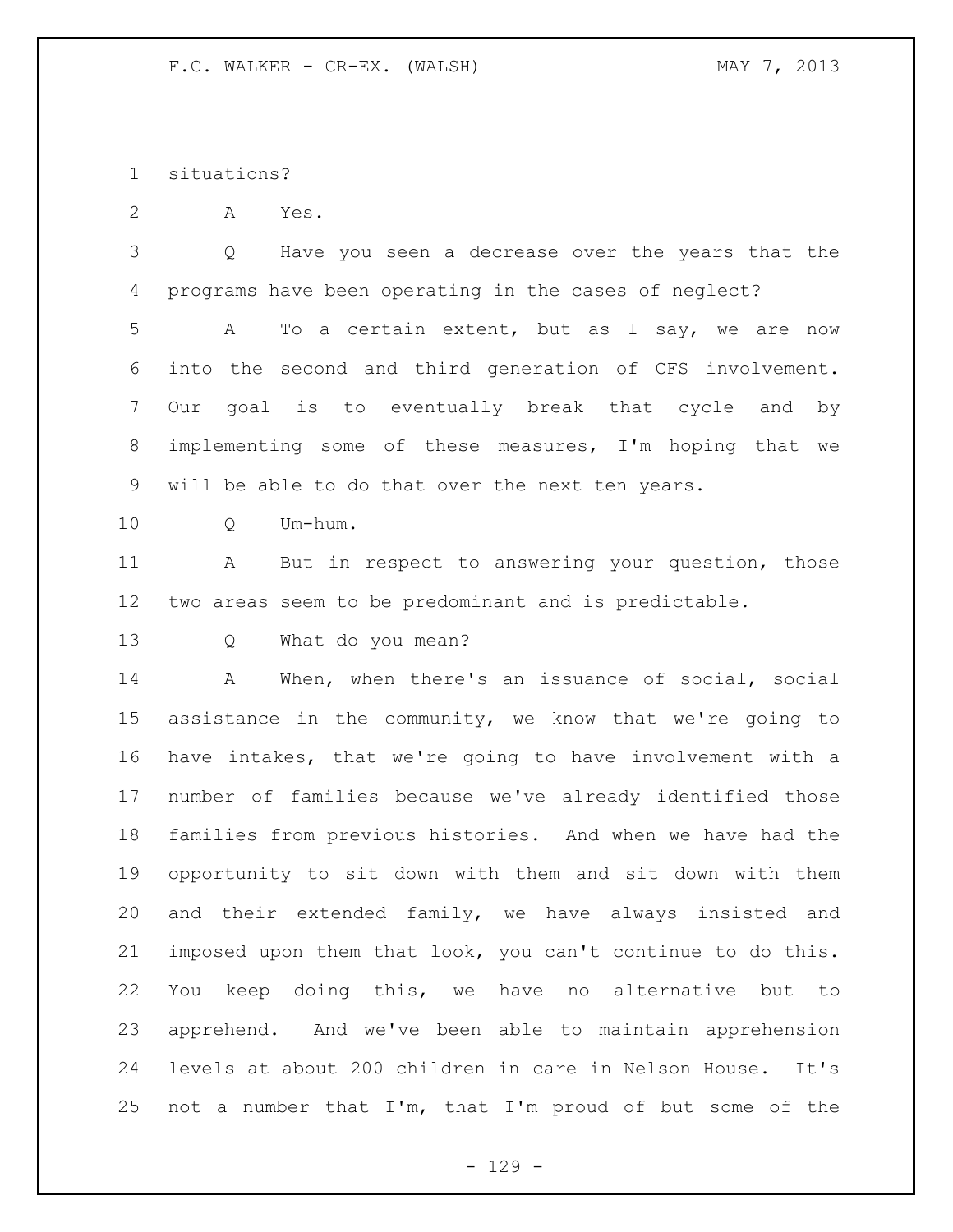situations?

A Yes.

Q Have you seen a decrease over the years that the programs have been operating in the cases of neglect?

A To a certain extent, but as I say, we are now into the second and third generation of CFS involvement. Our goal is to eventually break that cycle and by implementing some of these measures, I'm hoping that we will be able to do that over the next ten years.

Q Um-hum.

A But in respect to answering your question, those two areas seem to be predominant and is predictable.

Q What do you mean?

A When, when there's an issuance of social, social assistance in the community, we know that we're going to have intakes, that we're going to have involvement with a number of families because we've already identified those families from previous histories. And when we have had the opportunity to sit down with them and sit down with them and their extended family, we have always insisted and imposed upon them that look, you can't continue to do this. You keep doing this, we have no alternative but to apprehend. And we've been able to maintain apprehension levels at about 200 children in care in Nelson House. It's not a number that I'm, that I'm proud of but some of the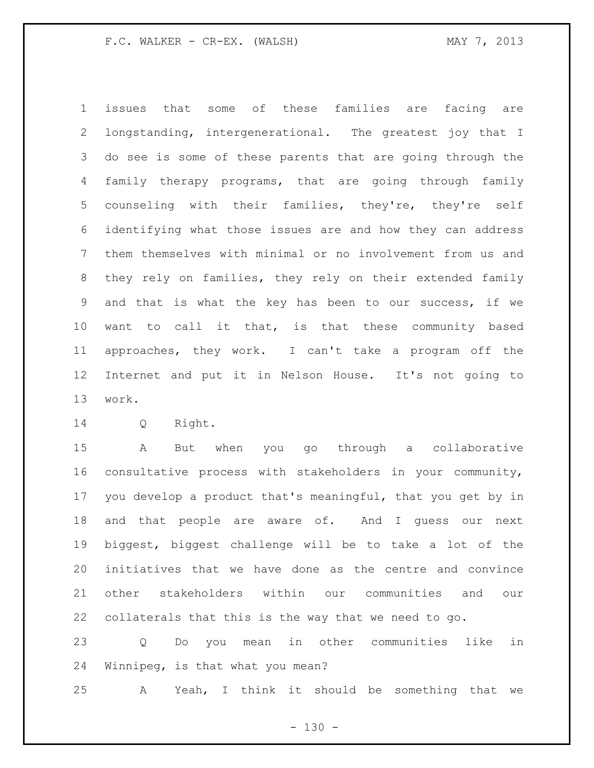issues that some of these families are facing are longstanding, intergenerational. The greatest joy that I do see is some of these parents that are going through the family therapy programs, that are going through family counseling with their families, they're, they're self identifying what those issues are and how they can address them themselves with minimal or no involvement from us and they rely on families, they rely on their extended family and that is what the key has been to our success, if we want to call it that, is that these community based approaches, they work. I can't take a program off the Internet and put it in Nelson House. It's not going to work.

Q Right.

A But when you go through a collaborative consultative process with stakeholders in your community, you develop a product that's meaningful, that you get by in and that people are aware of. And I guess our next biggest, biggest challenge will be to take a lot of the initiatives that we have done as the centre and convince other stakeholders within our communities and our collaterals that this is the way that we need to go.

Q Do you mean in other communities like in Winnipeg, is that what you mean?

A Yeah, I think it should be something that we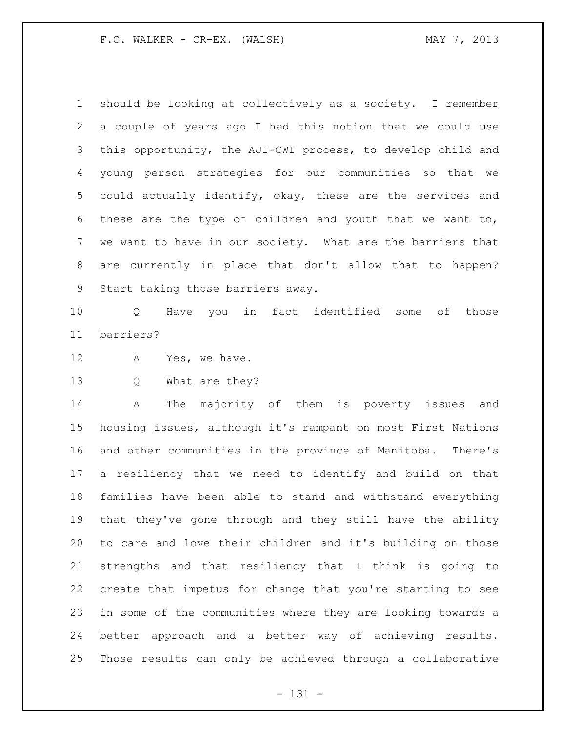should be looking at collectively as a society. I remember a couple of years ago I had this notion that we could use this opportunity, the AJI-CWI process, to develop child and young person strategies for our communities so that we could actually identify, okay, these are the services and these are the type of children and youth that we want to, we want to have in our society. What are the barriers that are currently in place that don't allow that to happen? Start taking those barriers away.

Q Have you in fact identified some of those barriers?

A Yes, we have.

Q What are they?

A The majority of them is poverty issues and housing issues, although it's rampant on most First Nations and other communities in the province of Manitoba. There's a resiliency that we need to identify and build on that families have been able to stand and withstand everything that they've gone through and they still have the ability to care and love their children and it's building on those strengths and that resiliency that I think is going to create that impetus for change that you're starting to see in some of the communities where they are looking towards a better approach and a better way of achieving results. Those results can only be achieved through a collaborative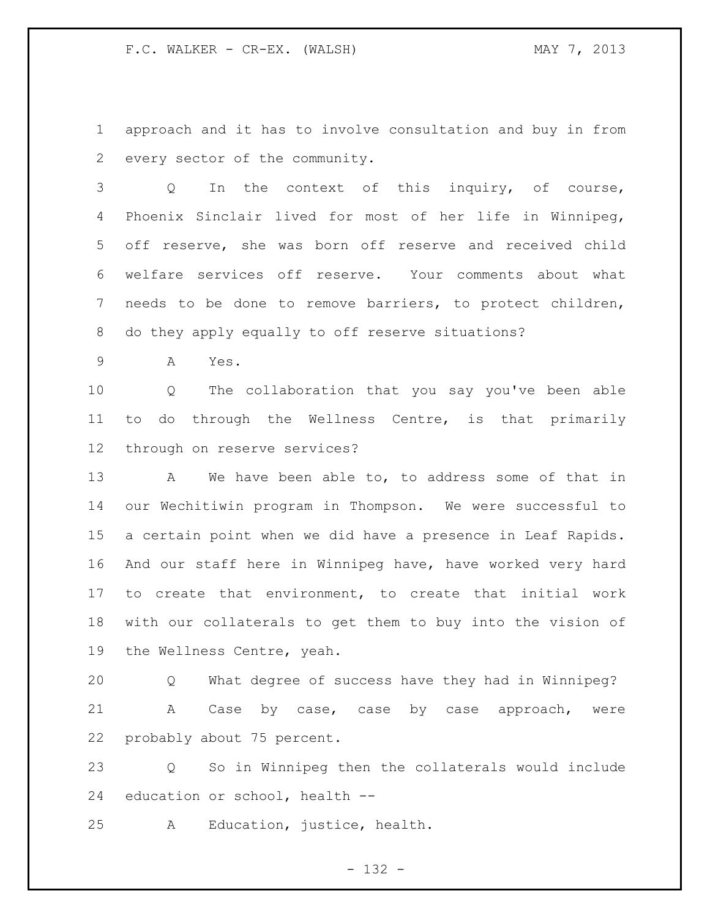approach and it has to involve consultation and buy in from every sector of the community.

Q In the context of this inquiry, of course, Phoenix Sinclair lived for most of her life in Winnipeg, off reserve, she was born off reserve and received child welfare services off reserve. Your comments about what needs to be done to remove barriers, to protect children, do they apply equally to off reserve situations?

A Yes.

Q The collaboration that you say you've been able to do through the Wellness Centre, is that primarily through on reserve services?

A We have been able to, to address some of that in our Wechitiwin program in Thompson. We were successful to a certain point when we did have a presence in Leaf Rapids. And our staff here in Winnipeg have, have worked very hard to create that environment, to create that initial work with our collaterals to get them to buy into the vision of the Wellness Centre, yeah.

Q What degree of success have they had in Winnipeg?

A Case by case, case by case approach, were probably about 75 percent.

Q So in Winnipeg then the collaterals would include education or school, health --

A Education, justice, health.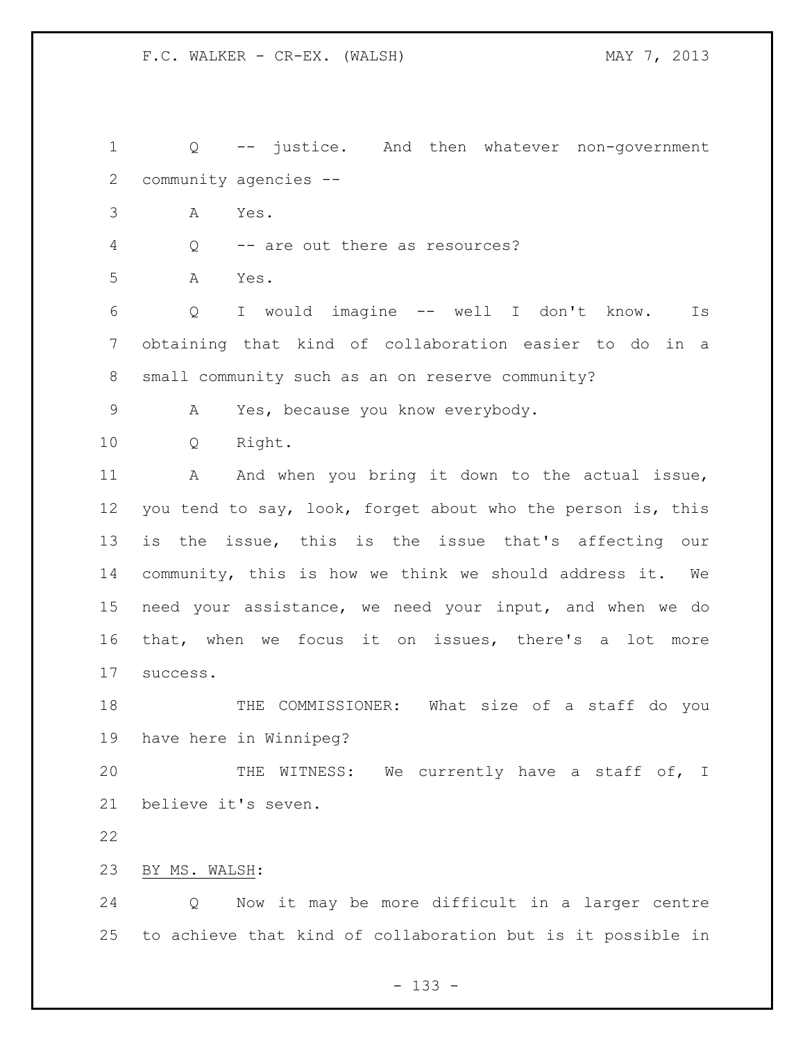Q -- justice. And then whatever non-government community agencies --

A Yes.

Q -- are out there as resources?

A Yes.

Q I would imagine -- well I don't know. Is obtaining that kind of collaboration easier to do in a small community such as an on reserve community?

A Yes, because you know everybody.

Q Right.

A And when you bring it down to the actual issue, you tend to say, look, forget about who the person is, this is the issue, this is the issue that's affecting our community, this is how we think we should address it. We need your assistance, we need your input, and when we do that, when we focus it on issues, there's a lot more success.

THE COMMISSIONER: What size of a staff do you have here in Winnipeg?

THE WITNESS: We currently have a staff of, I believe it's seven.

BY MS. WALSH:

Q Now it may be more difficult in a larger centre to achieve that kind of collaboration but is it possible in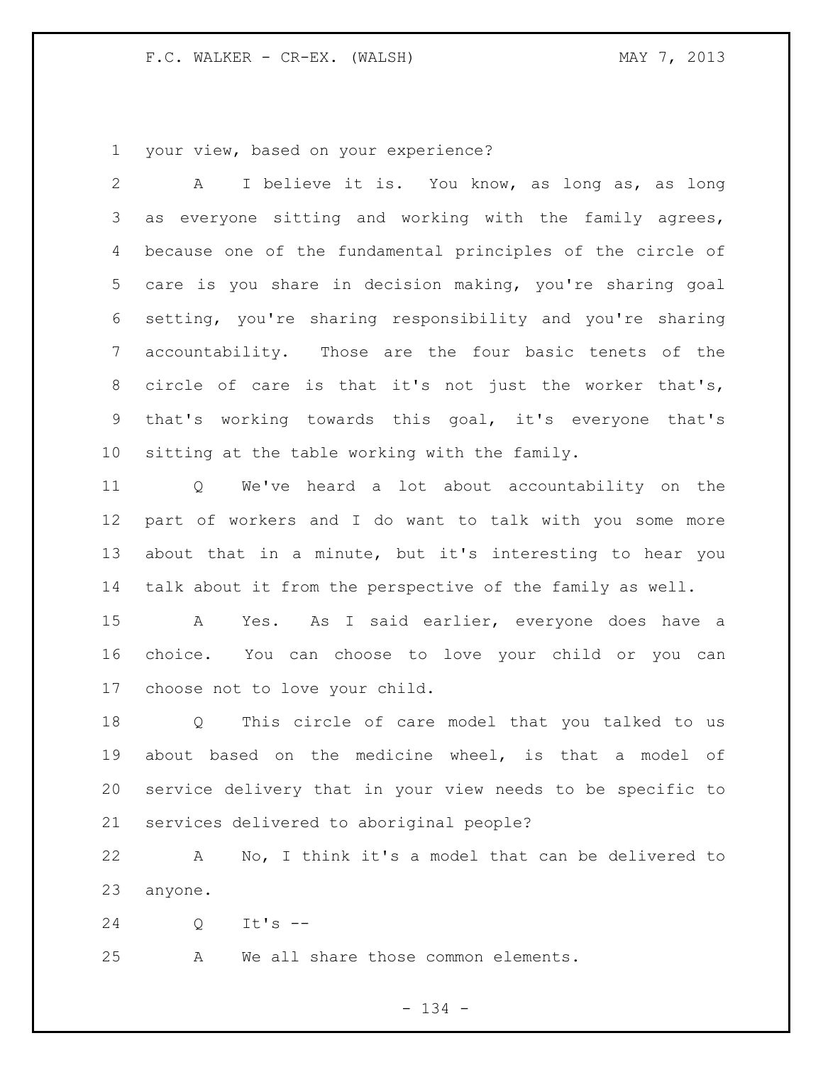your view, based on your experience?

A I believe it is. You know, as long as, as long as everyone sitting and working with the family agrees, because one of the fundamental principles of the circle of care is you share in decision making, you're sharing goal setting, you're sharing responsibility and you're sharing accountability. Those are the four basic tenets of the circle of care is that it's not just the worker that's, that's working towards this goal, it's everyone that's sitting at the table working with the family.

Q We've heard a lot about accountability on the part of workers and I do want to talk with you some more about that in a minute, but it's interesting to hear you talk about it from the perspective of the family as well.

A Yes. As I said earlier, everyone does have a choice. You can choose to love your child or you can choose not to love your child.

Q This circle of care model that you talked to us about based on the medicine wheel, is that a model of service delivery that in your view needs to be specific to services delivered to aboriginal people?

A No, I think it's a model that can be delivered to anyone.

Q It's --

A We all share those common elements.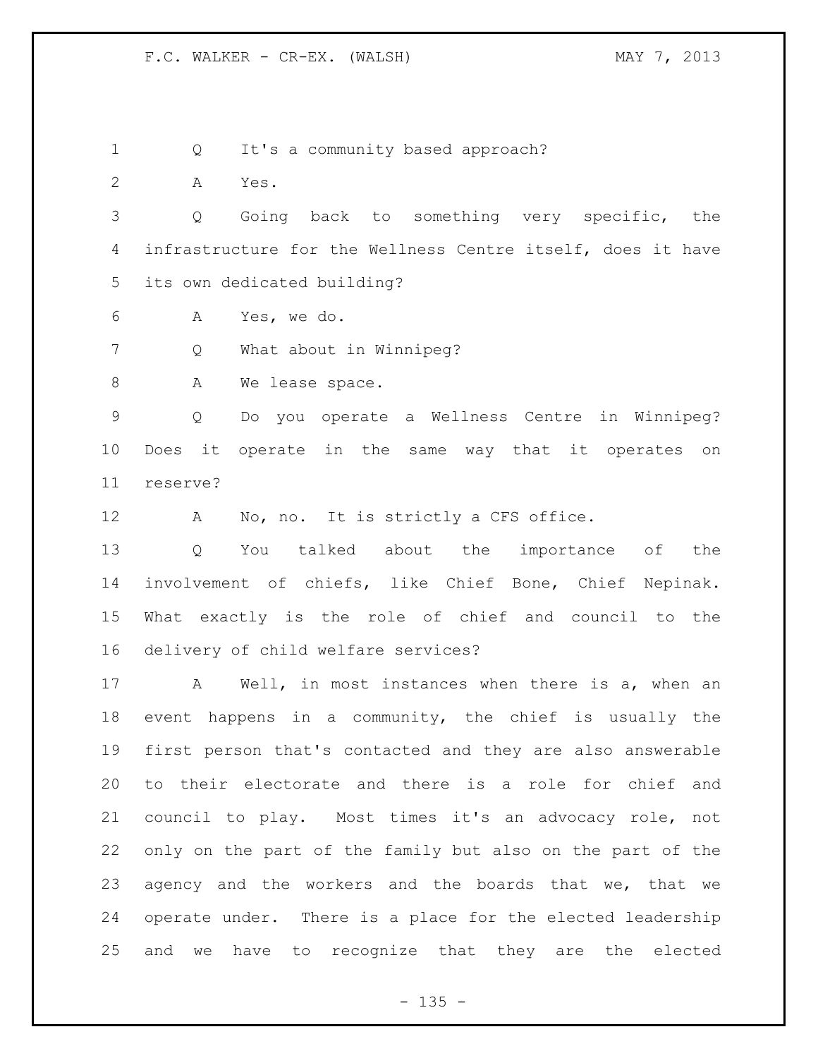Q It's a community based approach?

A Yes.

Q Going back to something very specific, the infrastructure for the Wellness Centre itself, does it have its own dedicated building?

A Yes, we do.

Q What about in Winnipeg?

A We lease space.

Q Do you operate a Wellness Centre in Winnipeg? Does it operate in the same way that it operates on reserve?

A No, no. It is strictly a CFS office.

Q You talked about the importance of the involvement of chiefs, like Chief Bone, Chief Nepinak. What exactly is the role of chief and council to the delivery of child welfare services?

A Well, in most instances when there is a, when an event happens in a community, the chief is usually the first person that's contacted and they are also answerable to their electorate and there is a role for chief and council to play. Most times it's an advocacy role, not only on the part of the family but also on the part of the agency and the workers and the boards that we, that we operate under. There is a place for the elected leadership and we have to recognize that they are the elected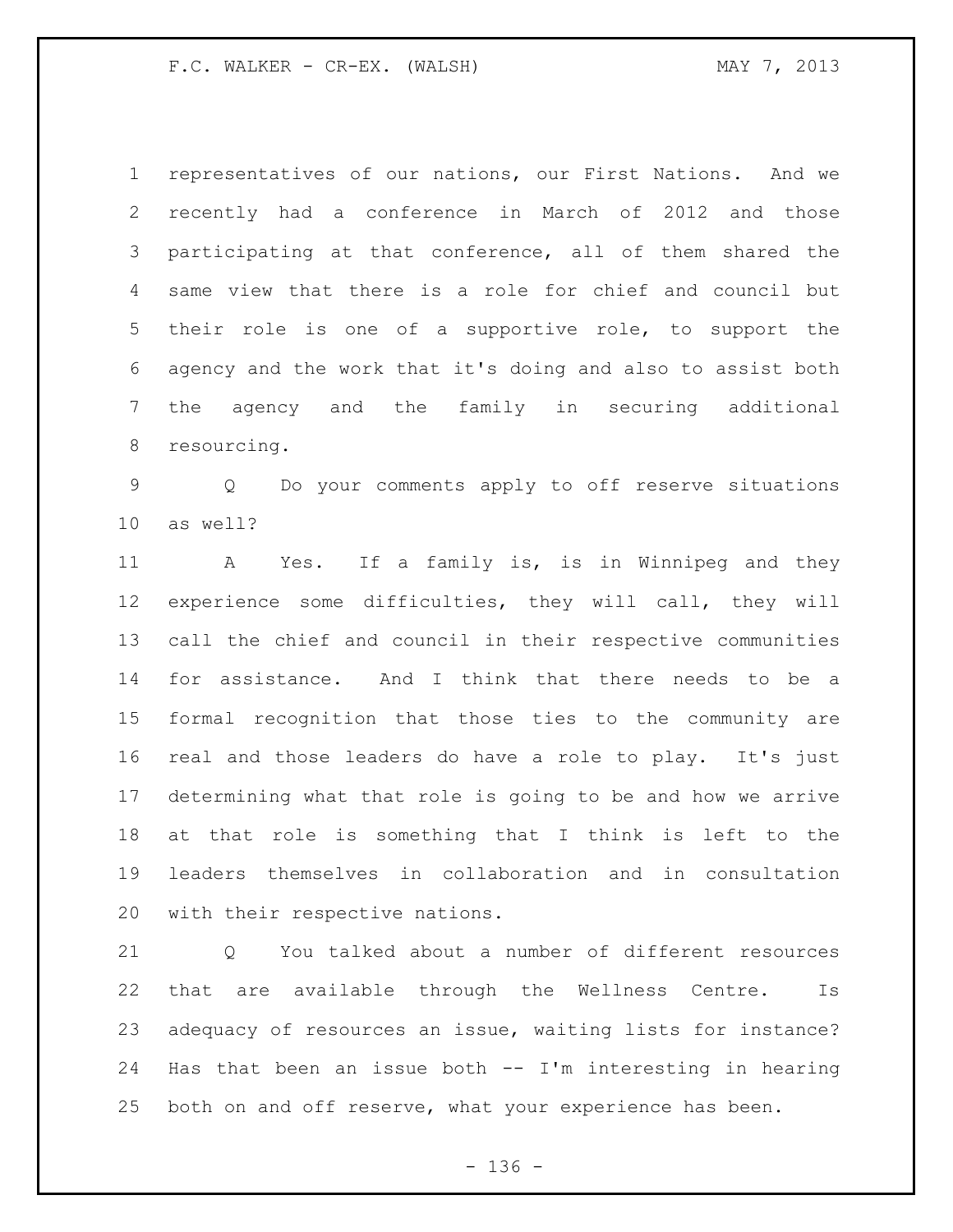representatives of our nations, our First Nations. And we recently had a conference in March of 2012 and those participating at that conference, all of them shared the same view that there is a role for chief and council but their role is one of a supportive role, to support the agency and the work that it's doing and also to assist both the agency and the family in securing additional resourcing.

Q Do your comments apply to off reserve situations as well?

A Yes. If a family is, is in Winnipeg and they experience some difficulties, they will call, they will call the chief and council in their respective communities for assistance. And I think that there needs to be a formal recognition that those ties to the community are real and those leaders do have a role to play. It's just determining what that role is going to be and how we arrive at that role is something that I think is left to the leaders themselves in collaboration and in consultation with their respective nations.

Q You talked about a number of different resources that are available through the Wellness Centre. Is adequacy of resources an issue, waiting lists for instance? Has that been an issue both -- I'm interesting in hearing both on and off reserve, what your experience has been.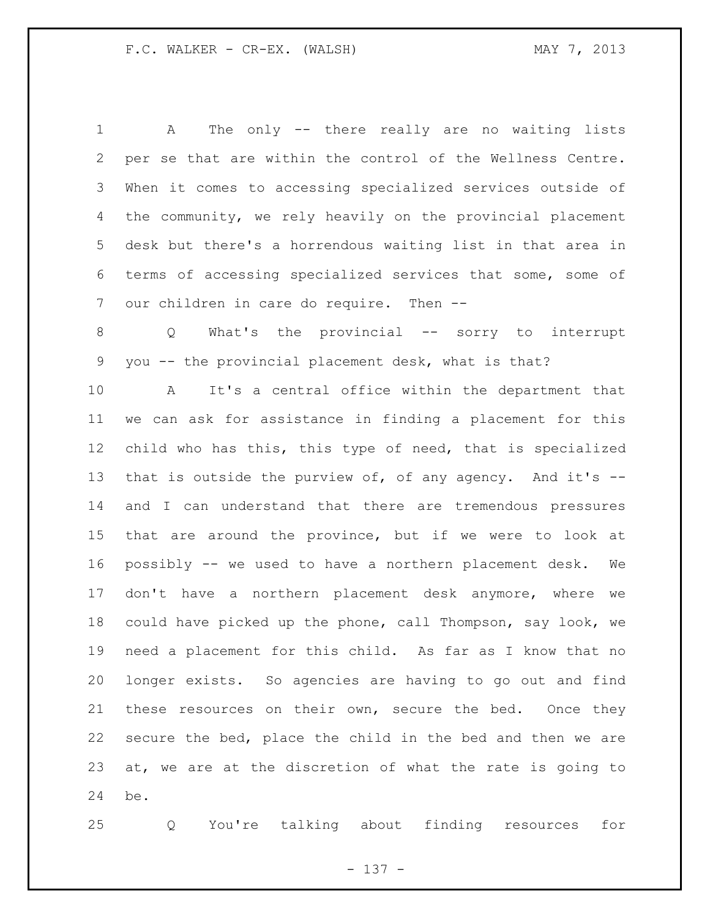A The only -- there really are no waiting lists per se that are within the control of the Wellness Centre. When it comes to accessing specialized services outside of the community, we rely heavily on the provincial placement desk but there's a horrendous waiting list in that area in terms of accessing specialized services that some, some of our children in care do require. Then --

Q What's the provincial -- sorry to interrupt you -- the provincial placement desk, what is that?

A It's a central office within the department that we can ask for assistance in finding a placement for this child who has this, this type of need, that is specialized that is outside the purview of, of any agency. And it's -- and I can understand that there are tremendous pressures that are around the province, but if we were to look at possibly -- we used to have a northern placement desk. We don't have a northern placement desk anymore, where we could have picked up the phone, call Thompson, say look, we need a placement for this child. As far as I know that no longer exists. So agencies are having to go out and find these resources on their own, secure the bed. Once they secure the bed, place the child in the bed and then we are at, we are at the discretion of what the rate is going to be.

Q You're talking about finding resources for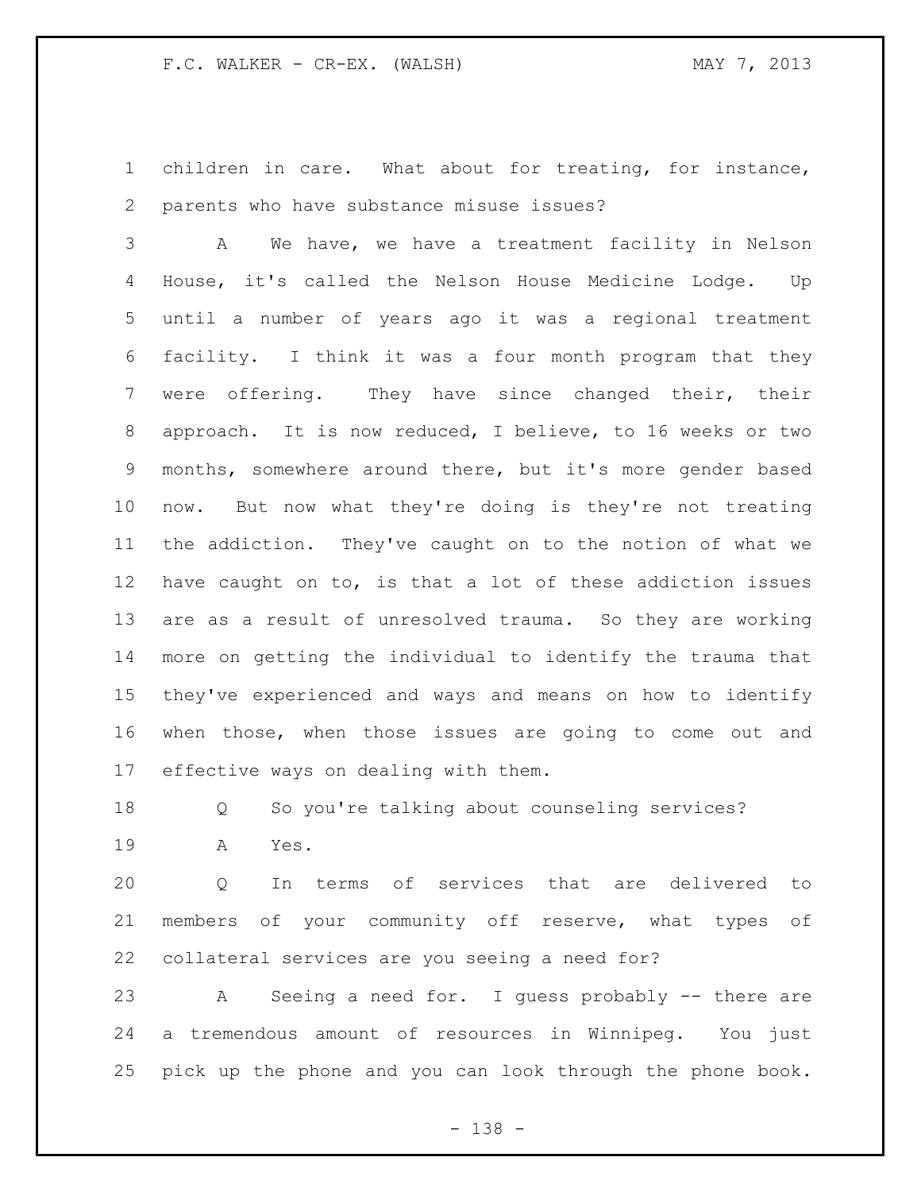children in care. What about for treating, for instance, parents who have substance misuse issues?

A We have, we have a treatment facility in Nelson House, it's called the Nelson House Medicine Lodge. Up until a number of years ago it was a regional treatment facility. I think it was a four month program that they were offering. They have since changed their, their approach. It is now reduced, I believe, to 16 weeks or two months, somewhere around there, but it's more gender based now. But now what they're doing is they're not treating the addiction. They've caught on to the notion of what we have caught on to, is that a lot of these addiction issues are as a result of unresolved trauma. So they are working more on getting the individual to identify the trauma that they've experienced and ways and means on how to identify when those, when those issues are going to come out and effective ways on dealing with them.

Q So you're talking about counseling services?

A Yes.

Q In terms of services that are delivered to members of your community off reserve, what types of collateral services are you seeing a need for?

A Seeing a need for. I guess probably -- there are a tremendous amount of resources in Winnipeg. You just pick up the phone and you can look through the phone book.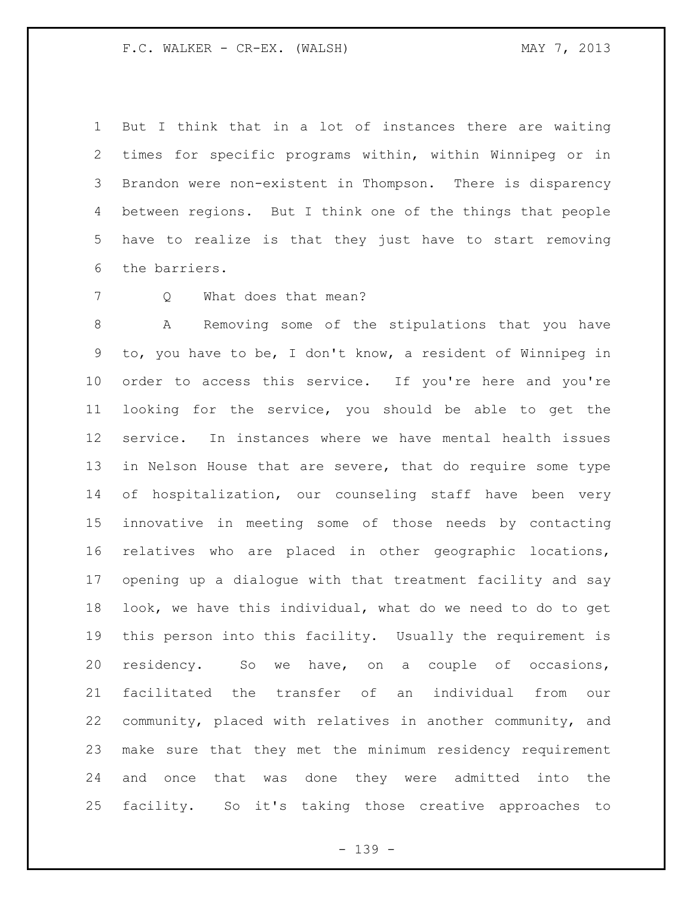But I think that in a lot of instances there are waiting times for specific programs within, within Winnipeg or in Brandon were non-existent in Thompson. There is disparency between regions. But I think one of the things that people have to realize is that they just have to start removing the barriers.

Q What does that mean?

A Removing some of the stipulations that you have to, you have to be, I don't know, a resident of Winnipeg in order to access this service. If you're here and you're looking for the service, you should be able to get the service. In instances where we have mental health issues in Nelson House that are severe, that do require some type of hospitalization, our counseling staff have been very innovative in meeting some of those needs by contacting relatives who are placed in other geographic locations, opening up a dialogue with that treatment facility and say look, we have this individual, what do we need to do to get this person into this facility. Usually the requirement is residency. So we have, on a couple of occasions, facilitated the transfer of an individual from our community, placed with relatives in another community, and make sure that they met the minimum residency requirement and once that was done they were admitted into the facility. So it's taking those creative approaches to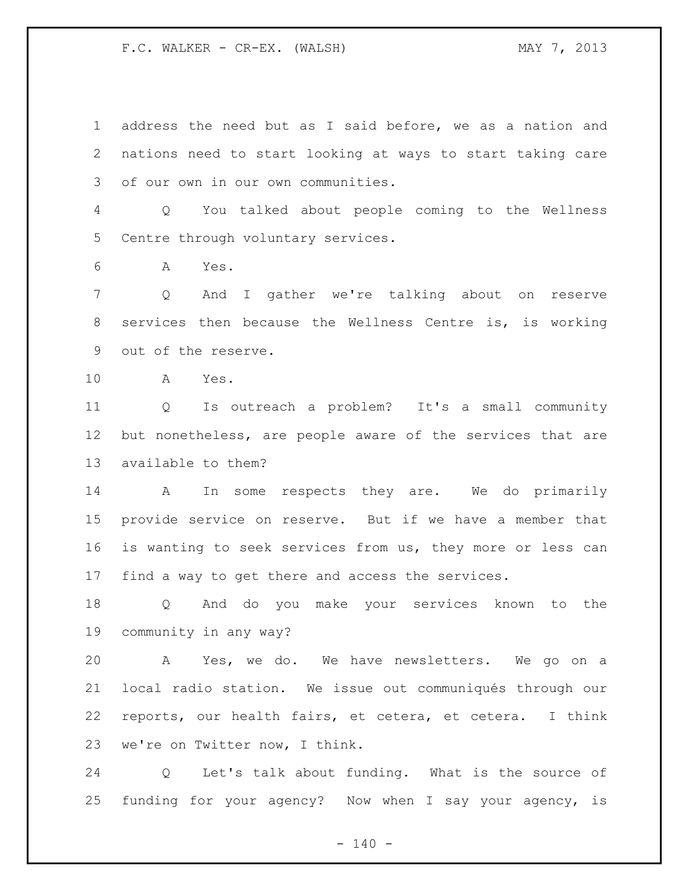address the need but as I said before, we as a nation and nations need to start looking at ways to start taking care of our own in our own communities.

Q You talked about people coming to the Wellness Centre through voluntary services.

A Yes.

Q And I gather we're talking about on reserve services then because the Wellness Centre is, is working out of the reserve.

A Yes.

Q Is outreach a problem? It's a small community but nonetheless, are people aware of the services that are available to them?

A In some respects they are. We do primarily provide service on reserve. But if we have a member that is wanting to seek services from us, they more or less can find a way to get there and access the services.

Q And do you make your services known to the community in any way?

A Yes, we do. We have newsletters. We go on a local radio station. We issue out communiqués through our reports, our health fairs, et cetera, et cetera. I think we're on Twitter now, I think.

Q Let's talk about funding. What is the source of funding for your agency? Now when I say your agency, is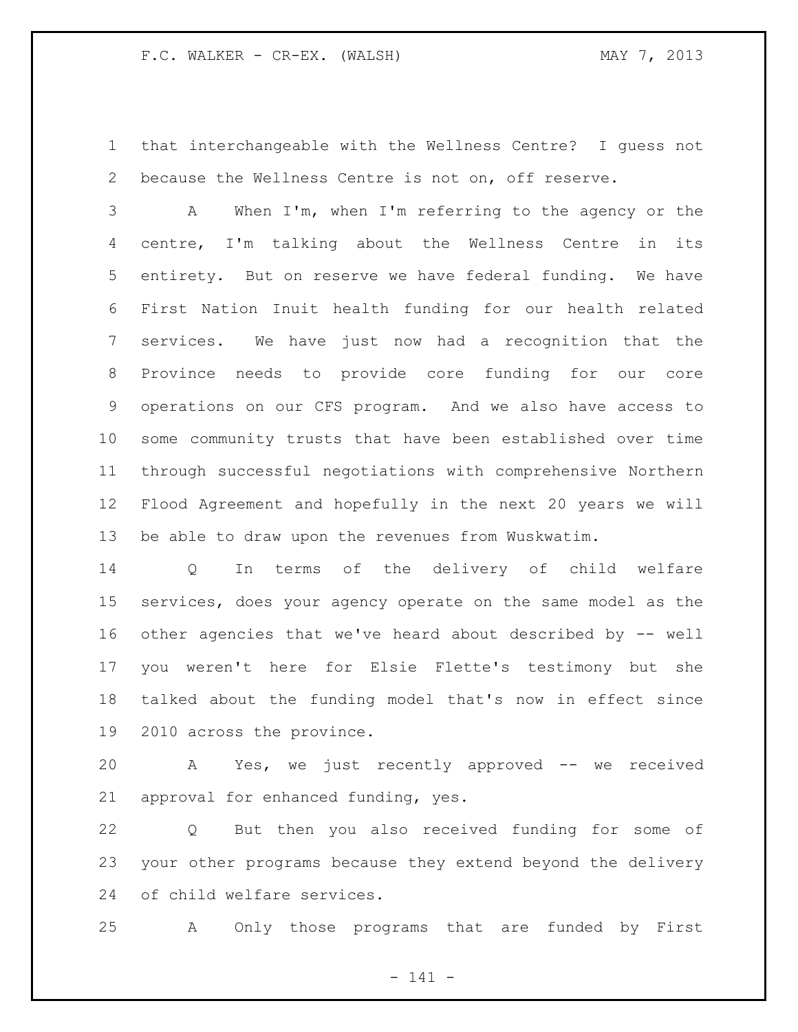that interchangeable with the Wellness Centre? I guess not because the Wellness Centre is not on, off reserve.

A When I'm, when I'm referring to the agency or the centre, I'm talking about the Wellness Centre in its entirety. But on reserve we have federal funding. We have First Nation Inuit health funding for our health related services. We have just now had a recognition that the Province needs to provide core funding for our core operations on our CFS program. And we also have access to some community trusts that have been established over time through successful negotiations with comprehensive Northern Flood Agreement and hopefully in the next 20 years we will be able to draw upon the revenues from Wuskwatim.

Q In terms of the delivery of child welfare services, does your agency operate on the same model as the other agencies that we've heard about described by -- well you weren't here for Elsie Flette's testimony but she talked about the funding model that's now in effect since 2010 across the province.

A Yes, we just recently approved -- we received approval for enhanced funding, yes.

Q But then you also received funding for some of your other programs because they extend beyond the delivery of child welfare services.

A Only those programs that are funded by First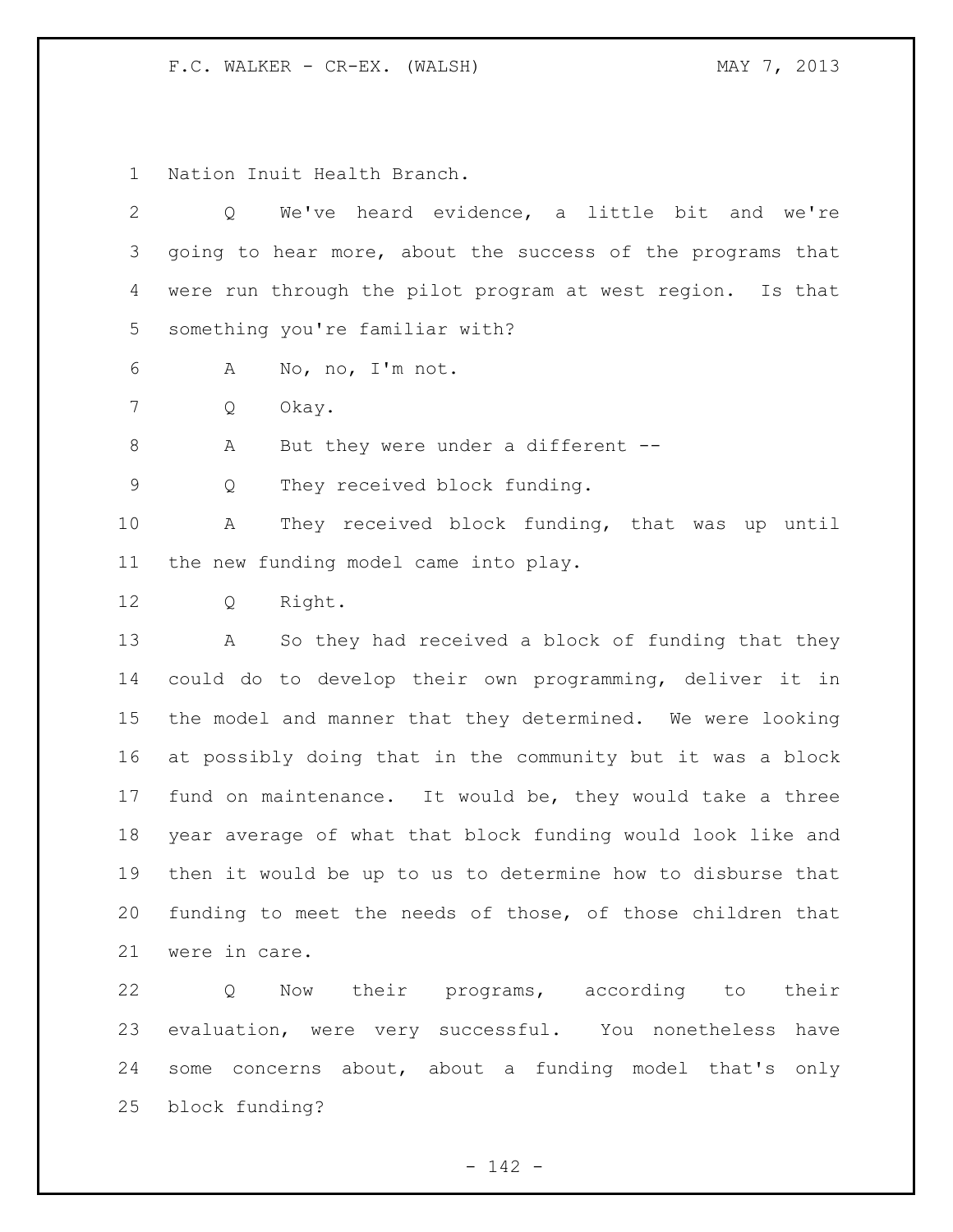Nation Inuit Health Branch.

Q We've heard evidence, a little bit and we're going to hear more, about the success of the programs that were run through the pilot program at west region. Is that something you're familiar with?

A No, no, I'm not.

Q Okay.

A But they were under a different --

Q They received block funding.

A They received block funding, that was up until the new funding model came into play.

Q Right.

A So they had received a block of funding that they could do to develop their own programming, deliver it in the model and manner that they determined. We were looking at possibly doing that in the community but it was a block fund on maintenance. It would be, they would take a three year average of what that block funding would look like and then it would be up to us to determine how to disburse that funding to meet the needs of those, of those children that were in care.

Q Now their programs, according to their evaluation, were very successful. You nonetheless have some concerns about, about a funding model that's only block funding?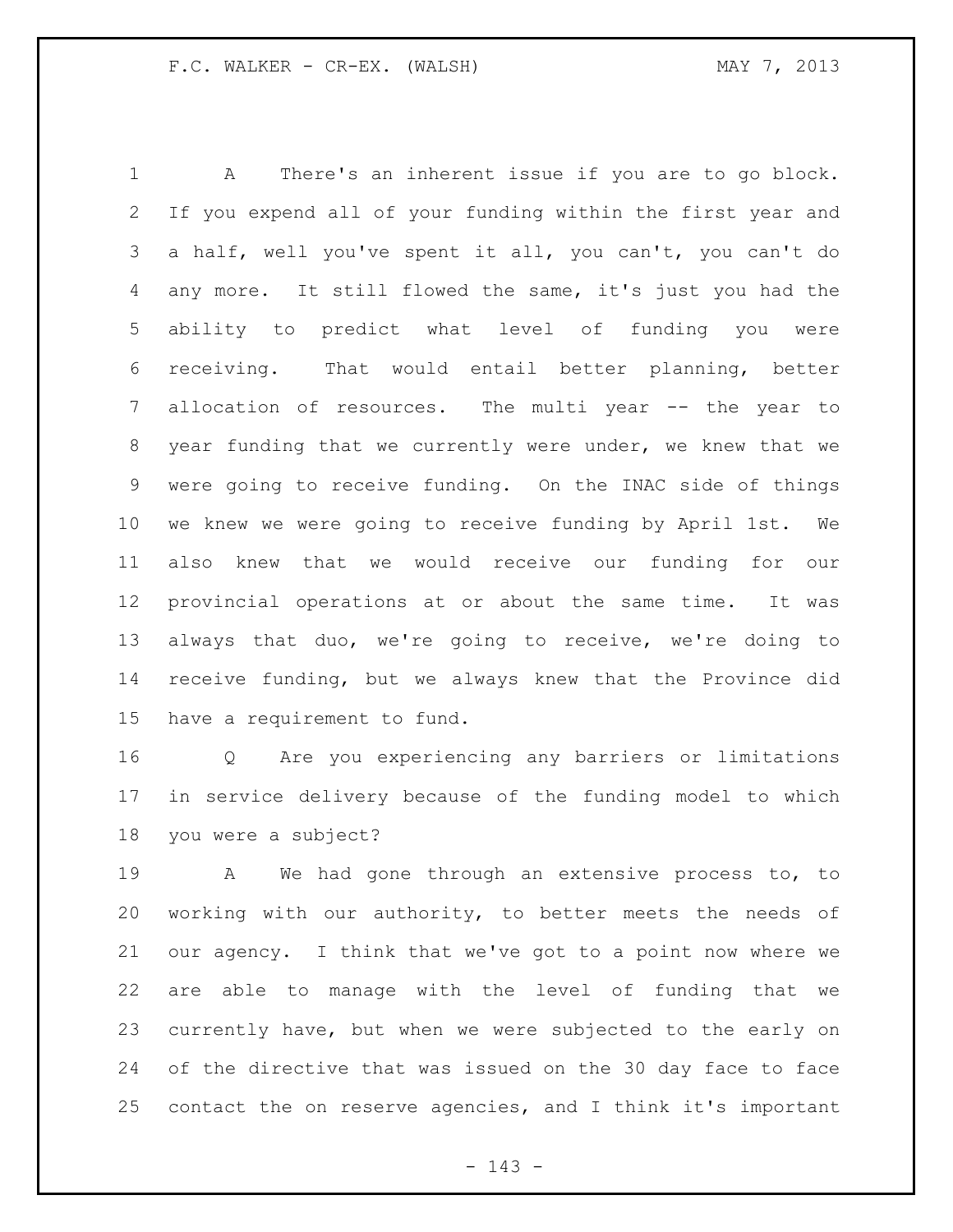A There's an inherent issue if you are to go block. If you expend all of your funding within the first year and a half, well you've spent it all, you can't, you can't do any more. It still flowed the same, it's just you had the ability to predict what level of funding you were receiving. That would entail better planning, better allocation of resources. The multi year -- the year to year funding that we currently were under, we knew that we were going to receive funding. On the INAC side of things we knew we were going to receive funding by April 1st. We also knew that we would receive our funding for our provincial operations at or about the same time. It was always that duo, we're going to receive, we're doing to receive funding, but we always knew that the Province did have a requirement to fund.

Q Are you experiencing any barriers or limitations in service delivery because of the funding model to which you were a subject?

A We had gone through an extensive process to, to working with our authority, to better meets the needs of our agency. I think that we've got to a point now where we are able to manage with the level of funding that we currently have, but when we were subjected to the early on of the directive that was issued on the 30 day face to face contact the on reserve agencies, and I think it's important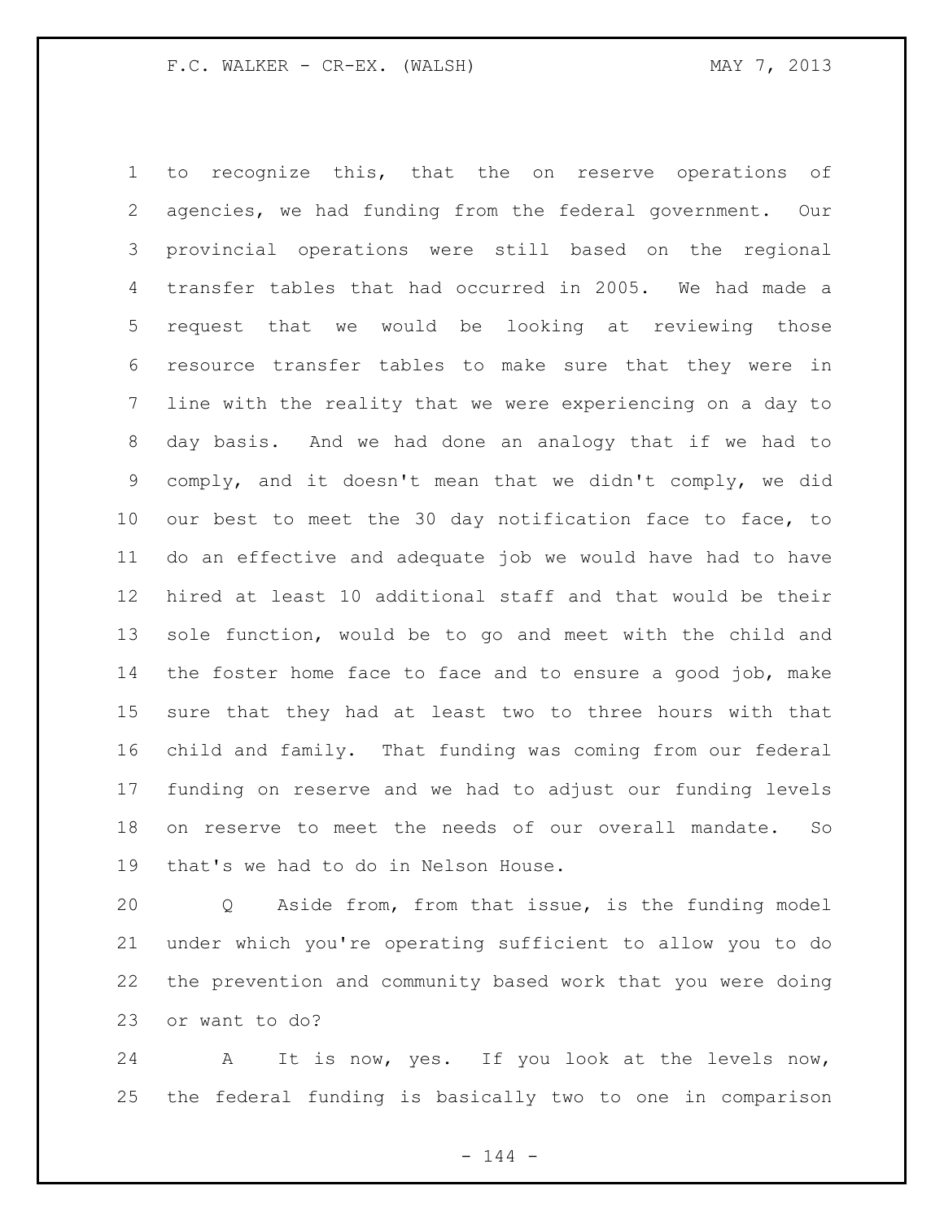to recognize this, that the on reserve operations of agencies, we had funding from the federal government. Our provincial operations were still based on the regional transfer tables that had occurred in 2005. We had made a request that we would be looking at reviewing those resource transfer tables to make sure that they were in line with the reality that we were experiencing on a day to day basis. And we had done an analogy that if we had to comply, and it doesn't mean that we didn't comply, we did our best to meet the 30 day notification face to face, to do an effective and adequate job we would have had to have hired at least 10 additional staff and that would be their sole function, would be to go and meet with the child and the foster home face to face and to ensure a good job, make sure that they had at least two to three hours with that child and family. That funding was coming from our federal funding on reserve and we had to adjust our funding levels on reserve to meet the needs of our overall mandate. So that's we had to do in Nelson House.

Q Aside from, from that issue, is the funding model under which you're operating sufficient to allow you to do the prevention and community based work that you were doing or want to do?

A It is now, yes. If you look at the levels now, the federal funding is basically two to one in comparison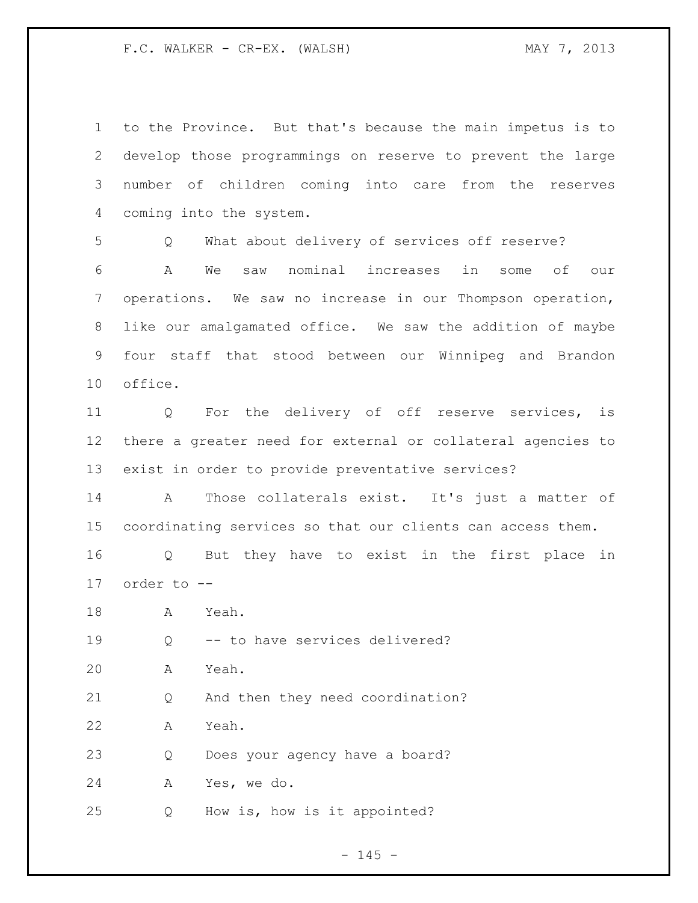to the Province. But that's because the main impetus is to develop those programmings on reserve to prevent the large number of children coming into care from the reserves coming into the system.

Q What about delivery of services off reserve?

A We saw nominal increases in some of our operations. We saw no increase in our Thompson operation, like our amalgamated office. We saw the addition of maybe four staff that stood between our Winnipeg and Brandon office.

Q For the delivery of off reserve services, is there a greater need for external or collateral agencies to exist in order to provide preventative services?

A Those collaterals exist. It's just a matter of coordinating services so that our clients can access them.

Q But they have to exist in the first place in order to --

A Yeah.

Q -- to have services delivered?

A Yeah.

Q And then they need coordination?

A Yeah.

Q Does your agency have a board?

A Yes, we do.

Q How is, how is it appointed?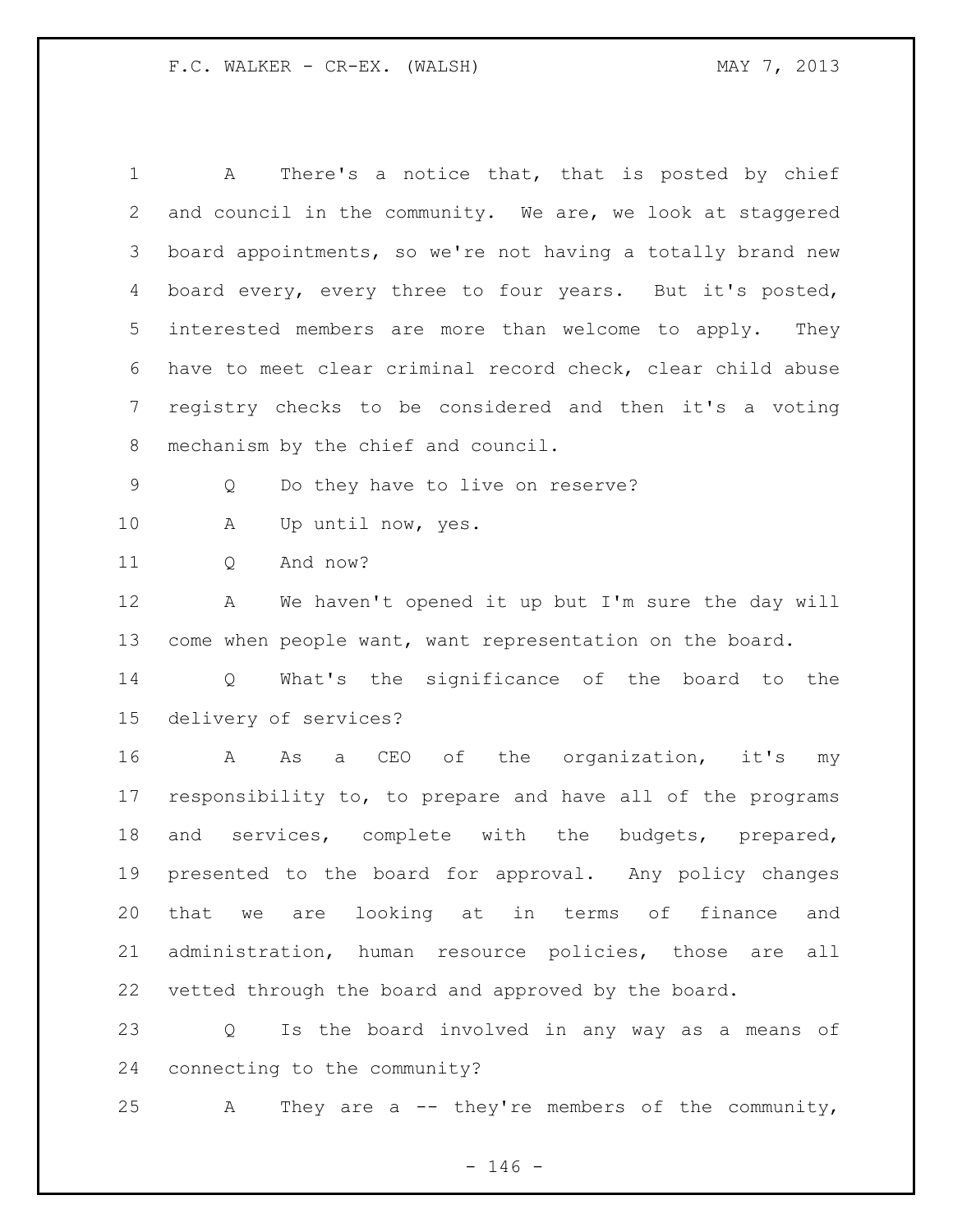A There's a notice that, that is posted by chief and council in the community. We are, we look at staggered board appointments, so we're not having a totally brand new board every, every three to four years. But it's posted, interested members are more than welcome to apply. They have to meet clear criminal record check, clear child abuse registry checks to be considered and then it's a voting mechanism by the chief and council.

Q Do they have to live on reserve?

A Up until now, yes.

Q And now?

A We haven't opened it up but I'm sure the day will come when people want, want representation on the board.

Q What's the significance of the board to the delivery of services?

A As a CEO of the organization, it's my responsibility to, to prepare and have all of the programs and services, complete with the budgets, prepared, presented to the board for approval. Any policy changes that we are looking at in terms of finance and administration, human resource policies, those are all vetted through the board and approved by the board.

Q Is the board involved in any way as a means of connecting to the community?

A They are a -- they're members of the community,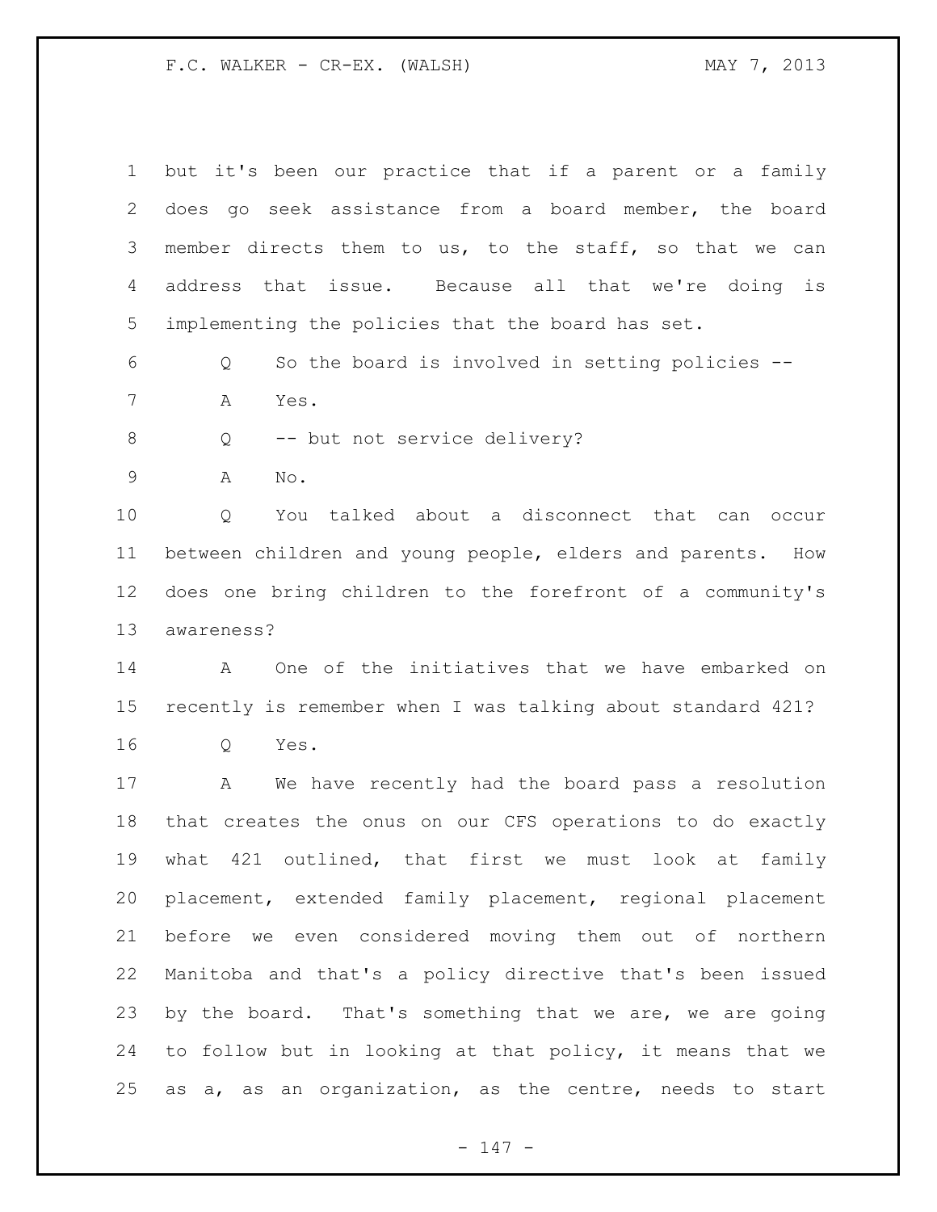but it's been our practice that if a parent or a family does go seek assistance from a board member, the board member directs them to us, to the staff, so that we can address that issue. Because all that we're doing is implementing the policies that the board has set.

Q So the board is involved in setting policies --

A Yes.

Q -- but not service delivery?

A No.

Q You talked about a disconnect that can occur between children and young people, elders and parents. How does one bring children to the forefront of a community's awareness?

A One of the initiatives that we have embarked on recently is remember when I was talking about standard 421?

Q Yes.

A We have recently had the board pass a resolution that creates the onus on our CFS operations to do exactly what 421 outlined, that first we must look at family placement, extended family placement, regional placement before we even considered moving them out of northern Manitoba and that's a policy directive that's been issued by the board. That's something that we are, we are going to follow but in looking at that policy, it means that we as a, as an organization, as the centre, needs to start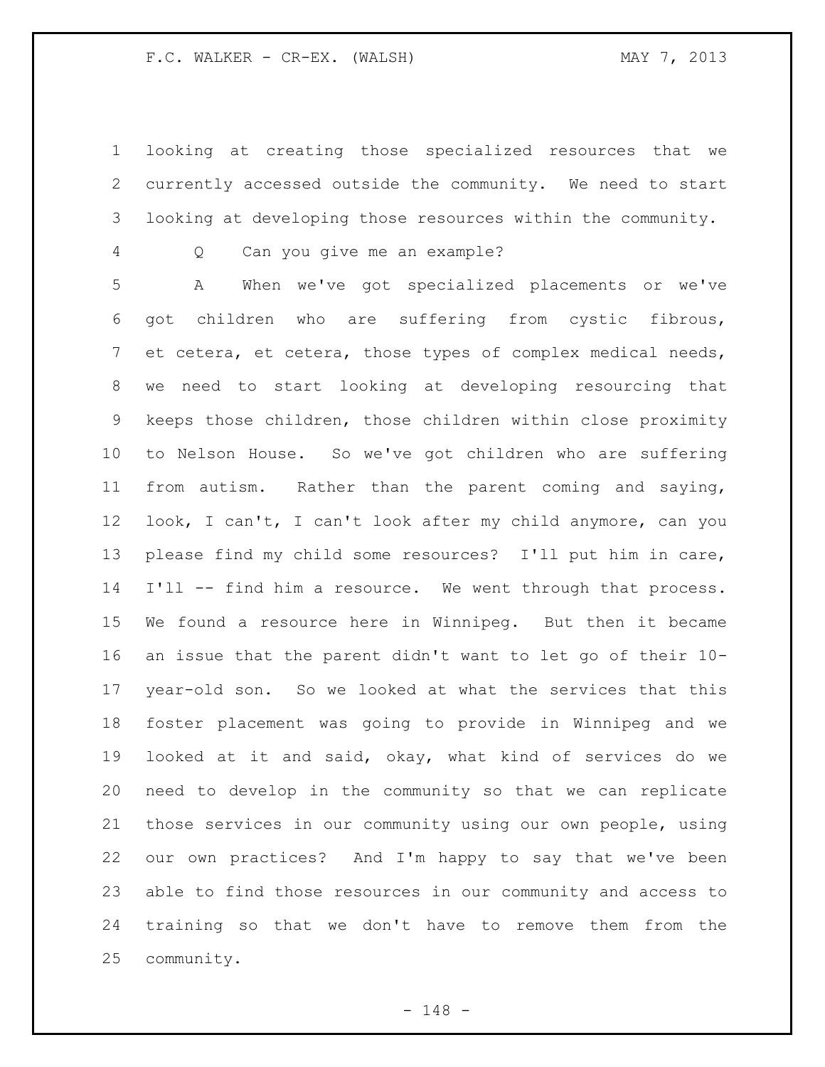looking at creating those specialized resources that we currently accessed outside the community. We need to start looking at developing those resources within the community.

Q Can you give me an example?

A When we've got specialized placements or we've got children who are suffering from cystic fibrous, et cetera, et cetera, those types of complex medical needs, we need to start looking at developing resourcing that keeps those children, those children within close proximity to Nelson House. So we've got children who are suffering from autism. Rather than the parent coming and saying, look, I can't, I can't look after my child anymore, can you please find my child some resources? I'll put him in care, I'll -- find him a resource. We went through that process. We found a resource here in Winnipeg. But then it became an issue that the parent didn't want to let go of their 10-year-old son. So we looked at what the services that this foster placement was going to provide in Winnipeg and we looked at it and said, okay, what kind of services do we need to develop in the community so that we can replicate those services in our community using our own people, using our own practices? And I'm happy to say that we've been able to find those resources in our community and access to training so that we don't have to remove them from the community.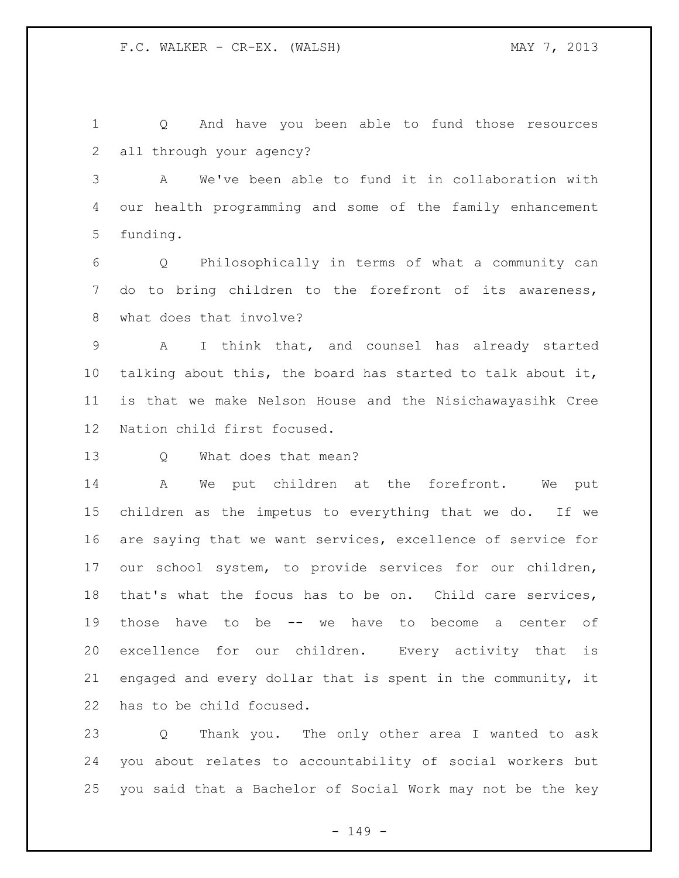Q And have you been able to fund those resources all through your agency?

A We've been able to fund it in collaboration with our health programming and some of the family enhancement funding.

Q Philosophically in terms of what a community can do to bring children to the forefront of its awareness, what does that involve?

A I think that, and counsel has already started talking about this, the board has started to talk about it, is that we make Nelson House and the Nisichawayasihk Cree Nation child first focused.

Q What does that mean?

A We put children at the forefront. We put children as the impetus to everything that we do. If we are saying that we want services, excellence of service for our school system, to provide services for our children, that's what the focus has to be on. Child care services, those have to be -- we have to become a center of excellence for our children. Every activity that is engaged and every dollar that is spent in the community, it has to be child focused.

Q Thank you. The only other area I wanted to ask you about relates to accountability of social workers but you said that a Bachelor of Social Work may not be the key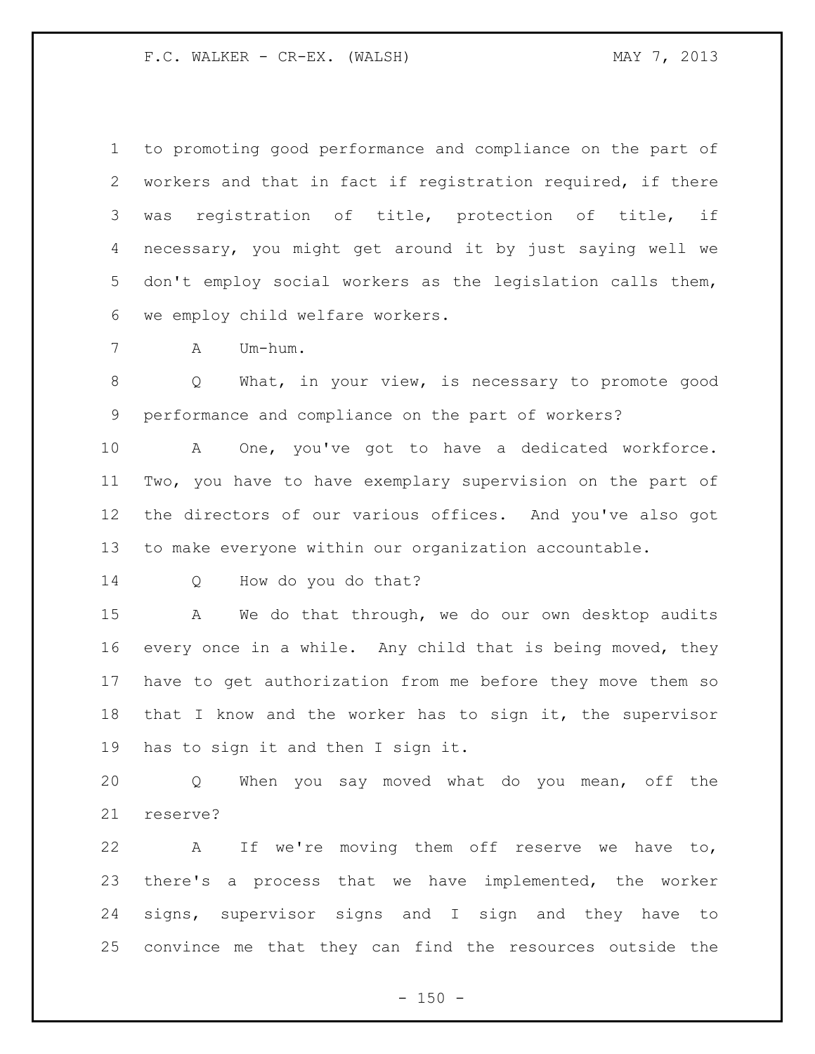to promoting good performance and compliance on the part of workers and that in fact if registration required, if there was registration of title, protection of title, if necessary, you might get around it by just saying well we don't employ social workers as the legislation calls them, we employ child welfare workers.

A Um-hum.

Q What, in your view, is necessary to promote good performance and compliance on the part of workers?

A One, you've got to have a dedicated workforce. Two, you have to have exemplary supervision on the part of the directors of our various offices. And you've also got to make everyone within our organization accountable.

Q How do you do that?

A We do that through, we do our own desktop audits every once in a while. Any child that is being moved, they have to get authorization from me before they move them so that I know and the worker has to sign it, the supervisor has to sign it and then I sign it.

Q When you say moved what do you mean, off the reserve?

A If we're moving them off reserve we have to, there's a process that we have implemented, the worker signs, supervisor signs and I sign and they have to convince me that they can find the resources outside the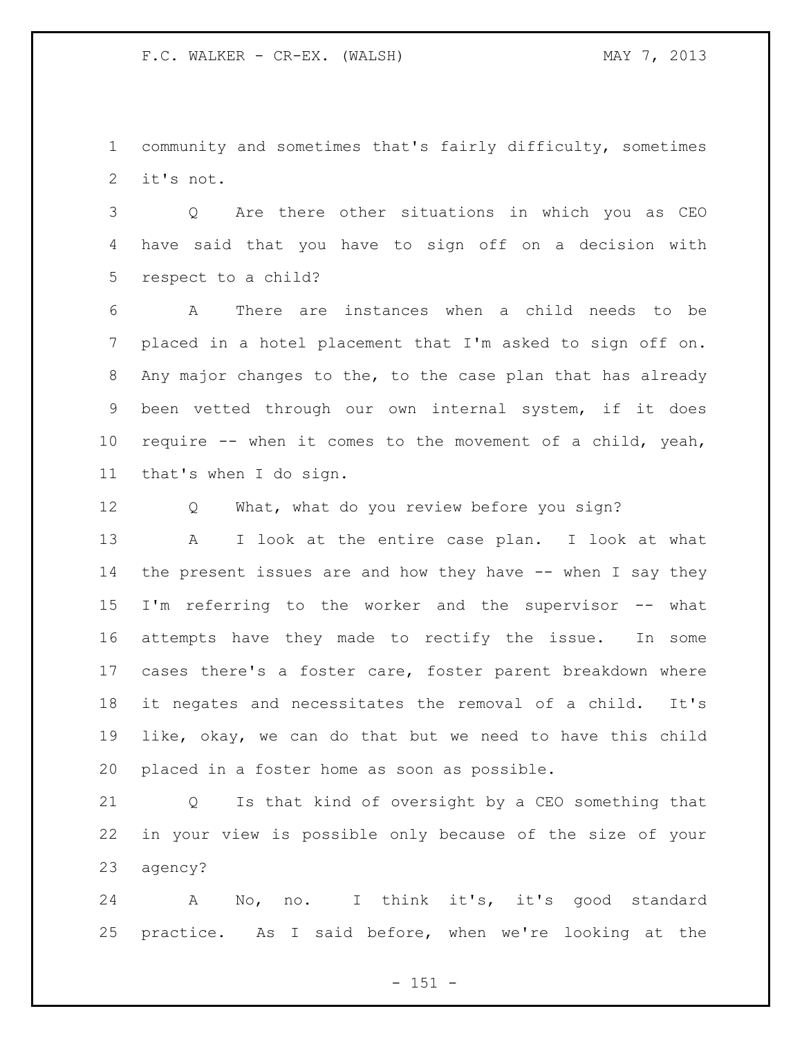community and sometimes that's fairly difficulty, sometimes it's not.

Q Are there other situations in which you as CEO have said that you have to sign off on a decision with respect to a child?

A There are instances when a child needs to be placed in a hotel placement that I'm asked to sign off on. Any major changes to the, to the case plan that has already been vetted through our own internal system, if it does require -- when it comes to the movement of a child, yeah, that's when I do sign.

Q What, what do you review before you sign?

A I look at the entire case plan. I look at what the present issues are and how they have -- when I say they I'm referring to the worker and the supervisor -- what attempts have they made to rectify the issue. In some cases there's a foster care, foster parent breakdown where it negates and necessitates the removal of a child. It's like, okay, we can do that but we need to have this child placed in a foster home as soon as possible.

Q Is that kind of oversight by a CEO something that in your view is possible only because of the size of your agency?

A No, no. I think it's, it's good standard practice. As I said before, when we're looking at the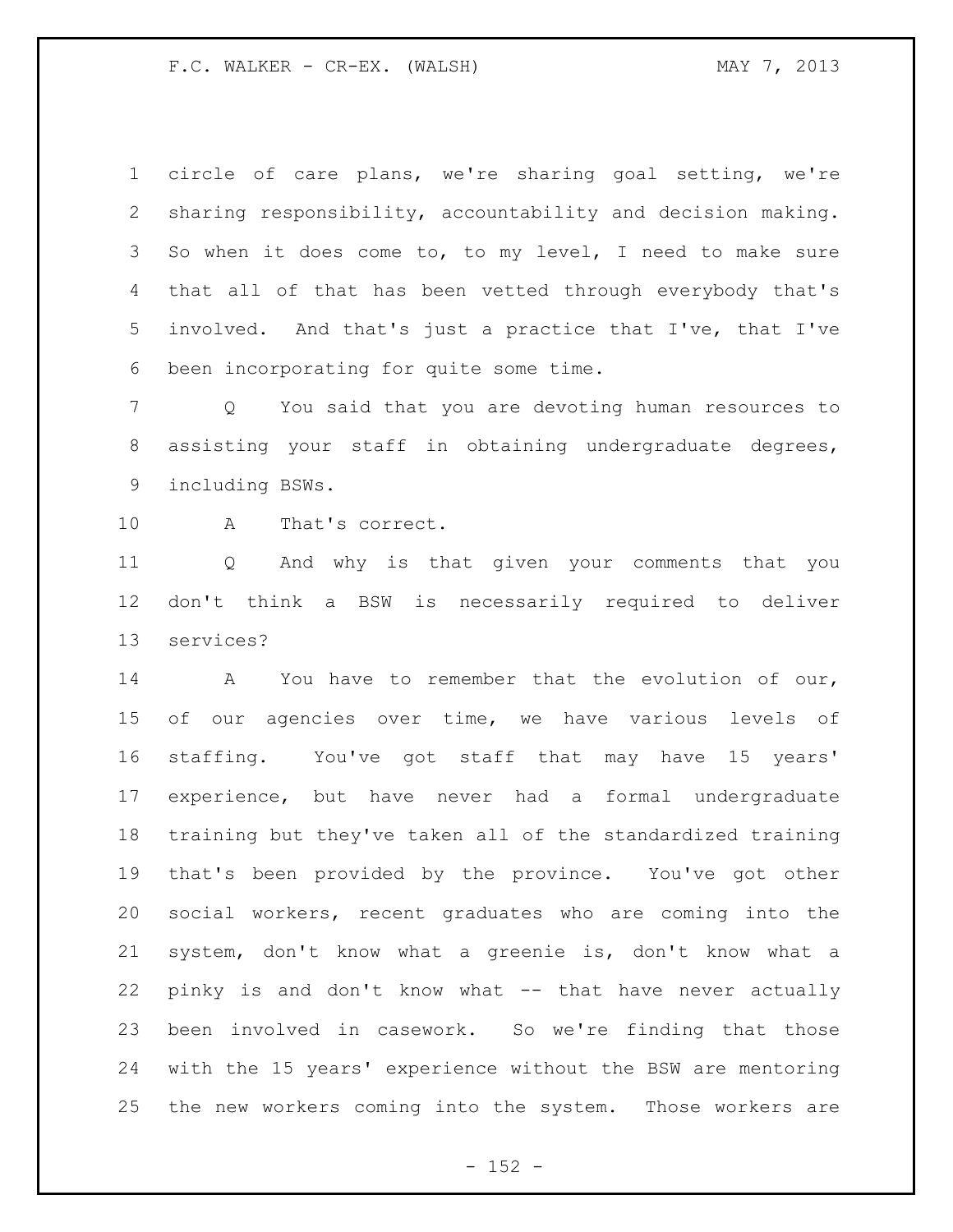circle of care plans, we're sharing goal setting, we're sharing responsibility, accountability and decision making. So when it does come to, to my level, I need to make sure that all of that has been vetted through everybody that's involved. And that's just a practice that I've, that I've been incorporating for quite some time.

Q You said that you are devoting human resources to assisting your staff in obtaining undergraduate degrees, including BSWs.

A That's correct.

Q And why is that given your comments that you don't think a BSW is necessarily required to deliver services?

A You have to remember that the evolution of our, of our agencies over time, we have various levels of staffing. You've got staff that may have 15 years' experience, but have never had a formal undergraduate training but they've taken all of the standardized training that's been provided by the province. You've got other social workers, recent graduates who are coming into the system, don't know what a greenie is, don't know what a pinky is and don't know what -- that have never actually been involved in casework. So we're finding that those with the 15 years' experience without the BSW are mentoring the new workers coming into the system. Those workers are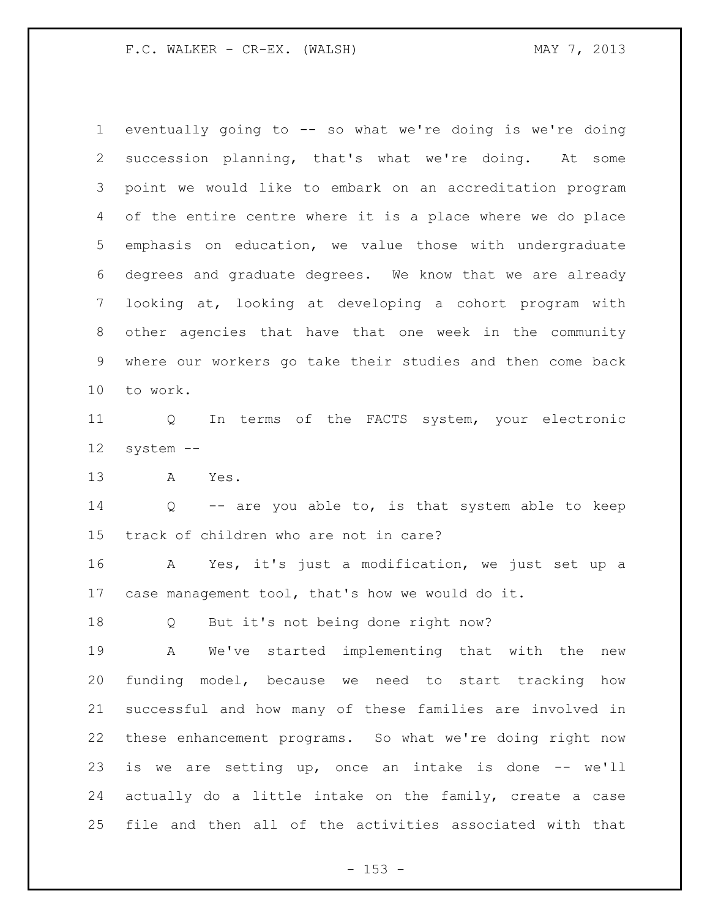eventually going to -- so what we're doing is we're doing succession planning, that's what we're doing. At some point we would like to embark on an accreditation program of the entire centre where it is a place where we do place emphasis on education, we value those with undergraduate degrees and graduate degrees. We know that we are already looking at, looking at developing a cohort program with other agencies that have that one week in the community where our workers go take their studies and then come back to work.

Q In terms of the FACTS system, your electronic system --

A Yes.

Q -- are you able to, is that system able to keep track of children who are not in care?

A Yes, it's just a modification, we just set up a case management tool, that's how we would do it.

Q But it's not being done right now?

A We've started implementing that with the new funding model, because we need to start tracking how successful and how many of these families are involved in these enhancement programs. So what we're doing right now is we are setting up, once an intake is done -- we'll actually do a little intake on the family, create a case file and then all of the activities associated with that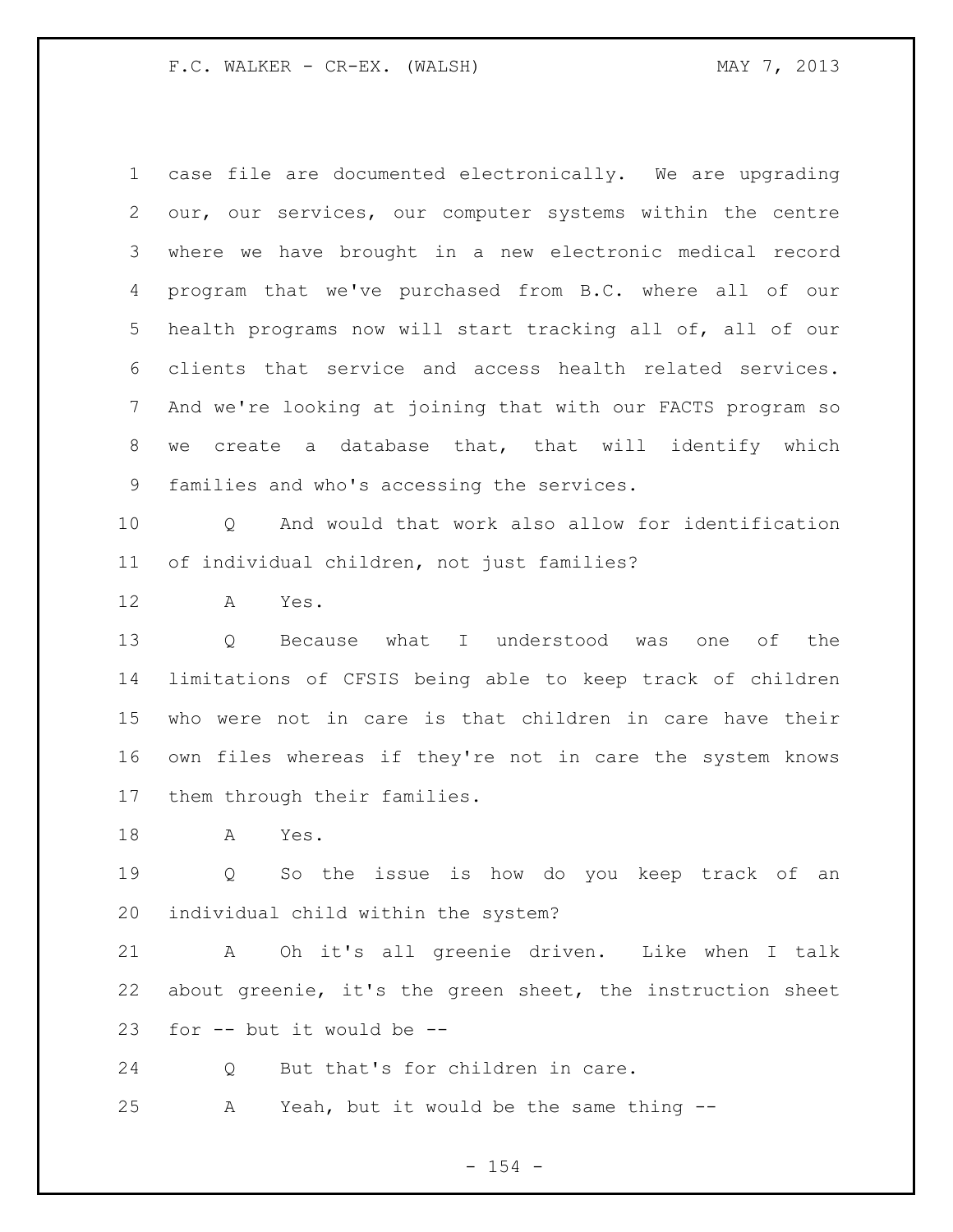case file are documented electronically. We are upgrading our, our services, our computer systems within the centre where we have brought in a new electronic medical record program that we've purchased from B.C. where all of our health programs now will start tracking all of, all of our clients that service and access health related services. And we're looking at joining that with our FACTS program so we create a database that, that will identify which families and who's accessing the services.

Q And would that work also allow for identification of individual children, not just families?

A Yes.

Q Because what I understood was one of the limitations of CFSIS being able to keep track of children who were not in care is that children in care have their own files whereas if they're not in care the system knows them through their families.

A Yes.

Q So the issue is how do you keep track of an individual child within the system?

A Oh it's all greenie driven. Like when I talk about greenie, it's the green sheet, the instruction sheet for -- but it would be --

Q But that's for children in care.

A Yeah, but it would be the same thing --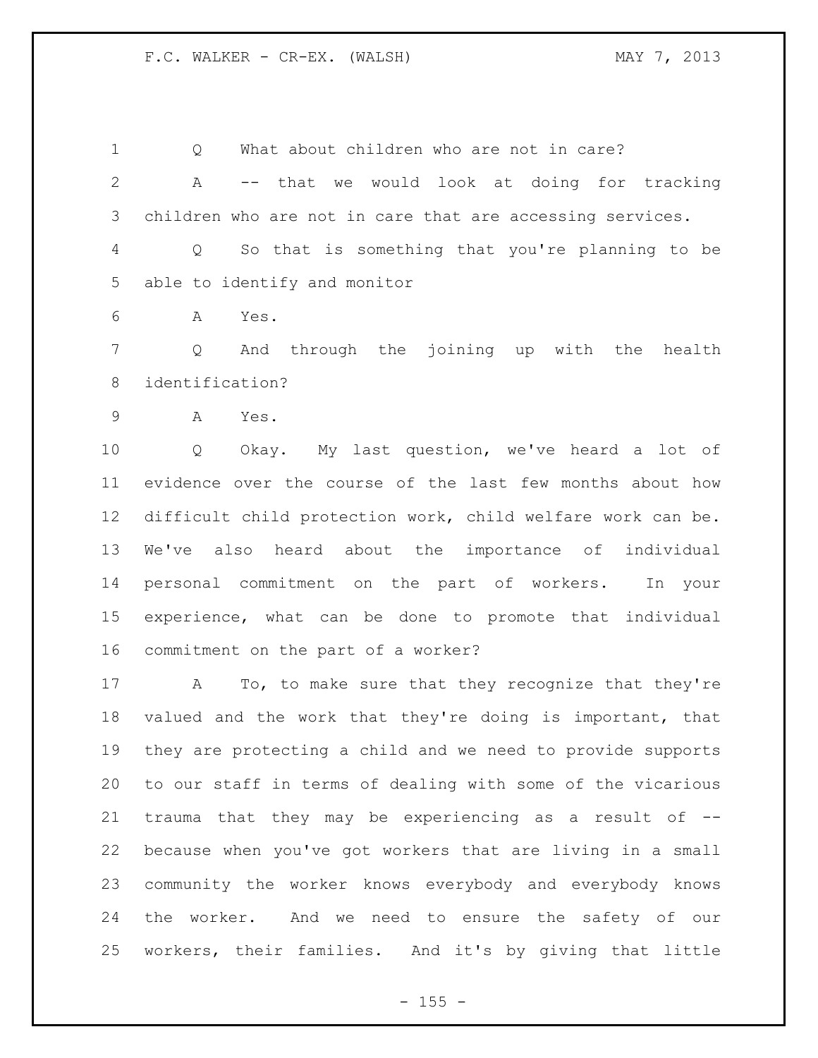Q What about children who are not in care?

A -- that we would look at doing for tracking children who are not in care that are accessing services.

Q So that is something that you're planning to be able to identify and monitor

A Yes.

Q And through the joining up with the health identification?

A Yes.

Q Okay. My last question, we've heard a lot of evidence over the course of the last few months about how difficult child protection work, child welfare work can be. We've also heard about the importance of individual personal commitment on the part of workers. In your experience, what can be done to promote that individual commitment on the part of a worker?

A To, to make sure that they recognize that they're valued and the work that they're doing is important, that they are protecting a child and we need to provide supports to our staff in terms of dealing with some of the vicarious trauma that they may be experiencing as a result of -- because when you've got workers that are living in a small community the worker knows everybody and everybody knows the worker. And we need to ensure the safety of our workers, their families. And it's by giving that little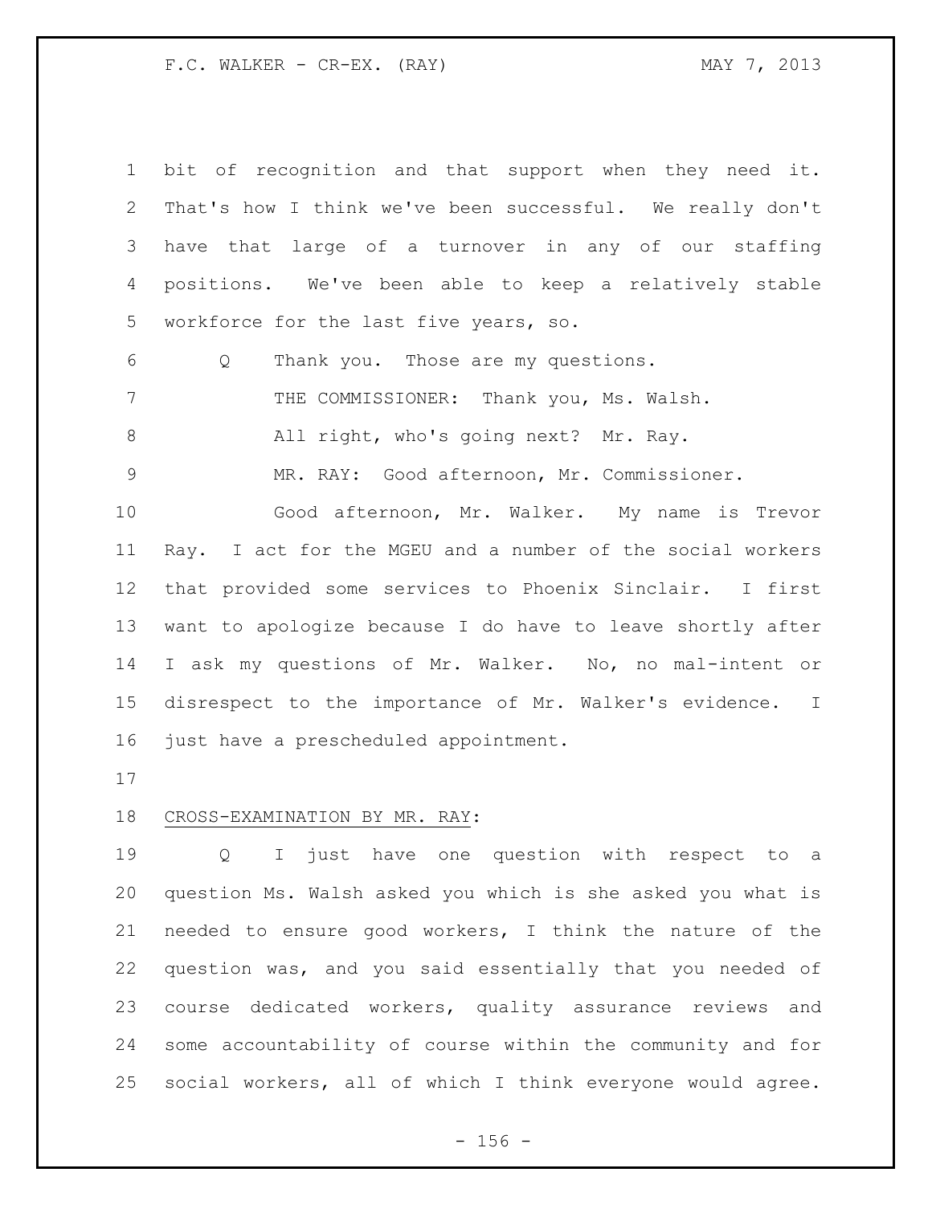bit of recognition and that support when they need it. That's how I think we've been successful. We really don't have that large of a turnover in any of our staffing positions. We've been able to keep a relatively stable workforce for the last five years, so.

Q Thank you. Those are my questions.

THE COMMISSIONER: Thank you, Ms. Walsh.

All right, who's going next? Mr. Ray.

MR. RAY: Good afternoon, Mr. Commissioner.

Good afternoon, Mr. Walker. My name is Trevor Ray. I act for the MGEU and a number of the social workers that provided some services to Phoenix Sinclair. I first want to apologize because I do have to leave shortly after I ask my questions of Mr. Walker. No, no mal-intent or disrespect to the importance of Mr. Walker's evidence. I just have a prescheduled appointment.

CROSS-EXAMINATION BY MR. RAY:

Q I just have one question with respect to a question Ms. Walsh asked you which is she asked you what is needed to ensure good workers, I think the nature of the question was, and you said essentially that you needed of course dedicated workers, quality assurance reviews and some accountability of course within the community and for social workers, all of which I think everyone would agree.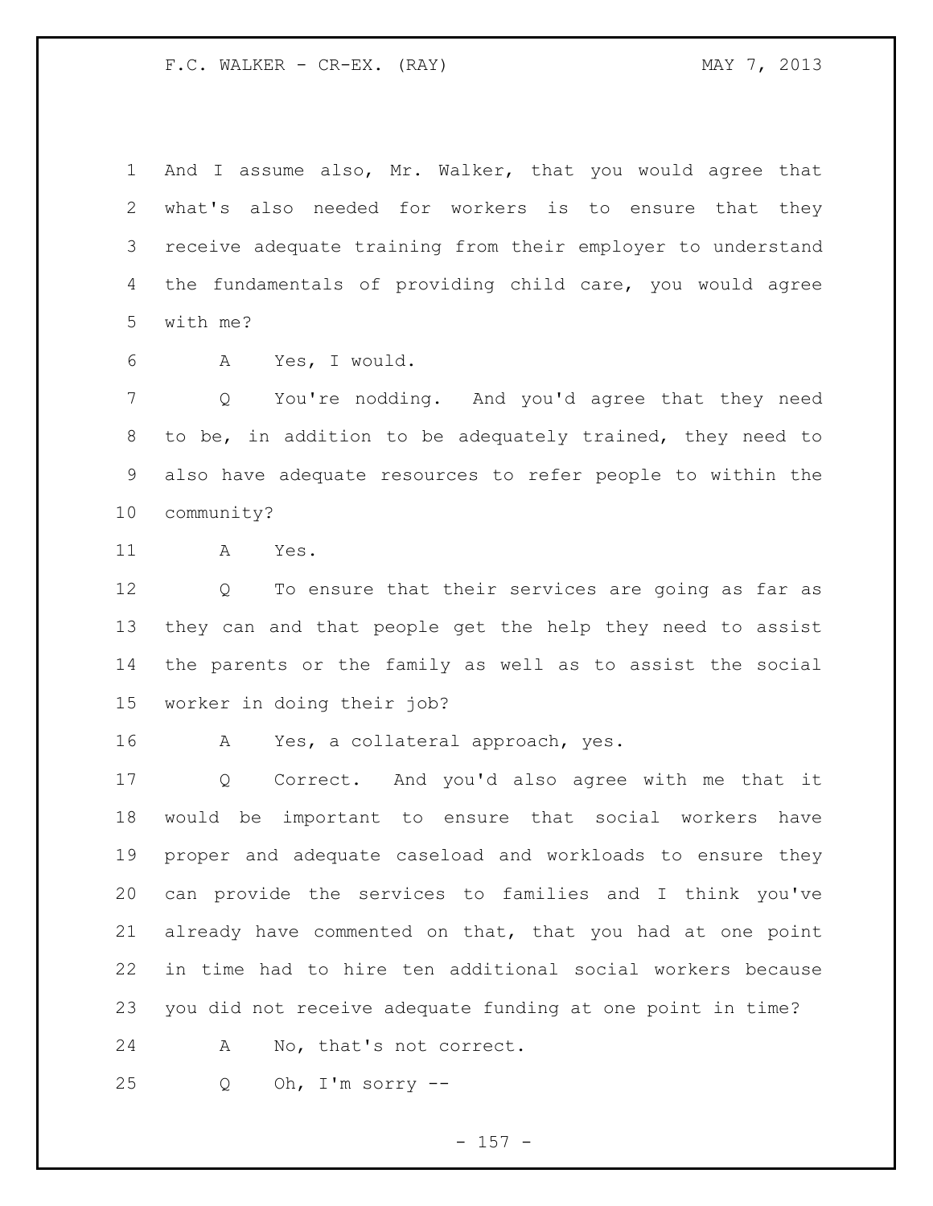And I assume also, Mr. Walker, that you would agree that what's also needed for workers is to ensure that they receive adequate training from their employer to understand the fundamentals of providing child care, you would agree with me?

A Yes, I would.

Q You're nodding. And you'd agree that they need to be, in addition to be adequately trained, they need to also have adequate resources to refer people to within the community?

A Yes.

Q To ensure that their services are going as far as they can and that people get the help they need to assist the parents or the family as well as to assist the social worker in doing their job?

A Yes, a collateral approach, yes.

Q Correct. And you'd also agree with me that it would be important to ensure that social workers have proper and adequate caseload and workloads to ensure they can provide the services to families and I think you've already have commented on that, that you had at one point in time had to hire ten additional social workers because you did not receive adequate funding at one point in time?

A No, that's not correct.

Q Oh, I'm sorry --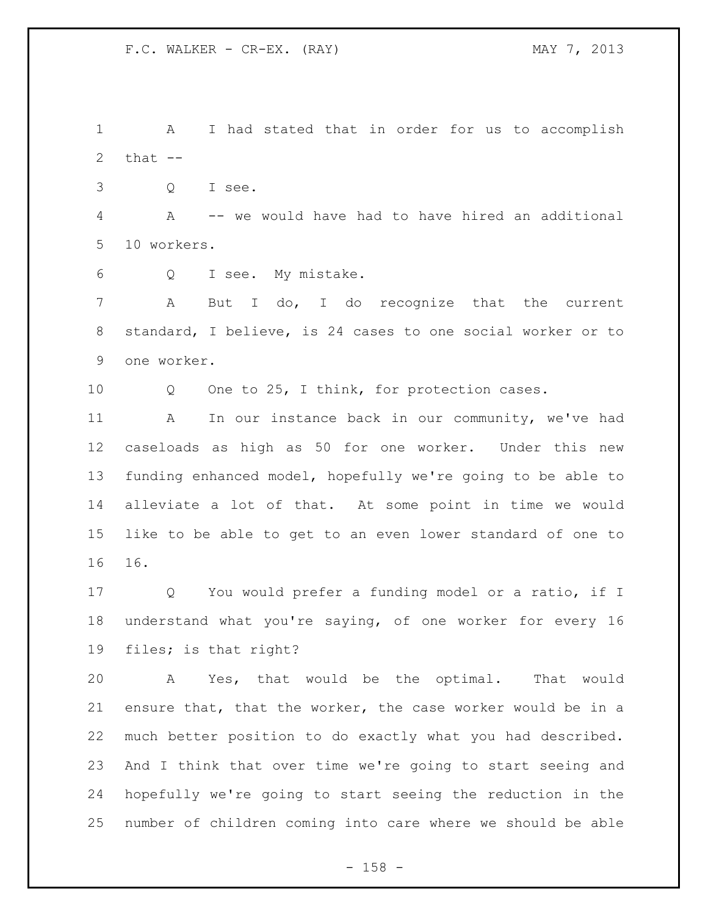A I had stated that in order for us to accomplish that --

Q I see.

A -- we would have had to have hired an additional 10 workers.

Q I see. My mistake.

A But I do, I do recognize that the current standard, I believe, is 24 cases to one social worker or to one worker.

Q One to 25, I think, for protection cases.

A In our instance back in our community, we've had caseloads as high as 50 for one worker. Under this new funding enhanced model, hopefully we're going to be able to alleviate a lot of that. At some point in time we would like to be able to get to an even lower standard of one to 16.

Q You would prefer a funding model or a ratio, if I understand what you're saying, of one worker for every 16 files; is that right?

A Yes, that would be the optimal. That would ensure that, that the worker, the case worker would be in a much better position to do exactly what you had described. And I think that over time we're going to start seeing and hopefully we're going to start seeing the reduction in the number of children coming into care where we should be able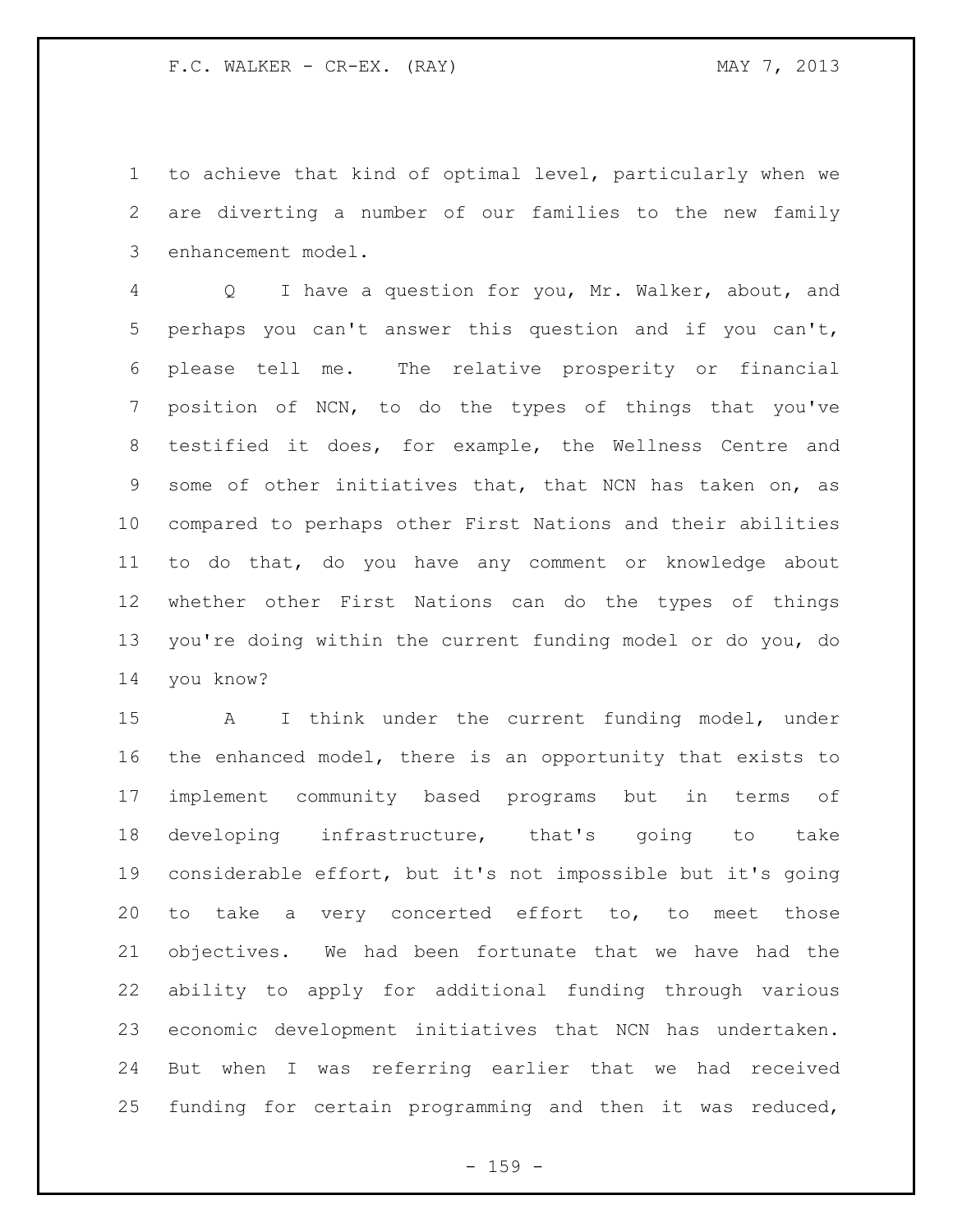to achieve that kind of optimal level, particularly when we are diverting a number of our families to the new family enhancement model.

Q I have a question for you, Mr. Walker, about, and perhaps you can't answer this question and if you can't, please tell me. The relative prosperity or financial position of NCN, to do the types of things that you've testified it does, for example, the Wellness Centre and some of other initiatives that, that NCN has taken on, as compared to perhaps other First Nations and their abilities to do that, do you have any comment or knowledge about whether other First Nations can do the types of things you're doing within the current funding model or do you, do you know?

A I think under the current funding model, under the enhanced model, there is an opportunity that exists to implement community based programs but in terms of developing infrastructure, that's going to take considerable effort, but it's not impossible but it's going to take a very concerted effort to, to meet those objectives. We had been fortunate that we have had the ability to apply for additional funding through various economic development initiatives that NCN has undertaken. But when I was referring earlier that we had received funding for certain programming and then it was reduced,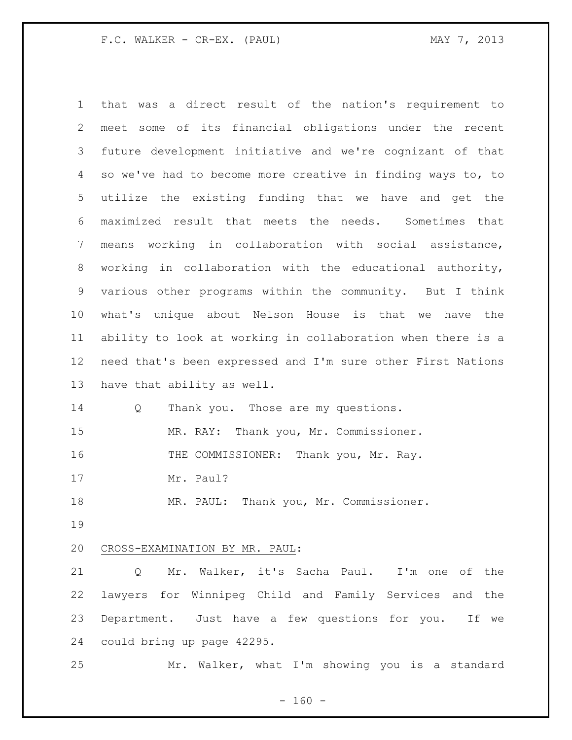that was a direct result of the nation's requirement to meet some of its financial obligations under the recent future development initiative and we're cognizant of that so we've had to become more creative in finding ways to, to utilize the existing funding that we have and get the maximized result that meets the needs. Sometimes that means working in collaboration with social assistance, working in collaboration with the educational authority, various other programs within the community. But I think what's unique about Nelson House is that we have the ability to look at working in collaboration when there is a need that's been expressed and I'm sure other First Nations have that ability as well.

Q Thank you. Those are my questions.

MR. RAY: Thank you, Mr. Commissioner.

THE COMMISSIONER: Thank you, Mr. Ray.

Mr. Paul?

MR. PAUL: Thank you, Mr. Commissioner.

CROSS-EXAMINATION BY MR. PAUL:

Q Mr. Walker, it's Sacha Paul. I'm one of the lawyers for Winnipeg Child and Family Services and the Department. Just have a few questions for you. If we could bring up page 42295.

Mr. Walker, what I'm showing you is a standard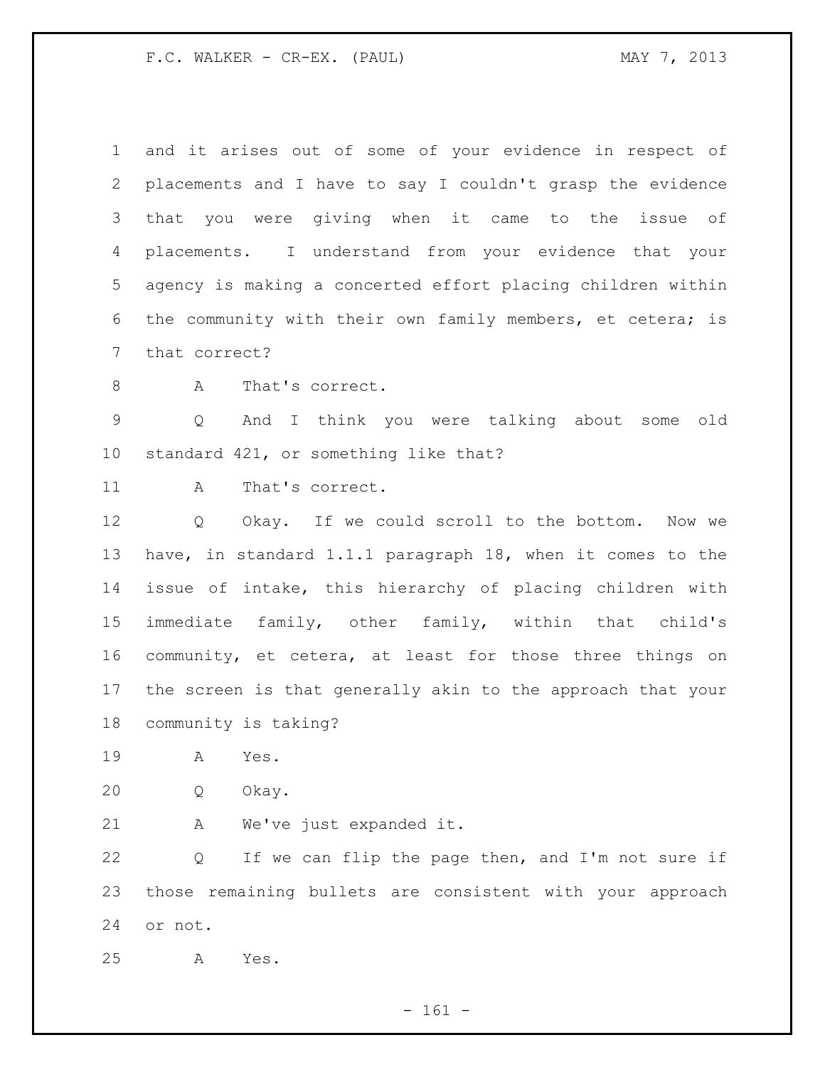and it arises out of some of your evidence in respect of placements and I have to say I couldn't grasp the evidence that you were giving when it came to the issue of placements. I understand from your evidence that your agency is making a concerted effort placing children within the community with their own family members, et cetera; is that correct?

A That's correct.

Q And I think you were talking about some old standard 421, or something like that?

A That's correct.

Q Okay. If we could scroll to the bottom. Now we have, in standard 1.1.1 paragraph 18, when it comes to the issue of intake, this hierarchy of placing children with immediate family, other family, within that child's community, et cetera, at least for those three things on the screen is that generally akin to the approach that your community is taking?

A Yes.

Q Okay.

A We've just expanded it.

Q If we can flip the page then, and I'm not sure if those remaining bullets are consistent with your approach or not.

A Yes.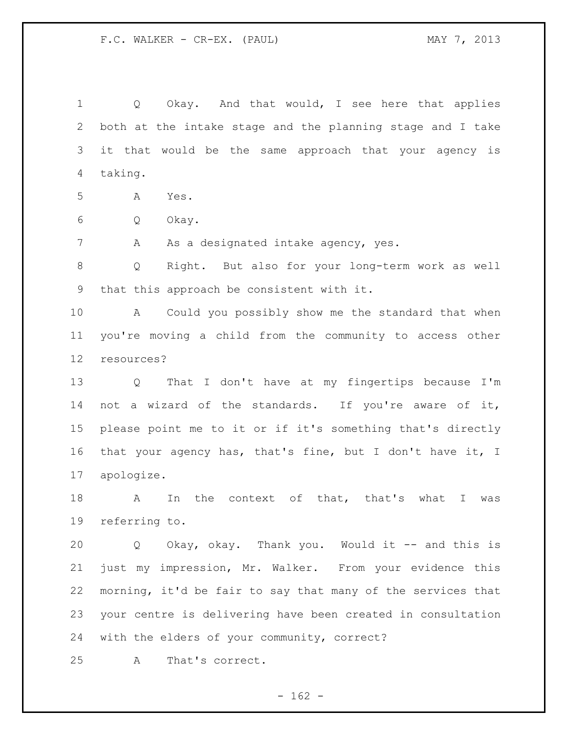Q Okay. And that would, I see here that applies both at the intake stage and the planning stage and I take it that would be the same approach that your agency is taking.

A Yes.

Q Okay.

A As a designated intake agency, yes.

Q Right. But also for your long-term work as well that this approach be consistent with it.

A Could you possibly show me the standard that when you're moving a child from the community to access other resources?

Q That I don't have at my fingertips because I'm not a wizard of the standards. If you're aware of it, please point me to it or if it's something that's directly that your agency has, that's fine, but I don't have it, I apologize.

A In the context of that, that's what I was referring to.

Q Okay, okay. Thank you. Would it -- and this is just my impression, Mr. Walker. From your evidence this morning, it'd be fair to say that many of the services that your centre is delivering have been created in consultation with the elders of your community, correct?

A That's correct.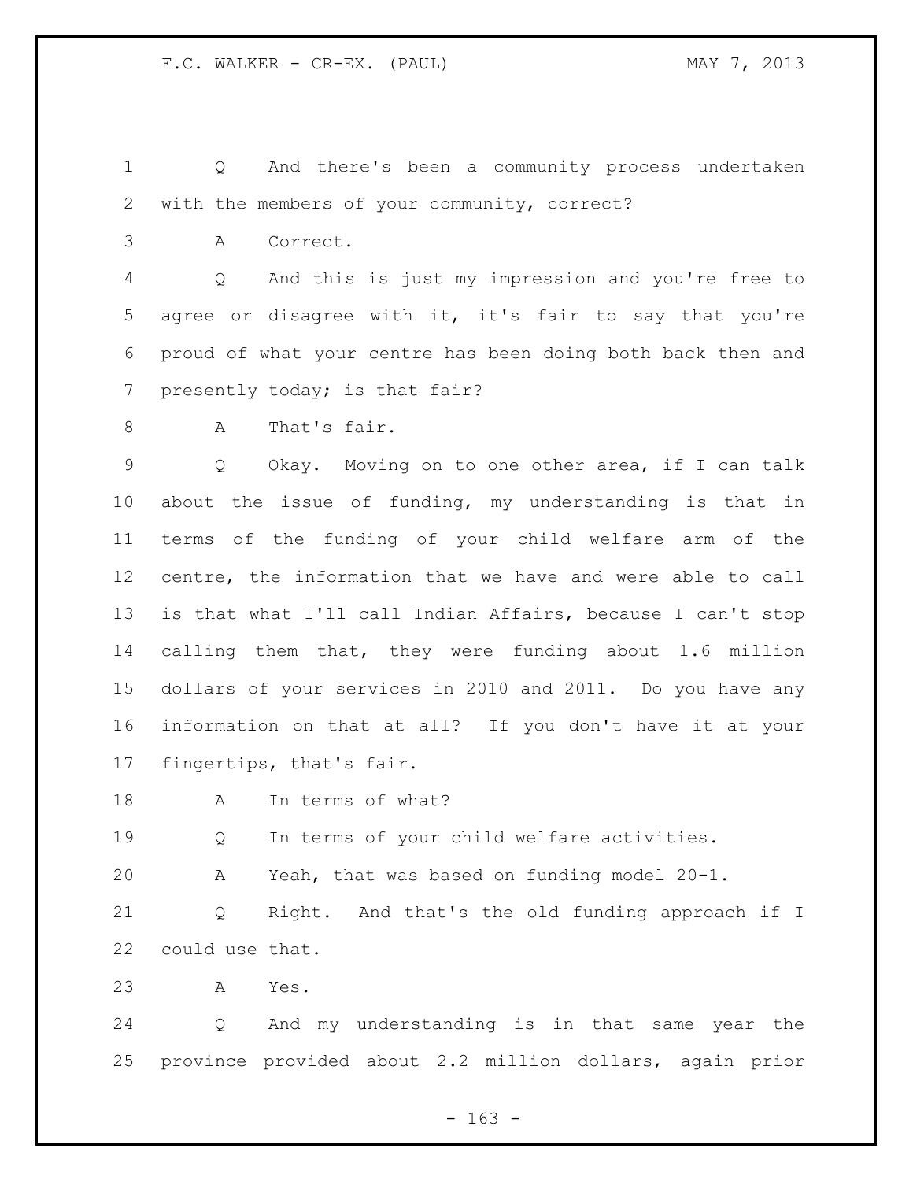Q And there's been a community process undertaken with the members of your community, correct?

A Correct.

Q And this is just my impression and you're free to agree or disagree with it, it's fair to say that you're proud of what your centre has been doing both back then and presently today; is that fair?

A That's fair.

Q Okay. Moving on to one other area, if I can talk about the issue of funding, my understanding is that in terms of the funding of your child welfare arm of the centre, the information that we have and were able to call is that what I'll call Indian Affairs, because I can't stop calling them that, they were funding about 1.6 million dollars of your services in 2010 and 2011. Do you have any information on that at all? If you don't have it at your fingertips, that's fair.

A In terms of what?

Q In terms of your child welfare activities.

A Yeah, that was based on funding model 20-1.

Q Right. And that's the old funding approach if I could use that.

A Yes.

Q And my understanding is in that same year the province provided about 2.2 million dollars, again prior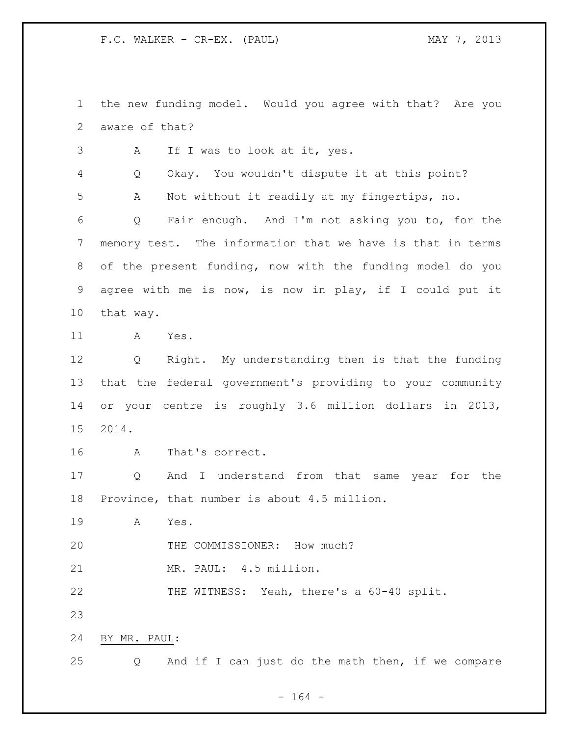the new funding model. Would you agree with that? Are you aware of that?

A If I was to look at it, yes.

Q Okay. You wouldn't dispute it at this point?

A Not without it readily at my fingertips, no.

Q Fair enough. And I'm not asking you to, for the memory test. The information that we have is that in terms of the present funding, now with the funding model do you agree with me is now, is now in play, if I could put it that way.

A Yes.

Q Right. My understanding then is that the funding that the federal government's providing to your community or your centre is roughly 3.6 million dollars in 2013, 2014.

A That's correct.

Q And I understand from that same year for the Province, that number is about 4.5 million.

A Yes.

THE COMMISSIONER: How much?

MR. PAUL: 4.5 million.

THE WITNESS: Yeah, there's a 60-40 split.

BY MR. PAUL:

Q And if I can just do the math then, if we compare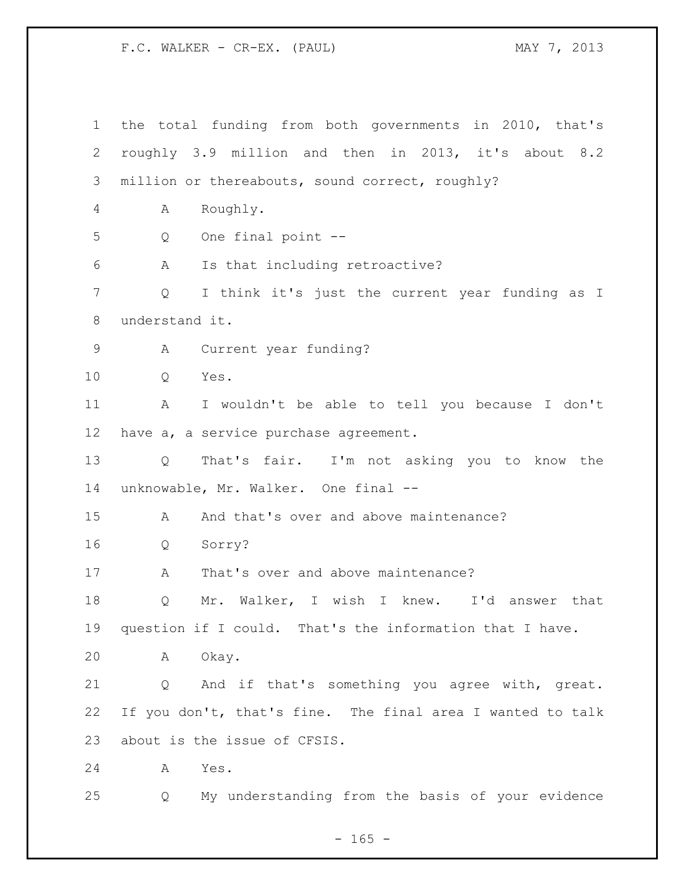the total funding from both governments in 2010, that's roughly 3.9 million and then in 2013, it's about 8.2 million or thereabouts, sound correct, roughly?

A Roughly.

Q One final point --

A Is that including retroactive?

Q I think it's just the current year funding as I understand it.

A Current year funding?

Q Yes.

A I wouldn't be able to tell you because I don't have a, a service purchase agreement.

Q That's fair. I'm not asking you to know the unknowable, Mr. Walker. One final --

A And that's over and above maintenance?

Q Sorry?

A That's over and above maintenance?

Q Mr. Walker, I wish I knew. I'd answer that question if I could. That's the information that I have.

A Okay.

Q And if that's something you agree with, great. If you don't, that's fine. The final area I wanted to talk about is the issue of CFSIS.

A Yes.

Q My understanding from the basis of your evidence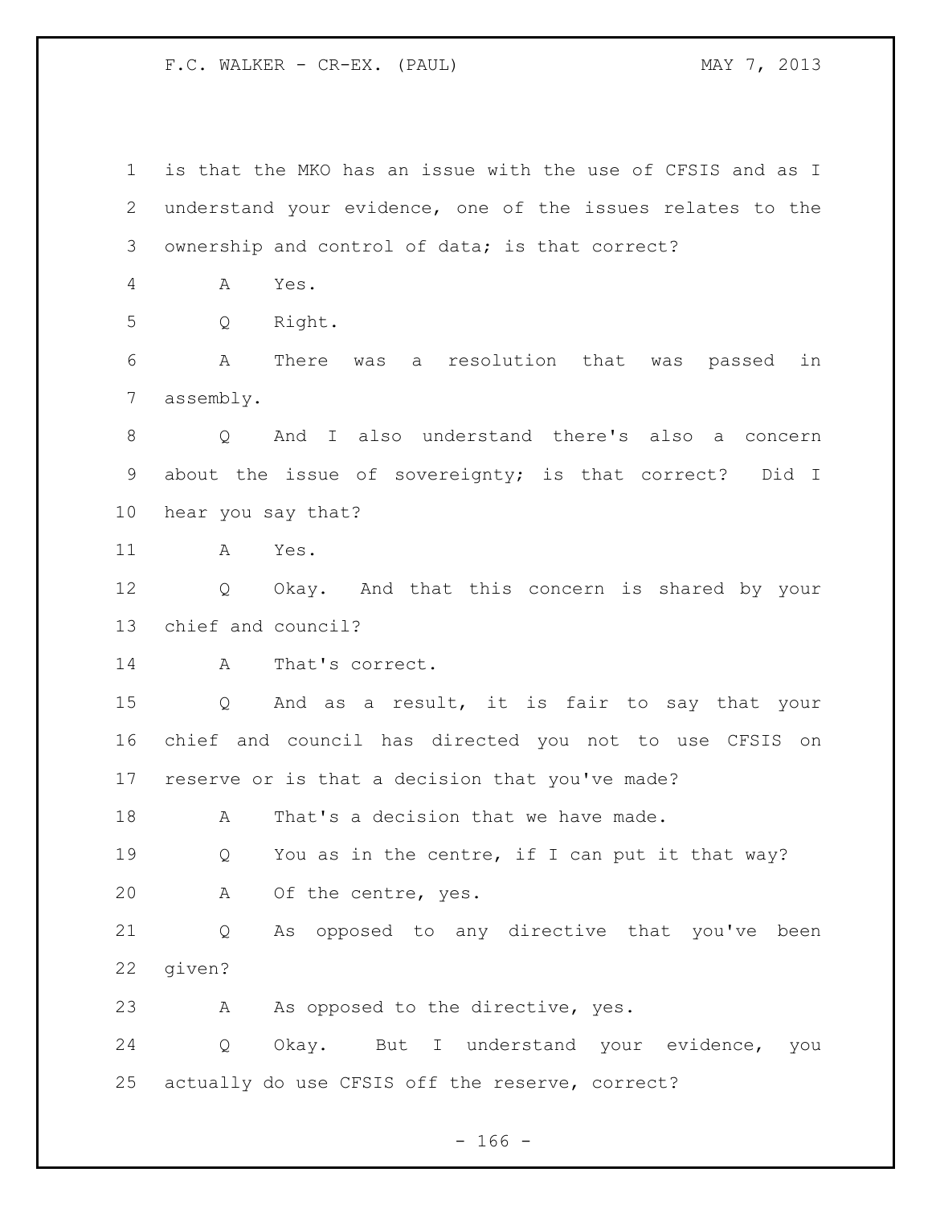is that the MKO has an issue with the use of CFSIS and as I understand your evidence, one of the issues relates to the ownership and control of data; is that correct?

A Yes.

Q Right.

A There was a resolution that was passed in assembly.

Q And I also understand there's also a concern about the issue of sovereignty; is that correct? Did I hear you say that?

A Yes.

Q Okay. And that this concern is shared by your chief and council?

A That's correct.

Q And as a result, it is fair to say that your chief and council has directed you not to use CFSIS on reserve or is that a decision that you've made?

A That's a decision that we have made.

Q You as in the centre, if I can put it that way?

A Of the centre, yes.

Q As opposed to any directive that you've been given?

A As opposed to the directive, yes.

Q Okay. But I understand your evidence, you actually do use CFSIS off the reserve, correct?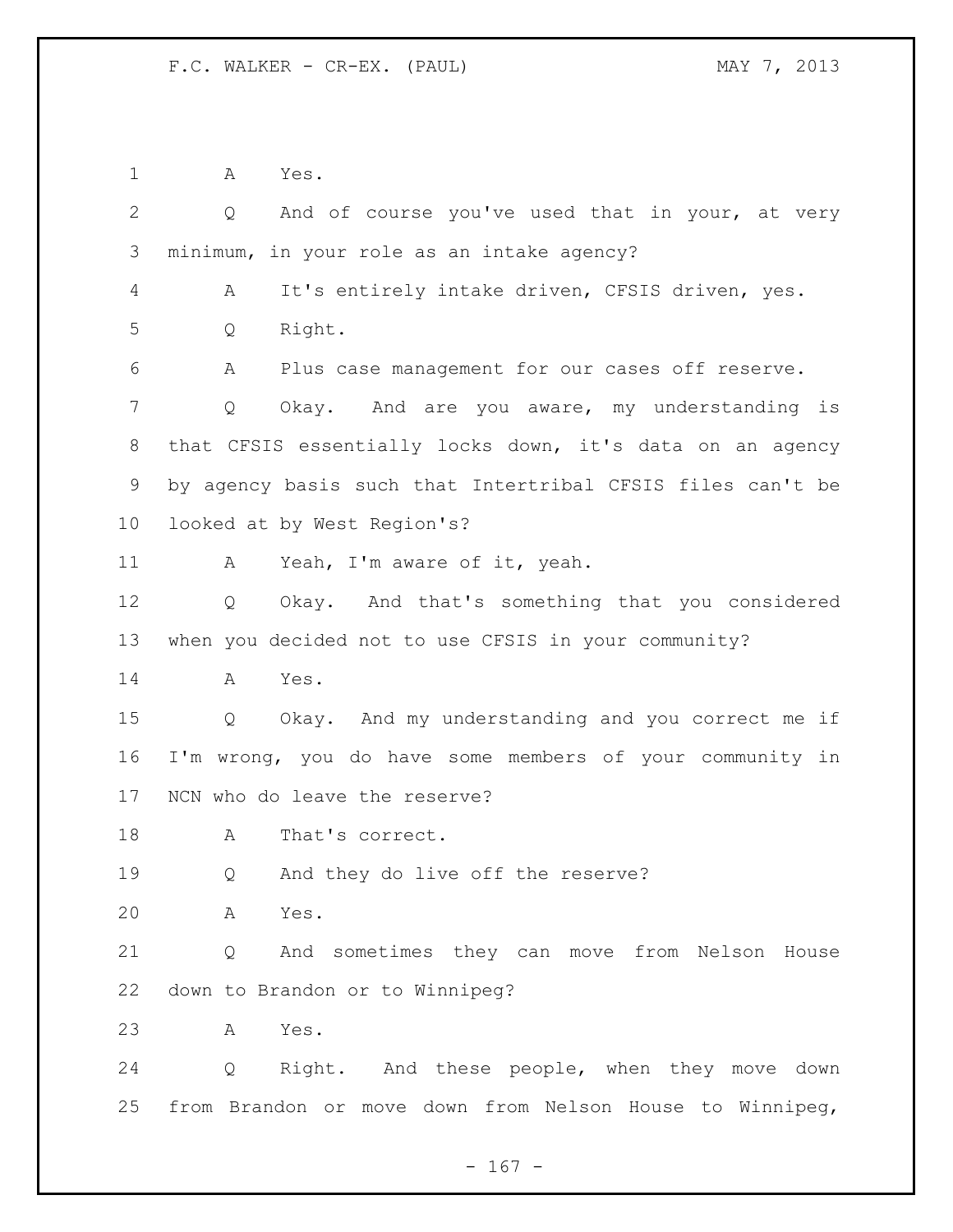A Yes.

Q And of course you've used that in your, at very minimum, in your role as an intake agency?

A It's entirely intake driven, CFSIS driven, yes.

Q Right.

A Plus case management for our cases off reserve.

Q Okay. And are you aware, my understanding is that CFSIS essentially locks down, it's data on an agency by agency basis such that Intertribal CFSIS files can't be looked at by West Region's?

A Yeah, I'm aware of it, yeah.

Q Okay. And that's something that you considered when you decided not to use CFSIS in your community?

A Yes.

Q Okay. And my understanding and you correct me if I'm wrong, you do have some members of your community in NCN who do leave the reserve?

A That's correct.

Q And they do live off the reserve?

A Yes.

Q And sometimes they can move from Nelson House down to Brandon or to Winnipeg?

A Yes.

Q Right. And these people, when they move down from Brandon or move down from Nelson House to Winnipeg,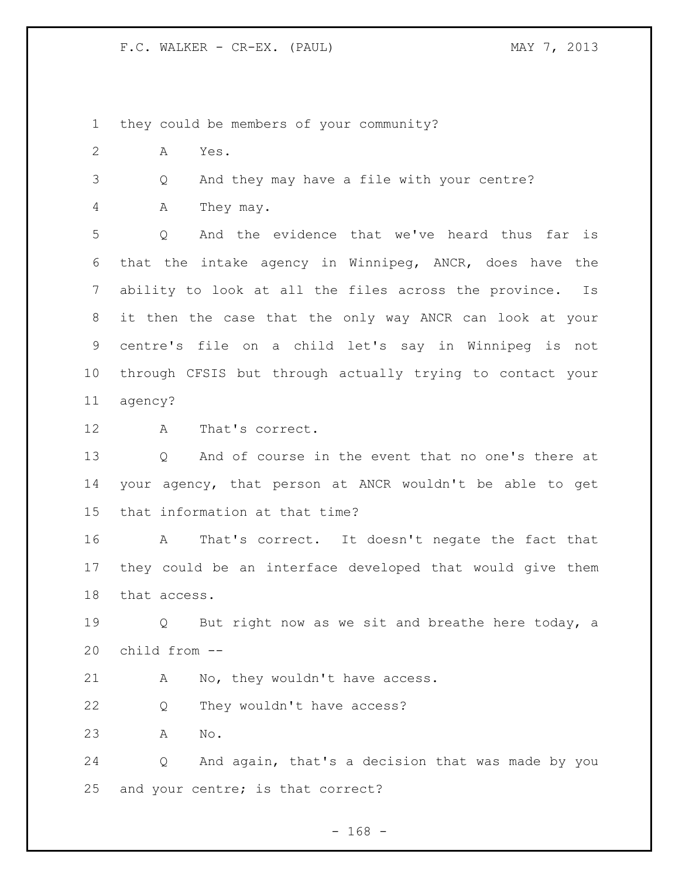they could be members of your community?

A Yes.

Q And they may have a file with your centre?

A They may.

Q And the evidence that we've heard thus far is that the intake agency in Winnipeg, ANCR, does have the ability to look at all the files across the province. Is it then the case that the only way ANCR can look at your centre's file on a child let's say in Winnipeg is not through CFSIS but through actually trying to contact your agency?

A That's correct.

Q And of course in the event that no one's there at your agency, that person at ANCR wouldn't be able to get that information at that time?

A That's correct. It doesn't negate the fact that they could be an interface developed that would give them that access.

Q But right now as we sit and breathe here today, a child from --

A No, they wouldn't have access.

Q They wouldn't have access?

A No.

Q And again, that's a decision that was made by you and your centre; is that correct?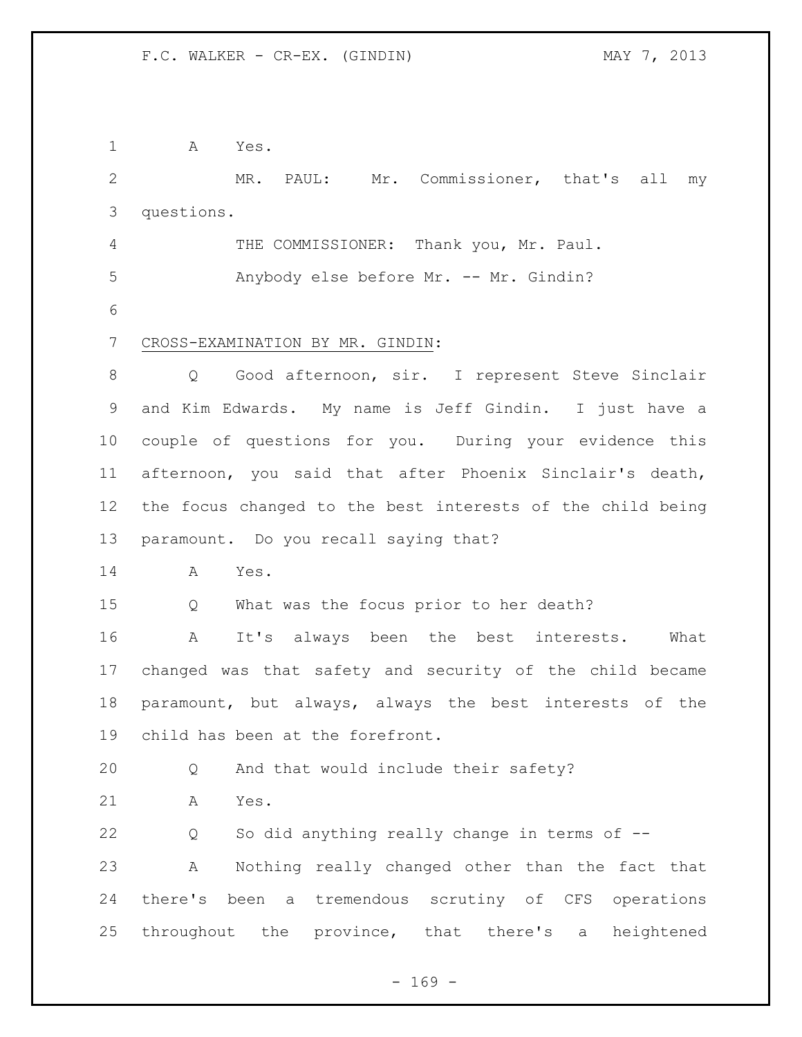A Yes.

MR. PAUL: Mr. Commissioner, that's all my questions.

THE COMMISSIONER: Thank you, Mr. Paul.

Anybody else before Mr. -- Mr. Gindin?

CROSS-EXAMINATION BY MR. GINDIN:

Q Good afternoon, sir. I represent Steve Sinclair and Kim Edwards. My name is Jeff Gindin. I just have a couple of questions for you. During your evidence this afternoon, you said that after Phoenix Sinclair's death, the focus changed to the best interests of the child being paramount. Do you recall saying that?

A Yes.

Q What was the focus prior to her death?

A It's always been the best interests. What changed was that safety and security of the child became paramount, but always, always the best interests of the child has been at the forefront.

Q And that would include their safety?

A Yes.

Q So did anything really change in terms of --

A Nothing really changed other than the fact that there's been a tremendous scrutiny of CFS operations throughout the province, that there's a heightened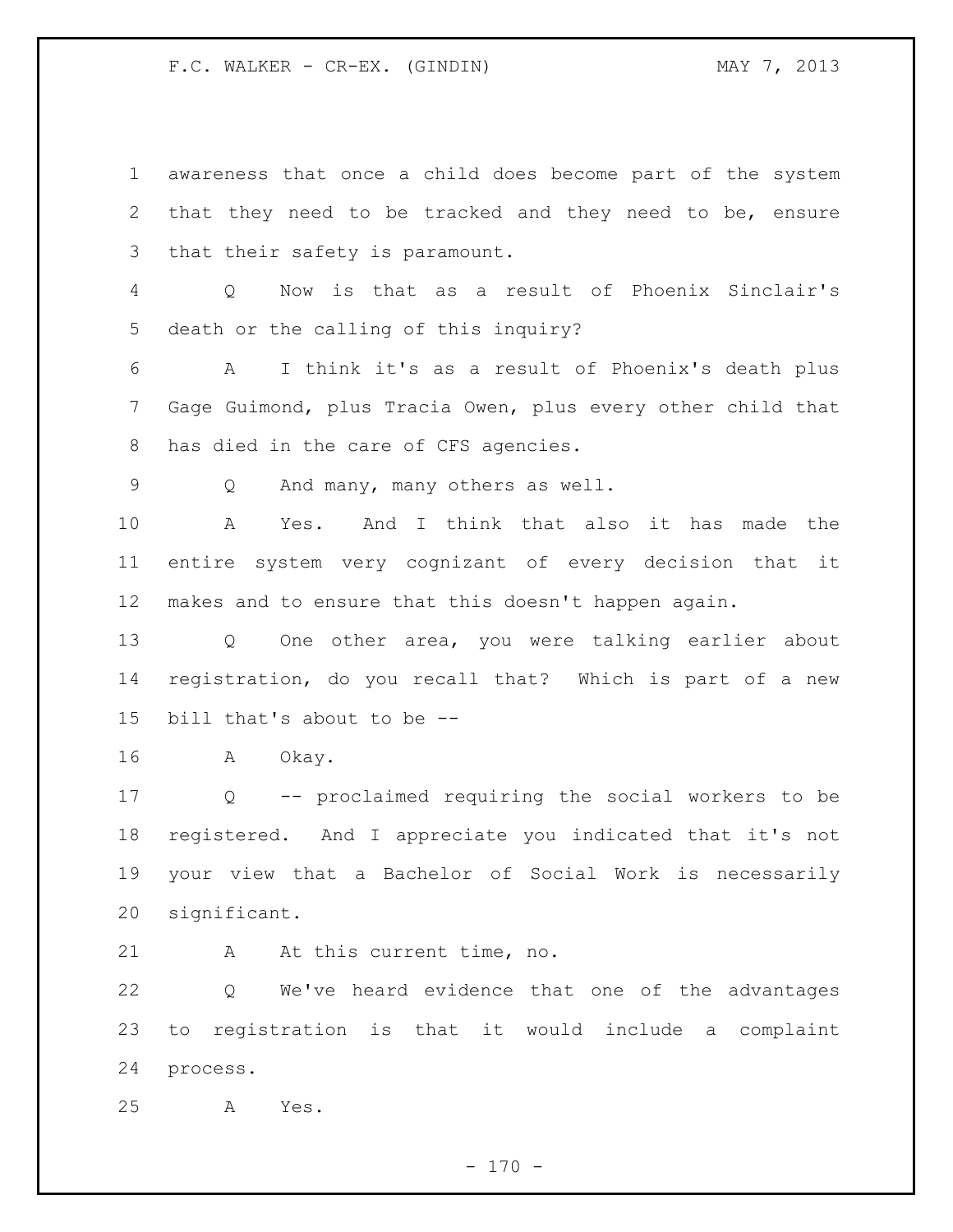awareness that once a child does become part of the system that they need to be tracked and they need to be, ensure that their safety is paramount.

Q Now is that as a result of Phoenix Sinclair's death or the calling of this inquiry?

A I think it's as a result of Phoenix's death plus Gage Guimond, plus Tracia Owen, plus every other child that has died in the care of CFS agencies.

Q And many, many others as well.

A Yes. And I think that also it has made the entire system very cognizant of every decision that it makes and to ensure that this doesn't happen again.

Q One other area, you were talking earlier about registration, do you recall that? Which is part of a new bill that's about to be --

A Okay.

Q -- proclaimed requiring the social workers to be registered. And I appreciate you indicated that it's not your view that a Bachelor of Social Work is necessarily significant.

A At this current time, no.

Q We've heard evidence that one of the advantages to registration is that it would include a complaint process.

A Yes.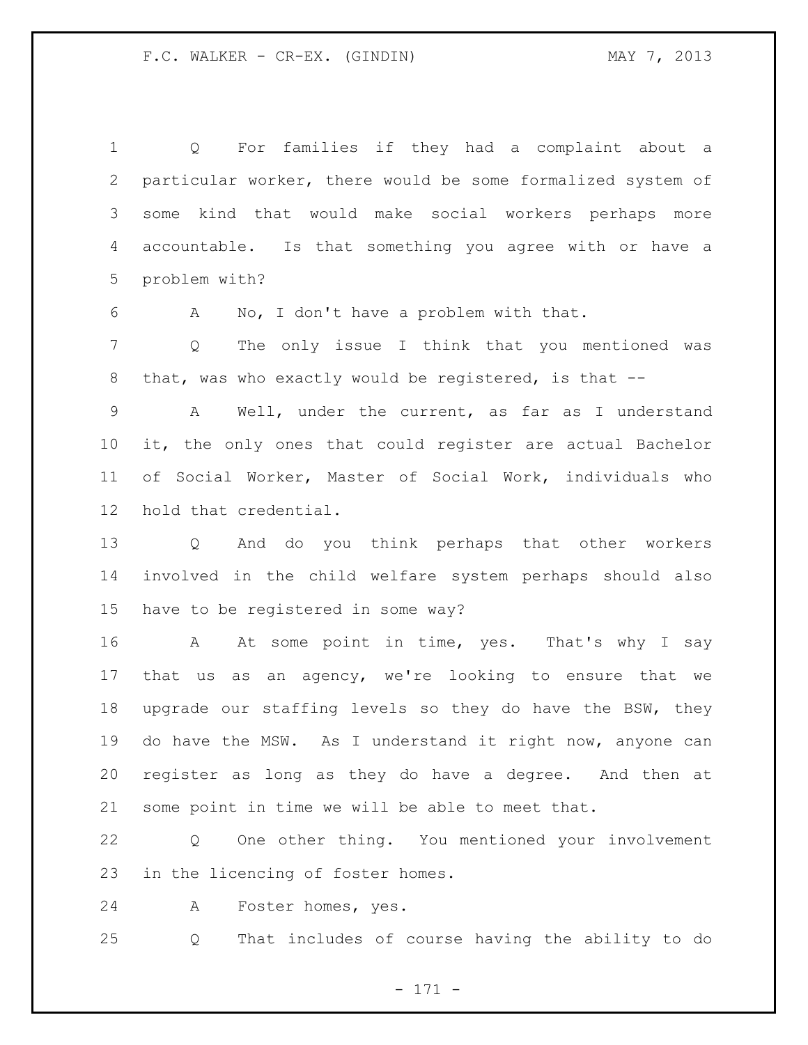Q For families if they had a complaint about a particular worker, there would be some formalized system of some kind that would make social workers perhaps more accountable. Is that something you agree with or have a problem with?

A No, I don't have a problem with that.

Q The only issue I think that you mentioned was that, was who exactly would be registered, is that --

A Well, under the current, as far as I understand it, the only ones that could register are actual Bachelor of Social Worker, Master of Social Work, individuals who hold that credential.

Q And do you think perhaps that other workers involved in the child welfare system perhaps should also have to be registered in some way?

A At some point in time, yes. That's why I say that us as an agency, we're looking to ensure that we upgrade our staffing levels so they do have the BSW, they do have the MSW. As I understand it right now, anyone can register as long as they do have a degree. And then at some point in time we will be able to meet that.

Q One other thing. You mentioned your involvement in the licencing of foster homes.

A Foster homes, yes.

Q That includes of course having the ability to do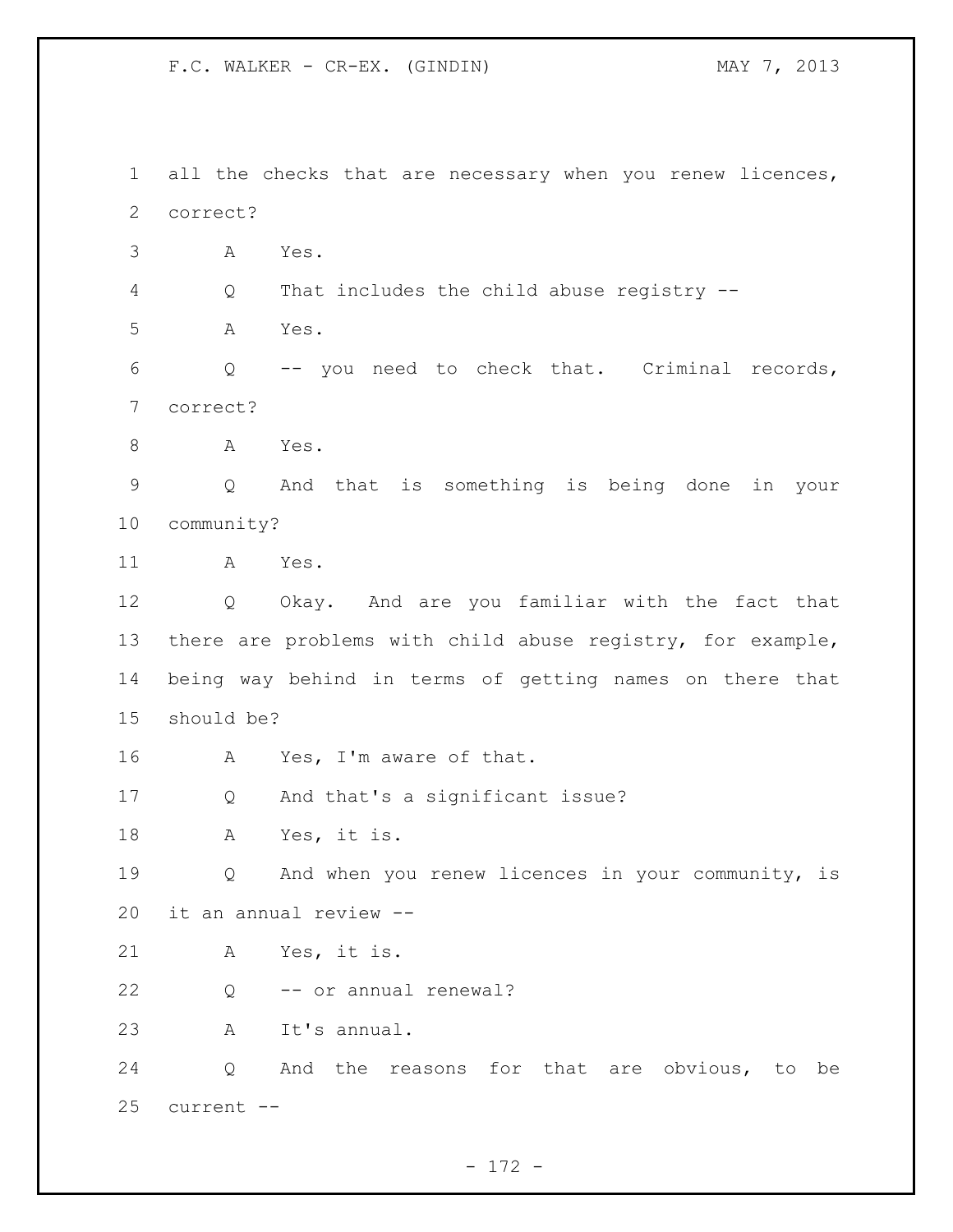all the checks that are necessary when you renew licences, correct?

A Yes.

Q That includes the child abuse registry --

A Yes.

Q -- you need to check that. Criminal records, correct?

A Yes.

Q And that is something is being done in your community?

A Yes.

Q Okay. And are you familiar with the fact that there are problems with child abuse registry, for example, being way behind in terms of getting names on there that should be?

A Yes, I'm aware of that.

Q And that's a significant issue?

A Yes, it is.

Q And when you renew licences in your community, is it an annual review --

A Yes, it is.

Q -- or annual renewal?

A It's annual.

Q And the reasons for that are obvious, to be current --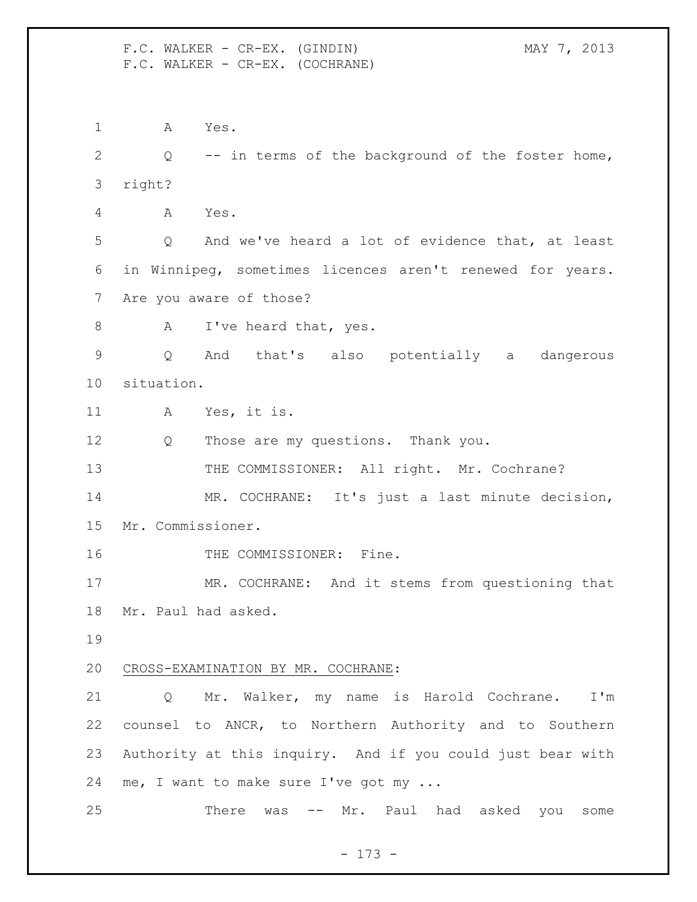A Yes.

Q -- in terms of the background of the foster home, right?

A Yes.

Q And we've heard a lot of evidence that, at least in Winnipeg, sometimes licences aren't renewed for years. Are you aware of those?

A I've heard that, yes.

Q And that's also potentially a dangerous situation.

A Yes, it is.

Q Those are my questions. Thank you.

THE COMMISSIONER: All right. Mr. Cochrane?

MR. COCHRANE: It's just a last minute decision, Mr. Commissioner.

THE COMMISSIONER: Fine.

MR. COCHRANE: And it stems from questioning that Mr. Paul had asked.

CROSS-EXAMINATION BY MR. COCHRANE:

Q Mr. Walker, my name is Harold Cochrane. I'm counsel to ANCR, to Northern Authority and to Southern Authority at this inquiry. And if you could just bear with me, I want to make sure I've got my ...

There was -- Mr. Paul had asked you some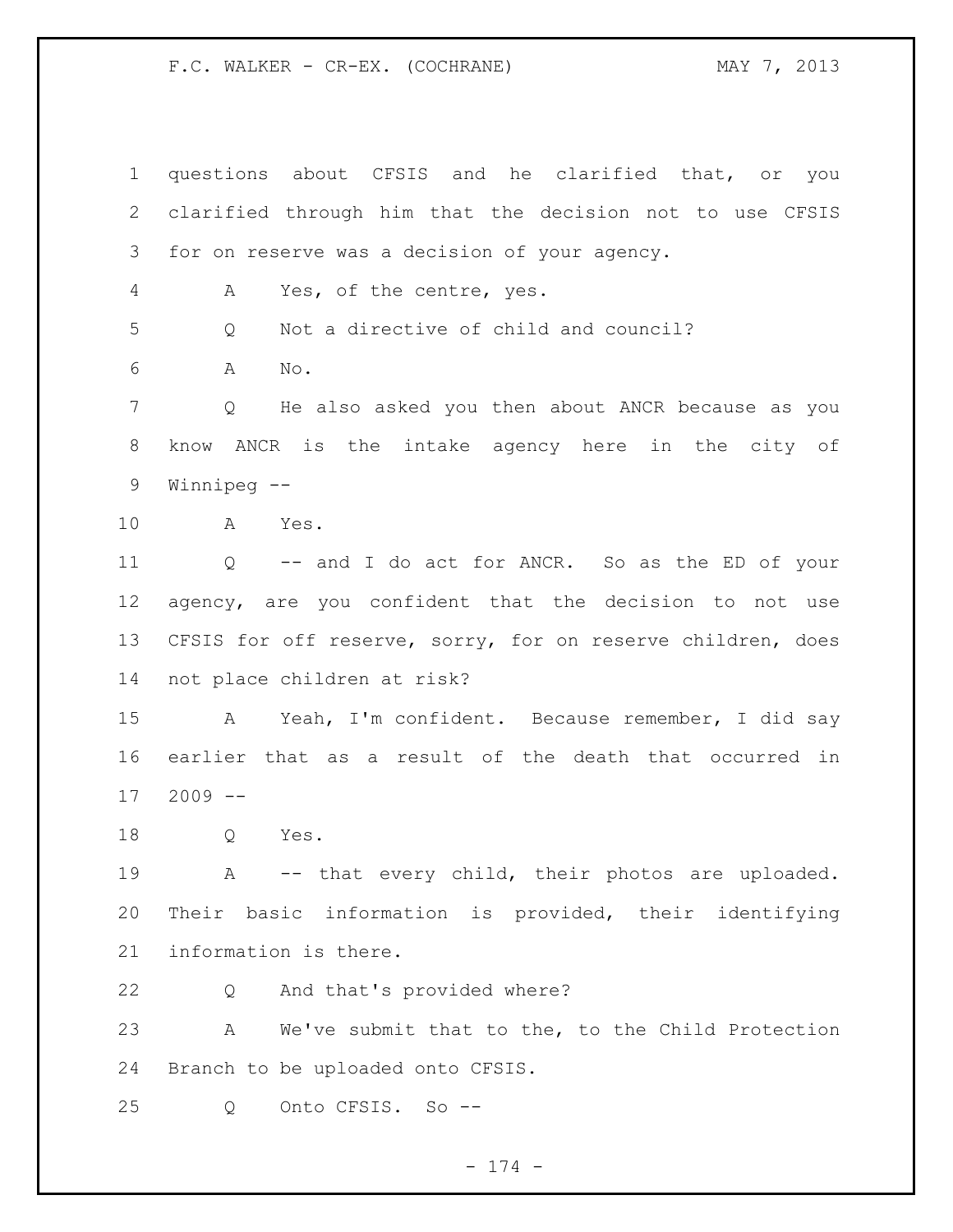questions about CFSIS and he clarified that, or you clarified through him that the decision not to use CFSIS for on reserve was a decision of your agency.

A Yes, of the centre, yes.

Q Not a directive of child and council?

A No.

Q He also asked you then about ANCR because as you know ANCR is the intake agency here in the city of Winnipeg --

A Yes.

Q -- and I do act for ANCR. So as the ED of your agency, are you confident that the decision to not use CFSIS for off reserve, sorry, for on reserve children, does not place children at risk?

A Yeah, I'm confident. Because remember, I did say earlier that as a result of the death that occurred in 2009 --

Q Yes.

A -- that every child, their photos are uploaded. Their basic information is provided, their identifying information is there.

Q And that's provided where?

A We've submit that to the, to the Child Protection Branch to be uploaded onto CFSIS.

Q Onto CFSIS. So --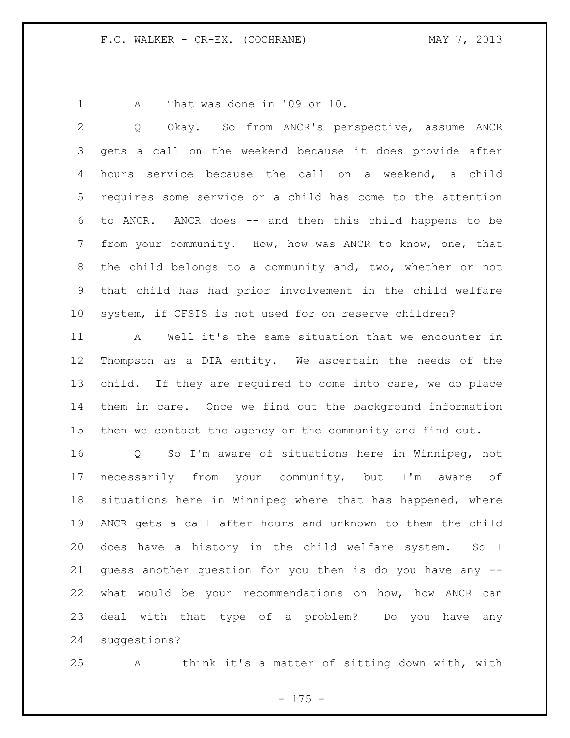A That was done in '09 or 10.

Q Okay. So from ANCR's perspective, assume ANCR gets a call on the weekend because it does provide after hours service because the call on a weekend, a child requires some service or a child has come to the attention to ANCR. ANCR does -- and then this child happens to be from your community. How, how was ANCR to know, one, that the child belongs to a community and, two, whether or not that child has had prior involvement in the child welfare system, if CFSIS is not used for on reserve children?

A Well it's the same situation that we encounter in Thompson as a DIA entity. We ascertain the needs of the child. If they are required to come into care, we do place them in care. Once we find out the background information then we contact the agency or the community and find out.

Q So I'm aware of situations here in Winnipeg, not necessarily from your community, but I'm aware of situations here in Winnipeg where that has happened, where ANCR gets a call after hours and unknown to them the child does have a history in the child welfare system. So I guess another question for you then is do you have any -- what would be your recommendations on how, how ANCR can deal with that type of a problem? Do you have any suggestions?

A I think it's a matter of sitting down with, with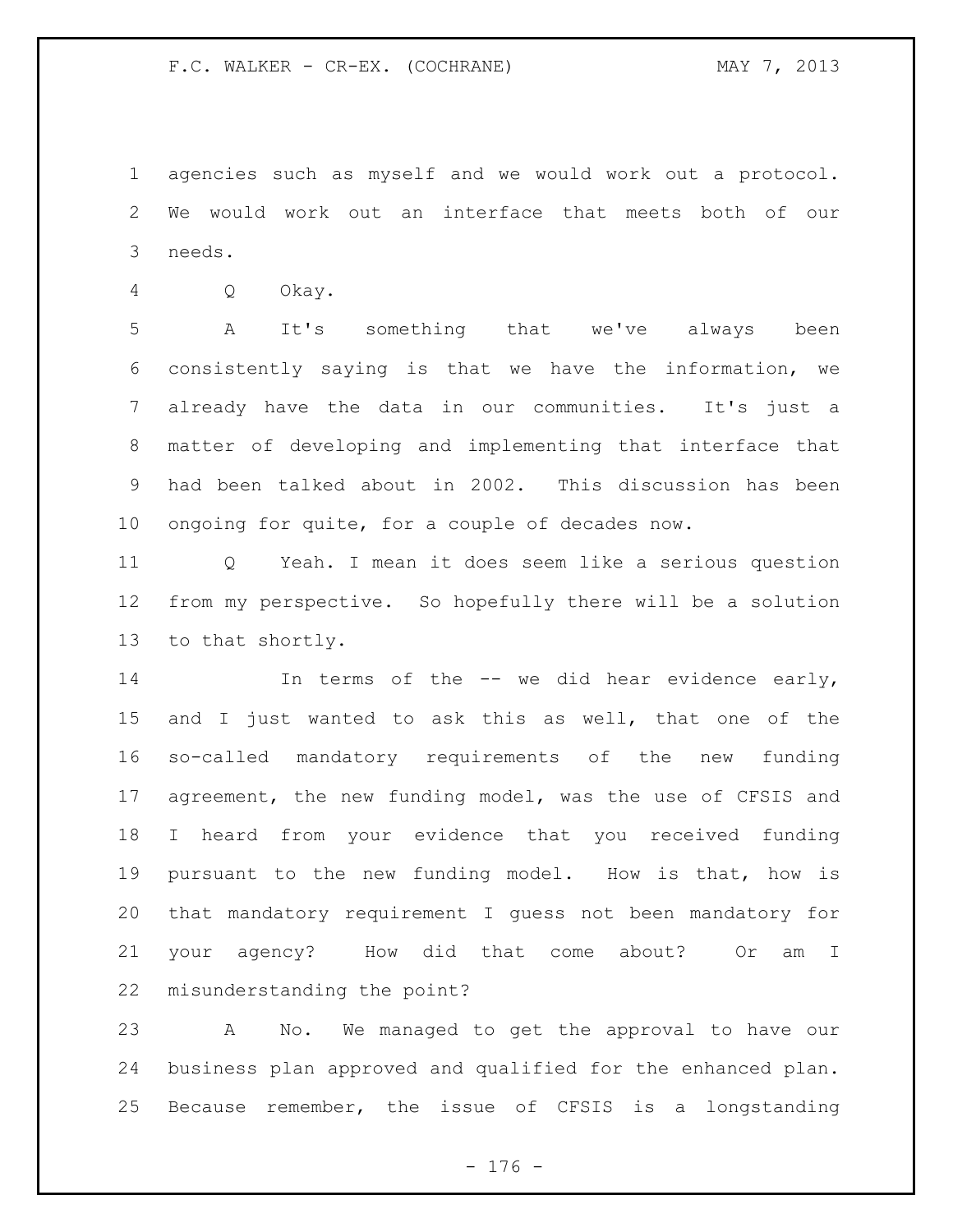agencies such as myself and we would work out a protocol. We would work out an interface that meets both of our needs.

Q Okay.

A It's something that we've always been consistently saying is that we have the information, we already have the data in our communities. It's just a matter of developing and implementing that interface that had been talked about in 2002. This discussion has been ongoing for quite, for a couple of decades now.

Q Yeah. I mean it does seem like a serious question from my perspective. So hopefully there will be a solution to that shortly.

In terms of the -- we did hear evidence early, and I just wanted to ask this as well, that one of the so-called mandatory requirements of the new funding agreement, the new funding model, was the use of CFSIS and I heard from your evidence that you received funding pursuant to the new funding model. How is that, how is that mandatory requirement I guess not been mandatory for your agency? How did that come about? Or am I misunderstanding the point?

A No. We managed to get the approval to have our business plan approved and qualified for the enhanced plan. Because remember, the issue of CFSIS is a longstanding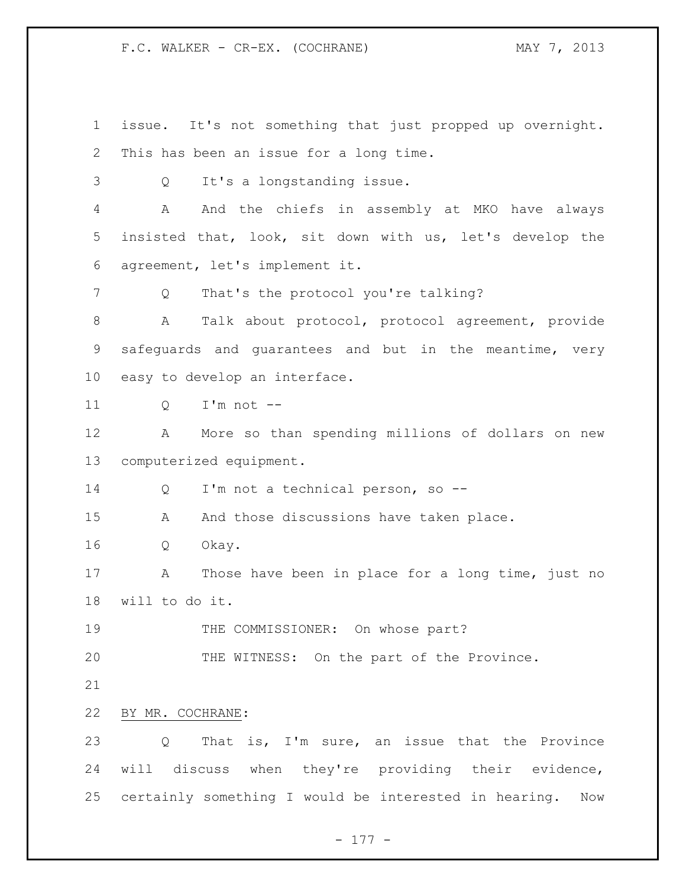issue. It's not something that just propped up overnight. This has been an issue for a long time.

Q It's a longstanding issue.

A And the chiefs in assembly at MKO have always insisted that, look, sit down with us, let's develop the agreement, let's implement it.

Q That's the protocol you're talking?

A Talk about protocol, protocol agreement, provide safeguards and guarantees and but in the meantime, very easy to develop an interface.

Q I'm not --

A More so than spending millions of dollars on new computerized equipment.

Q I'm not a technical person, so --

A And those discussions have taken place.

Q Okay.

A Those have been in place for a long time, just no will to do it.

THE COMMISSIONER: On whose part?

THE WITNESS: On the part of the Province.

BY MR. COCHRANE:

Q That is, I'm sure, an issue that the Province will discuss when they're providing their evidence, certainly something I would be interested in hearing. Now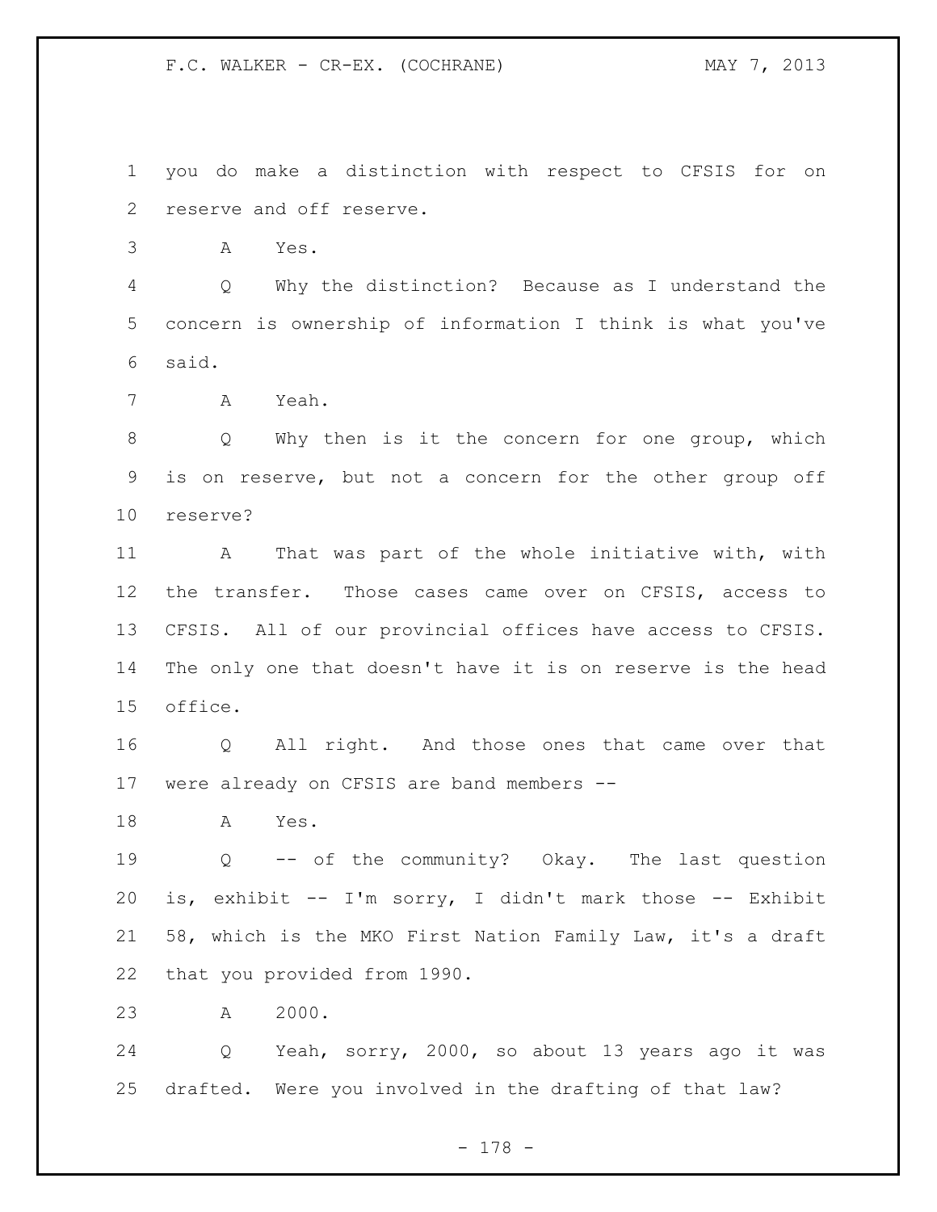you do make a distinction with respect to CFSIS for on reserve and off reserve.

A Yes.

Q Why the distinction? Because as I understand the concern is ownership of information I think is what you've said.

A Yeah.

Q Why then is it the concern for one group, which is on reserve, but not a concern for the other group off reserve?

A That was part of the whole initiative with, with the transfer. Those cases came over on CFSIS, access to CFSIS. All of our provincial offices have access to CFSIS. The only one that doesn't have it is on reserve is the head office.

Q All right. And those ones that came over that were already on CFSIS are band members --

A Yes.

Q -- of the community? Okay. The last question is, exhibit -- I'm sorry, I didn't mark those -- Exhibit 58, which is the MKO First Nation Family Law, it's a draft that you provided from 1990.

A 2000.

Q Yeah, sorry, 2000, so about 13 years ago it was drafted. Were you involved in the drafting of that law?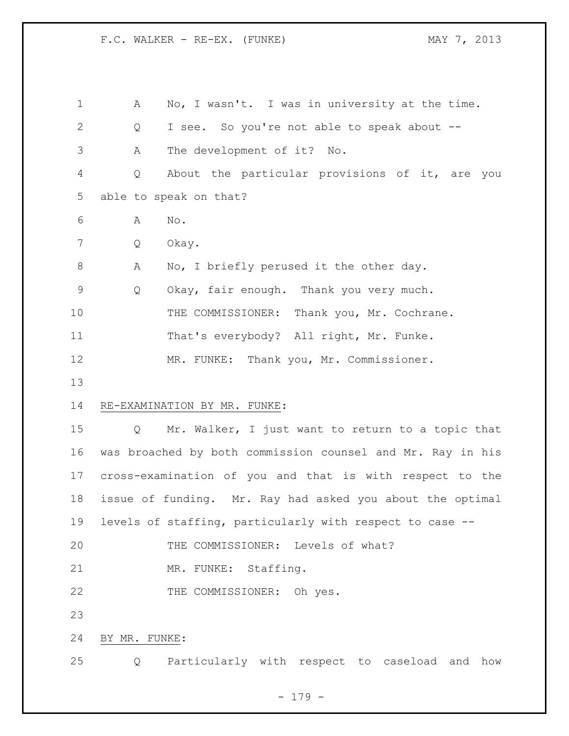A No, I wasn't. I was in university at the time.

Q I see. So you're not able to speak about --

A The development of it? No.

Q About the particular provisions of it, are you able to speak on that?

A No.

Q Okay.

A No, I briefly perused it the other day.

Q Okay, fair enough. Thank you very much.

THE COMMISSIONER: Thank you, Mr. Cochrane. That's everybody? All right, Mr. Funke.

MR. FUNKE: Thank you, Mr. Commissioner.

RE-EXAMINATION BY MR. FUNKE:

Q Mr. Walker, I just want to return to a topic that was broached by both commission counsel and Mr. Ray in his cross-examination of you and that is with respect to the issue of funding. Mr. Ray had asked you about the optimal levels of staffing, particularly with respect to case --

THE COMMISSIONER: Levels of what?

MR. FUNKE: Staffing.

THE COMMISSIONER: Oh yes.

BY MR. FUNKE:

Q Particularly with respect to caseload and how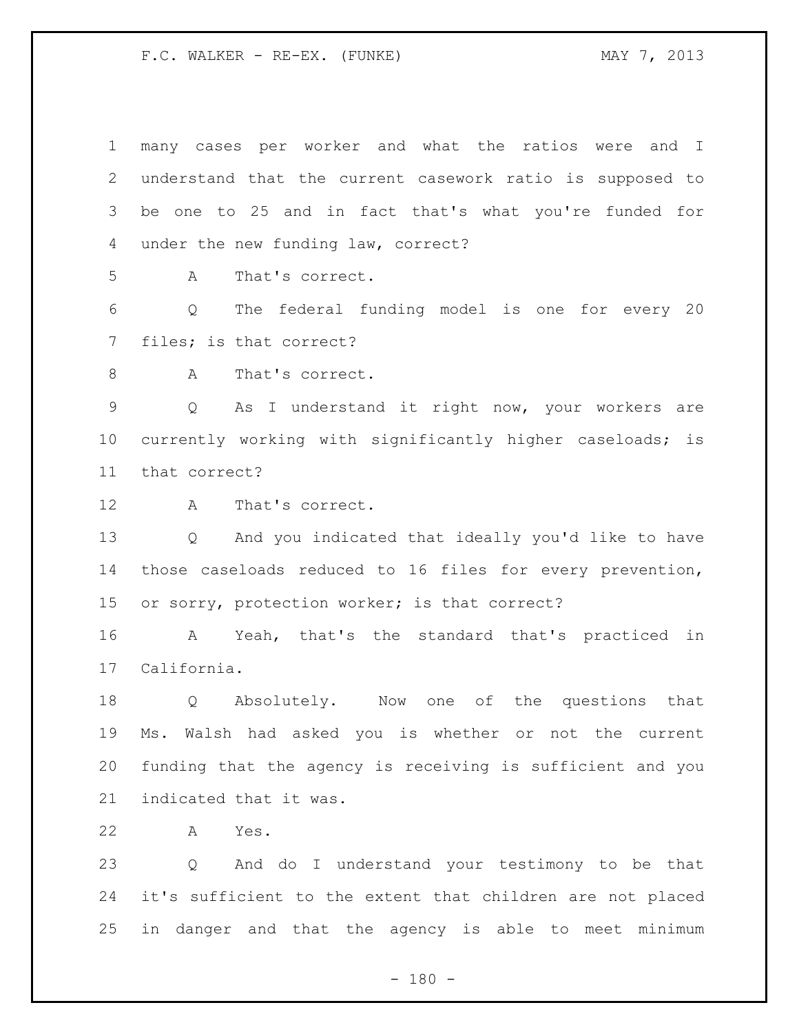many cases per worker and what the ratios were and I understand that the current casework ratio is supposed to be one to 25 and in fact that's what you're funded for under the new funding law, correct?

A That's correct.

Q The federal funding model is one for every 20 files; is that correct?

A That's correct.

Q As I understand it right now, your workers are currently working with significantly higher caseloads; is that correct?

A That's correct.

Q And you indicated that ideally you'd like to have those caseloads reduced to 16 files for every prevention, or sorry, protection worker; is that correct?

A Yeah, that's the standard that's practiced in California.

Q Absolutely. Now one of the questions that Ms. Walsh had asked you is whether or not the current funding that the agency is receiving is sufficient and you indicated that it was.

A Yes.

Q And do I understand your testimony to be that it's sufficient to the extent that children are not placed in danger and that the agency is able to meet minimum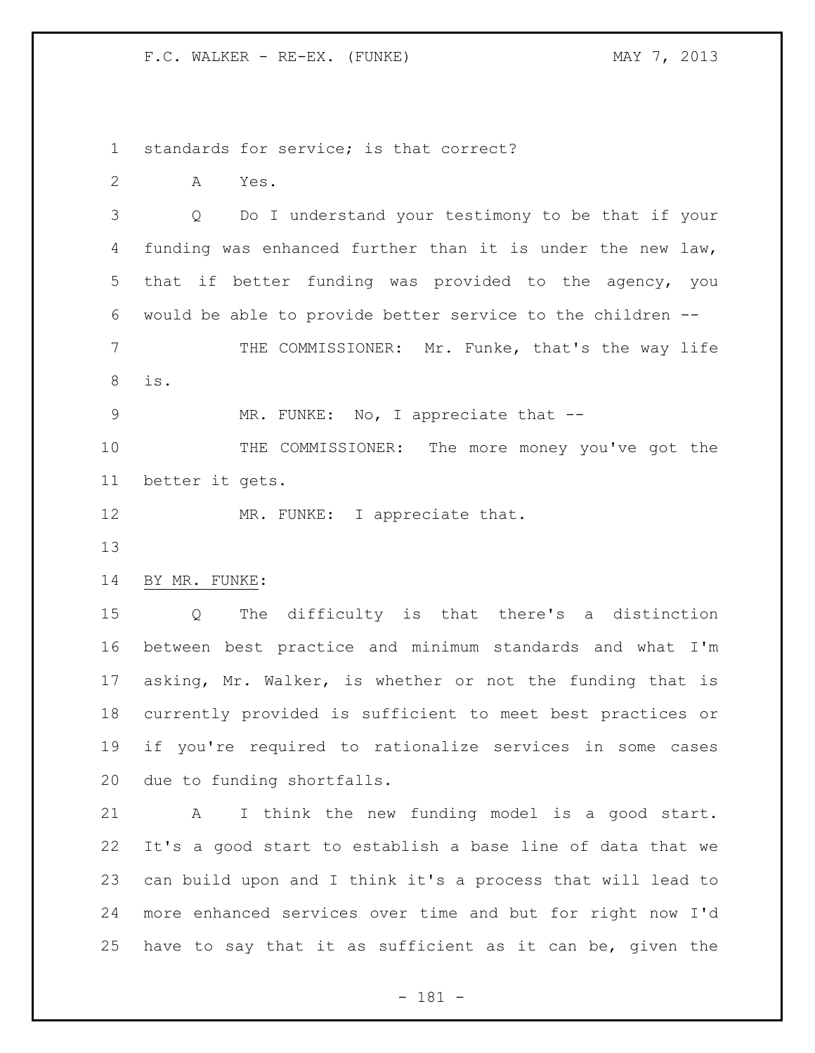standards for service; is that correct?

A Yes.

Q Do I understand your testimony to be that if your funding was enhanced further than it is under the new law, that if better funding was provided to the agency, you would be able to provide better service to the children --

THE COMMISSIONER: Mr. Funke, that's the way life is.

MR. FUNKE: No, I appreciate that --

THE COMMISSIONER: The more money you've got the better it gets.

MR. FUNKE: I appreciate that.

BY MR. FUNKE:

Q The difficulty is that there's a distinction between best practice and minimum standards and what I'm asking, Mr. Walker, is whether or not the funding that is currently provided is sufficient to meet best practices or if you're required to rationalize services in some cases due to funding shortfalls.

A I think the new funding model is a good start. It's a good start to establish a base line of data that we can build upon and I think it's a process that will lead to more enhanced services over time and but for right now I'd have to say that it as sufficient as it can be, given the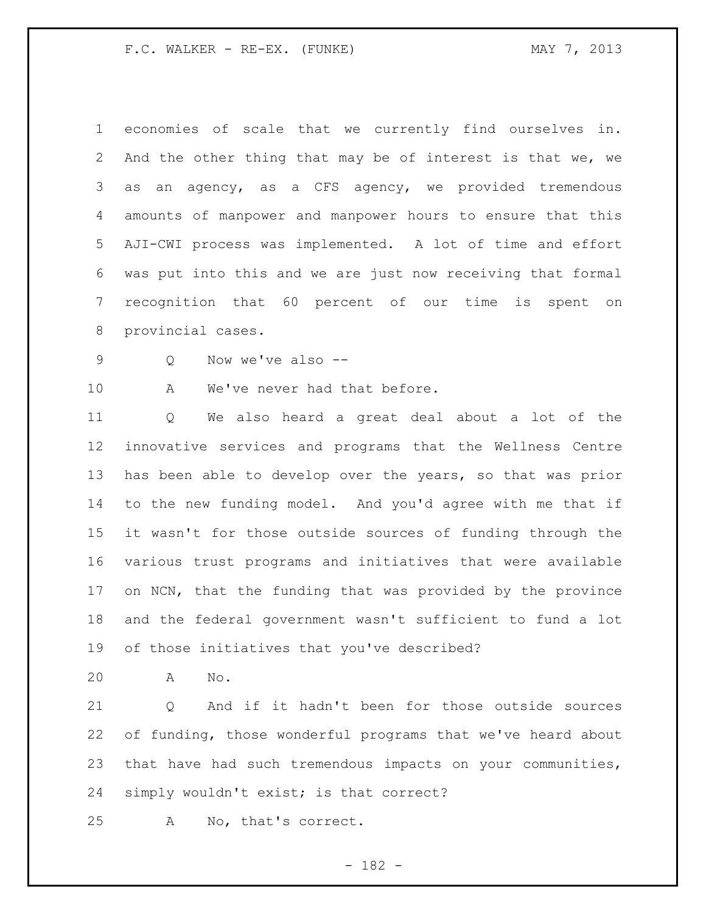economies of scale that we currently find ourselves in. And the other thing that may be of interest is that we, we as an agency, as a CFS agency, we provided tremendous amounts of manpower and manpower hours to ensure that this AJI-CWI process was implemented. A lot of time and effort was put into this and we are just now receiving that formal recognition that 60 percent of our time is spent on provincial cases.

Q Now we've also --

A We've never had that before.

Q We also heard a great deal about a lot of the innovative services and programs that the Wellness Centre has been able to develop over the years, so that was prior to the new funding model. And you'd agree with me that if it wasn't for those outside sources of funding through the various trust programs and initiatives that were available on NCN, that the funding that was provided by the province and the federal government wasn't sufficient to fund a lot of those initiatives that you've described?

A No.

Q And if it hadn't been for those outside sources of funding, those wonderful programs that we've heard about that have had such tremendous impacts on your communities, simply wouldn't exist; is that correct?

A No, that's correct.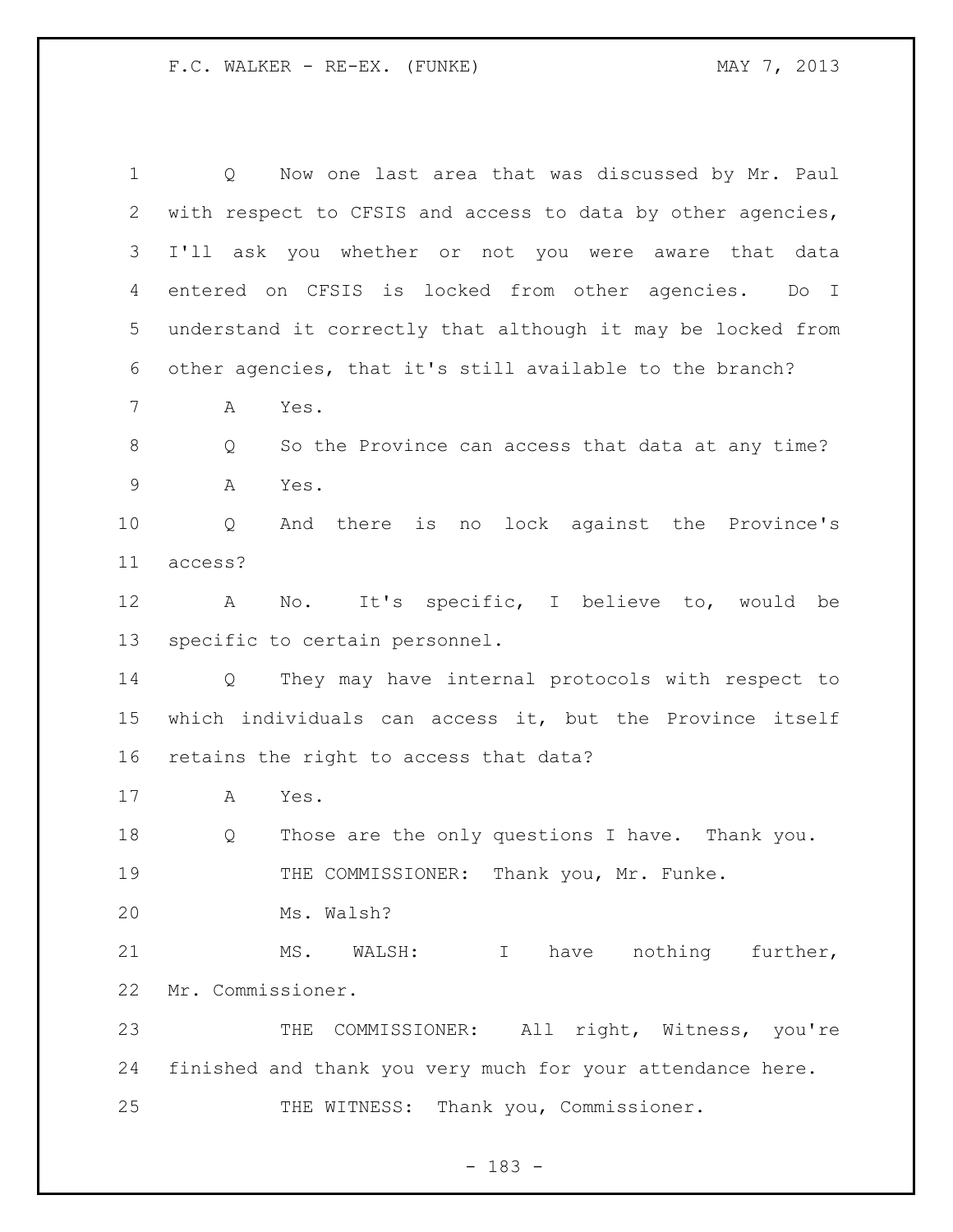Q Now one last area that was discussed by Mr. Paul with respect to CFSIS and access to data by other agencies, I'll ask you whether or not you were aware that data entered on CFSIS is locked from other agencies. Do I understand it correctly that although it may be locked from other agencies, that it's still available to the branch?

A Yes.

Q So the Province can access that data at any time?

A Yes.

Q And there is no lock against the Province's access?

A No. It's specific, I believe to, would be specific to certain personnel.

Q They may have internal protocols with respect to which individuals can access it, but the Province itself retains the right to access that data?

A Yes.

Q Those are the only questions I have. Thank you.

THE COMMISSIONER: Thank you, Mr. Funke.

Ms. Walsh?

MS. WALSH: I have nothing further, Mr. Commissioner.

THE COMMISSIONER: All right, Witness, you're finished and thank you very much for your attendance here.

THE WITNESS: Thank you, Commissioner.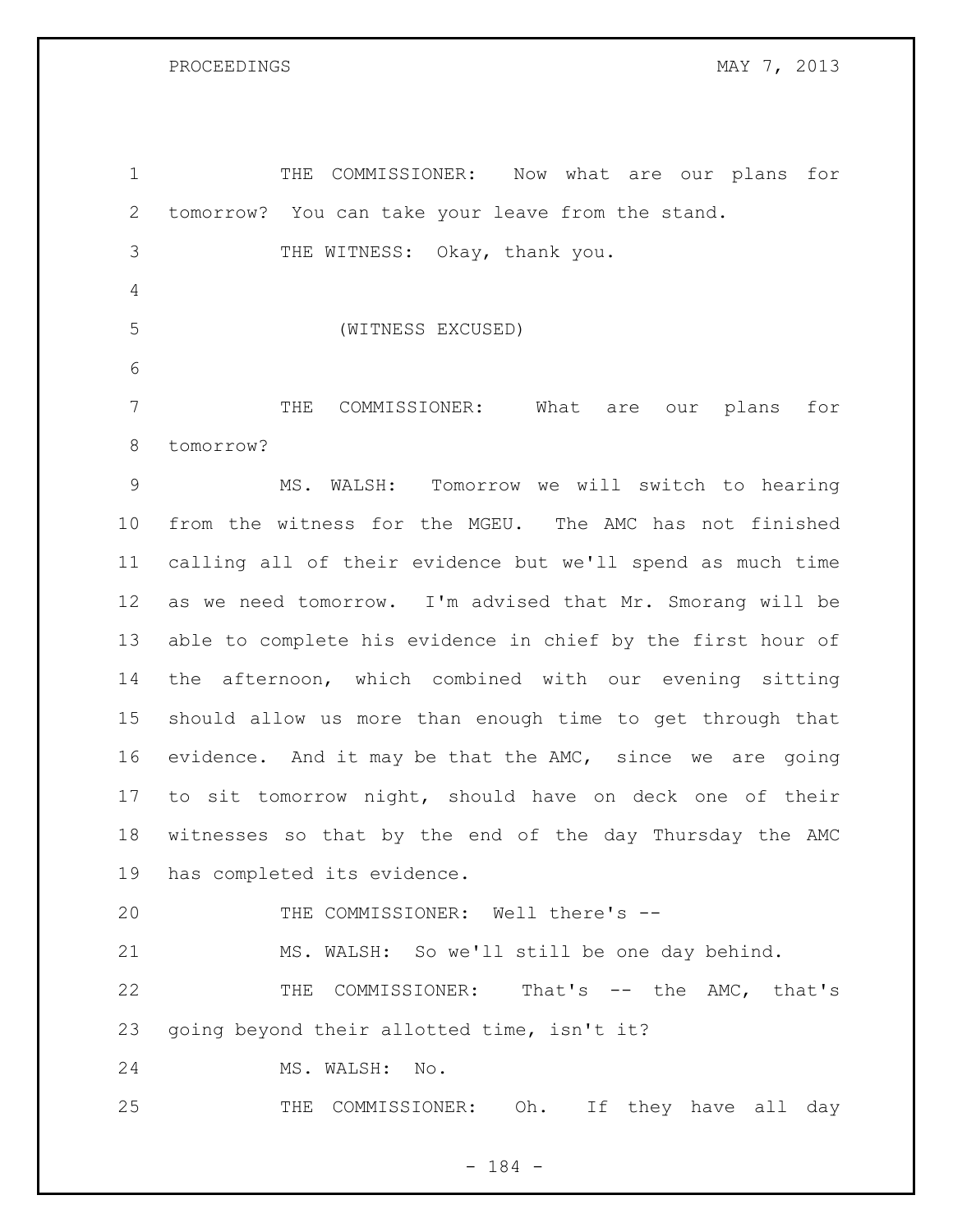THE COMMISSIONER: Now what are our plans for tomorrow? You can take your leave from the stand.

THE WITNESS: Okay, thank you.

(WITNESS EXCUSED)

THE COMMISSIONER: What are our plans for tomorrow?

MS. WALSH: Tomorrow we will switch to hearing from the witness for the MGEU. The AMC has not finished calling all of their evidence but we'll spend as much time as we need tomorrow. I'm advised that Mr. Smorang will be able to complete his evidence in chief by the first hour of the afternoon, which combined with our evening sitting should allow us more than enough time to get through that evidence. And it may be that the AMC, since we are going to sit tomorrow night, should have on deck one of their witnesses so that by the end of the day Thursday the AMC has completed its evidence.

THE COMMISSIONER: Well there's --

MS. WALSH: So we'll still be one day behind.

THE COMMISSIONER: That's -- the AMC, that's going beyond their allotted time, isn't it?

MS. WALSH: No.

THE COMMISSIONER: Oh. If they have all day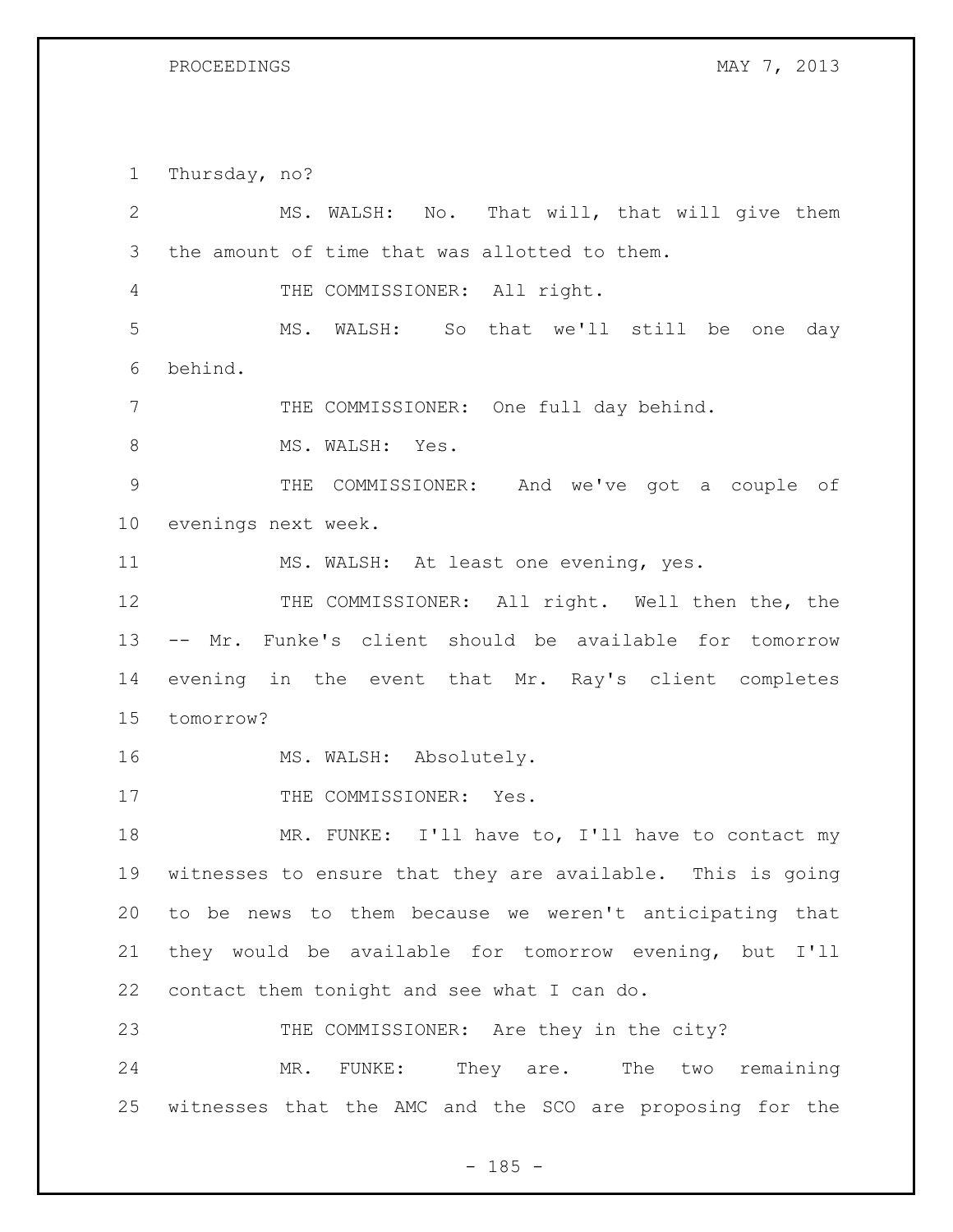Thursday, no?

MS. WALSH: No. That will, that will give them the amount of time that was allotted to them.

THE COMMISSIONER: All right.

MS. WALSH: So that we'll still be one day behind.

THE COMMISSIONER: One full day behind.

MS. WALSH: Yes.

THE COMMISSIONER: And we've got a couple of evenings next week.

MS. WALSH: At least one evening, yes.

THE COMMISSIONER: All right. Well then the, the -- Mr. Funke's client should be available for tomorrow evening in the event that Mr. Ray's client completes tomorrow?

MS. WALSH: Absolutely.

THE COMMISSIONER: Yes.

MR. FUNKE: I'll have to, I'll have to contact my witnesses to ensure that they are available. This is going to be news to them because we weren't anticipating that they would be available for tomorrow evening, but I'll contact them tonight and see what I can do.

THE COMMISSIONER: Are they in the city?

MR. FUNKE: They are. The two remaining witnesses that the AMC and the SCO are proposing for the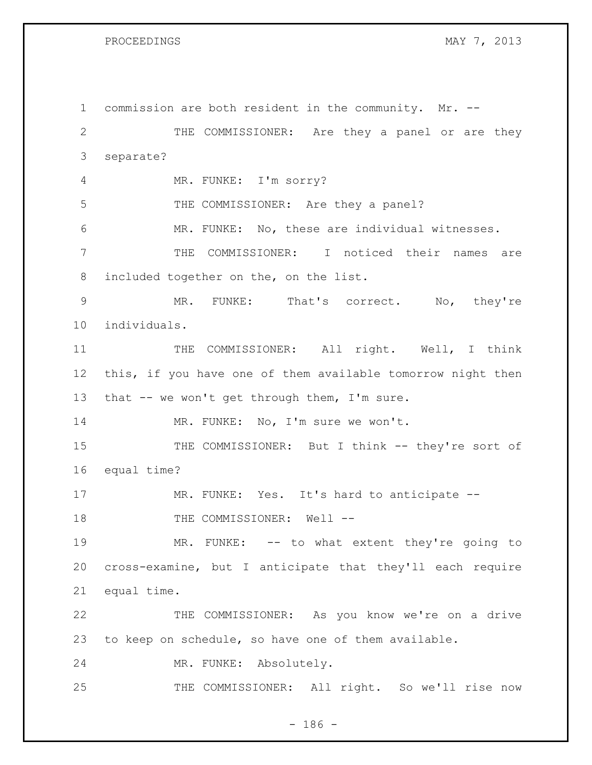commission are both resident in the community. Mr. --

THE COMMISSIONER: Are they a panel or are they separate?

MR. FUNKE: I'm sorry?

THE COMMISSIONER: Are they a panel?

MR. FUNKE: No, these are individual witnesses.

THE COMMISSIONER: I noticed their names are included together on the, on the list.

MR. FUNKE: That's correct. No, they're individuals.

THE COMMISSIONER: All right. Well, I think this, if you have one of them available tomorrow night then that -- we won't get through them, I'm sure.

MR. FUNKE: No, I'm sure we won't.

THE COMMISSIONER: But I think -- they're sort of equal time?

MR. FUNKE: Yes. It's hard to anticipate --

THE COMMISSIONER: Well --

MR. FUNKE: -- to what extent they're going to cross-examine, but I anticipate that they'll each require equal time.

THE COMMISSIONER: As you know we're on a drive to keep on schedule, so have one of them available.

MR. FUNKE: Absolutely.

THE COMMISSIONER: All right. So we'll rise now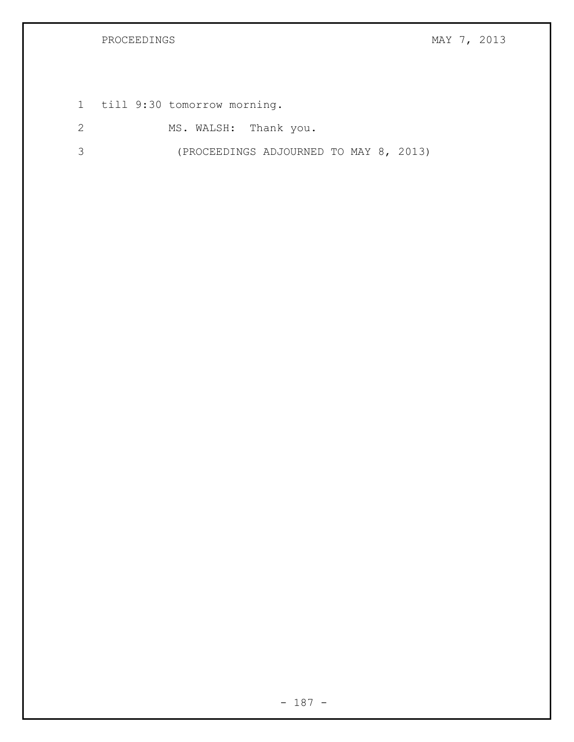till 9:30 tomorrow morning.

MS. WALSH: Thank you.

(PROCEEDINGS ADJOURNED TO MAY 8, 2013)